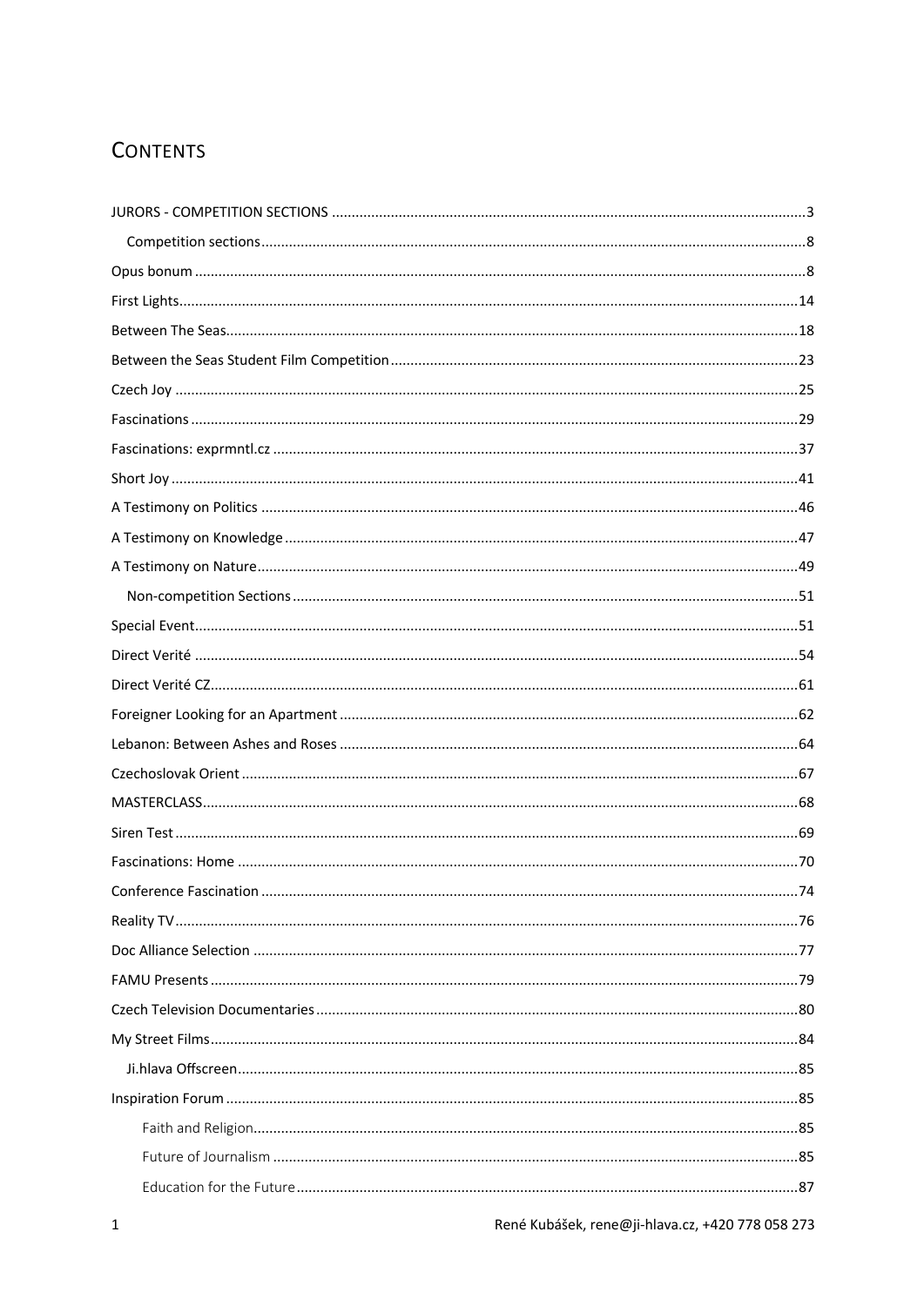# CONTENTS

JURORS - COMPETITION SECTIONS ....... 3

- Competition sections ....... 8

Opus bonum ....... 8

First Lights ....... 14

Between The Seas ....... 18

Between the Seas Student Film Competition ....... 23

Czech Joy ....... 25

Fascinations ....... 29

Fascinations: exprmntl.cz ....... 37

Short Joy ....... 41

A Testimony on Politics ....... 46

A Testimony on Knowledge ....... 47

A Testimony on Nature ....... 49

- Non-competition Sections ....... 51

Special Event ....... 51

Direct Verité ....... 54

Direct Verité CZ ....... 61

Foreigner Looking for an Apartment ....... 62

Lebanon: Between Ashes and Roses ....... 64

Czechoslovak Orient ....... 67

MASTERCLASS ....... 68

Siren Test ....... 69

Fascinations: Home ....... 70

Conference Fascination ....... 74

Reality TV ....... 76

Doc Alliance Selection ....... 77

FAMU Presents ....... 79

Czech Television Documentaries ....... 80

My Street Films ....... 84

- Ji.hlava Offscreen ....... 85

Inspiration Forum ....... 85

- Faith and Religion ....... 85
- Future of Journalism ....... 85
- Education for the Future ....... 87

René Kubášek, rene@ji-hlava.cz, +420 778 058 273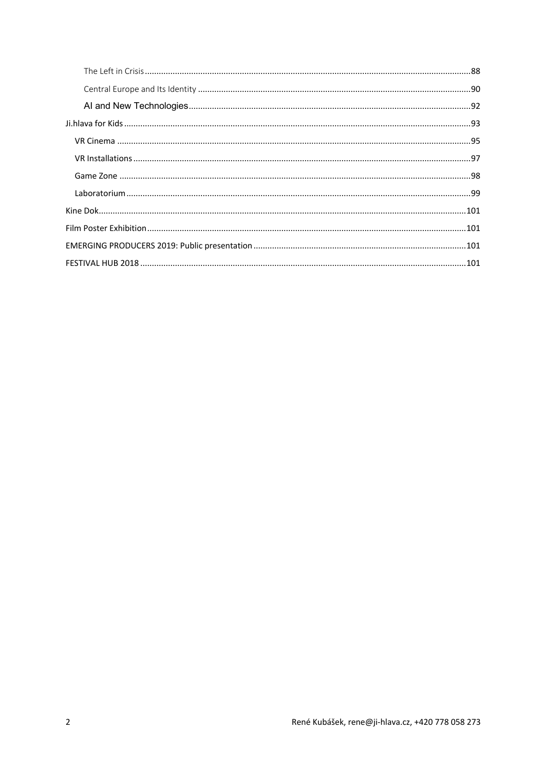The Left in Crisis ..........88

Central Europe and Its Identity ..........90

AI and New Technologies ..........92

Ji.hlava for Kids ..........93

VR Cinema ..........95

VR Installations ..........97

Game Zone ..........98

Laboratorium ..........99

Kine Dok ..........101

Film Poster Exhibition ..........101

EMERGING PRODUCERS 2019: Public presentation ..........101

FESTIVAL HUB 2018 ..........101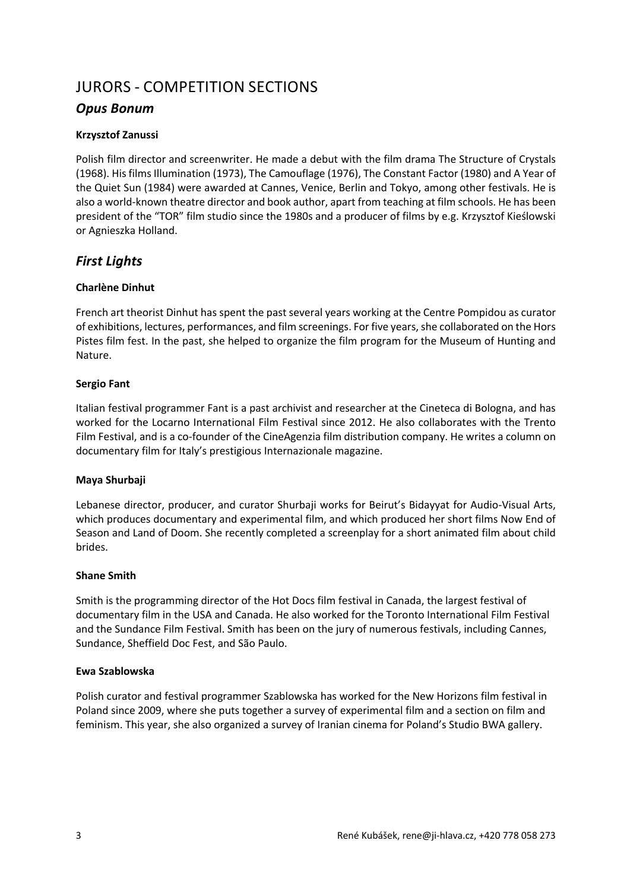# JURORS - COMPETITION SECTIONS

## *Opus Bonum*

**Krzysztof Zanussi**

Polish film director and screenwriter. He made a debut with the film drama The Structure of Crystals (1968). His films Illumination (1973), The Camouflage (1976), The Constant Factor (1980) and A Year of the Quiet Sun (1984) were awarded at Cannes, Venice, Berlin and Tokyo, among other festivals. He is also a world-known theatre director and book author, apart from teaching at film schools. He has been president of the "TOR" film studio since the 1980s and a producer of films by e.g. Krzysztof Kieślowski or Agnieszka Holland.

## *First Lights*

**Charlène Dinhut**

French art theorist Dinhut has spent the past several years working at the Centre Pompidou as curator of exhibitions, lectures, performances, and film screenings. For five years, she collaborated on the Hors Pistes film fest. In the past, she helped to organize the film program for the Museum of Hunting and Nature.

**Sergio Fant**

Italian festival programmer Fant is a past archivist and researcher at the Cineteca di Bologna, and has worked for the Locarno International Film Festival since 2012. He also collaborates with the Trento Film Festival, and is a co-founder of the CineAgenzia film distribution company. He writes a column on documentary film for Italy's prestigious Internazionale magazine.

**Maya Shurbaji**

Lebanese director, producer, and curator Shurbaji works for Beirut's Bidayyat for Audio-Visual Arts, which produces documentary and experimental film, and which produced her short films Now End of Season and Land of Doom. She recently completed a screenplay for a short animated film about child brides.

**Shane Smith**

Smith is the programming director of the Hot Docs film festival in Canada, the largest festival of documentary film in the USA and Canada. He also worked for the Toronto International Film Festival and the Sundance Film Festival. Smith has been on the jury of numerous festivals, including Cannes, Sundance, Sheffield Doc Fest, and São Paulo.

**Ewa Szablowska**

Polish curator and festival programmer Szablowska has worked for the New Horizons film festival in Poland since 2009, where she puts together a survey of experimental film and a section on film and feminism. This year, she also organized a survey of Iranian cinema for Poland's Studio BWA gallery.

René Kubášek, rene@ji-hlava.cz, +420 778 058 273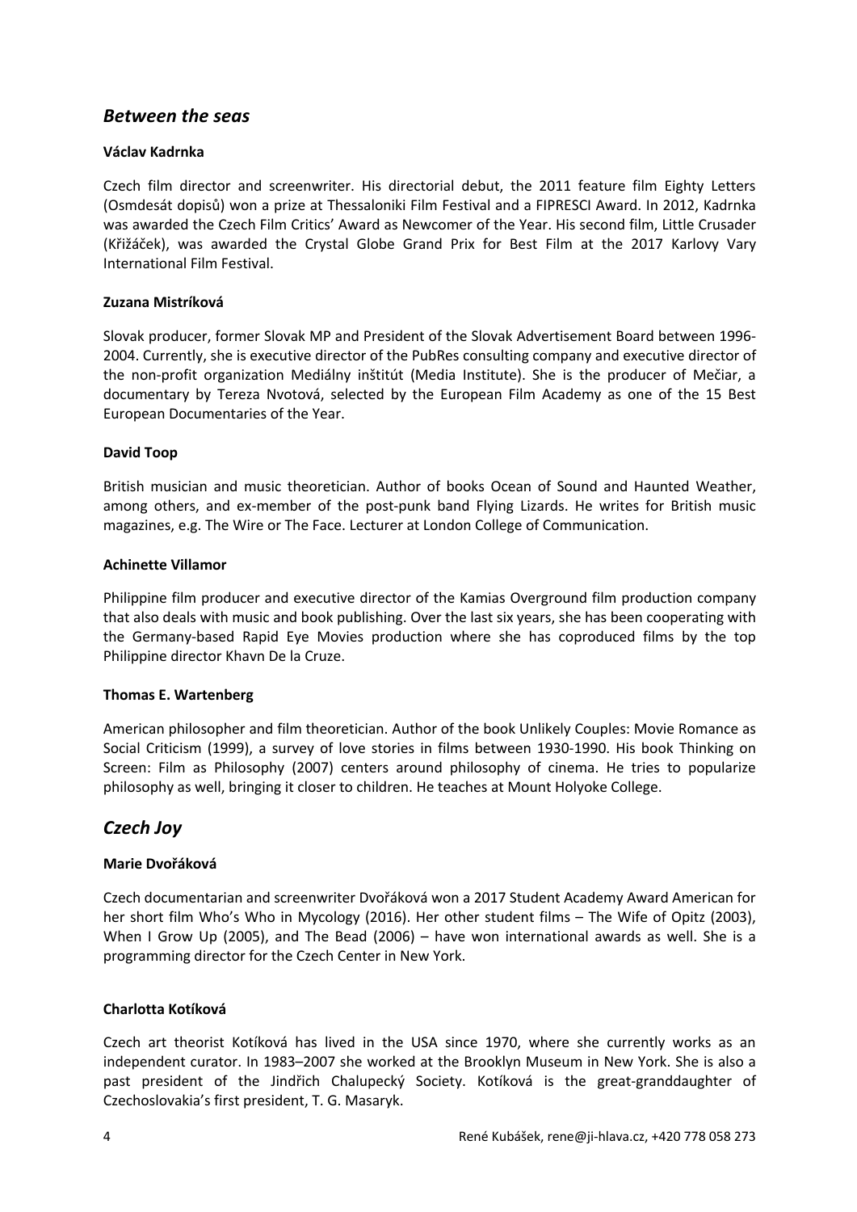## *Between the seas*

**Václav Kadrnka**

Czech film director and screenwriter. His directorial debut, the 2011 feature film Eighty Letters (Osmdesát dopisů) won a prize at Thessaloniki Film Festival and a FIPRESCI Award. In 2012, Kadrnka was awarded the Czech Film Critics' Award as Newcomer of the Year. His second film, Little Crusader (Křižáček), was awarded the Crystal Globe Grand Prix for Best Film at the 2017 Karlovy Vary International Film Festival.

**Zuzana Mistríková**

Slovak producer, former Slovak MP and President of the Slovak Advertisement Board between 1996-2004. Currently, she is executive director of the PubRes consulting company and executive director of the non-profit organization Mediálny inštitút (Media Institute). She is the producer of Mečiar, a documentary by Tereza Nvotová, selected by the European Film Academy as one of the 15 Best European Documentaries of the Year.

**David Toop**

British musician and music theoretician. Author of books Ocean of Sound and Haunted Weather, among others, and ex-member of the post-punk band Flying Lizards. He writes for British music magazines, e.g. The Wire or The Face. Lecturer at London College of Communication.

**Achinette Villamor**

Philippine film producer and executive director of the Kamias Overground film production company that also deals with music and book publishing. Over the last six years, she has been cooperating with the Germany-based Rapid Eye Movies production where she has coproduced films by the top Philippine director Khavn De la Cruze.

**Thomas E. Wartenberg**

American philosopher and film theoretician. Author of the book Unlikely Couples: Movie Romance as Social Criticism (1999), a survey of love stories in films between 1930-1990. His book Thinking on Screen: Film as Philosophy (2007) centers around philosophy of cinema. He tries to popularize philosophy as well, bringing it closer to children. He teaches at Mount Holyoke College.

## *Czech Joy*

**Marie Dvořáková**

Czech documentarian and screenwriter Dvořáková won a 2017 Student Academy Award American for her short film Who's Who in Mycology (2016). Her other student films – The Wife of Opitz (2003), When I Grow Up (2005), and The Bead (2006) – have won international awards as well. She is a programming director for the Czech Center in New York.

**Charlotta Kotíková**

Czech art theorist Kotíková has lived in the USA since 1970, where she currently works as an independent curator. In 1983–2007 she worked at the Brooklyn Museum in New York. She is also a past president of the Jindřich Chalupecký Society. Kotíková is the great-granddaughter of Czechoslovakia's first president, T. G. Masaryk.

René Kubášek, rene@ji-hlava.cz, +420 778 058 273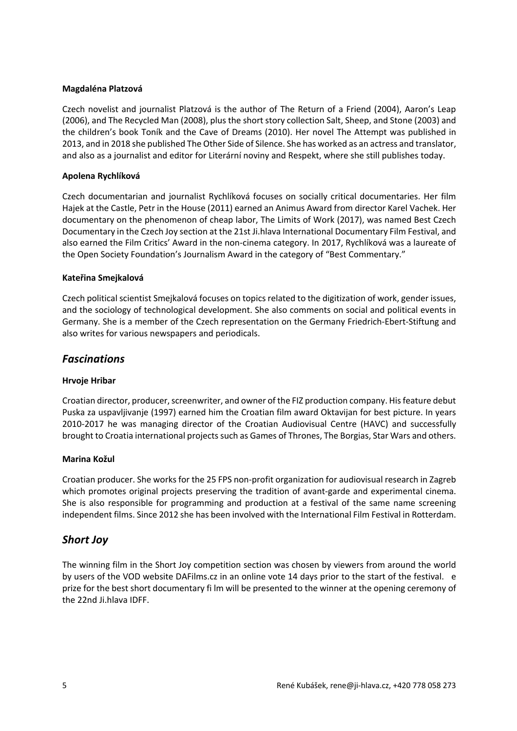**Magdaléna Platzová**

Czech novelist and journalist Platzová is the author of The Return of a Friend (2004), Aaron's Leap (2006), and The Recycled Man (2008), plus the short story collection Salt, Sheep, and Stone (2003) and the children's book Toník and the Cave of Dreams (2010). Her novel The Attempt was published in 2013, and in 2018 she published The Other Side of Silence. She has worked as an actress and translator, and also as a journalist and editor for Literární noviny and Respekt, where she still publishes today.

**Apolena Rychlíková**

Czech documentarian and journalist Rychlíková focuses on socially critical documentaries. Her film Hajek at the Castle, Petr in the House (2011) earned an Animus Award from director Karel Vachek. Her documentary on the phenomenon of cheap labor, The Limits of Work (2017), was named Best Czech Documentary in the Czech Joy section at the 21st Ji.hlava International Documentary Film Festival, and also earned the Film Critics' Award in the non-cinema category. In 2017, Rychlíková was a laureate of the Open Society Foundation's Journalism Award in the category of "Best Commentary."

**Kateřina Smejkalová**

Czech political scientist Smejkalová focuses on topics related to the digitization of work, gender issues, and the sociology of technological development. She also comments on social and political events in Germany. She is a member of the Czech representation on the Germany Friedrich-Ebert-Stiftung and also writes for various newspapers and periodicals.

## *Fascinations*

**Hrvoje Hribar**

Croatian director, producer, screenwriter, and owner of the FIZ production company. His feature debut Puska za uspavljivanje (1997) earned him the Croatian film award Oktavijan for best picture. In years 2010-2017 he was managing director of the Croatian Audiovisual Centre (HAVC) and successfully brought to Croatia international projects such as Games of Thrones, The Borgias, Star Wars and others.

**Marina Kožul**

Croatian producer. She works for the 25 FPS non-profit organization for audiovisual research in Zagreb which promotes original projects preserving the tradition of avant-garde and experimental cinema. She is also responsible for programming and production at a festival of the same name screening independent films. Since 2012 she has been involved with the International Film Festival in Rotterdam.

## *Short Joy*

The winning film in the Short Joy competition section was chosen by viewers from around the world by users of the VOD website DAFilms.cz in an online vote 14 days prior to the start of the festival. e prize for the best short documentary fi lm will be presented to the winner at the opening ceremony of the 22nd Ji.hlava IDFF.

René Kubášek, rene@ji-hlava.cz, +420 778 058 273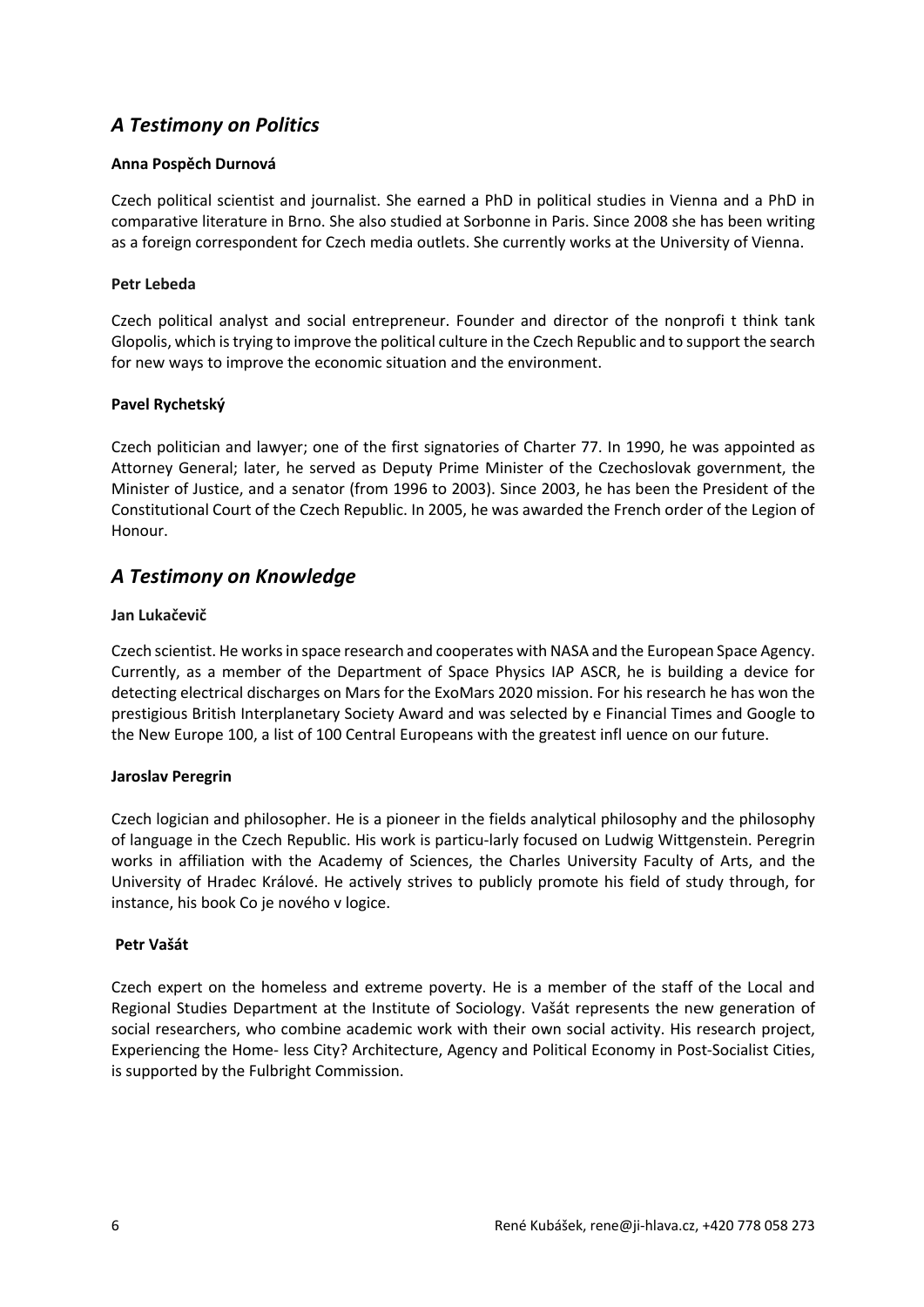## *A Testimony on Politics*

**Anna Pospěch Durnová**

Czech political scientist and journalist. She earned a PhD in political studies in Vienna and a PhD in comparative literature in Brno. She also studied at Sorbonne in Paris. Since 2008 she has been writing as a foreign correspondent for Czech media outlets. She currently works at the University of Vienna.

**Petr Lebeda**

Czech political analyst and social entrepreneur. Founder and director of the nonprofi t think tank Glopolis, which is trying to improve the political culture in the Czech Republic and to support the search for new ways to improve the economic situation and the environment.

**Pavel Rychetský**

Czech politician and lawyer; one of the first signatories of Charter 77. In 1990, he was appointed as Attorney General; later, he served as Deputy Prime Minister of the Czechoslovak government, the Minister of Justice, and a senator (from 1996 to 2003). Since 2003, he has been the President of the Constitutional Court of the Czech Republic. In 2005, he was awarded the French order of the Legion of Honour.

## *A Testimony on Knowledge*

**Jan Lukačevič**

Czech scientist. He works in space research and cooperates with NASA and the European Space Agency. Currently, as a member of the Department of Space Physics IAP ASCR, he is building a device for detecting electrical discharges on Mars for the ExoMars 2020 mission. For his research he has won the prestigious British Interplanetary Society Award and was selected by e Financial Times and Google to the New Europe 100, a list of 100 Central Europeans with the greatest infl uence on our future.

**Jaroslav Peregrin**

Czech logician and philosopher. He is a pioneer in the fields analytical philosophy and the philosophy of language in the Czech Republic. His work is particu-larly focused on Ludwig Wittgenstein. Peregrin works in affiliation with the Academy of Sciences, the Charles University Faculty of Arts, and the University of Hradec Králové. He actively strives to publicly promote his field of study through, for instance, his book Co je nového v logice.

**Petr Vašát**

Czech expert on the homeless and extreme poverty. He is a member of the staff of the Local and Regional Studies Department at the Institute of Sociology. Vašát represents the new generation of social researchers, who combine academic work with their own social activity. His research project, Experiencing the Home- less City? Architecture, Agency and Political Economy in Post-Socialist Cities, is supported by the Fulbright Commission.

René Kubášek, rene@ji-hlava.cz, +420 778 058 273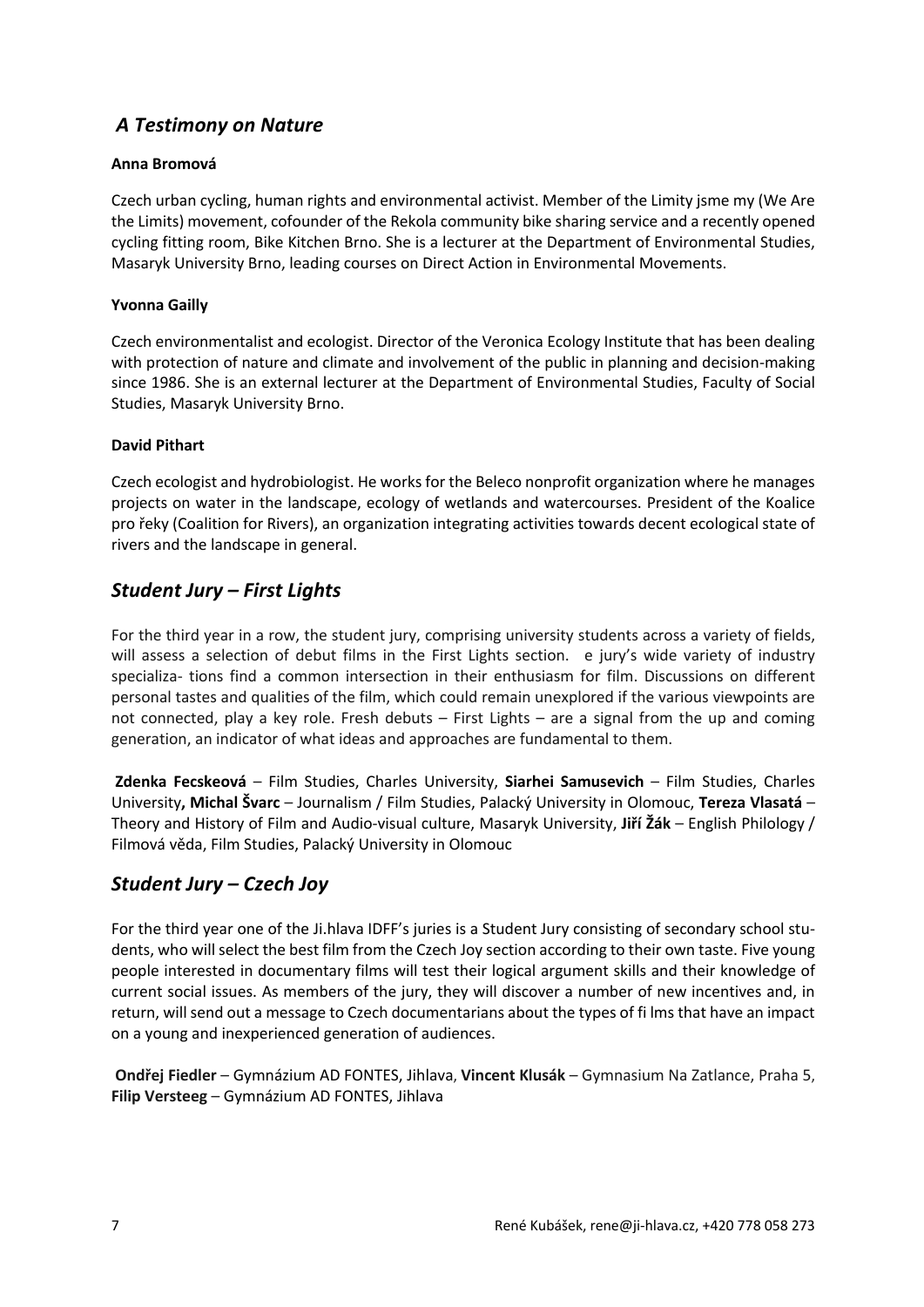## *A Testimony on Nature*

**Anna Bromová**

Czech urban cycling, human rights and environmental activist. Member of the Limity jsme my (We Are the Limits) movement, cofounder of the Rekola community bike sharing service and a recently opened cycling fitting room, Bike Kitchen Brno. She is a lecturer at the Department of Environmental Studies, Masaryk University Brno, leading courses on Direct Action in Environmental Movements.

**Yvonna Gailly**

Czech environmentalist and ecologist. Director of the Veronica Ecology Institute that has been dealing with protection of nature and climate and involvement of the public in planning and decision-making since 1986. She is an external lecturer at the Department of Environmental Studies, Faculty of Social Studies, Masaryk University Brno.

**David Pithart**

Czech ecologist and hydrobiologist. He works for the Beleco nonprofit organization where he manages projects on water in the landscape, ecology of wetlands and watercourses. President of the Koalice pro řeky (Coalition for Rivers), an organization integrating activities towards decent ecological state of rivers and the landscape in general.

## *Student Jury – First Lights*

For the third year in a row, the student jury, comprising university students across a variety of fields, will assess a selection of debut films in the First Lights section. e jury's wide variety of industry specializa- tions find a common intersection in their enthusiasm for film. Discussions on different personal tastes and qualities of the film, which could remain unexplored if the various viewpoints are not connected, play a key role. Fresh debuts – First Lights – are a signal from the up and coming generation, an indicator of what ideas and approaches are fundamental to them.

**Zdenka Fecskeová** – Film Studies, Charles University, **Siarhei Samusevich** – Film Studies, Charles University**, Michal Švarc** – Journalism / Film Studies, Palacký University in Olomouc, **Tereza Vlasatá** – Theory and History of Film and Audio-visual culture, Masaryk University, **Jiří Žák** – English Philology / Filmová věda, Film Studies, Palacký University in Olomouc

## *Student Jury – Czech Joy*

For the third year one of the Ji.hlava IDFF's juries is a Student Jury consisting of secondary school stu- dents, who will select the best film from the Czech Joy section according to their own taste. Five young people interested in documentary films will test their logical argument skills and their knowledge of current social issues. As members of the jury, they will discover a number of new incentives and, in return, will send out a message to Czech documentarians about the types of fi lms that have an impact on a young and inexperienced generation of audiences.

**Ondřej Fiedler** – Gymnázium AD FONTES, Jihlava, **Vincent Klusák** – Gymnasium Na Zatlance, Praha 5, **Filip Versteeg** – Gymnázium AD FONTES, Jihlava

René Kubášek, rene@ji-hlava.cz, +420 778 058 273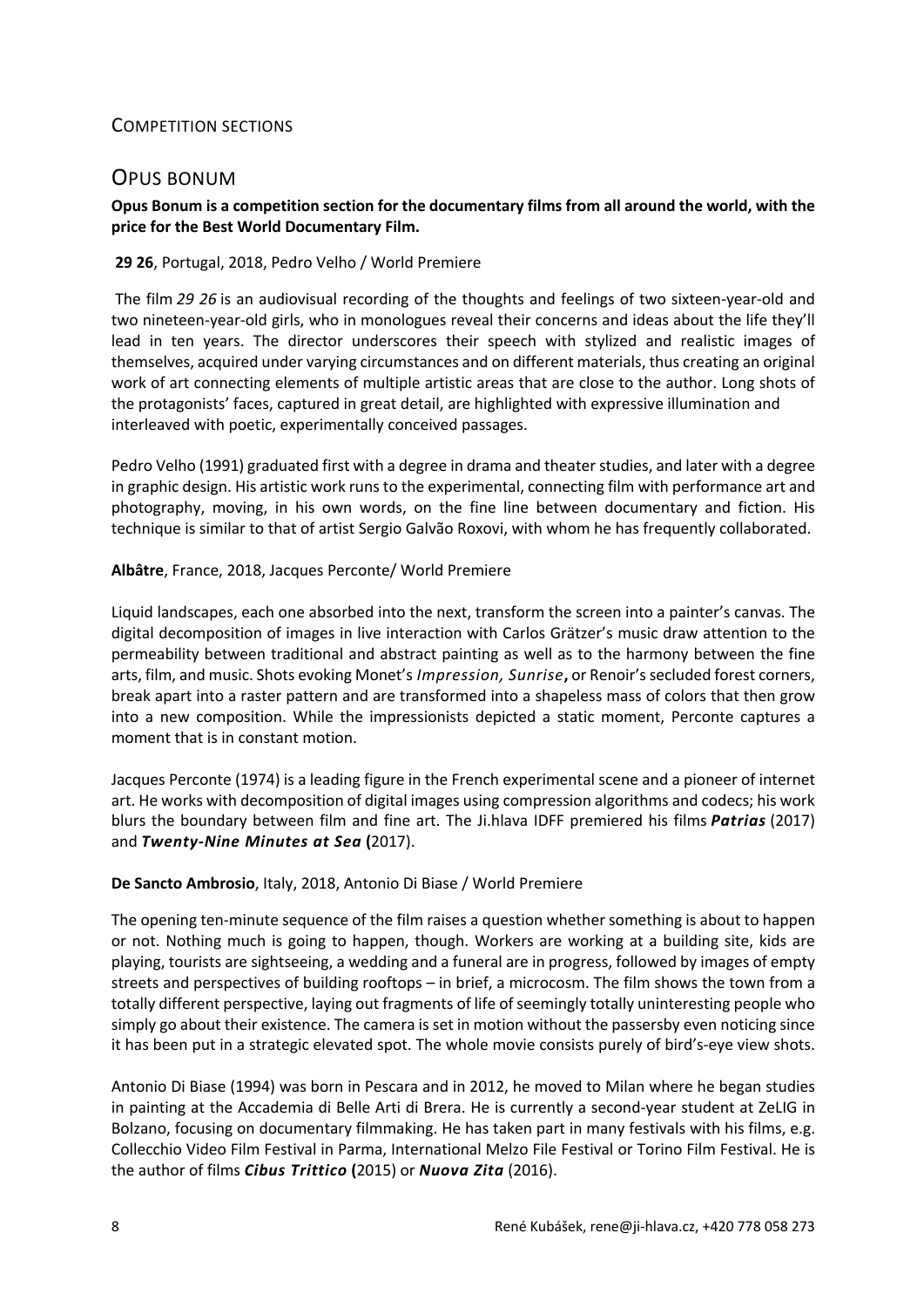## Competition sections

## Opus bonum

**Opus Bonum is a competition section for the documentary films from all around the world, with the price for the Best World Documentary Film.**

**29 26**, Portugal, 2018, Pedro Velho / World Premiere

The film *29 26* is an audiovisual recording of the thoughts and feelings of two sixteen-year-old and two nineteen-year-old girls, who in monologues reveal their concerns and ideas about the life they'll lead in ten years. The director underscores their speech with stylized and realistic images of themselves, acquired under varying circumstances and on different materials, thus creating an original work of art connecting elements of multiple artistic areas that are close to the author. Long shots of the protagonists' faces, captured in great detail, are highlighted with expressive illumination and interleaved with poetic, experimentally conceived passages.

Pedro Velho (1991) graduated first with a degree in drama and theater studies, and later with a degree in graphic design. His artistic work runs to the experimental, connecting film with performance art and photography, moving, in his own words, on the fine line between documentary and fiction. His technique is similar to that of artist Sergio Galvão Roxovi, with whom he has frequently collaborated.

**Albâtre**, France, 2018, Jacques Perconte/ World Premiere

Liquid landscapes, each one absorbed into the next, transform the screen into a painter's canvas. The digital decomposition of images in live interaction with Carlos Grätzer's music draw attention to the permeability between traditional and abstract painting as well as to the harmony between the fine arts, film, and music. Shots evoking Monet's *Impression, Sunrise***,** or Renoir's secluded forest corners, break apart into a raster pattern and are transformed into a shapeless mass of colors that then grow into a new composition. While the impressionists depicted a static moment, Perconte captures a moment that is in constant motion.

Jacques Perconte (1974) is a leading figure in the French experimental scene and a pioneer of internet art. He works with decomposition of digital images using compression algorithms and codecs; his work blurs the boundary between film and fine art. The Ji.hlava IDFF premiered his films ***Patrias*** (2017) and ***Twenty-Nine Minutes at Sea*** **(**2017).

**De Sancto Ambrosio**, Italy, 2018, Antonio Di Biase / World Premiere

The opening ten-minute sequence of the film raises a question whether something is about to happen or not. Nothing much is going to happen, though. Workers are working at a building site, kids are playing, tourists are sightseeing, a wedding and a funeral are in progress, followed by images of empty streets and perspectives of building rooftops – in brief, a microcosm. The film shows the town from a totally different perspective, laying out fragments of life of seemingly totally uninteresting people who simply go about their existence. The camera is set in motion without the passersby even noticing since it has been put in a strategic elevated spot. The whole movie consists purely of bird's-eye view shots.

Antonio Di Biase (1994) was born in Pescara and in 2012, he moved to Milan where he began studies in painting at the Accademia di Belle Arti di Brera. He is currently a second-year student at ZeLIG in Bolzano, focusing on documentary filmmaking. He has taken part in many festivals with his films, e.g. Collecchio Video Film Festival in Parma, International Melzo File Festival or Torino Film Festival. He is the author of films ***Cibus Trittico*** **(**2015) or ***Nuova Zita*** (2016).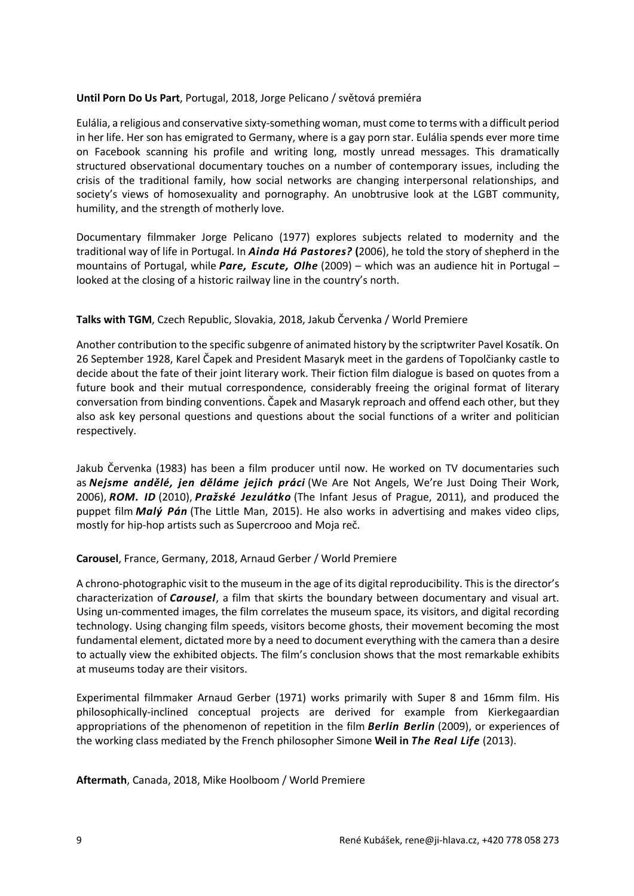**Until Porn Do Us Part**, Portugal, 2018, Jorge Pelicano / světová premiéra

Eulália, a religious and conservative sixty-something woman, must come to terms with a difficult period in her life. Her son has emigrated to Germany, where is a gay porn star. Eulália spends ever more time on Facebook scanning his profile and writing long, mostly unread messages. This dramatically structured observational documentary touches on a number of contemporary issues, including the crisis of the traditional family, how social networks are changing interpersonal relationships, and society's views of homosexuality and pornography. An unobtrusive look at the LGBT community, humility, and the strength of motherly love.

Documentary filmmaker Jorge Pelicano (1977) explores subjects related to modernity and the traditional way of life in Portugal. In ***Ainda Há Pastores?*** **(**2006), he told the story of shepherd in the mountains of Portugal, while ***Pare, Escute, Olhe*** (2009) – which was an audience hit in Portugal – looked at the closing of a historic railway line in the country's north.

**Talks with TGM**, Czech Republic, Slovakia, 2018, Jakub Červenka / World Premiere

Another contribution to the specific subgenre of animated history by the scriptwriter Pavel Kosatík. On 26 September 1928, Karel Čapek and President Masaryk meet in the gardens of Topolčianky castle to decide about the fate of their joint literary work. Their fiction film dialogue is based on quotes from a future book and their mutual correspondence, considerably freeing the original format of literary conversation from binding conventions. Čapek and Masaryk reproach and offend each other, but they also ask key personal questions and questions about the social functions of a writer and politician respectively.

Jakub Červenka (1983) has been a film producer until now. He worked on TV documentaries such as ***Nejsme andělé, jen děláme jejich práci*** (We Are Not Angels, We're Just Doing Their Work, 2006), ***ROM. ID*** (2010), ***Pražské Jezulátko*** (The Infant Jesus of Prague, 2011), and produced the puppet film ***Malý Pán*** (The Little Man, 2015). He also works in advertising and makes video clips, mostly for hip-hop artists such as Supercrooo and Moja reč.

**Carousel**, France, Germany, 2018, Arnaud Gerber / World Premiere

A chrono-photographic visit to the museum in the age of its digital reproducibility. This is the director's characterization of ***Carousel***, a film that skirts the boundary between documentary and visual art. Using un-commented images, the film correlates the museum space, its visitors, and digital recording technology. Using changing film speeds, visitors become ghosts, their movement becoming the most fundamental element, dictated more by a need to document everything with the camera than a desire to actually view the exhibited objects. The film's conclusion shows that the most remarkable exhibits at museums today are their visitors.

Experimental filmmaker Arnaud Gerber (1971) works primarily with Super 8 and 16mm film. His philosophically-inclined conceptual projects are derived for example from Kierkegaardian appropriations of the phenomenon of repetition in the film ***Berlin Berlin*** (2009), or experiences of the working class mediated by the French philosopher Simone **Weil in *The Real Life*** (2013).

**Aftermath**, Canada, 2018, Mike Hoolboom / World Premiere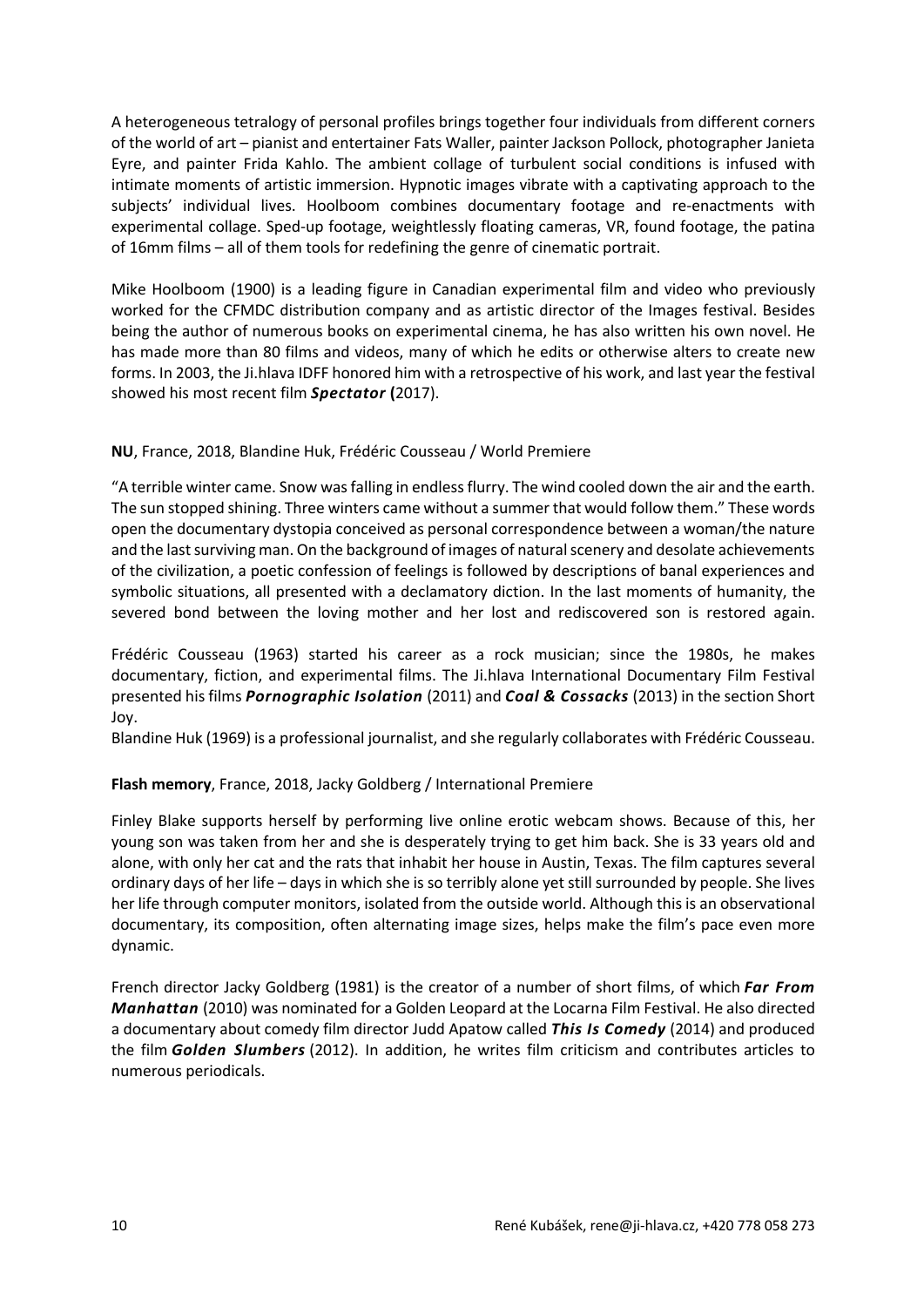A heterogeneous tetralogy of personal profiles brings together four individuals from different corners of the world of art – pianist and entertainer Fats Waller, painter Jackson Pollock, photographer Janieta Eyre, and painter Frida Kahlo. The ambient collage of turbulent social conditions is infused with intimate moments of artistic immersion. Hypnotic images vibrate with a captivating approach to the subjects' individual lives. Hoolboom combines documentary footage and re-enactments with experimental collage. Sped-up footage, weightlessly floating cameras, VR, found footage, the patina of 16mm films – all of them tools for redefining the genre of cinematic portrait.

Mike Hoolboom (1900) is a leading figure in Canadian experimental film and video who previously worked for the CFMDC distribution company and as artistic director of the Images festival. Besides being the author of numerous books on experimental cinema, he has also written his own novel. He has made more than 80 films and videos, many of which he edits or otherwise alters to create new forms. In 2003, the Ji.hlava IDFF honored him with a retrospective of his work, and last year the festival showed his most recent film ***Spectator*** **(**2017).

**NU**, France, 2018, Blandine Huk, Frédéric Cousseau / World Premiere

"A terrible winter came. Snow was falling in endless flurry. The wind cooled down the air and the earth. The sun stopped shining. Three winters came without a summer that would follow them." These words open the documentary dystopia conceived as personal correspondence between a woman/the nature and the last surviving man. On the background of images of natural scenery and desolate achievements of the civilization, a poetic confession of feelings is followed by descriptions of banal experiences and symbolic situations, all presented with a declamatory diction. In the last moments of humanity, the severed bond between the loving mother and her lost and rediscovered son is restored again.

Frédéric Cousseau (1963) started his career as a rock musician; since the 1980s, he makes documentary, fiction, and experimental films. The Ji.hlava International Documentary Film Festival presented his films ***Pornographic Isolation*** (2011) and ***Coal & Cossacks*** (2013) in the section Short Joy.

Blandine Huk (1969) is a professional journalist, and she regularly collaborates with Frédéric Cousseau.

**Flash memory**, France, 2018, Jacky Goldberg / International Premiere

Finley Blake supports herself by performing live online erotic webcam shows. Because of this, her young son was taken from her and she is desperately trying to get him back. She is 33 years old and alone, with only her cat and the rats that inhabit her house in Austin, Texas. The film captures several ordinary days of her life – days in which she is so terribly alone yet still surrounded by people. She lives her life through computer monitors, isolated from the outside world. Although this is an observational documentary, its composition, often alternating image sizes, helps make the film's pace even more dynamic.

French director Jacky Goldberg (1981) is the creator of a number of short films, of which ***Far From Manhattan*** (2010) was nominated for a Golden Leopard at the Locarna Film Festival. He also directed a documentary about comedy film director Judd Apatow called ***This Is Comedy*** (2014) and produced the film ***Golden Slumbers*** (2012). In addition, he writes film criticism and contributes articles to numerous periodicals.

René Kubášek, rene@ji-hlava.cz, +420 778 058 273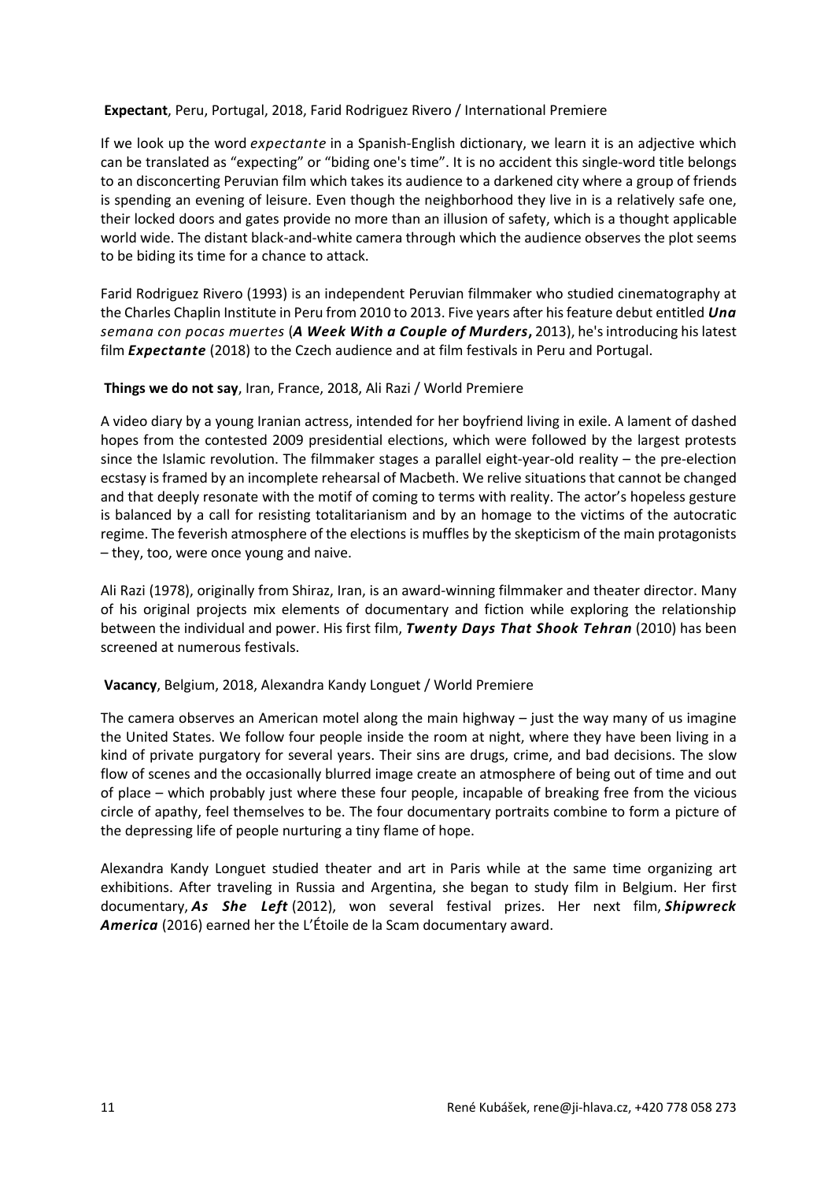**Expectant**, Peru, Portugal, 2018, Farid Rodriguez Rivero / International Premiere

If we look up the word *expectante* in a Spanish-English dictionary, we learn it is an adjective which can be translated as "expecting" or "biding one's time". It is no accident this single-word title belongs to an disconcerting Peruvian film which takes its audience to a darkened city where a group of friends is spending an evening of leisure. Even though the neighborhood they live in is a relatively safe one, their locked doors and gates provide no more than an illusion of safety, which is a thought applicable world wide. The distant black-and-white camera through which the audience observes the plot seems to be biding its time for a chance to attack.

Farid Rodriguez Rivero (1993) is an independent Peruvian filmmaker who studied cinematography at the Charles Chaplin Institute in Peru from 2010 to 2013. Five years after his feature debut entitled ***Una semana con pocas muertes*** (***A Week With a Couple of Murders***, 2013), he's introducing his latest film ***Expectante*** (2018) to the Czech audience and at film festivals in Peru and Portugal.

**Things we do not say**, Iran, France, 2018, Ali Razi / World Premiere

A video diary by a young Iranian actress, intended for her boyfriend living in exile. A lament of dashed hopes from the contested 2009 presidential elections, which were followed by the largest protests since the Islamic revolution. The filmmaker stages a parallel eight-year-old reality – the pre-election ecstasy is framed by an incomplete rehearsal of Macbeth. We relive situations that cannot be changed and that deeply resonate with the motif of coming to terms with reality. The actor's hopeless gesture is balanced by a call for resisting totalitarianism and by an homage to the victims of the autocratic regime. The feverish atmosphere of the elections is muffles by the skepticism of the main protagonists – they, too, were once young and naive.

Ali Razi (1978), originally from Shiraz, Iran, is an award-winning filmmaker and theater director. Many of his original projects mix elements of documentary and fiction while exploring the relationship between the individual and power. His first film, ***Twenty Days That Shook Tehran*** (2010) has been screened at numerous festivals.

**Vacancy**, Belgium, 2018, Alexandra Kandy Longuet / World Premiere

The camera observes an American motel along the main highway – just the way many of us imagine the United States. We follow four people inside the room at night, where they have been living in a kind of private purgatory for several years. Their sins are drugs, crime, and bad decisions. The slow flow of scenes and the occasionally blurred image create an atmosphere of being out of time and out of place – which probably just where these four people, incapable of breaking free from the vicious circle of apathy, feel themselves to be. The four documentary portraits combine to form a picture of the depressing life of people nurturing a tiny flame of hope.

Alexandra Kandy Longuet studied theater and art in Paris while at the same time organizing art exhibitions. After traveling in Russia and Argentina, she began to study film in Belgium. Her first documentary, ***As She Left*** (2012), won several festival prizes. Her next film, ***Shipwreck America*** (2016) earned her the L'Étoile de la Scam documentary award.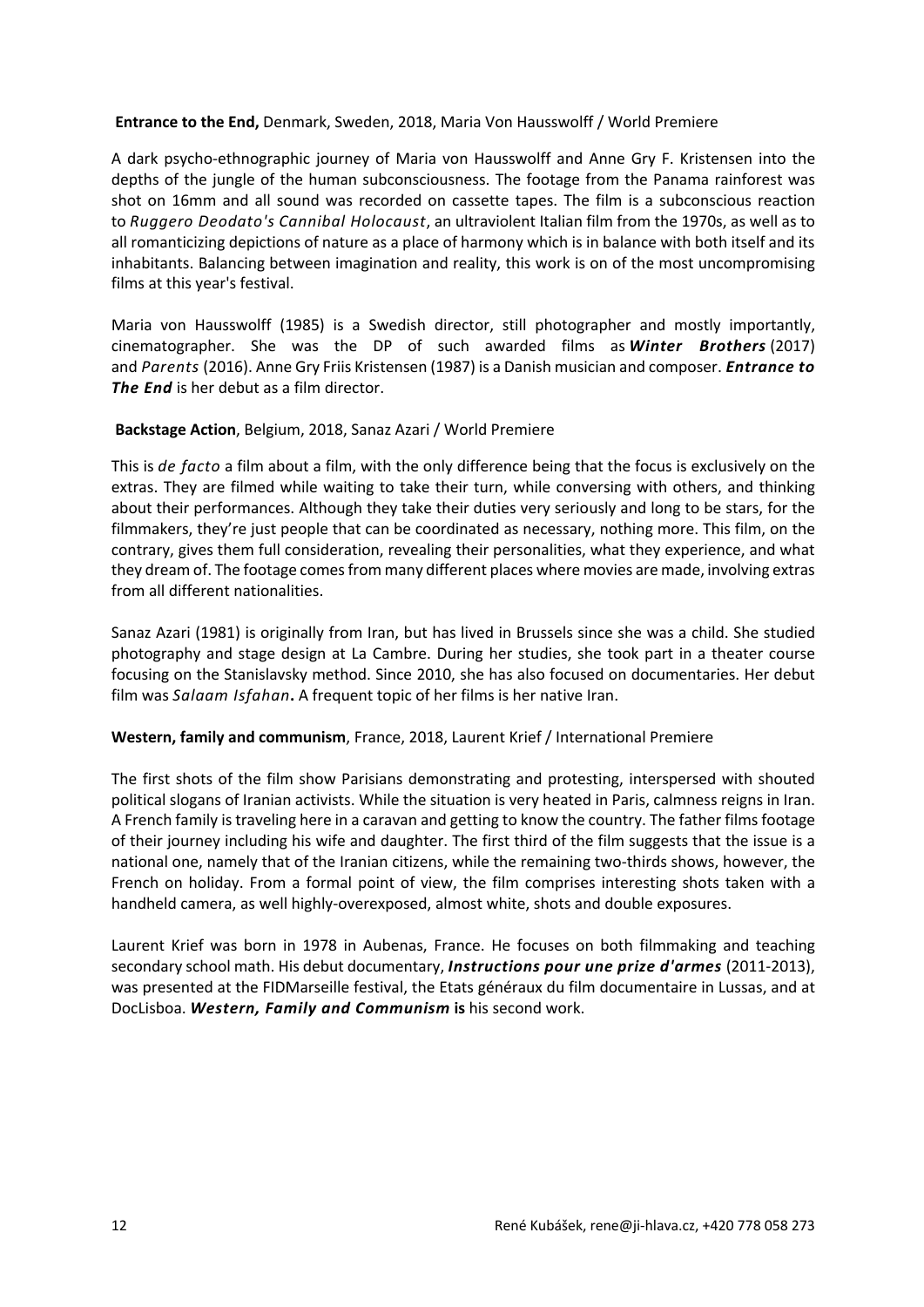**Entrance to the End,** Denmark, Sweden, 2018, Maria Von Hausswolff / World Premiere

A dark psycho-ethnographic journey of Maria von Hausswolff and Anne Gry F. Kristensen into the depths of the jungle of the human subconsciousness. The footage from the Panama rainforest was shot on 16mm and all sound was recorded on cassette tapes. The film is a subconscious reaction to *Ruggero Deodato's Cannibal Holocaust*, an ultraviolent Italian film from the 1970s, as well as to all romanticizing depictions of nature as a place of harmony which is in balance with both itself and its inhabitants. Balancing between imagination and reality, this work is on of the most uncompromising films at this year's festival.

Maria von Hausswolff (1985) is a Swedish director, still photographer and mostly importantly, cinematographer. She was the DP of such awarded films as ***Winter Brothers*** (2017) and *Parents* (2016). Anne Gry Friis Kristensen (1987) is a Danish musician and composer. ***Entrance to The End*** is her debut as a film director.

**Backstage Action**, Belgium, 2018, Sanaz Azari / World Premiere

This is *de facto* a film about a film, with the only difference being that the focus is exclusively on the extras. They are filmed while waiting to take their turn, while conversing with others, and thinking about their performances. Although they take their duties very seriously and long to be stars, for the filmmakers, they're just people that can be coordinated as necessary, nothing more. This film, on the contrary, gives them full consideration, revealing their personalities, what they experience, and what they dream of. The footage comes from many different places where movies are made, involving extras from all different nationalities.

Sanaz Azari (1981) is originally from Iran, but has lived in Brussels since she was a child. She studied photography and stage design at La Cambre. During her studies, she took part in a theater course focusing on the Stanislavsky method. Since 2010, she has also focused on documentaries. Her debut film was *Salaam Isfahan***.** A frequent topic of her films is her native Iran.

**Western, family and communism**, France, 2018, Laurent Krief / International Premiere

The first shots of the film show Parisians demonstrating and protesting, interspersed with shouted political slogans of Iranian activists. While the situation is very heated in Paris, calmness reigns in Iran. A French family is traveling here in a caravan and getting to know the country. The father films footage of their journey including his wife and daughter. The first third of the film suggests that the issue is a national one, namely that of the Iranian citizens, while the remaining two-thirds shows, however, the French on holiday. From a formal point of view, the film comprises interesting shots taken with a handheld camera, as well highly-overexposed, almost white, shots and double exposures.

Laurent Krief was born in 1978 in Aubenas, France. He focuses on both filmmaking and teaching secondary school math. His debut documentary, ***Instructions pour une prize d'armes*** (2011-2013), was presented at the FIDMarseille festival, the Etats généraux du film documentaire in Lussas, and at DocLisboa. ***Western, Family and Communism* is** his second work.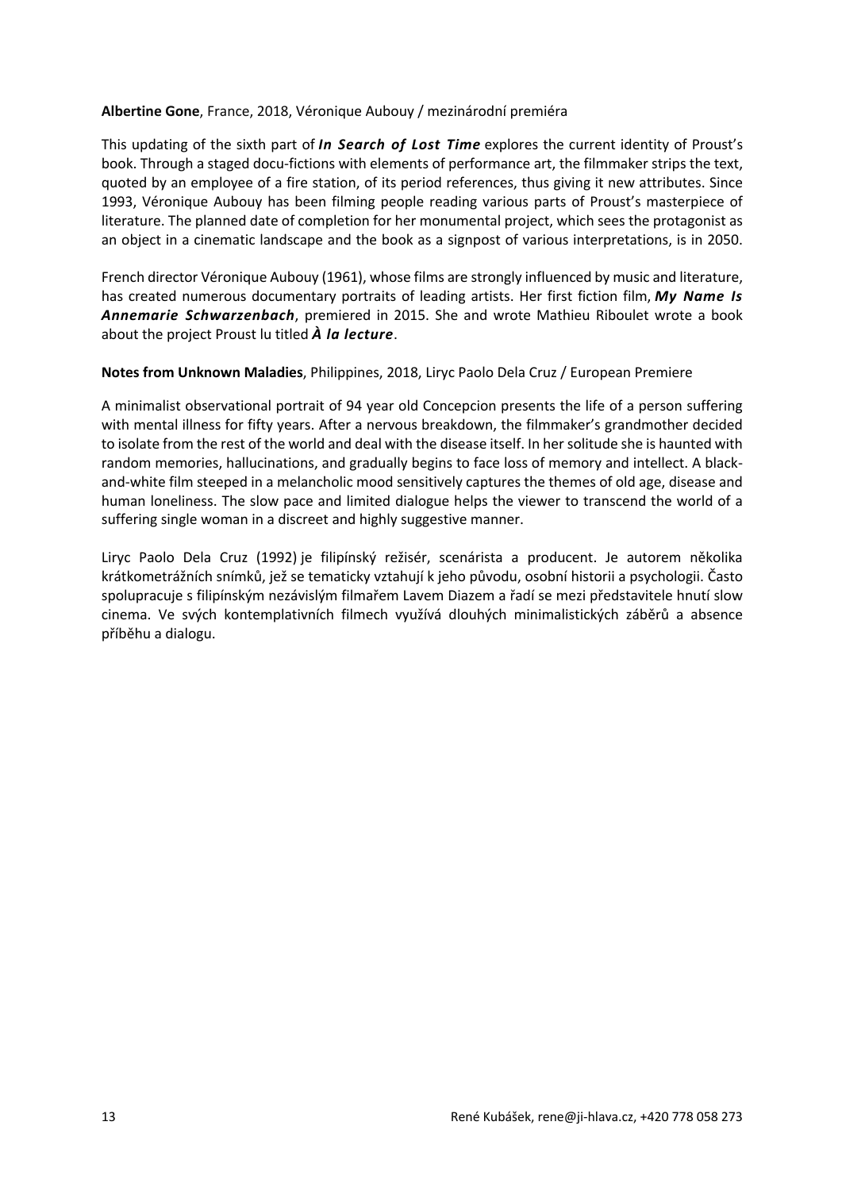**Albertine Gone**, France, 2018, Véronique Aubouy / mezinárodní premiéra

This updating of the sixth part of ***In Search of Lost Time*** explores the current identity of Proust's book. Through a staged docu-fictions with elements of performance art, the filmmaker strips the text, quoted by an employee of a fire station, of its period references, thus giving it new attributes. Since 1993, Véronique Aubouy has been filming people reading various parts of Proust's masterpiece of literature. The planned date of completion for her monumental project, which sees the protagonist as an object in a cinematic landscape and the book as a signpost of various interpretations, is in 2050.

French director Véronique Aubouy (1961), whose films are strongly influenced by music and literature, has created numerous documentary portraits of leading artists. Her first fiction film, ***My Name Is Annemarie Schwarzenbach***, premiered in 2015. She and wrote Mathieu Riboulet wrote a book about the project Proust lu titled ***À la lecture***.

**Notes from Unknown Maladies**, Philippines, 2018, Liryc Paolo Dela Cruz / European Premiere

A minimalist observational portrait of 94 year old Concepcion presents the life of a person suffering with mental illness for fifty years. After a nervous breakdown, the filmmaker's grandmother decided to isolate from the rest of the world and deal with the disease itself. In her solitude she is haunted with random memories, hallucinations, and gradually begins to face loss of memory and intellect. A black-and-white film steeped in a melancholic mood sensitively captures the themes of old age, disease and human loneliness. The slow pace and limited dialogue helps the viewer to transcend the world of a suffering single woman in a discreet and highly suggestive manner.

Liryc Paolo Dela Cruz (1992) je filipínský režisér, scenárista a producent. Je autorem několika krátkometrážních snímků, jež se tematicky vztahují k jeho původu, osobní historii a psychologii. Často spolupracuje s filipínským nezávislým filmařem Lavem Diazem a řadí se mezi představitele hnutí slow cinema. Ve svých kontemplativních filmech využívá dlouhých minimalistických záběrů a absence příběhu a dialogu.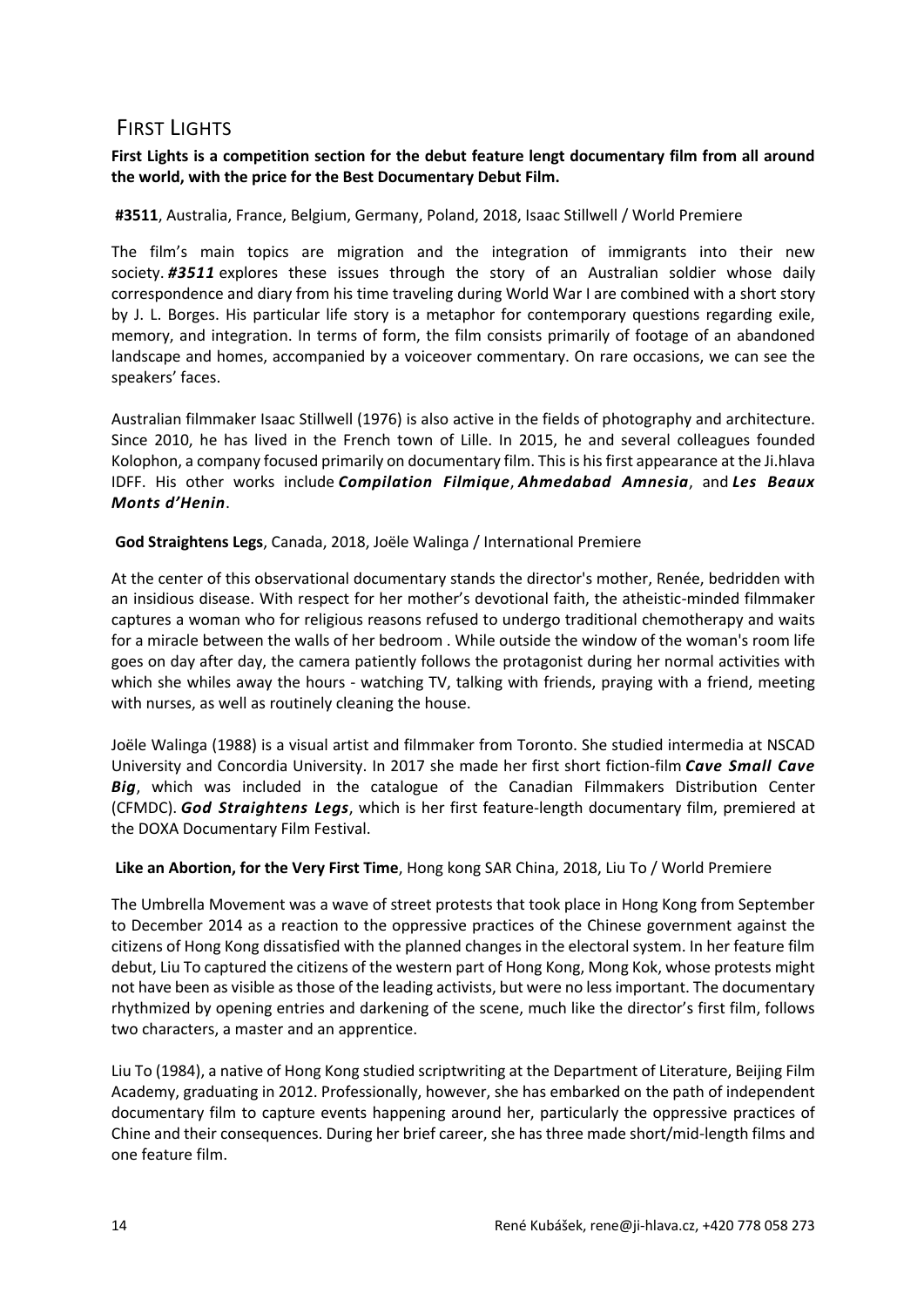## First Lights

**First Lights is a competition section for the debut feature lengt documentary film from all around the world, with the price for the Best Documentary Debut Film.**

**#3511**, Australia, France, Belgium, Germany, Poland, 2018, Isaac Stillwell / World Premiere

The film's main topics are migration and the integration of immigrants into their new society. ***#3511*** explores these issues through the story of an Australian soldier whose daily correspondence and diary from his time traveling during World War I are combined with a short story by J. L. Borges. His particular life story is a metaphor for contemporary questions regarding exile, memory, and integration. In terms of form, the film consists primarily of footage of an abandoned landscape and homes, accompanied by a voiceover commentary. On rare occasions, we can see the speakers' faces.

Australian filmmaker Isaac Stillwell (1976) is also active in the fields of photography and architecture. Since 2010, he has lived in the French town of Lille. In 2015, he and several colleagues founded Kolophon, a company focused primarily on documentary film. This is his first appearance at the Ji.hlava IDFF. His other works include ***Compilation Filmique***, ***Ahmedabad Amnesia***, and ***Les Beaux Monts d'Henin***.

**God Straightens Legs**, Canada, 2018, Joële Walinga / International Premiere

At the center of this observational documentary stands the director's mother, Renée, bedridden with an insidious disease. With respect for her mother's devotional faith, the atheistic-minded filmmaker captures a woman who for religious reasons refused to undergo traditional chemotherapy and waits for a miracle between the walls of her bedroom . While outside the window of the woman's room life goes on day after day, the camera patiently follows the protagonist during her normal activities with which she whiles away the hours - watching TV, talking with friends, praying with a friend, meeting with nurses, as well as routinely cleaning the house.

Joële Walinga (1988) is a visual artist and filmmaker from Toronto. She studied intermedia at NSCAD University and Concordia University. In 2017 she made her first short fiction-film ***Cave Small Cave Big***, which was included in the catalogue of the Canadian Filmmakers Distribution Center (CFMDC). ***God Straightens Legs***, which is her first feature-length documentary film, premiered at the DOXA Documentary Film Festival.

**Like an Abortion, for the Very First Time**, Hong kong SAR China, 2018, Liu To / World Premiere

The Umbrella Movement was a wave of street protests that took place in Hong Kong from September to December 2014 as a reaction to the oppressive practices of the Chinese government against the citizens of Hong Kong dissatisfied with the planned changes in the electoral system. In her feature film debut, Liu To captured the citizens of the western part of Hong Kong, Mong Kok, whose protests might not have been as visible as those of the leading activists, but were no less important. The documentary rhythmized by opening entries and darkening of the scene, much like the director's first film, follows two characters, a master and an apprentice.

Liu To (1984), a native of Hong Kong studied scriptwriting at the Department of Literature, Beijing Film Academy, graduating in 2012. Professionally, however, she has embarked on the path of independent documentary film to capture events happening around her, particularly the oppressive practices of Chine and their consequences. During her brief career, she has three made short/mid-length films and one feature film.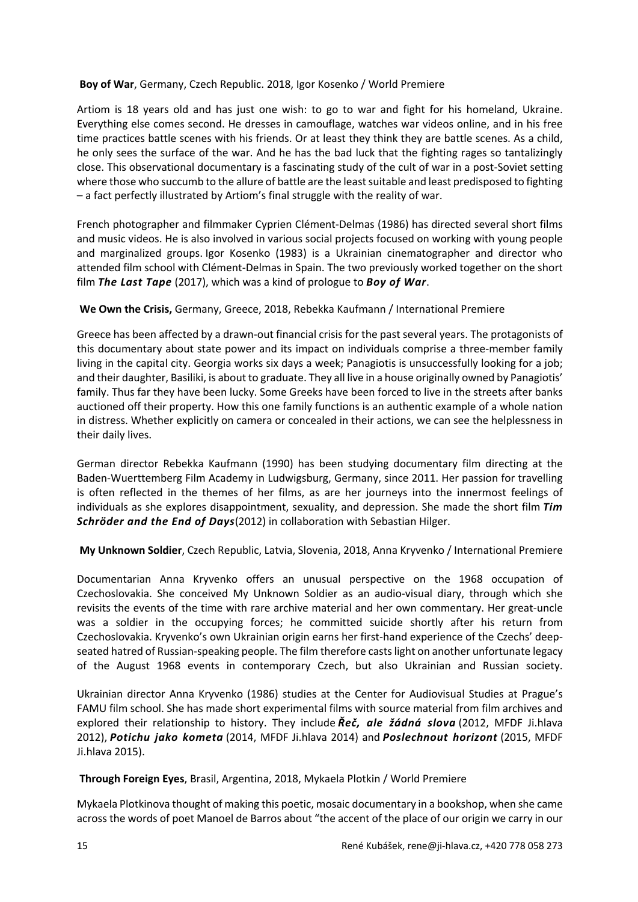**Boy of War**, Germany, Czech Republic. 2018, Igor Kosenko / World Premiere

Artiom is 18 years old and has just one wish: to go to war and fight for his homeland, Ukraine. Everything else comes second. He dresses in camouflage, watches war videos online, and in his free time practices battle scenes with his friends. Or at least they think they are battle scenes. As a child, he only sees the surface of the war. And he has the bad luck that the fighting rages so tantalizingly close. This observational documentary is a fascinating study of the cult of war in a post-Soviet setting where those who succumb to the allure of battle are the least suitable and least predisposed to fighting – a fact perfectly illustrated by Artiom's final struggle with the reality of war.

French photographer and filmmaker Cyprien Clément-Delmas (1986) has directed several short films and music videos. He is also involved in various social projects focused on working with young people and marginalized groups. Igor Kosenko (1983) is a Ukrainian cinematographer and director who attended film school with Clément-Delmas in Spain. The two previously worked together on the short film ***The Last Tape*** (2017), which was a kind of prologue to ***Boy of War***.

**We Own the Crisis,** Germany, Greece, 2018, Rebekka Kaufmann / International Premiere

Greece has been affected by a drawn-out financial crisis for the past several years. The protagonists of this documentary about state power and its impact on individuals comprise a three-member family living in the capital city. Georgia works six days a week; Panagiotis is unsuccessfully looking for a job; and their daughter, Basiliki, is about to graduate. They all live in a house originally owned by Panagiotis' family. Thus far they have been lucky. Some Greeks have been forced to live in the streets after banks auctioned off their property. How this one family functions is an authentic example of a whole nation in distress. Whether explicitly on camera or concealed in their actions, we can see the helplessness in their daily lives.

German director Rebekka Kaufmann (1990) has been studying documentary film directing at the Baden-Wuerttemberg Film Academy in Ludwigsburg, Germany, since 2011. Her passion for travelling is often reflected in the themes of her films, as are her journeys into the innermost feelings of individuals as she explores disappointment, sexuality, and depression. She made the short film ***Tim Schröder and the End of Days***(2012) in collaboration with Sebastian Hilger.

**My Unknown Soldier**, Czech Republic, Latvia, Slovenia, 2018, Anna Kryvenko / International Premiere

Documentarian Anna Kryvenko offers an unusual perspective on the 1968 occupation of Czechoslovakia. She conceived My Unknown Soldier as an audio-visual diary, through which she revisits the events of the time with rare archive material and her own commentary. Her great-uncle was a soldier in the occupying forces; he committed suicide shortly after his return from Czechoslovakia. Kryvenko's own Ukrainian origin earns her first-hand experience of the Czechs' deep-seated hatred of Russian-speaking people. The film therefore casts light on another unfortunate legacy of the August 1968 events in contemporary Czech, but also Ukrainian and Russian society.

Ukrainian director Anna Kryvenko (1986) studies at the Center for Audiovisual Studies at Prague's FAMU film school. She has made short experimental films with source material from film archives and explored their relationship to history. They include ***Řeč, ale žádná slova*** (2012, MFDF Ji.hlava 2012), ***Potichu jako kometa*** (2014, MFDF Ji.hlava 2014) and ***Poslechnout horizont*** (2015, MFDF Ji.hlava 2015).

**Through Foreign Eyes**, Brasil, Argentina, 2018, Mykaela Plotkin / World Premiere

Mykaela Plotkinova thought of making this poetic, mosaic documentary in a bookshop, when she came across the words of poet Manoel de Barros about "the accent of the place of our origin we carry in our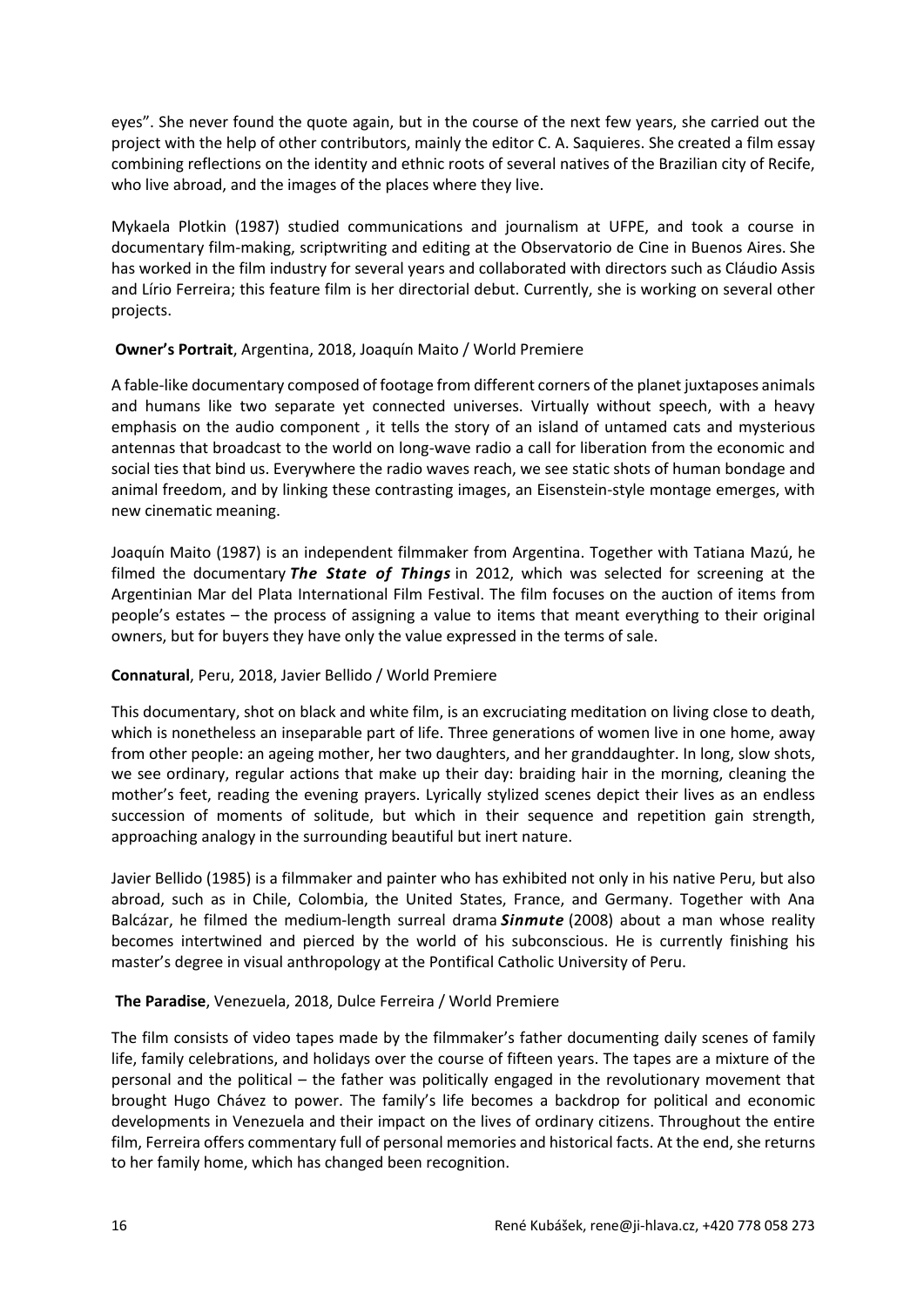eyes". She never found the quote again, but in the course of the next few years, she carried out the project with the help of other contributors, mainly the editor C. A. Saquieres. She created a film essay combining reflections on the identity and ethnic roots of several natives of the Brazilian city of Recife, who live abroad, and the images of the places where they live.

Mykaela Plotkin (1987) studied communications and journalism at UFPE, and took a course in documentary film-making, scriptwriting and editing at the Observatorio de Cine in Buenos Aires. She has worked in the film industry for several years and collaborated with directors such as Cláudio Assis and Lírio Ferreira; this feature film is her directorial debut. Currently, she is working on several other projects.

**Owner's Portrait**, Argentina, 2018, Joaquín Maito / World Premiere

A fable-like documentary composed of footage from different corners of the planet juxtaposes animals and humans like two separate yet connected universes. Virtually without speech, with a heavy emphasis on the audio component , it tells the story of an island of untamed cats and mysterious antennas that broadcast to the world on long-wave radio a call for liberation from the economic and social ties that bind us. Everywhere the radio waves reach, we see static shots of human bondage and animal freedom, and by linking these contrasting images, an Eisenstein-style montage emerges, with new cinematic meaning.

Joaquín Maito (1987) is an independent filmmaker from Argentina. Together with Tatiana Mazú, he filmed the documentary ***The State of Things*** in 2012, which was selected for screening at the Argentinian Mar del Plata International Film Festival. The film focuses on the auction of items from people's estates – the process of assigning a value to items that meant everything to their original owners, but for buyers they have only the value expressed in the terms of sale.

**Connatural**, Peru, 2018, Javier Bellido / World Premiere

This documentary, shot on black and white film, is an excruciating meditation on living close to death, which is nonetheless an inseparable part of life. Three generations of women live in one home, away from other people: an ageing mother, her two daughters, and her granddaughter. In long, slow shots, we see ordinary, regular actions that make up their day: braiding hair in the morning, cleaning the mother's feet, reading the evening prayers. Lyrically stylized scenes depict their lives as an endless succession of moments of solitude, but which in their sequence and repetition gain strength, approaching analogy in the surrounding beautiful but inert nature.

Javier Bellido (1985) is a filmmaker and painter who has exhibited not only in his native Peru, but also abroad, such as in Chile, Colombia, the United States, France, and Germany. Together with Ana Balcázar, he filmed the medium-length surreal drama ***Sinmute*** (2008) about a man whose reality becomes intertwined and pierced by the world of his subconscious. He is currently finishing his master's degree in visual anthropology at the Pontifical Catholic University of Peru.

**The Paradise**, Venezuela, 2018, Dulce Ferreira / World Premiere

The film consists of video tapes made by the filmmaker's father documenting daily scenes of family life, family celebrations, and holidays over the course of fifteen years. The tapes are a mixture of the personal and the political – the father was politically engaged in the revolutionary movement that brought Hugo Chávez to power. The family's life becomes a backdrop for political and economic developments in Venezuela and their impact on the lives of ordinary citizens. Throughout the entire film, Ferreira offers commentary full of personal memories and historical facts. At the end, she returns to her family home, which has changed been recognition.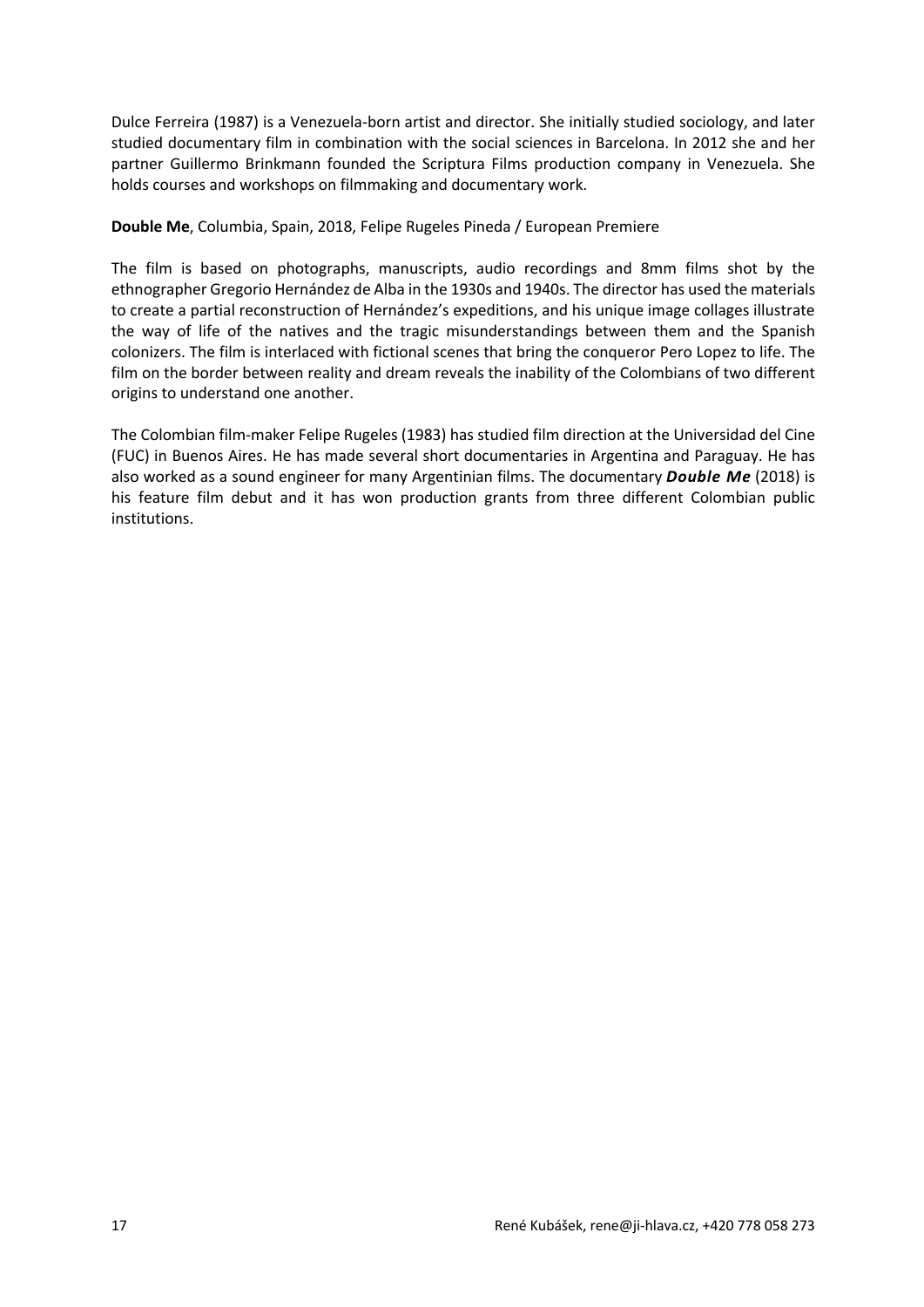Dulce Ferreira (1987) is a Venezuela-born artist and director. She initially studied sociology, and later studied documentary film in combination with the social sciences in Barcelona. In 2012 she and her partner Guillermo Brinkmann founded the Scriptura Films production company in Venezuela. She holds courses and workshops on filmmaking and documentary work.

**Double Me**, Columbia, Spain, 2018, Felipe Rugeles Pineda / European Premiere

The film is based on photographs, manuscripts, audio recordings and 8mm films shot by the ethnographer Gregorio Hernández de Alba in the 1930s and 1940s. The director has used the materials to create a partial reconstruction of Hernández's expeditions, and his unique image collages illustrate the way of life of the natives and the tragic misunderstandings between them and the Spanish colonizers. The film is interlaced with fictional scenes that bring the conqueror Pero Lopez to life. The film on the border between reality and dream reveals the inability of the Colombians of two different origins to understand one another.

The Colombian film-maker Felipe Rugeles (1983) has studied film direction at the Universidad del Cine (FUC) in Buenos Aires. He has made several short documentaries in Argentina and Paraguay. He has also worked as a sound engineer for many Argentinian films. The documentary ***Double Me*** (2018) is his feature film debut and it has won production grants from three different Colombian public institutions.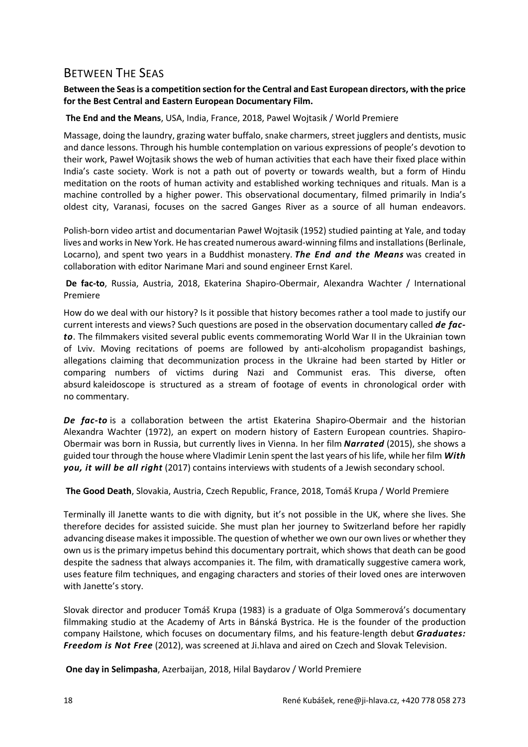## Between The Seas

**Between the Seas is a competition section for the Central and East European directors, with the price for the Best Central and Eastern European Documentary Film.**

**The End and the Means**, USA, India, France, 2018, Pawel Wojtasik / World Premiere

Massage, doing the laundry, grazing water buffalo, snake charmers, street jugglers and dentists, music and dance lessons. Through his humble contemplation on various expressions of people's devotion to their work, Paweł Wojtasik shows the web of human activities that each have their fixed place within India's caste society. Work is not a path out of poverty or towards wealth, but a form of Hindu meditation on the roots of human activity and established working techniques and rituals. Man is a machine controlled by a higher power. This observational documentary, filmed primarily in India's oldest city, Varanasi, focuses on the sacred Ganges River as a source of all human endeavors.

Polish-born video artist and documentarian Paweł Wojtasik (1952) studied painting at Yale, and today lives and works in New York. He has created numerous award-winning films and installations (Berlinale, Locarno), and spent two years in a Buddhist monastery. ***The End and the Means*** was created in collaboration with editor Narimane Mari and sound engineer Ernst Karel.

**De fac-to**, Russia, Austria, 2018, Ekaterina Shapiro-Obermair, Alexandra Wachter / International Premiere

How do we deal with our history? Is it possible that history becomes rather a tool made to justify our current interests and views? Such questions are posed in the observation documentary called ***de fac-to***. The filmmakers visited several public events commemorating World War II in the Ukrainian town of Lviv. Moving recitations of poems are followed by anti-alcoholism propagandist bashings, allegations claiming that decommunization process in the Ukraine had been started by Hitler or comparing numbers of victims during Nazi and Communist eras. This diverse, often absurd kaleidoscope is structured as a stream of footage of events in chronological order with no commentary.

***De fac-to*** is a collaboration between the artist Ekaterina Shapiro-Obermair and the historian Alexandra Wachter (1972), an expert on modern history of Eastern European countries. Shapiro-Obermair was born in Russia, but currently lives in Vienna. In her film ***Narrated*** (2015), she shows a guided tour through the house where Vladimir Lenin spent the last years of his life, while her film ***With you, it will be all right*** (2017) contains interviews with students of a Jewish secondary school.

**The Good Death**, Slovakia, Austria, Czech Republic, France, 2018, Tomáš Krupa / World Premiere

Terminally ill Janette wants to die with dignity, but it's not possible in the UK, where she lives. She therefore decides for assisted suicide. She must plan her journey to Switzerland before her rapidly advancing disease makes it impossible. The question of whether we own our own lives or whether they own us is the primary impetus behind this documentary portrait, which shows that death can be good despite the sadness that always accompanies it. The film, with dramatically suggestive camera work, uses feature film techniques, and engaging characters and stories of their loved ones are interwoven with Janette's story.

Slovak director and producer Tomáš Krupa (1983) is a graduate of Olga Sommerová's documentary filmmaking studio at the Academy of Arts in Bánská Bystrica. He is the founder of the production company Hailstone, which focuses on documentary films, and his feature-length debut ***Graduates: Freedom is Not Free*** (2012), was screened at Ji.hlava and aired on Czech and Slovak Television.

**One day in Selimpasha**, Azerbaijan, 2018, Hilal Baydarov / World Premiere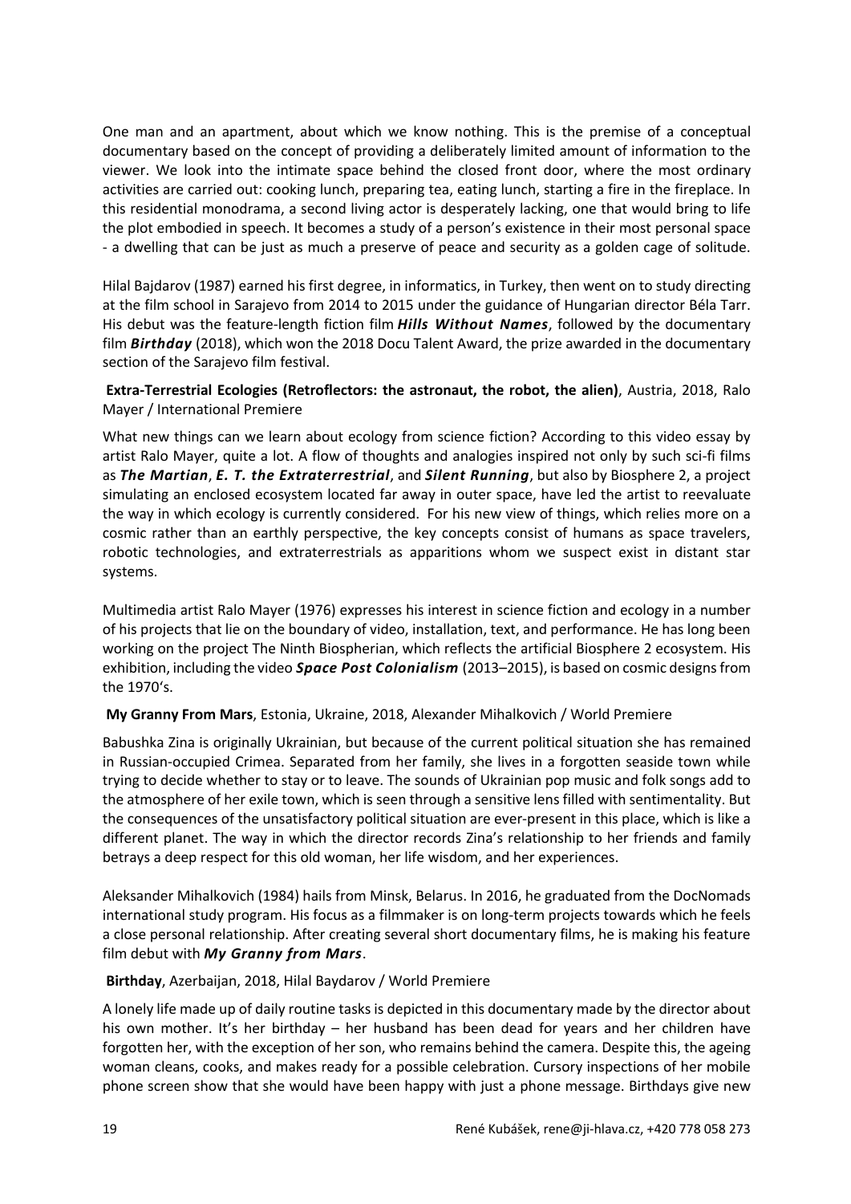One man and an apartment, about which we know nothing. This is the premise of a conceptual documentary based on the concept of providing a deliberately limited amount of information to the viewer. We look into the intimate space behind the closed front door, where the most ordinary activities are carried out: cooking lunch, preparing tea, eating lunch, starting a fire in the fireplace. In this residential monodrama, a second living actor is desperately lacking, one that would bring to life the plot embodied in speech. It becomes a study of a person's existence in their most personal space - a dwelling that can be just as much a preserve of peace and security as a golden cage of solitude.

Hilal Bajdarov (1987) earned his first degree, in informatics, in Turkey, then went on to study directing at the film school in Sarajevo from 2014 to 2015 under the guidance of Hungarian director Béla Tarr. His debut was the feature-length fiction film ***Hills Without Names***, followed by the documentary film ***Birthday*** (2018), which won the 2018 Docu Talent Award, the prize awarded in the documentary section of the Sarajevo film festival.

**Extra-Terrestrial Ecologies (Retroflectors: the astronaut, the robot, the alien)**, Austria, 2018, Ralo Mayer / International Premiere

What new things can we learn about ecology from science fiction? According to this video essay by artist Ralo Mayer, quite a lot. A flow of thoughts and analogies inspired not only by such sci-fi films as ***The Martian***, ***E. T. the Extraterrestrial***, and ***Silent Running***, but also by Biosphere 2, a project simulating an enclosed ecosystem located far away in outer space, have led the artist to reevaluate the way in which ecology is currently considered. For his new view of things, which relies more on a cosmic rather than an earthly perspective, the key concepts consist of humans as space travelers, robotic technologies, and extraterrestrials as apparitions whom we suspect exist in distant star systems.

Multimedia artist Ralo Mayer (1976) expresses his interest in science fiction and ecology in a number of his projects that lie on the boundary of video, installation, text, and performance. He has long been working on the project The Ninth Biospherian, which reflects the artificial Biosphere 2 ecosystem. His exhibition, including the video ***Space Post Colonialism*** (2013–2015), is based on cosmic designs from the 1970's.

**My Granny From Mars**, Estonia, Ukraine, 2018, Alexander Mihalkovich / World Premiere

Babushka Zina is originally Ukrainian, but because of the current political situation she has remained in Russian-occupied Crimea. Separated from her family, she lives in a forgotten seaside town while trying to decide whether to stay or to leave. The sounds of Ukrainian pop music and folk songs add to the atmosphere of her exile town, which is seen through a sensitive lens filled with sentimentality. But the consequences of the unsatisfactory political situation are ever-present in this place, which is like a different planet. The way in which the director records Zina's relationship to her friends and family betrays a deep respect for this old woman, her life wisdom, and her experiences.

Aleksander Mihalkovich (1984) hails from Minsk, Belarus. In 2016, he graduated from the DocNomads international study program. His focus as a filmmaker is on long-term projects towards which he feels a close personal relationship. After creating several short documentary films, he is making his feature film debut with ***My Granny from Mars***.

**Birthday**, Azerbaijan, 2018, Hilal Baydarov / World Premiere

A lonely life made up of daily routine tasks is depicted in this documentary made by the director about his own mother. It's her birthday – her husband has been dead for years and her children have forgotten her, with the exception of her son, who remains behind the camera. Despite this, the ageing woman cleans, cooks, and makes ready for a possible celebration. Cursory inspections of her mobile phone screen show that she would have been happy with just a phone message. Birthdays give new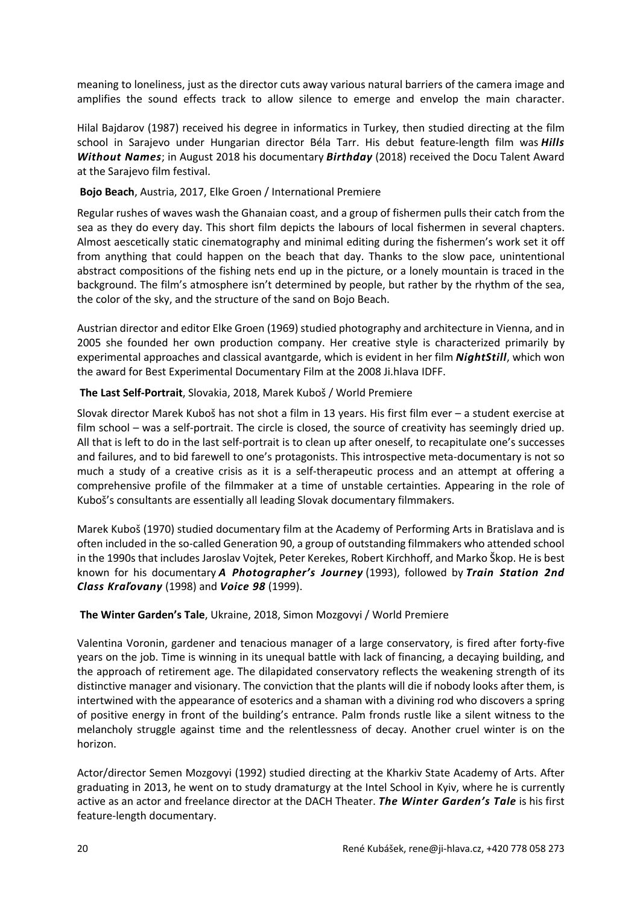meaning to loneliness, just as the director cuts away various natural barriers of the camera image and amplifies the sound effects track to allow silence to emerge and envelop the main character.

Hilal Bajdarov (1987) received his degree in informatics in Turkey, then studied directing at the film school in Sarajevo under Hungarian director Béla Tarr. His debut feature-length film was ***Hills Without Names***; in August 2018 his documentary ***Birthday*** (2018) received the Docu Talent Award at the Sarajevo film festival.

**Bojo Beach**, Austria, 2017, Elke Groen / International Premiere

Regular rushes of waves wash the Ghanaian coast, and a group of fishermen pulls their catch from the sea as they do every day. This short film depicts the labours of local fishermen in several chapters. Almost aescetically static cinematography and minimal editing during the fishermen's work set it off from anything that could happen on the beach that day. Thanks to the slow pace, unintentional abstract compositions of the fishing nets end up in the picture, or a lonely mountain is traced in the background. The film's atmosphere isn't determined by people, but rather by the rhythm of the sea, the color of the sky, and the structure of the sand on Bojo Beach.

Austrian director and editor Elke Groen (1969) studied photography and architecture in Vienna, and in 2005 she founded her own production company. Her creative style is characterized primarily by experimental approaches and classical avantgarde, which is evident in her film ***NightStill***, which won the award for Best Experimental Documentary Film at the 2008 Ji.hlava IDFF.

**The Last Self-Portrait**, Slovakia, 2018, Marek Kuboš / World Premiere

Slovak director Marek Kuboš has not shot a film in 13 years. His first film ever – a student exercise at film school – was a self-portrait. The circle is closed, the source of creativity has seemingly dried up. All that is left to do in the last self-portrait is to clean up after oneself, to recapitulate one's successes and failures, and to bid farewell to one's protagonists. This introspective meta-documentary is not so much a study of a creative crisis as it is a self-therapeutic process and an attempt at offering a comprehensive profile of the filmmaker at a time of unstable certainties. Appearing in the role of Kuboš's consultants are essentially all leading Slovak documentary filmmakers.

Marek Kuboš (1970) studied documentary film at the Academy of Performing Arts in Bratislava and is often included in the so-called Generation 90, a group of outstanding filmmakers who attended school in the 1990s that includes Jaroslav Vojtek, Peter Kerekes, Robert Kirchhoff, and Marko Škop. He is best known for his documentary ***A Photographer's Journey*** (1993), followed by ***Train Station 2nd Class Kraľovany*** (1998) and ***Voice 98*** (1999).

**The Winter Garden's Tale**, Ukraine, 2018, Simon Mozgovyi / World Premiere

Valentina Voronin, gardener and tenacious manager of a large conservatory, is fired after forty-five years on the job. Time is winning in its unequal battle with lack of financing, a decaying building, and the approach of retirement age. The dilapidated conservatory reflects the weakening strength of its distinctive manager and visionary. The conviction that the plants will die if nobody looks after them, is intertwined with the appearance of esoterics and a shaman with a divining rod who discovers a spring of positive energy in front of the building's entrance. Palm fronds rustle like a silent witness to the melancholy struggle against time and the relentlessness of decay. Another cruel winter is on the horizon.

Actor/director Semen Mozgovyi (1992) studied directing at the Kharkiv State Academy of Arts. After graduating in 2013, he went on to study dramaturgy at the Intel School in Kyiv, where he is currently active as an actor and freelance director at the DACH Theater. ***The Winter Garden's Tale*** is his first feature-length documentary.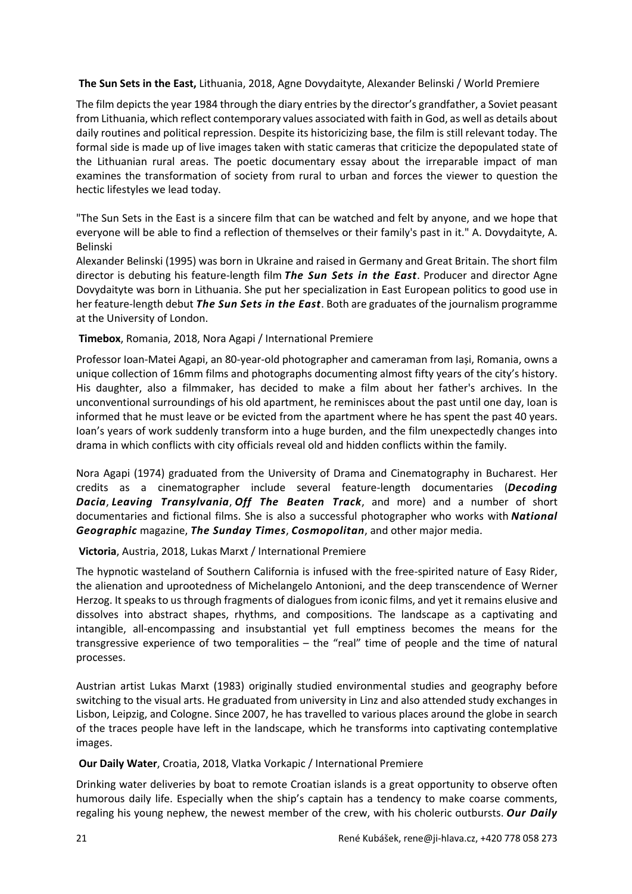**The Sun Sets in the East,** Lithuania, 2018, Agne Dovydaityte, Alexander Belinski / World Premiere

The film depicts the year 1984 through the diary entries by the director's grandfather, a Soviet peasant from Lithuania, which reflect contemporary values associated with faith in God, as well as details about daily routines and political repression. Despite its historicizing base, the film is still relevant today. The formal side is made up of live images taken with static cameras that criticize the depopulated state of the Lithuanian rural areas. The poetic documentary essay about the irreparable impact of man examines the transformation of society from rural to urban and forces the viewer to question the hectic lifestyles we lead today.

"The Sun Sets in the East is a sincere film that can be watched and felt by anyone, and we hope that everyone will be able to find a reflection of themselves or their family's past in it." A. Dovydaityte, A. Belinski

Alexander Belinski (1995) was born in Ukraine and raised in Germany and Great Britain. The short film director is debuting his feature-length film ***The Sun Sets in the East***. Producer and director Agne Dovydaityte was born in Lithuania. She put her specialization in East European politics to good use in her feature-length debut ***The Sun Sets in the East***. Both are graduates of the journalism programme at the University of London.

**Timebox**, Romania, 2018, Nora Agapi / International Premiere

Professor Ioan-Matei Agapi, an 80-year-old photographer and cameraman from Iași, Romania, owns a unique collection of 16mm films and photographs documenting almost fifty years of the city's history. His daughter, also a filmmaker, has decided to make a film about her father's archives. In the unconventional surroundings of his old apartment, he reminisces about the past until one day, Ioan is informed that he must leave or be evicted from the apartment where he has spent the past 40 years. Ioan's years of work suddenly transform into a huge burden, and the film unexpectedly changes into drama in which conflicts with city officials reveal old and hidden conflicts within the family.

Nora Agapi (1974) graduated from the University of Drama and Cinematography in Bucharest. Her credits as a cinematographer include several feature-length documentaries (***Decoding Dacia***, ***Leaving Transylvania***, ***Off The Beaten Track***, and more) and a number of short documentaries and fictional films. She is also a successful photographer who works with ***National Geographic*** magazine, ***The Sunday Times***, ***Cosmopolitan***, and other major media.

**Victoria**, Austria, 2018, Lukas Marxt / International Premiere

The hypnotic wasteland of Southern California is infused with the free-spirited nature of Easy Rider, the alienation and uprootedness of Michelangelo Antonioni, and the deep transcendence of Werner Herzog. It speaks to us through fragments of dialogues from iconic films, and yet it remains elusive and dissolves into abstract shapes, rhythms, and compositions. The landscape as a captivating and intangible, all-encompassing and insubstantial yet full emptiness becomes the means for the transgressive experience of two temporalities – the "real" time of people and the time of natural processes.

Austrian artist Lukas Marxt (1983) originally studied environmental studies and geography before switching to the visual arts. He graduated from university in Linz and also attended study exchanges in Lisbon, Leipzig, and Cologne. Since 2007, he has travelled to various places around the globe in search of the traces people have left in the landscape, which he transforms into captivating contemplative images.

**Our Daily Water**, Croatia, 2018, Vlatka Vorkapic / International Premiere

Drinking water deliveries by boat to remote Croatian islands is a great opportunity to observe often humorous daily life. Especially when the ship's captain has a tendency to make coarse comments, regaling his young nephew, the newest member of the crew, with his choleric outbursts. ***Our Daily***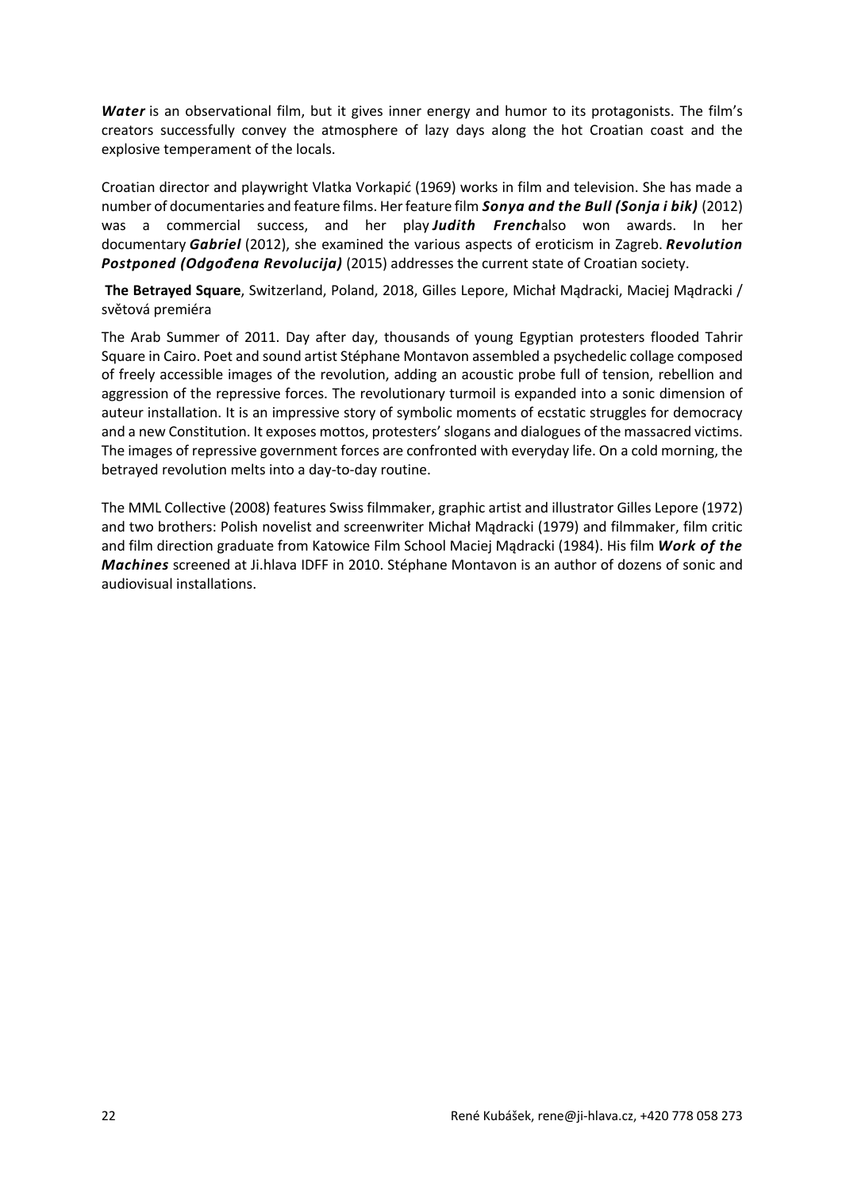***Water*** is an observational film, but it gives inner energy and humor to its protagonists. The film's creators successfully convey the atmosphere of lazy days along the hot Croatian coast and the explosive temperament of the locals.

Croatian director and playwright Vlatka Vorkapić (1969) works in film and television. She has made a number of documentaries and feature films. Her feature film ***Sonya and the Bull (Sonja i bik)*** (2012) was a commercial success, and her play ***Judith French***also won awards. In her documentary ***Gabriel*** (2012), she examined the various aspects of eroticism in Zagreb. ***Revolution Postponed (Odgođena Revolucija)*** (2015) addresses the current state of Croatian society.

**The Betrayed Square**, Switzerland, Poland, 2018, Gilles Lepore, Michał Mądracki, Maciej Mądracki / světová premiéra

The Arab Summer of 2011. Day after day, thousands of young Egyptian protesters flooded Tahrir Square in Cairo. Poet and sound artist Stéphane Montavon assembled a psychedelic collage composed of freely accessible images of the revolution, adding an acoustic probe full of tension, rebellion and aggression of the repressive forces. The revolutionary turmoil is expanded into a sonic dimension of auteur installation. It is an impressive story of symbolic moments of ecstatic struggles for democracy and a new Constitution. It exposes mottos, protesters' slogans and dialogues of the massacred victims. The images of repressive government forces are confronted with everyday life. On a cold morning, the betrayed revolution melts into a day-to-day routine.

The MML Collective (2008) features Swiss filmmaker, graphic artist and illustrator Gilles Lepore (1972) and two brothers: Polish novelist and screenwriter Michał Mądracki (1979) and filmmaker, film critic and film direction graduate from Katowice Film School Maciej Mądracki (1984). His film ***Work of the Machines*** screened at Ji.hlava IDFF in 2010. Stéphane Montavon is an author of dozens of sonic and audiovisual installations.

René Kubášek, rene@ji-hlava.cz, +420 778 058 273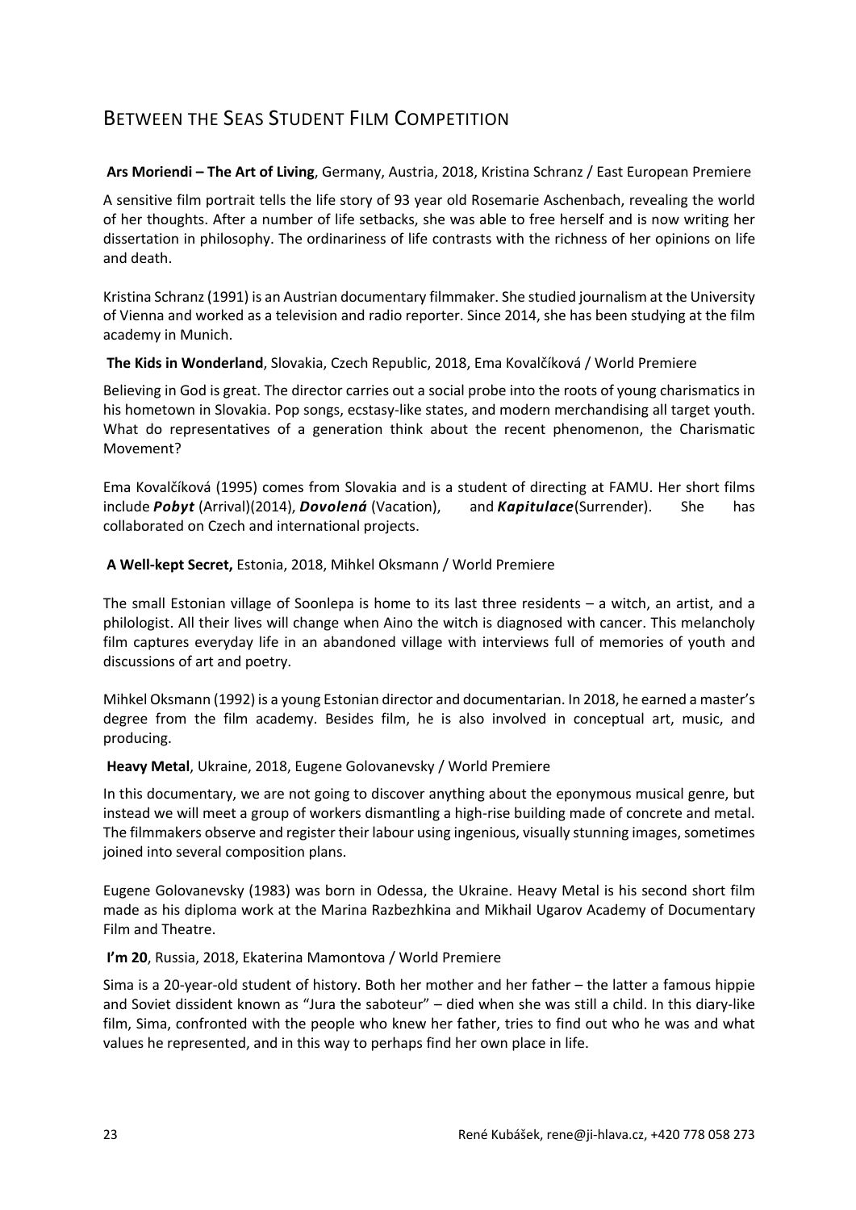## Between the Seas Student Film Competition

**Ars Moriendi – The Art of Living**, Germany, Austria, 2018, Kristina Schranz / East European Premiere

A sensitive film portrait tells the life story of 93 year old Rosemarie Aschenbach, revealing the world of her thoughts. After a number of life setbacks, she was able to free herself and is now writing her dissertation in philosophy. The ordinariness of life contrasts with the richness of her opinions on life and death.

Kristina Schranz (1991) is an Austrian documentary filmmaker. She studied journalism at the University of Vienna and worked as a television and radio reporter. Since 2014, she has been studying at the film academy in Munich.

**The Kids in Wonderland**, Slovakia, Czech Republic, 2018, Ema Kovalčíková / World Premiere

Believing in God is great. The director carries out a social probe into the roots of young charismatics in his hometown in Slovakia. Pop songs, ecstasy-like states, and modern merchandising all target youth. What do representatives of a generation think about the recent phenomenon, the Charismatic Movement?

Ema Kovalčíková (1995) comes from Slovakia and is a student of directing at FAMU. Her short films include ***Pobyt*** (Arrival)(2014), ***Dovolená*** (Vacation), and ***Kapitulace***(Surrender). She has collaborated on Czech and international projects.

**A Well-kept Secret,** Estonia, 2018, Mihkel Oksmann / World Premiere

The small Estonian village of Soonlepa is home to its last three residents – a witch, an artist, and a philologist. All their lives will change when Aino the witch is diagnosed with cancer. This melancholy film captures everyday life in an abandoned village with interviews full of memories of youth and discussions of art and poetry.

Mihkel Oksmann (1992) is a young Estonian director and documentarian. In 2018, he earned a master's degree from the film academy. Besides film, he is also involved in conceptual art, music, and producing.

**Heavy Metal**, Ukraine, 2018, Eugene Golovanevsky / World Premiere

In this documentary, we are not going to discover anything about the eponymous musical genre, but instead we will meet a group of workers dismantling a high-rise building made of concrete and metal. The filmmakers observe and register their labour using ingenious, visually stunning images, sometimes joined into several composition plans.

Eugene Golovanevsky (1983) was born in Odessa, the Ukraine. Heavy Metal is his second short film made as his diploma work at the Marina Razbezhkina and Mikhail Ugarov Academy of Documentary Film and Theatre.

**I'm 20**, Russia, 2018, Ekaterina Mamontova / World Premiere

Sima is a 20-year-old student of history. Both her mother and her father – the latter a famous hippie and Soviet dissident known as "Jura the saboteur" – died when she was still a child. In this diary-like film, Sima, confronted with the people who knew her father, tries to find out who he was and what values he represented, and in this way to perhaps find her own place in life.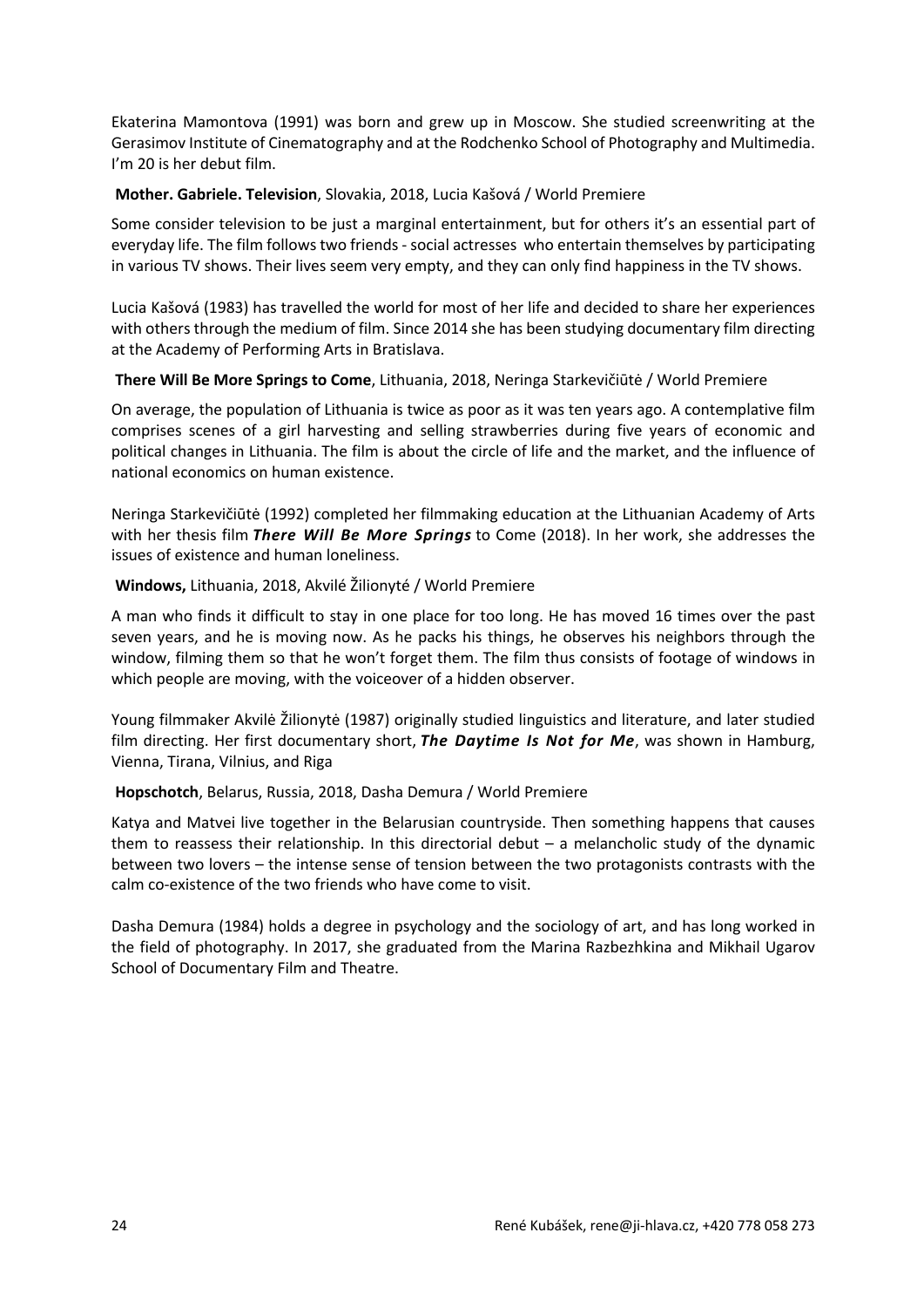Ekaterina Mamontova (1991) was born and grew up in Moscow. She studied screenwriting at the Gerasimov Institute of Cinematography and at the Rodchenko School of Photography and Multimedia. I'm 20 is her debut film.

**Mother. Gabriele. Television**, Slovakia, 2018, Lucia Kašová / World Premiere

Some consider television to be just a marginal entertainment, but for others it's an essential part of everyday life. The film follows two friends - social actresses who entertain themselves by participating in various TV shows. Their lives seem very empty, and they can only find happiness in the TV shows.

Lucia Kašová (1983) has travelled the world for most of her life and decided to share her experiences with others through the medium of film. Since 2014 she has been studying documentary film directing at the Academy of Performing Arts in Bratislava.

**There Will Be More Springs to Come**, Lithuania, 2018, Neringa Starkevičiūtė / World Premiere

On average, the population of Lithuania is twice as poor as it was ten years ago. A contemplative film comprises scenes of a girl harvesting and selling strawberries during five years of economic and political changes in Lithuania. The film is about the circle of life and the market, and the influence of national economics on human existence.

Neringa Starkevičiūtė (1992) completed her filmmaking education at the Lithuanian Academy of Arts with her thesis film ***There Will Be More Springs*** to Come (2018). In her work, she addresses the issues of existence and human loneliness.

**Windows,** Lithuania, 2018, Akvilé Žilionyté / World Premiere

A man who finds it difficult to stay in one place for too long. He has moved 16 times over the past seven years, and he is moving now. As he packs his things, he observes his neighbors through the window, filming them so that he won't forget them. The film thus consists of footage of windows in which people are moving, with the voiceover of a hidden observer.

Young filmmaker Akvilė Žilionytė (1987) originally studied linguistics and literature, and later studied film directing. Her first documentary short, ***The Daytime Is Not for Me***, was shown in Hamburg, Vienna, Tirana, Vilnius, and Riga

**Hopschotch**, Belarus, Russia, 2018, Dasha Demura / World Premiere

Katya and Matvei live together in the Belarusian countryside. Then something happens that causes them to reassess their relationship. In this directorial debut – a melancholic study of the dynamic between two lovers – the intense sense of tension between the two protagonists contrasts with the calm co-existence of the two friends who have come to visit.

Dasha Demura (1984) holds a degree in psychology and the sociology of art, and has long worked in the field of photography. In 2017, she graduated from the Marina Razbezhkina and Mikhail Ugarov School of Documentary Film and Theatre.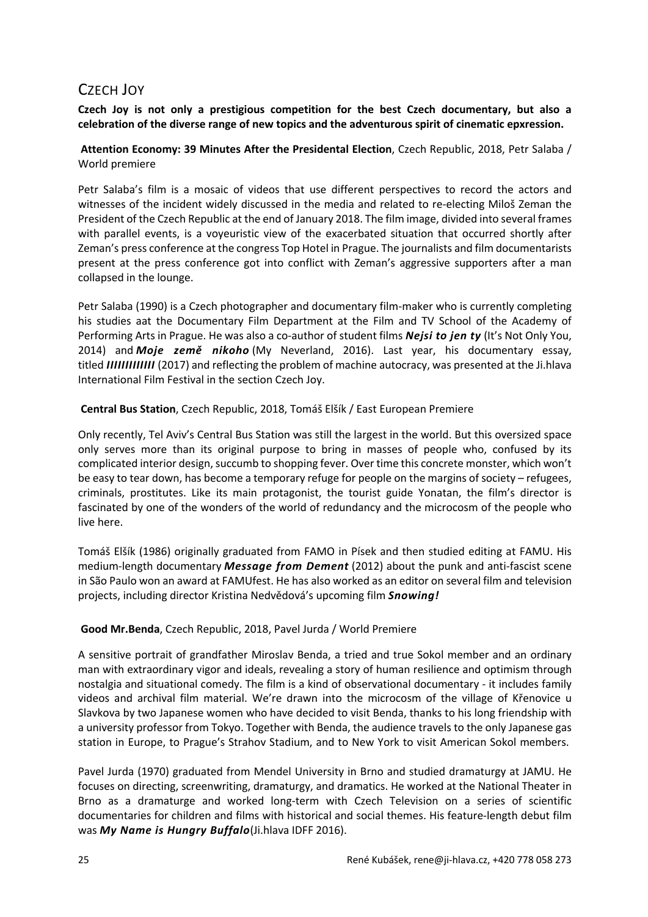## CZECH JOY

**Czech Joy is not only a prestigious competition for the best Czech documentary, but also a celebration of the diverse range of new topics and the adventurous spirit of cinematic epxression.**

**Attention Economy: 39 Minutes After the Presidental Election**, Czech Republic, 2018, Petr Salaba / World premiere

Petr Salaba's film is a mosaic of videos that use different perspectives to record the actors and witnesses of the incident widely discussed in the media and related to re-electing Miloš Zeman the President of the Czech Republic at the end of January 2018. The film image, divided into several frames with parallel events, is a voyeuristic view of the exacerbated situation that occurred shortly after Zeman's press conference at the congress Top Hotel in Prague. The journalists and film documentarists present at the press conference got into conflict with Zeman's aggressive supporters after a man collapsed in the lounge.

Petr Salaba (1990) is a Czech photographer and documentary film-maker who is currently completing his studies aat the Documentary Film Department at the Film and TV School of the Academy of Performing Arts in Prague. He was also a co-author of student films ***Nejsi to jen ty*** (It's Not Only You, 2014) and ***Moje země nikoho*** (My Neverland, 2016). Last year, his documentary essay, titled ***IIIIIIIIIIII*** (2017) and reflecting the problem of machine autocracy, was presented at the Ji.hlava International Film Festival in the section Czech Joy.

**Central Bus Station**, Czech Republic, 2018, Tomáš Elšík / East European Premiere

Only recently, Tel Aviv's Central Bus Station was still the largest in the world. But this oversized space only serves more than its original purpose to bring in masses of people who, confused by its complicated interior design, succumb to shopping fever. Over time this concrete monster, which won't be easy to tear down, has become a temporary refuge for people on the margins of society – refugees, criminals, prostitutes. Like its main protagonist, the tourist guide Yonatan, the film's director is fascinated by one of the wonders of the world of redundancy and the microcosm of the people who live here.

Tomáš Elšík (1986) originally graduated from FAMO in Písek and then studied editing at FAMU. His medium-length documentary ***Message from Dement*** (2012) about the punk and anti-fascist scene in São Paulo won an award at FAMUfest. He has also worked as an editor on several film and television projects, including director Kristina Nedvědová's upcoming film ***Snowing!***

**Good Mr.Benda**, Czech Republic, 2018, Pavel Jurda / World Premiere

A sensitive portrait of grandfather Miroslav Benda, a tried and true Sokol member and an ordinary man with extraordinary vigor and ideals, revealing a story of human resilience and optimism through nostalgia and situational comedy. The film is a kind of observational documentary - it includes family videos and archival film material. We're drawn into the microcosm of the village of Křenovice u Slavkova by two Japanese women who have decided to visit Benda, thanks to his long friendship with a university professor from Tokyo. Together with Benda, the audience travels to the only Japanese gas station in Europe, to Prague's Strahov Stadium, and to New York to visit American Sokol members.

Pavel Jurda (1970) graduated from Mendel University in Brno and studied dramaturgy at JAMU. He focuses on directing, screenwriting, dramaturgy, and dramatics. He worked at the National Theater in Brno as a dramaturge and worked long-term with Czech Television on a series of scientific documentaries for children and films with historical and social themes. His feature-length debut film was ***My Name is Hungry Buffalo***(Ji.hlava IDFF 2016).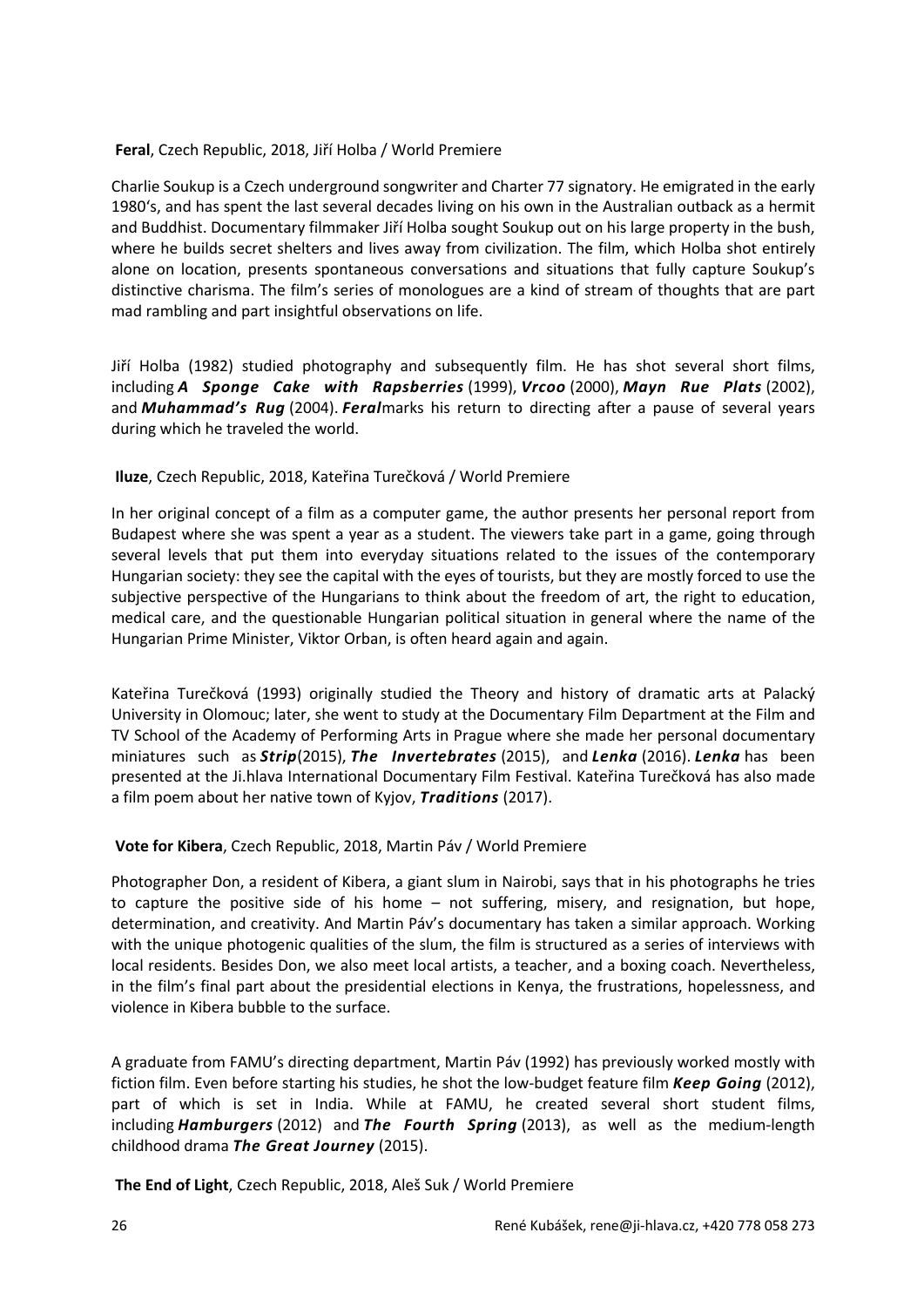**Feral**, Czech Republic, 2018, Jiří Holba / World Premiere

Charlie Soukup is a Czech underground songwriter and Charter 77 signatory. He emigrated in the early 1980's, and has spent the last several decades living on his own in the Australian outback as a hermit and Buddhist. Documentary filmmaker Jiří Holba sought Soukup out on his large property in the bush, where he builds secret shelters and lives away from civilization. The film, which Holba shot entirely alone on location, presents spontaneous conversations and situations that fully capture Soukup's distinctive charisma. The film's series of monologues are a kind of stream of thoughts that are part mad rambling and part insightful observations on life.

Jiří Holba (1982) studied photography and subsequently film. He has shot several short films, including ***A Sponge Cake with Rapsberries*** (1999), ***Vrcoo*** (2000), ***Mayn Rue Plats*** (2002), and ***Muhammad's Rug*** (2004). ***Feral***marks his return to directing after a pause of several years during which he traveled the world.

**Iluze**, Czech Republic, 2018, Kateřina Turečková / World Premiere

In her original concept of a film as a computer game, the author presents her personal report from Budapest where she was spent a year as a student. The viewers take part in a game, going through several levels that put them into everyday situations related to the issues of the contemporary Hungarian society: they see the capital with the eyes of tourists, but they are mostly forced to use the subjective perspective of the Hungarians to think about the freedom of art, the right to education, medical care, and the questionable Hungarian political situation in general where the name of the Hungarian Prime Minister, Viktor Orban, is often heard again and again.

Kateřina Turečková (1993) originally studied the Theory and history of dramatic arts at Palacký University in Olomouc; later, she went to study at the Documentary Film Department at the Film and TV School of the Academy of Performing Arts in Prague where she made her personal documentary miniatures such as ***Strip***(2015), ***The Invertebrates*** (2015), and ***Lenka*** (2016). ***Lenka*** has been presented at the Ji.hlava International Documentary Film Festival. Kateřina Turečková has also made a film poem about her native town of Kyjov, ***Traditions*** (2017).

**Vote for Kibera**, Czech Republic, 2018, Martin Páv / World Premiere

Photographer Don, a resident of Kibera, a giant slum in Nairobi, says that in his photographs he tries to capture the positive side of his home – not suffering, misery, and resignation, but hope, determination, and creativity. And Martin Páv's documentary has taken a similar approach. Working with the unique photogenic qualities of the slum, the film is structured as a series of interviews with local residents. Besides Don, we also meet local artists, a teacher, and a boxing coach. Nevertheless, in the film's final part about the presidential elections in Kenya, the frustrations, hopelessness, and violence in Kibera bubble to the surface.

A graduate from FAMU's directing department, Martin Páv (1992) has previously worked mostly with fiction film. Even before starting his studies, he shot the low-budget feature film ***Keep Going*** (2012), part of which is set in India. While at FAMU, he created several short student films, including ***Hamburgers*** (2012) and ***The Fourth Spring*** (2013), as well as the medium-length childhood drama ***The Great Journey*** (2015).

**The End of Light**, Czech Republic, 2018, Aleš Suk / World Premiere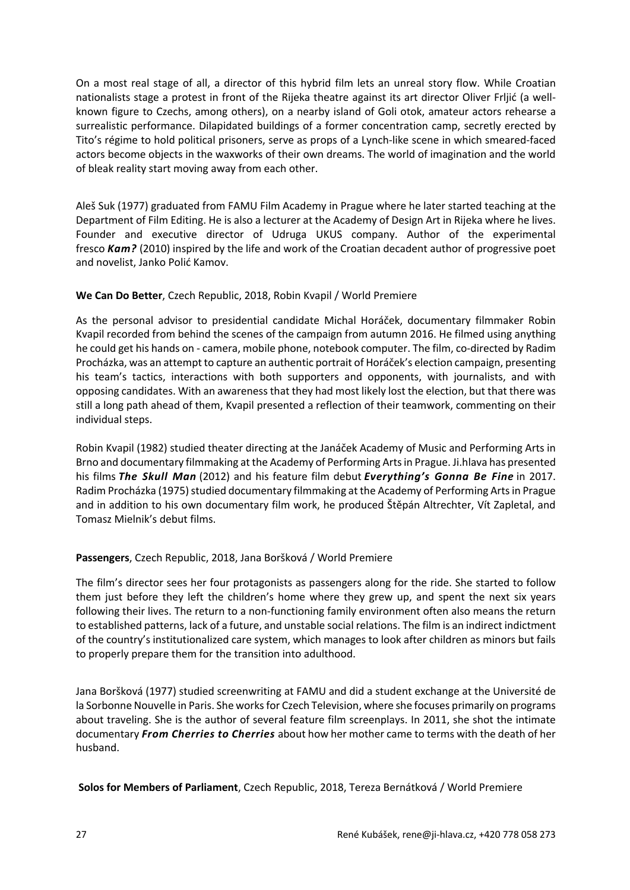On a most real stage of all, a director of this hybrid film lets an unreal story flow. While Croatian nationalists stage a protest in front of the Rijeka theatre against its art director Oliver Frljić (a well-known figure to Czechs, among others), on a nearby island of Goli otok, amateur actors rehearse a surrealistic performance. Dilapidated buildings of a former concentration camp, secretly erected by Tito's régime to hold political prisoners, serve as props of a Lynch-like scene in which smeared-faced actors become objects in the waxworks of their own dreams. The world of imagination and the world of bleak reality start moving away from each other.

Aleš Suk (1977) graduated from FAMU Film Academy in Prague where he later started teaching at the Department of Film Editing. He is also a lecturer at the Academy of Design Art in Rijeka where he lives. Founder and executive director of Udruga UKUS company. Author of the experimental fresco ***Kam?*** (2010) inspired by the life and work of the Croatian decadent author of progressive poet and novelist, Janko Polić Kamov.

**We Can Do Better**, Czech Republic, 2018, Robin Kvapil / World Premiere

As the personal advisor to presidential candidate Michal Horáček, documentary filmmaker Robin Kvapil recorded from behind the scenes of the campaign from autumn 2016. He filmed using anything he could get his hands on - camera, mobile phone, notebook computer. The film, co-directed by Radim Procházka, was an attempt to capture an authentic portrait of Horáček's election campaign, presenting his team's tactics, interactions with both supporters and opponents, with journalists, and with opposing candidates. With an awareness that they had most likely lost the election, but that there was still a long path ahead of them, Kvapil presented a reflection of their teamwork, commenting on their individual steps.

Robin Kvapil (1982) studied theater directing at the Janáček Academy of Music and Performing Arts in Brno and documentary filmmaking at the Academy of Performing Arts in Prague. Ji.hlava has presented his films ***The Skull Man*** (2012) and his feature film debut ***Everything's Gonna Be Fine*** in 2017. Radim Procházka (1975) studied documentary filmmaking at the Academy of Performing Arts in Prague and in addition to his own documentary film work, he produced Štěpán Altrechter, Vít Zapletal, and Tomasz Mielnik's debut films.

**Passengers**, Czech Republic, 2018, Jana Boršková / World Premiere

The film's director sees her four protagonists as passengers along for the ride. She started to follow them just before they left the children's home where they grew up, and spent the next six years following their lives. The return to a non-functioning family environment often also means the return to established patterns, lack of a future, and unstable social relations. The film is an indirect indictment of the country's institutionalized care system, which manages to look after children as minors but fails to properly prepare them for the transition into adulthood.

Jana Boršková (1977) studied screenwriting at FAMU and did a student exchange at the Université de la Sorbonne Nouvelle in Paris. She works for Czech Television, where she focuses primarily on programs about traveling. She is the author of several feature film screenplays. In 2011, she shot the intimate documentary ***From Cherries to Cherries*** about how her mother came to terms with the death of her husband.

**Solos for Members of Parliament**, Czech Republic, 2018, Tereza Bernátková / World Premiere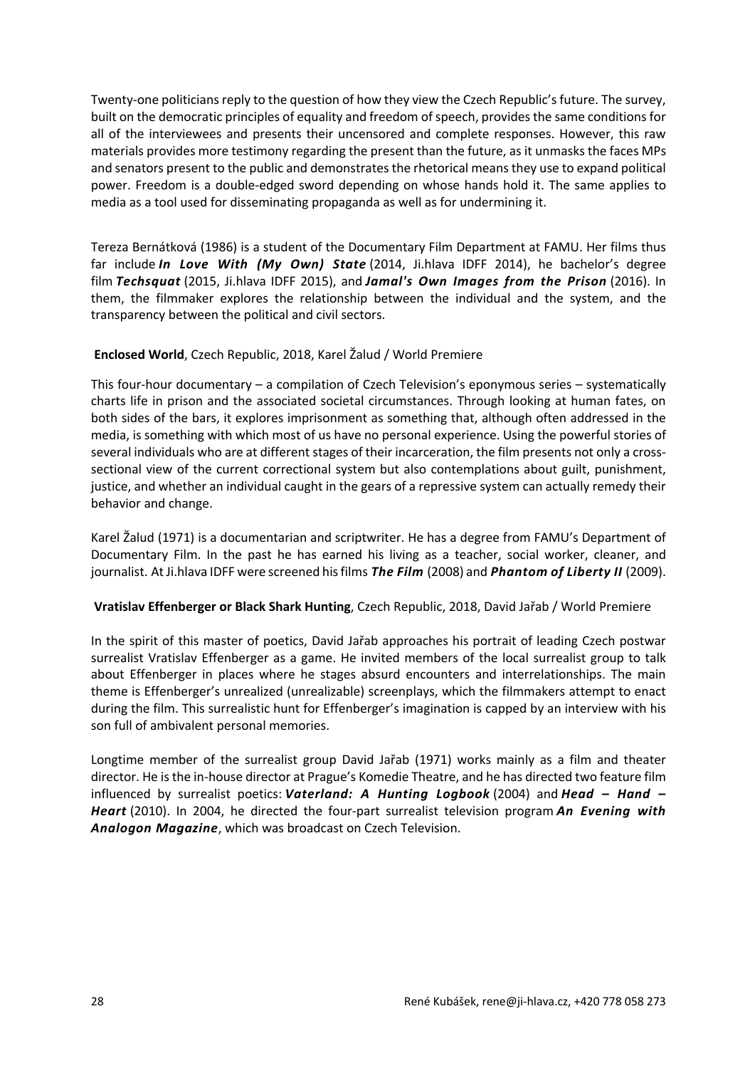Twenty-one politicians reply to the question of how they view the Czech Republic's future. The survey, built on the democratic principles of equality and freedom of speech, provides the same conditions for all of the interviewees and presents their uncensored and complete responses. However, this raw materials provides more testimony regarding the present than the future, as it unmasks the faces MPs and senators present to the public and demonstrates the rhetorical means they use to expand political power. Freedom is a double-edged sword depending on whose hands hold it. The same applies to media as a tool used for disseminating propaganda as well as for undermining it.

Tereza Bernátková (1986) is a student of the Documentary Film Department at FAMU. Her films thus far include ***In Love With (My Own) State*** (2014, Ji.hlava IDFF 2014), he bachelor's degree film ***Techsquat*** (2015, Ji.hlava IDFF 2015), and ***Jamal's Own Images from the Prison*** (2016). In them, the filmmaker explores the relationship between the individual and the system, and the transparency between the political and civil sectors.

**Enclosed World**, Czech Republic, 2018, Karel Žalud / World Premiere

This four-hour documentary – a compilation of Czech Television's eponymous series – systematically charts life in prison and the associated societal circumstances. Through looking at human fates, on both sides of the bars, it explores imprisonment as something that, although often addressed in the media, is something with which most of us have no personal experience. Using the powerful stories of several individuals who are at different stages of their incarceration, the film presents not only a cross-sectional view of the current correctional system but also contemplations about guilt, punishment, justice, and whether an individual caught in the gears of a repressive system can actually remedy their behavior and change.

Karel Žalud (1971) is a documentarian and scriptwriter. He has a degree from FAMU's Department of Documentary Film. In the past he has earned his living as a teacher, social worker, cleaner, and journalist. At Ji.hlava IDFF were screened his films ***The Film*** (2008) and ***Phantom of Liberty II*** (2009).

**Vratislav Effenberger or Black Shark Hunting**, Czech Republic, 2018, David Jařab / World Premiere

In the spirit of this master of poetics, David Jařab approaches his portrait of leading Czech postwar surrealist Vratislav Effenberger as a game. He invited members of the local surrealist group to talk about Effenberger in places where he stages absurd encounters and interrelationships. The main theme is Effenberger's unrealized (unrealizable) screenplays, which the filmmakers attempt to enact during the film. This surrealistic hunt for Effenberger's imagination is capped by an interview with his son full of ambivalent personal memories.

Longtime member of the surrealist group David Jařab (1971) works mainly as a film and theater director. He is the in-house director at Prague's Komedie Theatre, and he has directed two feature film influenced by surrealist poetics: ***Vaterland: A Hunting Logbook*** (2004) and ***Head – Hand – Heart*** (2010). In 2004, he directed the four-part surrealist television program ***An Evening with Analogon Magazine***, which was broadcast on Czech Television.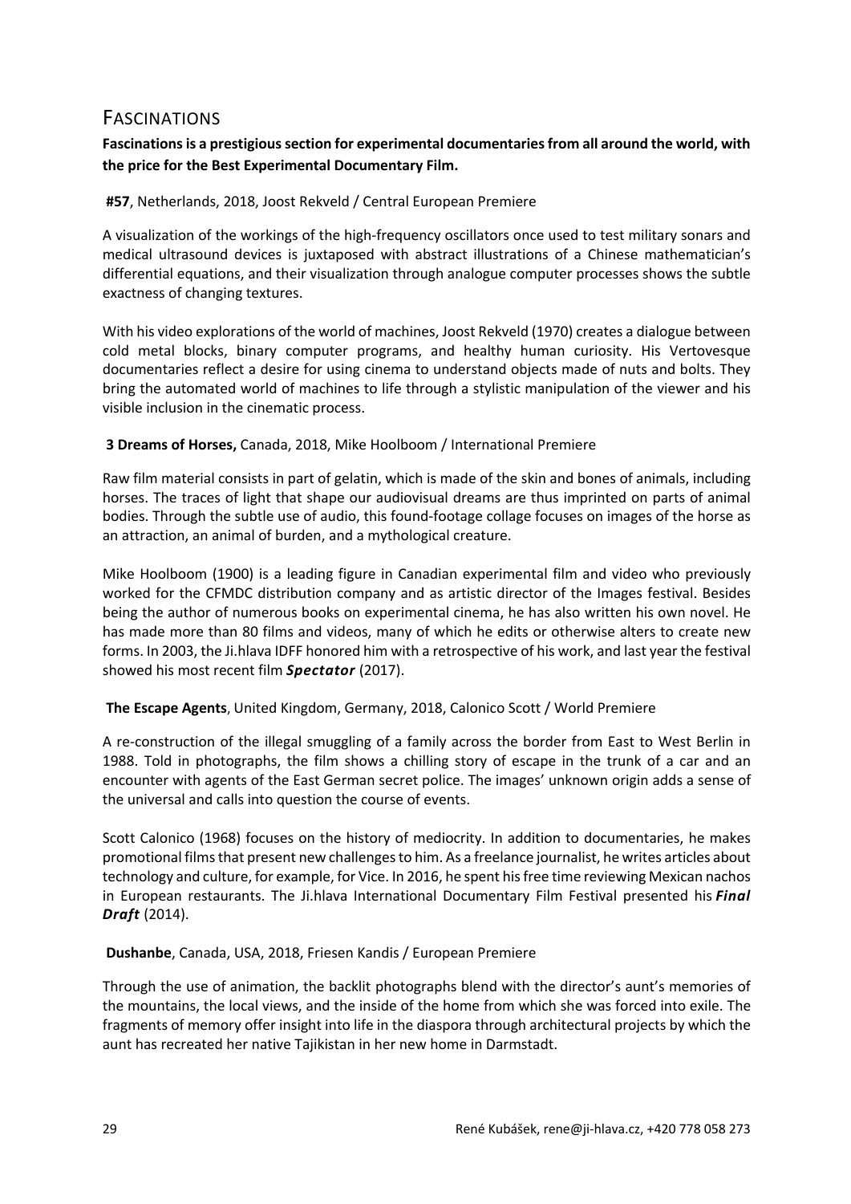## Fascinations

**Fascinations is a prestigious section for experimental documentaries from all around the world, with the price for the Best Experimental Documentary Film.**

**#57**, Netherlands, 2018, Joost Rekveld / Central European Premiere

A visualization of the workings of the high-frequency oscillators once used to test military sonars and medical ultrasound devices is juxtaposed with abstract illustrations of a Chinese mathematician's differential equations, and their visualization through analogue computer processes shows the subtle exactness of changing textures.

With his video explorations of the world of machines, Joost Rekveld (1970) creates a dialogue between cold metal blocks, binary computer programs, and healthy human curiosity. His Vertovesque documentaries reflect a desire for using cinema to understand objects made of nuts and bolts. They bring the automated world of machines to life through a stylistic manipulation of the viewer and his visible inclusion in the cinematic process.

**3 Dreams of Horses,** Canada, 2018, Mike Hoolboom / International Premiere

Raw film material consists in part of gelatin, which is made of the skin and bones of animals, including horses. The traces of light that shape our audiovisual dreams are thus imprinted on parts of animal bodies. Through the subtle use of audio, this found-footage collage focuses on images of the horse as an attraction, an animal of burden, and a mythological creature.

Mike Hoolboom (1900) is a leading figure in Canadian experimental film and video who previously worked for the CFMDC distribution company and as artistic director of the Images festival. Besides being the author of numerous books on experimental cinema, he has also written his own novel. He has made more than 80 films and videos, many of which he edits or otherwise alters to create new forms. In 2003, the Ji.hlava IDFF honored him with a retrospective of his work, and last year the festival showed his most recent film ***Spectator*** (2017).

**The Escape Agents**, United Kingdom, Germany, 2018, Calonico Scott / World Premiere

A re-construction of the illegal smuggling of a family across the border from East to West Berlin in 1988. Told in photographs, the film shows a chilling story of escape in the trunk of a car and an encounter with agents of the East German secret police. The images' unknown origin adds a sense of the universal and calls into question the course of events.

Scott Calonico (1968) focuses on the history of mediocrity. In addition to documentaries, he makes promotional films that present new challenges to him. As a freelance journalist, he writes articles about technology and culture, for example, for Vice. In 2016, he spent his free time reviewing Mexican nachos in European restaurants. The Ji.hlava International Documentary Film Festival presented his ***Final Draft*** (2014).

**Dushanbe**, Canada, USA, 2018, Friesen Kandis / European Premiere

Through the use of animation, the backlit photographs blend with the director's aunt's memories of the mountains, the local views, and the inside of the home from which she was forced into exile. The fragments of memory offer insight into life in the diaspora through architectural projects by which the aunt has recreated her native Tajikistan in her new home in Darmstadt.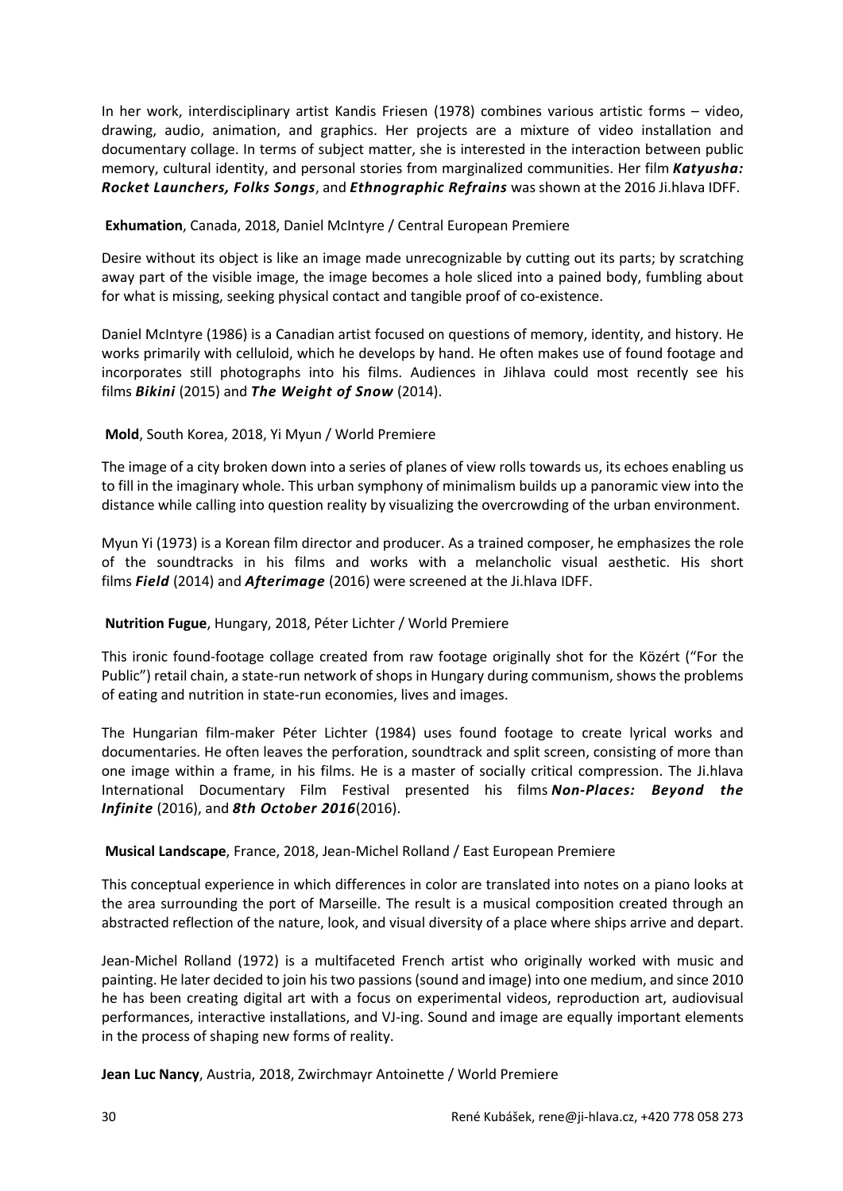In her work, interdisciplinary artist Kandis Friesen (1978) combines various artistic forms – video, drawing, audio, animation, and graphics. Her projects are a mixture of video installation and documentary collage. In terms of subject matter, she is interested in the interaction between public memory, cultural identity, and personal stories from marginalized communities. Her film ***Katyusha: Rocket Launchers, Folks Songs***, and ***Ethnographic Refrains*** was shown at the 2016 Ji.hlava IDFF.

**Exhumation**, Canada, 2018, Daniel McIntyre / Central European Premiere

Desire without its object is like an image made unrecognizable by cutting out its parts; by scratching away part of the visible image, the image becomes a hole sliced into a pained body, fumbling about for what is missing, seeking physical contact and tangible proof of co-existence.

Daniel McIntyre (1986) is a Canadian artist focused on questions of memory, identity, and history. He works primarily with celluloid, which he develops by hand. He often makes use of found footage and incorporates still photographs into his films. Audiences in Jihlava could most recently see his films ***Bikini*** (2015) and ***The Weight of Snow*** (2014).

**Mold**, South Korea, 2018, Yi Myun / World Premiere

The image of a city broken down into a series of planes of view rolls towards us, its echoes enabling us to fill in the imaginary whole. This urban symphony of minimalism builds up a panoramic view into the distance while calling into question reality by visualizing the overcrowding of the urban environment.

Myun Yi (1973) is a Korean film director and producer. As a trained composer, he emphasizes the role of the soundtracks in his films and works with a melancholic visual aesthetic. His short films ***Field*** (2014) and ***Afterimage*** (2016) were screened at the Ji.hlava IDFF.

**Nutrition Fugue**, Hungary, 2018, Péter Lichter / World Premiere

This ironic found-footage collage created from raw footage originally shot for the Közért ("For the Public") retail chain, a state-run network of shops in Hungary during communism, shows the problems of eating and nutrition in state-run economies, lives and images.

The Hungarian film-maker Péter Lichter (1984) uses found footage to create lyrical works and documentaries. He often leaves the perforation, soundtrack and split screen, consisting of more than one image within a frame, in his films. He is a master of socially critical compression. The Ji.hlava International Documentary Film Festival presented his films ***Non-Places: Beyond the Infinite*** (2016), and ***8th October 2016***(2016).

**Musical Landscape**, France, 2018, Jean-Michel Rolland / East European Premiere

This conceptual experience in which differences in color are translated into notes on a piano looks at the area surrounding the port of Marseille. The result is a musical composition created through an abstracted reflection of the nature, look, and visual diversity of a place where ships arrive and depart.

Jean-Michel Rolland (1972) is a multifaceted French artist who originally worked with music and painting. He later decided to join his two passions (sound and image) into one medium, and since 2010 he has been creating digital art with a focus on experimental videos, reproduction art, audiovisual performances, interactive installations, and VJ-ing. Sound and image are equally important elements in the process of shaping new forms of reality.

**Jean Luc Nancy**, Austria, 2018, Zwirchmayr Antoinette / World Premiere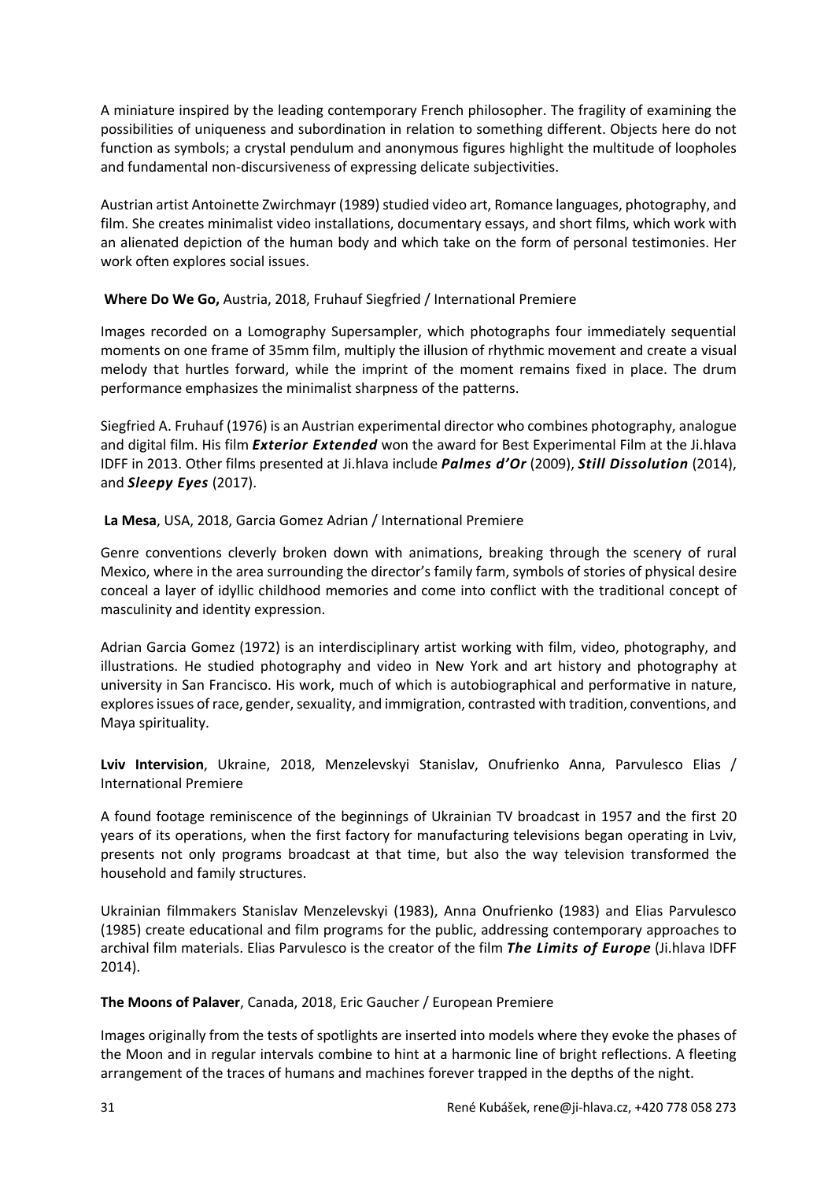A miniature inspired by the leading contemporary French philosopher. The fragility of examining the possibilities of uniqueness and subordination in relation to something different. Objects here do not function as symbols; a crystal pendulum and anonymous figures highlight the multitude of loopholes and fundamental non-discursiveness of expressing delicate subjectivities.

Austrian artist Antoinette Zwirchmayr (1989) studied video art, Romance languages, photography, and film. She creates minimalist video installations, documentary essays, and short films, which work with an alienated depiction of the human body and which take on the form of personal testimonies. Her work often explores social issues.

**Where Do We Go,** Austria, 2018, Fruhauf Siegfried / International Premiere

Images recorded on a Lomography Supersampler, which photographs four immediately sequential moments on one frame of 35mm film, multiply the illusion of rhythmic movement and create a visual melody that hurtles forward, while the imprint of the moment remains fixed in place. The drum performance emphasizes the minimalist sharpness of the patterns.

Siegfried A. Fruhauf (1976) is an Austrian experimental director who combines photography, analogue and digital film. His film ***Exterior Extended*** won the award for Best Experimental Film at the Ji.hlava IDFF in 2013. Other films presented at Ji.hlava include ***Palmes d'Or*** (2009), ***Still Dissolution*** (2014), and ***Sleepy Eyes*** (2017).

**La Mesa**, USA, 2018, Garcia Gomez Adrian / International Premiere

Genre conventions cleverly broken down with animations, breaking through the scenery of rural Mexico, where in the area surrounding the director's family farm, symbols of stories of physical desire conceal a layer of idyllic childhood memories and come into conflict with the traditional concept of masculinity and identity expression.

Adrian Garcia Gomez (1972) is an interdisciplinary artist working with film, video, photography, and illustrations. He studied photography and video in New York and art history and photography at university in San Francisco. His work, much of which is autobiographical and performative in nature, explores issues of race, gender, sexuality, and immigration, contrasted with tradition, conventions, and Maya spirituality.

**Lviv Intervision**, Ukraine, 2018, Menzelevskyi Stanislav, Onufrienko Anna, Parvulesco Elias / International Premiere

A found footage reminiscence of the beginnings of Ukrainian TV broadcast in 1957 and the first 20 years of its operations, when the first factory for manufacturing televisions began operating in Lviv, presents not only programs broadcast at that time, but also the way television transformed the household and family structures.

Ukrainian filmmakers Stanislav Menzelevskyi (1983), Anna Onufrienko (1983) and Elias Parvulesco (1985) create educational and film programs for the public, addressing contemporary approaches to archival film materials. Elias Parvulesco is the creator of the film ***The Limits of Europe*** (Ji.hlava IDFF 2014).

**The Moons of Palaver**, Canada, 2018, Eric Gaucher / European Premiere

Images originally from the tests of spotlights are inserted into models where they evoke the phases of the Moon and in regular intervals combine to hint at a harmonic line of bright reflections. A fleeting arrangement of the traces of humans and machines forever trapped in the depths of the night.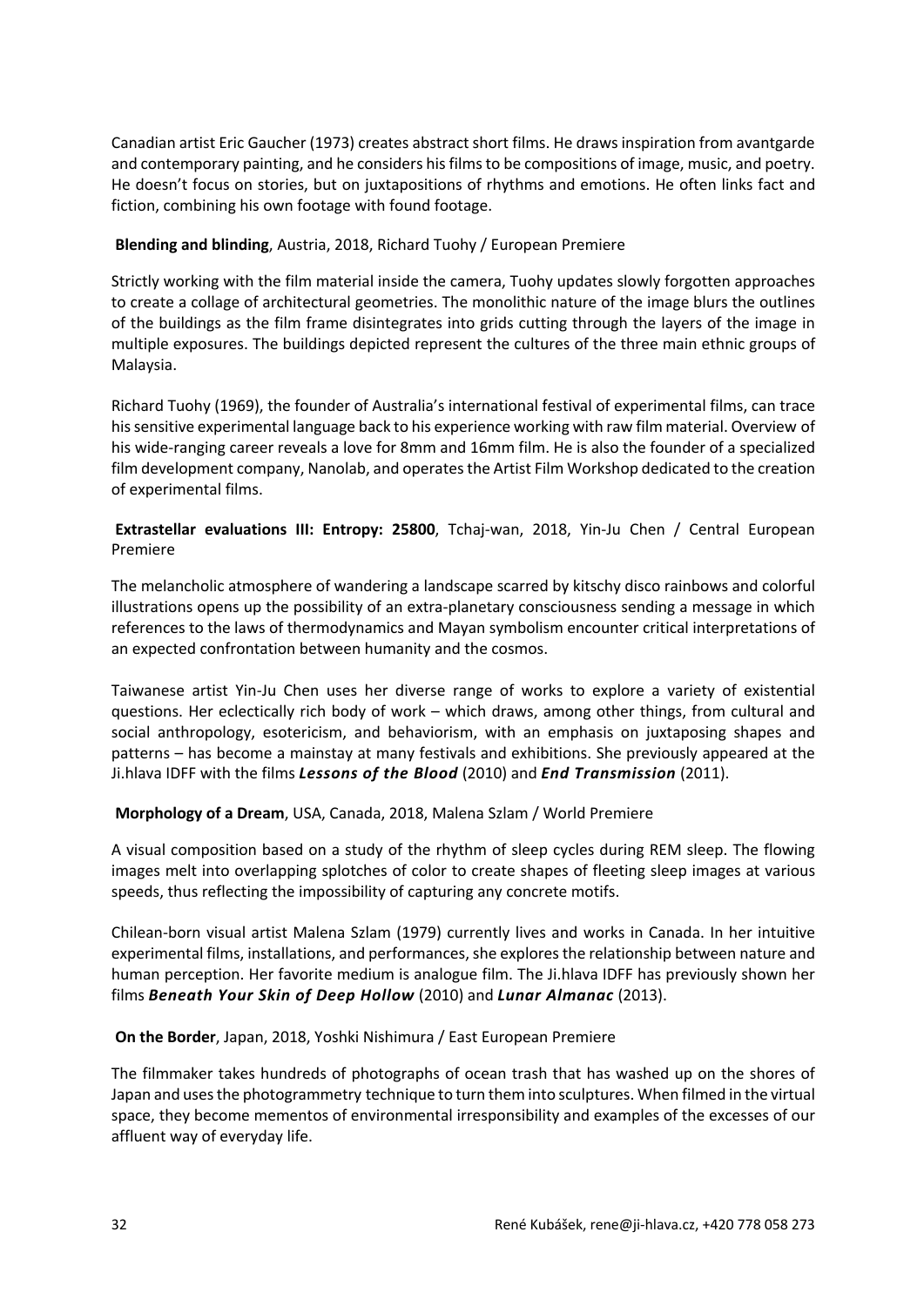Canadian artist Eric Gaucher (1973) creates abstract short films. He draws inspiration from avantgarde and contemporary painting, and he considers his films to be compositions of image, music, and poetry. He doesn't focus on stories, but on juxtapositions of rhythms and emotions. He often links fact and fiction, combining his own footage with found footage.

**Blending and blinding**, Austria, 2018, Richard Tuohy / European Premiere

Strictly working with the film material inside the camera, Tuohy updates slowly forgotten approaches to create a collage of architectural geometries. The monolithic nature of the image blurs the outlines of the buildings as the film frame disintegrates into grids cutting through the layers of the image in multiple exposures. The buildings depicted represent the cultures of the three main ethnic groups of Malaysia.

Richard Tuohy (1969), the founder of Australia's international festival of experimental films, can trace his sensitive experimental language back to his experience working with raw film material. Overview of his wide-ranging career reveals a love for 8mm and 16mm film. He is also the founder of a specialized film development company, Nanolab, and operates the Artist Film Workshop dedicated to the creation of experimental films.

**Extrastellar evaluations III: Entropy: 25800**, Tchaj-wan, 2018, Yin-Ju Chen / Central European Premiere

The melancholic atmosphere of wandering a landscape scarred by kitschy disco rainbows and colorful illustrations opens up the possibility of an extra-planetary consciousness sending a message in which references to the laws of thermodynamics and Mayan symbolism encounter critical interpretations of an expected confrontation between humanity and the cosmos.

Taiwanese artist Yin-Ju Chen uses her diverse range of works to explore a variety of existential questions. Her eclectically rich body of work – which draws, among other things, from cultural and social anthropology, esotericism, and behaviorism, with an emphasis on juxtaposing shapes and patterns – has become a mainstay at many festivals and exhibitions. She previously appeared at the Ji.hlava IDFF with the films ***Lessons of the Blood*** (2010) and ***End Transmission*** (2011).

**Morphology of a Dream**, USA, Canada, 2018, Malena Szlam / World Premiere

A visual composition based on a study of the rhythm of sleep cycles during REM sleep. The flowing images melt into overlapping splotches of color to create shapes of fleeting sleep images at various speeds, thus reflecting the impossibility of capturing any concrete motifs.

Chilean-born visual artist Malena Szlam (1979) currently lives and works in Canada. In her intuitive experimental films, installations, and performances, she explores the relationship between nature and human perception. Her favorite medium is analogue film. The Ji.hlava IDFF has previously shown her films ***Beneath Your Skin of Deep Hollow*** (2010) and ***Lunar Almanac*** (2013).

**On the Border**, Japan, 2018, Yoshki Nishimura / East European Premiere

The filmmaker takes hundreds of photographs of ocean trash that has washed up on the shores of Japan and uses the photogrammetry technique to turn them into sculptures. When filmed in the virtual space, they become mementos of environmental irresponsibility and examples of the excesses of our affluent way of everyday life.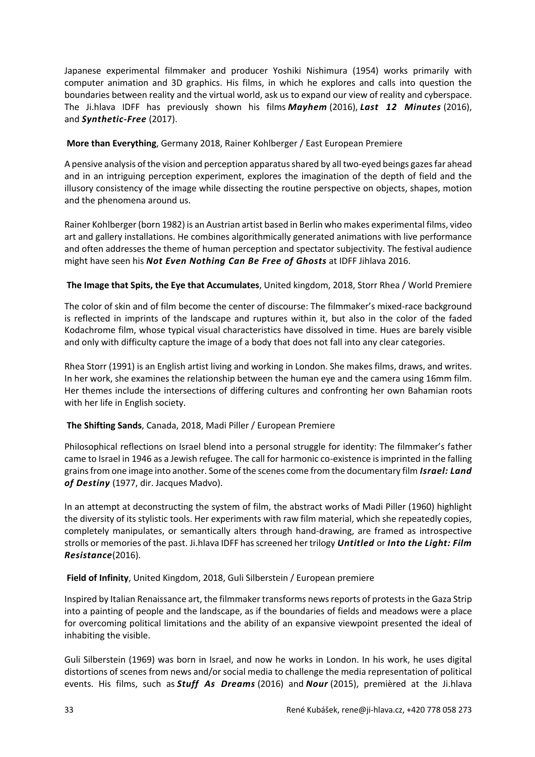Japanese experimental filmmaker and producer Yoshiki Nishimura (1954) works primarily with computer animation and 3D graphics. His films, in which he explores and calls into question the boundaries between reality and the virtual world, ask us to expand our view of reality and cyberspace. The Ji.hlava IDFF has previously shown his films ***Mayhem*** (2016), ***Last 12 Minutes*** (2016), and ***Synthetic-Free*** (2017).

**More than Everything**, Germany 2018, Rainer Kohlberger / East European Premiere

A pensive analysis of the vision and perception apparatus shared by all two-eyed beings gazes far ahead and in an intriguing perception experiment, explores the imagination of the depth of field and the illusory consistency of the image while dissecting the routine perspective on objects, shapes, motion and the phenomena around us.

Rainer Kohlberger (born 1982) is an Austrian artist based in Berlin who makes experimental films, video art and gallery installations. He combines algorithmically generated animations with live performance and often addresses the theme of human perception and spectator subjectivity. The festival audience might have seen his ***Not Even Nothing Can Be Free of Ghosts*** at IDFF Jihlava 2016.

**The Image that Spits, the Eye that Accumulates**, United kingdom, 2018, Storr Rhea / World Premiere

The color of skin and of film become the center of discourse: The filmmaker's mixed-race background is reflected in imprints of the landscape and ruptures within it, but also in the color of the faded Kodachrome film, whose typical visual characteristics have dissolved in time. Hues are barely visible and only with difficulty capture the image of a body that does not fall into any clear categories.

Rhea Storr (1991) is an English artist living and working in London. She makes films, draws, and writes. In her work, she examines the relationship between the human eye and the camera using 16mm film. Her themes include the intersections of differing cultures and confronting her own Bahamian roots with her life in English society.

**The Shifting Sands**, Canada, 2018, Madi Piller / European Premiere

Philosophical reflections on Israel blend into a personal struggle for identity: The filmmaker's father came to Israel in 1946 as a Jewish refugee. The call for harmonic co-existence is imprinted in the falling grains from one image into another. Some of the scenes come from the documentary film ***Israel: Land of Destiny*** (1977, dir. Jacques Madvo).

In an attempt at deconstructing the system of film, the abstract works of Madi Piller (1960) highlight the diversity of its stylistic tools. Her experiments with raw film material, which she repeatedly copies, completely manipulates, or semantically alters through hand-drawing, are framed as introspective strolls or memories of the past. Ji.hlava IDFF has screened her trilogy ***Untitled*** or ***Into the Light: Film Resistance***(2016).

**Field of Infinity**, United Kingdom, 2018, Guli Silberstein / European premiere

Inspired by Italian Renaissance art, the filmmaker transforms news reports of protests in the Gaza Strip into a painting of people and the landscape, as if the boundaries of fields and meadows were a place for overcoming political limitations and the ability of an expansive viewpoint presented the ideal of inhabiting the visible.

Guli Silberstein (1969) was born in Israel, and now he works in London. In his work, he uses digital distortions of scenes from news and/or social media to challenge the media representation of political events. His films, such as ***Stuff As Dreams*** (2016) and ***Nour*** (2015), premièred at the Ji.hlava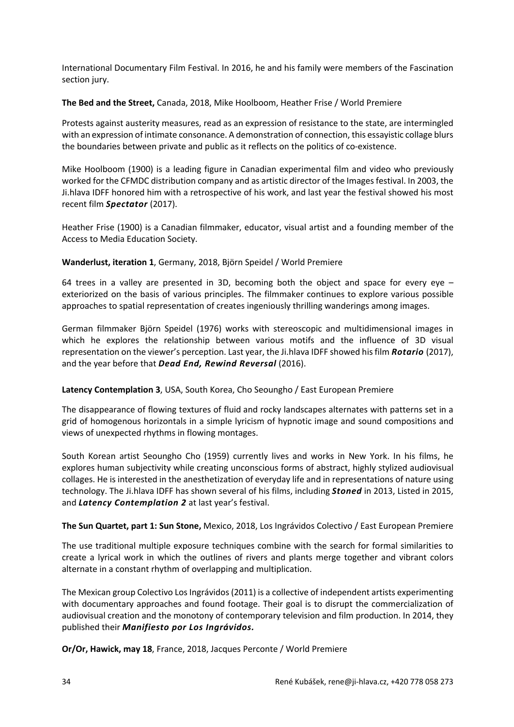International Documentary Film Festival. In 2016, he and his family were members of the Fascination section jury.

**The Bed and the Street,** Canada, 2018, Mike Hoolboom, Heather Frise / World Premiere

Protests against austerity measures, read as an expression of resistance to the state, are intermingled with an expression of intimate consonance. A demonstration of connection, this essayistic collage blurs the boundaries between private and public as it reflects on the politics of co-existence.

Mike Hoolboom (1900) is a leading figure in Canadian experimental film and video who previously worked for the CFMDC distribution company and as artistic director of the Images festival. In 2003, the Ji.hlava IDFF honored him with a retrospective of his work, and last year the festival showed his most recent film ***Spectator*** (2017).

Heather Frise (1900) is a Canadian filmmaker, educator, visual artist and a founding member of the Access to Media Education Society.

**Wanderlust, iteration 1**, Germany, 2018, Björn Speidel / World Premiere

64 trees in a valley are presented in 3D, becoming both the object and space for every eye – exteriorized on the basis of various principles. The filmmaker continues to explore various possible approaches to spatial representation of creates ingeniously thrilling wanderings among images.

German filmmaker Björn Speidel (1976) works with stereoscopic and multidimensional images in which he explores the relationship between various motifs and the influence of 3D visual representation on the viewer's perception. Last year, the Ji.hlava IDFF showed his film ***Rotario*** (2017), and the year before that ***Dead End, Rewind Reversal*** (2016).

**Latency Contemplation 3**, USA, South Korea, Cho Seoungho / East European Premiere

The disappearance of flowing textures of fluid and rocky landscapes alternates with patterns set in a grid of homogenous horizontals in a simple lyricism of hypnotic image and sound compositions and views of unexpected rhythms in flowing montages.

South Korean artist Seoungho Cho (1959) currently lives and works in New York. In his films, he explores human subjectivity while creating unconscious forms of abstract, highly stylized audiovisual collages. He is interested in the anesthetization of everyday life and in representations of nature using technology. The Ji.hlava IDFF has shown several of his films, including ***Stoned*** in 2013, Listed in 2015, and ***Latency Contemplation 2*** at last year's festival.

**The Sun Quartet, part 1: Sun Stone,** Mexico, 2018, Los Ingrávidos Colectivo / East European Premiere

The use traditional multiple exposure techniques combine with the search for formal similarities to create a lyrical work in which the outlines of rivers and plants merge together and vibrant colors alternate in a constant rhythm of overlapping and multiplication.

The Mexican group Colectivo Los Ingrávidos (2011) is a collective of independent artists experimenting with documentary approaches and found footage. Their goal is to disrupt the commercialization of audiovisual creation and the monotony of contemporary television and film production. In 2014, they published their ***Manifiesto por Los Ingrávidos.***

**Or/Or, Hawick, may 18**, France, 2018, Jacques Perconte / World Premiere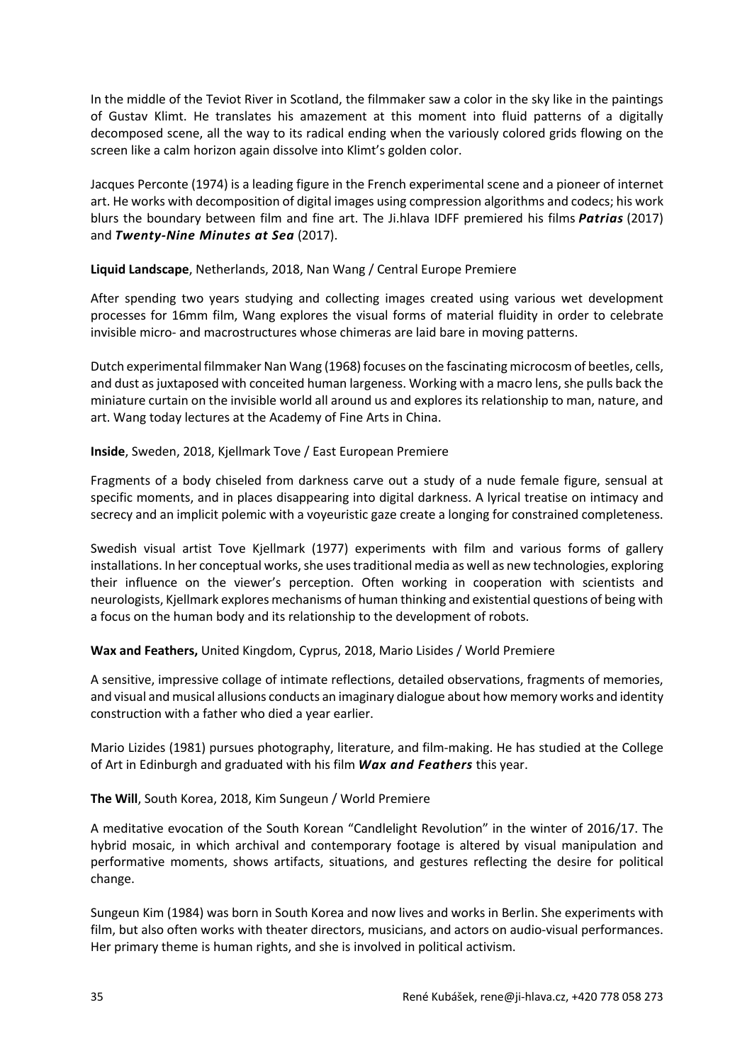In the middle of the Teviot River in Scotland, the filmmaker saw a color in the sky like in the paintings of Gustav Klimt. He translates his amazement at this moment into fluid patterns of a digitally decomposed scene, all the way to its radical ending when the variously colored grids flowing on the screen like a calm horizon again dissolve into Klimt's golden color.

Jacques Perconte (1974) is a leading figure in the French experimental scene and a pioneer of internet art. He works with decomposition of digital images using compression algorithms and codecs; his work blurs the boundary between film and fine art. The Ji.hlava IDFF premiered his films ***Patrias*** (2017) and ***Twenty-Nine Minutes at Sea*** (2017).

**Liquid Landscape**, Netherlands, 2018, Nan Wang / Central Europe Premiere

After spending two years studying and collecting images created using various wet development processes for 16mm film, Wang explores the visual forms of material fluidity in order to celebrate invisible micro- and macrostructures whose chimeras are laid bare in moving patterns.

Dutch experimental filmmaker Nan Wang (1968) focuses on the fascinating microcosm of beetles, cells, and dust as juxtaposed with conceited human largeness. Working with a macro lens, she pulls back the miniature curtain on the invisible world all around us and explores its relationship to man, nature, and art. Wang today lectures at the Academy of Fine Arts in China.

**Inside**, Sweden, 2018, Kjellmark Tove / East European Premiere

Fragments of a body chiseled from darkness carve out a study of a nude female figure, sensual at specific moments, and in places disappearing into digital darkness. A lyrical treatise on intimacy and secrecy and an implicit polemic with a voyeuristic gaze create a longing for constrained completeness.

Swedish visual artist Tove Kjellmark (1977) experiments with film and various forms of gallery installations. In her conceptual works, she uses traditional media as well as new technologies, exploring their influence on the viewer's perception. Often working in cooperation with scientists and neurologists, Kjellmark explores mechanisms of human thinking and existential questions of being with a focus on the human body and its relationship to the development of robots.

**Wax and Feathers,** United Kingdom, Cyprus, 2018, Mario Lisides / World Premiere

A sensitive, impressive collage of intimate reflections, detailed observations, fragments of memories, and visual and musical allusions conducts an imaginary dialogue about how memory works and identity construction with a father who died a year earlier.

Mario Lizides (1981) pursues photography, literature, and film-making. He has studied at the College of Art in Edinburgh and graduated with his film ***Wax and Feathers*** this year.

**The Will**, South Korea, 2018, Kim Sungeun / World Premiere

A meditative evocation of the South Korean "Candlelight Revolution" in the winter of 2016/17. The hybrid mosaic, in which archival and contemporary footage is altered by visual manipulation and performative moments, shows artifacts, situations, and gestures reflecting the desire for political change.

Sungeun Kim (1984) was born in South Korea and now lives and works in Berlin. She experiments with film, but also often works with theater directors, musicians, and actors on audio-visual performances. Her primary theme is human rights, and she is involved in political activism.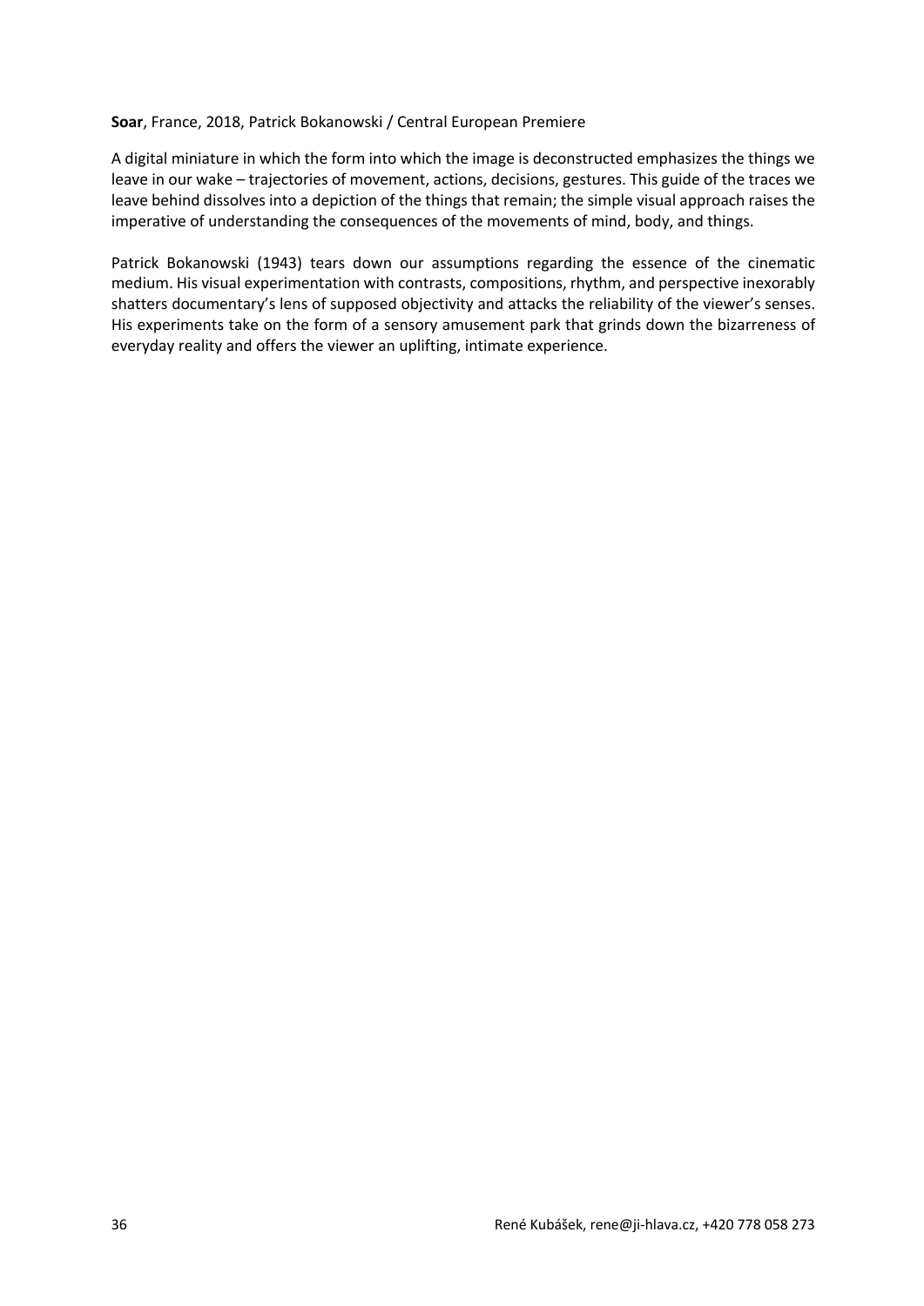**Soar**, France, 2018, Patrick Bokanowski / Central European Premiere

A digital miniature in which the form into which the image is deconstructed emphasizes the things we leave in our wake – trajectories of movement, actions, decisions, gestures. This guide of the traces we leave behind dissolves into a depiction of the things that remain; the simple visual approach raises the imperative of understanding the consequences of the movements of mind, body, and things.

Patrick Bokanowski (1943) tears down our assumptions regarding the essence of the cinematic medium. His visual experimentation with contrasts, compositions, rhythm, and perspective inexorably shatters documentary's lens of supposed objectivity and attacks the reliability of the viewer's senses. His experiments take on the form of a sensory amusement park that grinds down the bizarreness of everyday reality and offers the viewer an uplifting, intimate experience.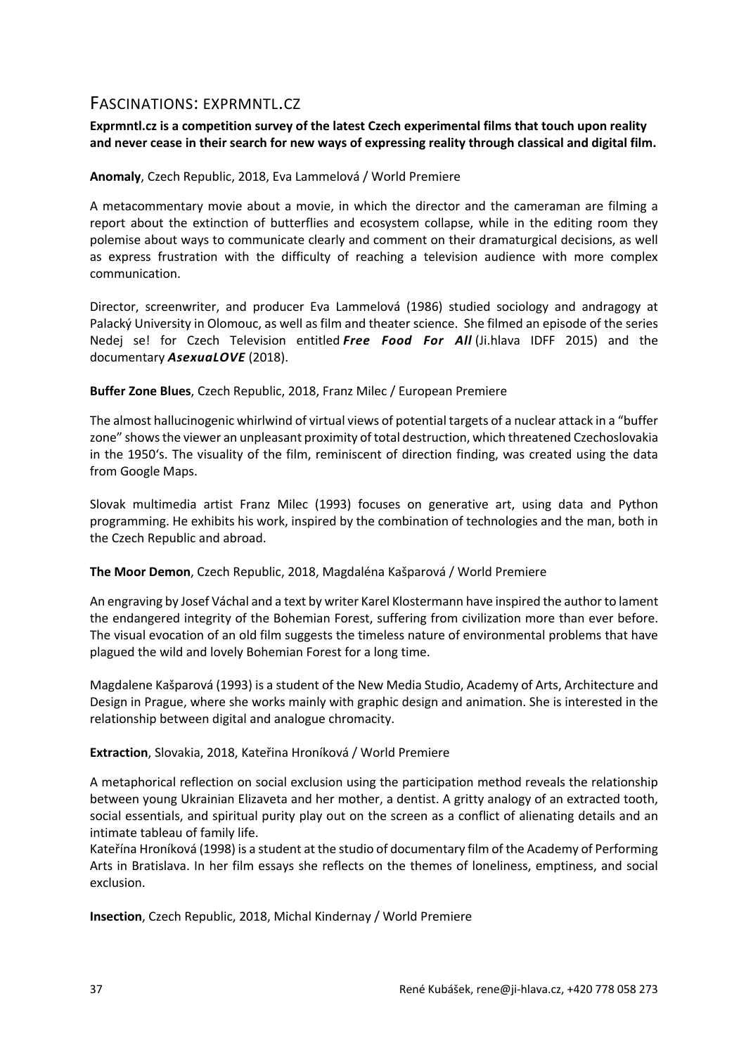## Fascinations: exprmntl.cz

**Exprmntl.cz is a competition survey of the latest Czech experimental films that touch upon reality and never cease in their search for new ways of expressing reality through classical and digital film.**

**Anomaly**, Czech Republic, 2018, Eva Lammelová / World Premiere

A metacommentary movie about a movie, in which the director and the cameraman are filming a report about the extinction of butterflies and ecosystem collapse, while in the editing room they polemise about ways to communicate clearly and comment on their dramaturgical decisions, as well as express frustration with the difficulty of reaching a television audience with more complex communication.

Director, screenwriter, and producer Eva Lammelová (1986) studied sociology and andragogy at Palacký University in Olomouc, as well as film and theater science. She filmed an episode of the series Nedej se! for Czech Television entitled ***Free Food For All*** (Ji.hlava IDFF 2015) and the documentary ***AsexuaLOVE*** (2018).

**Buffer Zone Blues**, Czech Republic, 2018, Franz Milec / European Premiere

The almost hallucinogenic whirlwind of virtual views of potential targets of a nuclear attack in a "buffer zone" shows the viewer an unpleasant proximity of total destruction, which threatened Czechoslovakia in the 1950's. The visuality of the film, reminiscent of direction finding, was created using the data from Google Maps.

Slovak multimedia artist Franz Milec (1993) focuses on generative art, using data and Python programming. He exhibits his work, inspired by the combination of technologies and the man, both in the Czech Republic and abroad.

**The Moor Demon**, Czech Republic, 2018, Magdaléna Kašparová / World Premiere

An engraving by Josef Váchal and a text by writer Karel Klostermann have inspired the author to lament the endangered integrity of the Bohemian Forest, suffering from civilization more than ever before. The visual evocation of an old film suggests the timeless nature of environmental problems that have plagued the wild and lovely Bohemian Forest for a long time.

Magdalene Kašparová (1993) is a student of the New Media Studio, Academy of Arts, Architecture and Design in Prague, where she works mainly with graphic design and animation. She is interested in the relationship between digital and analogue chromacity.

**Extraction**, Slovakia, 2018, Kateřina Hroníková / World Premiere

A metaphorical reflection on social exclusion using the participation method reveals the relationship between young Ukrainian Elizaveta and her mother, a dentist. A gritty analogy of an extracted tooth, social essentials, and spiritual purity play out on the screen as a conflict of alienating details and an intimate tableau of family life.

Kateřína Hroníková (1998) is a student at the studio of documentary film of the Academy of Performing Arts in Bratislava. In her film essays she reflects on the themes of loneliness, emptiness, and social exclusion.

**Insection**, Czech Republic, 2018, Michal Kindernay / World Premiere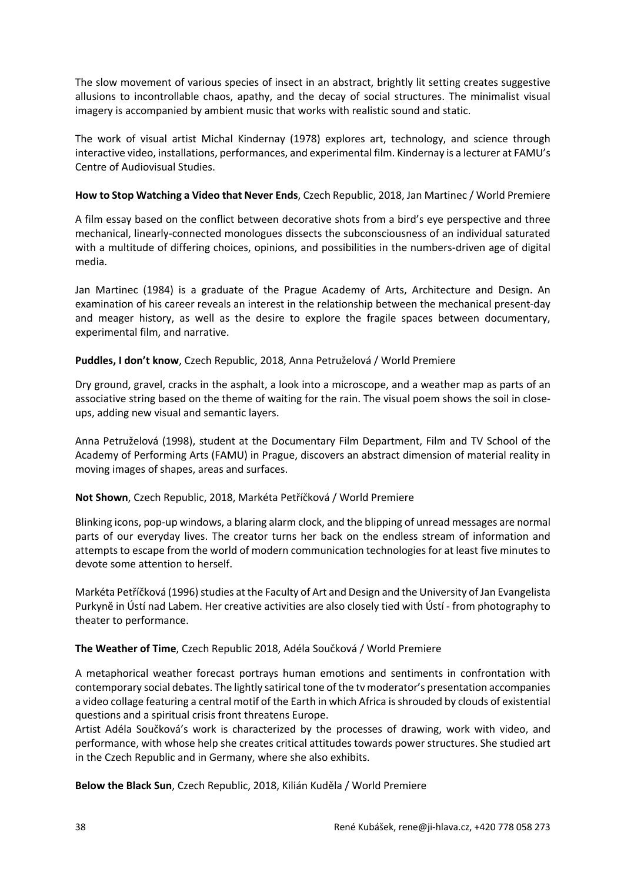The slow movement of various species of insect in an abstract, brightly lit setting creates suggestive allusions to incontrollable chaos, apathy, and the decay of social structures. The minimalist visual imagery is accompanied by ambient music that works with realistic sound and static.

The work of visual artist Michal Kindernay (1978) explores art, technology, and science through interactive video, installations, performances, and experimental film. Kindernay is a lecturer at FAMU's Centre of Audiovisual Studies.

**How to Stop Watching a Video that Never Ends**, Czech Republic, 2018, Jan Martinec / World Premiere

A film essay based on the conflict between decorative shots from a bird's eye perspective and three mechanical, linearly-connected monologues dissects the subconsciousness of an individual saturated with a multitude of differing choices, opinions, and possibilities in the numbers-driven age of digital media.

Jan Martinec (1984) is a graduate of the Prague Academy of Arts, Architecture and Design. An examination of his career reveals an interest in the relationship between the mechanical present-day and meager history, as well as the desire to explore the fragile spaces between documentary, experimental film, and narrative.

**Puddles, I don't know**, Czech Republic, 2018, Anna Petruželová / World Premiere

Dry ground, gravel, cracks in the asphalt, a look into a microscope, and a weather map as parts of an associative string based on the theme of waiting for the rain. The visual poem shows the soil in close-ups, adding new visual and semantic layers.

Anna Petruželová (1998), student at the Documentary Film Department, Film and TV School of the Academy of Performing Arts (FAMU) in Prague, discovers an abstract dimension of material reality in moving images of shapes, areas and surfaces.

**Not Shown**, Czech Republic, 2018, Markéta Petříčková / World Premiere

Blinking icons, pop-up windows, a blaring alarm clock, and the blipping of unread messages are normal parts of our everyday lives. The creator turns her back on the endless stream of information and attempts to escape from the world of modern communication technologies for at least five minutes to devote some attention to herself.

Markéta Petříčková (1996) studies at the Faculty of Art and Design and the University of Jan Evangelista Purkyně in Ústí nad Labem. Her creative activities are also closely tied with Ústí - from photography to theater to performance.

**The Weather of Time**, Czech Republic 2018, Adéla Součková / World Premiere

A metaphorical weather forecast portrays human emotions and sentiments in confrontation with contemporary social debates. The lightly satirical tone of the tv moderator's presentation accompanies a video collage featuring a central motif of the Earth in which Africa is shrouded by clouds of existential questions and a spiritual crisis front threatens Europe.
Artist Adéla Součková's work is characterized by the processes of drawing, work with video, and performance, with whose help she creates critical attitudes towards power structures. She studied art in the Czech Republic and in Germany, where she also exhibits.

**Below the Black Sun**, Czech Republic, 2018, Kilián Kuděla / World Premiere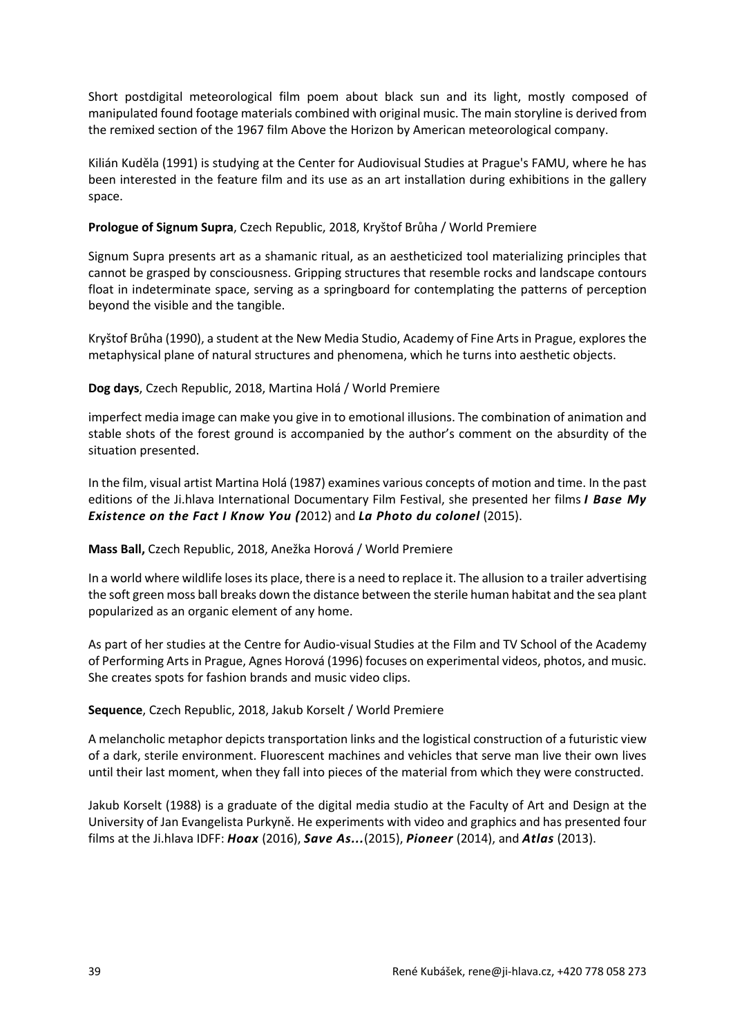Short postdigital meteorological film poem about black sun and its light, mostly composed of manipulated found footage materials combined with original music. The main storyline is derived from the remixed section of the 1967 film Above the Horizon by American meteorological company.

Kilián Kuděla (1991) is studying at the Center for Audiovisual Studies at Prague's FAMU, where he has been interested in the feature film and its use as an art installation during exhibitions in the gallery space.

**Prologue of Signum Supra**, Czech Republic, 2018, Kryštof Brůha / World Premiere

Signum Supra presents art as a shamanic ritual, as an aestheticized tool materializing principles that cannot be grasped by consciousness. Gripping structures that resemble rocks and landscape contours float in indeterminate space, serving as a springboard for contemplating the patterns of perception beyond the visible and the tangible.

Kryštof Brůha (1990), a student at the New Media Studio, Academy of Fine Arts in Prague, explores the metaphysical plane of natural structures and phenomena, which he turns into aesthetic objects.

**Dog days**, Czech Republic, 2018, Martina Holá / World Premiere

imperfect media image can make you give in to emotional illusions. The combination of animation and stable shots of the forest ground is accompanied by the author's comment on the absurdity of the situation presented.

In the film, visual artist Martina Holá (1987) examines various concepts of motion and time. In the past editions of the Ji.hlava International Documentary Film Festival, she presented her films ***I Base My Existence on the Fact I Know You (***2012) and ***La Photo du colonel*** (2015).

**Mass Ball,** Czech Republic, 2018, Anežka Horová / World Premiere

In a world where wildlife loses its place, there is a need to replace it. The allusion to a trailer advertising the soft green moss ball breaks down the distance between the sterile human habitat and the sea plant popularized as an organic element of any home.

As part of her studies at the Centre for Audio-visual Studies at the Film and TV School of the Academy of Performing Arts in Prague, Agnes Horová (1996) focuses on experimental videos, photos, and music. She creates spots for fashion brands and music video clips.

**Sequence**, Czech Republic, 2018, Jakub Korselt / World Premiere

A melancholic metaphor depicts transportation links and the logistical construction of a futuristic view of a dark, sterile environment. Fluorescent machines and vehicles that serve man live their own lives until their last moment, when they fall into pieces of the material from which they were constructed.

Jakub Korselt (1988) is a graduate of the digital media studio at the Faculty of Art and Design at the University of Jan Evangelista Purkyně. He experiments with video and graphics and has presented four films at the Ji.hlava IDFF: ***Hoax*** (2016), ***Save As...***(2015), ***Pioneer*** (2014), and ***Atlas*** (2013).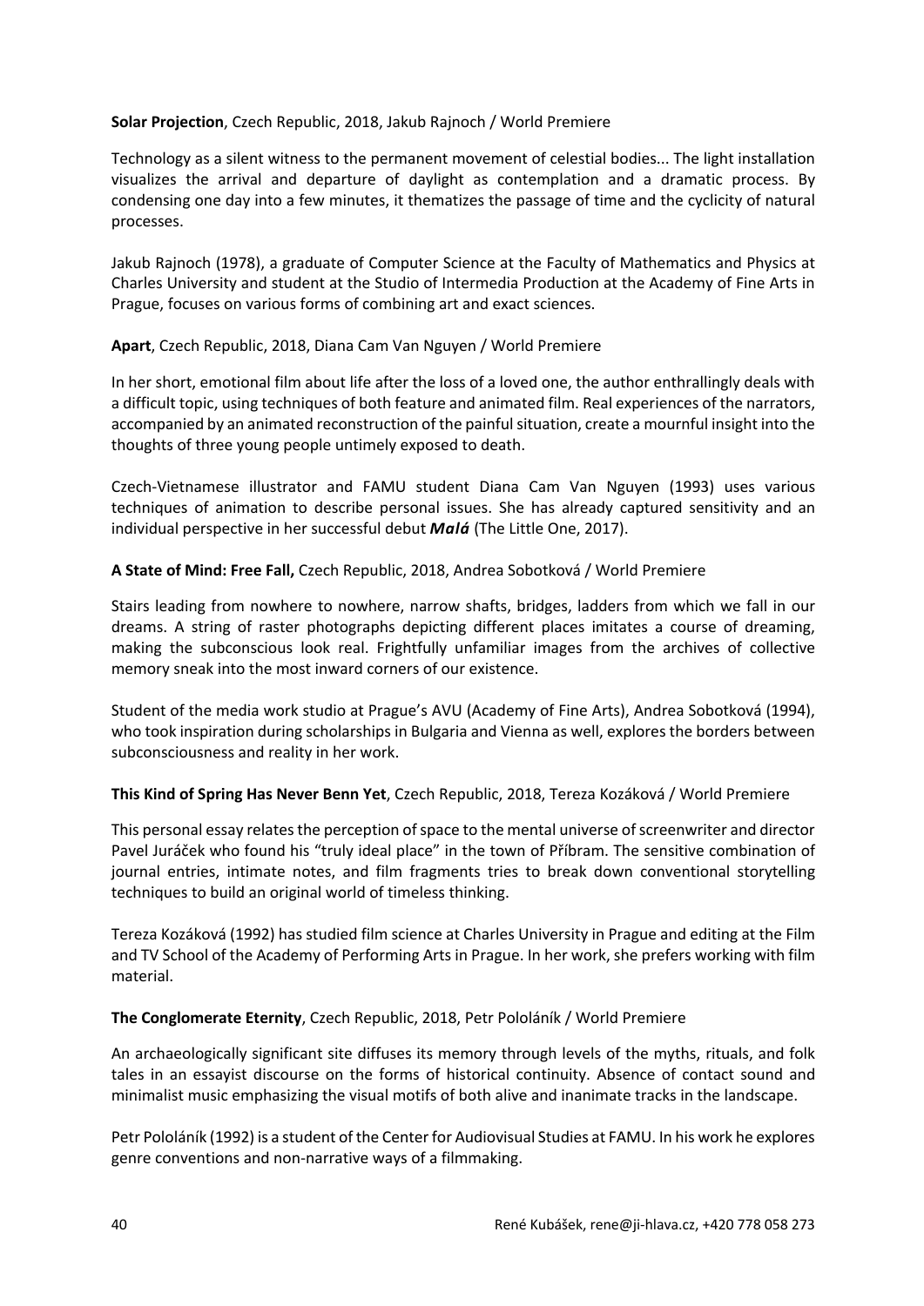**Solar Projection**, Czech Republic, 2018, Jakub Rajnoch / World Premiere

Technology as a silent witness to the permanent movement of celestial bodies... The light installation visualizes the arrival and departure of daylight as contemplation and a dramatic process. By condensing one day into a few minutes, it thematizes the passage of time and the cyclicity of natural processes.

Jakub Rajnoch (1978), a graduate of Computer Science at the Faculty of Mathematics and Physics at Charles University and student at the Studio of Intermedia Production at the Academy of Fine Arts in Prague, focuses on various forms of combining art and exact sciences.

**Apart**, Czech Republic, 2018, Diana Cam Van Nguyen / World Premiere

In her short, emotional film about life after the loss of a loved one, the author enthrallingly deals with a difficult topic, using techniques of both feature and animated film. Real experiences of the narrators, accompanied by an animated reconstruction of the painful situation, create a mournful insight into the thoughts of three young people untimely exposed to death.

Czech-Vietnamese illustrator and FAMU student Diana Cam Van Nguyen (1993) uses various techniques of animation to describe personal issues. She has already captured sensitivity and an individual perspective in her successful debut ***Malá*** (The Little One, 2017).

**A State of Mind: Free Fall,** Czech Republic, 2018, Andrea Sobotková / World Premiere

Stairs leading from nowhere to nowhere, narrow shafts, bridges, ladders from which we fall in our dreams. A string of raster photographs depicting different places imitates a course of dreaming, making the subconscious look real. Frightfully unfamiliar images from the archives of collective memory sneak into the most inward corners of our existence.

Student of the media work studio at Prague's AVU (Academy of Fine Arts), Andrea Sobotková (1994), who took inspiration during scholarships in Bulgaria and Vienna as well, explores the borders between subconsciousness and reality in her work.

**This Kind of Spring Has Never Benn Yet**, Czech Republic, 2018, Tereza Kozáková / World Premiere

This personal essay relates the perception of space to the mental universe of screenwriter and director Pavel Juráček who found his "truly ideal place" in the town of Příbram. The sensitive combination of journal entries, intimate notes, and film fragments tries to break down conventional storytelling techniques to build an original world of timeless thinking.

Tereza Kozáková (1992) has studied film science at Charles University in Prague and editing at the Film and TV School of the Academy of Performing Arts in Prague. In her work, she prefers working with film material.

**The Conglomerate Eternity**, Czech Republic, 2018, Petr Pololáník / World Premiere

An archaeologically significant site diffuses its memory through levels of the myths, rituals, and folk tales in an essayist discourse on the forms of historical continuity. Absence of contact sound and minimalist music emphasizing the visual motifs of both alive and inanimate tracks in the landscape.

Petr Pololáník (1992) is a student of the Center for Audiovisual Studies at FAMU. In his work he explores genre conventions and non-narrative ways of a filmmaking.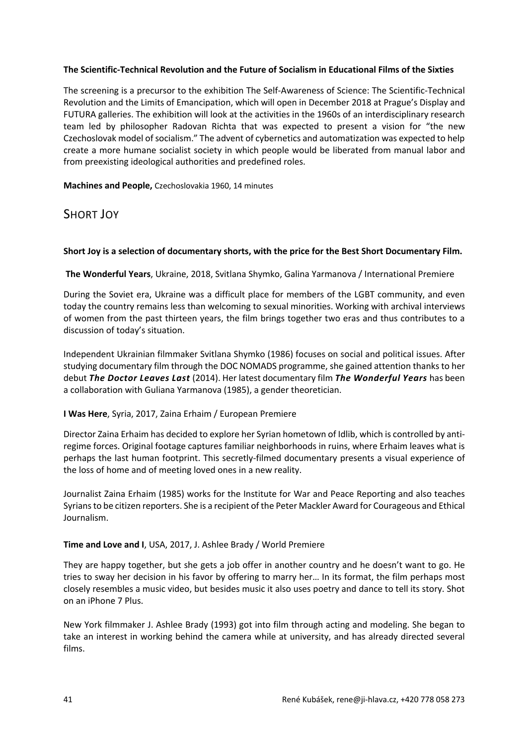**The Scientific-Technical Revolution and the Future of Socialism in Educational Films of the Sixties**

The screening is a precursor to the exhibition The Self-Awareness of Science: The Scientific-Technical Revolution and the Limits of Emancipation, which will open in December 2018 at Prague's Display and FUTURA galleries. The exhibition will look at the activities in the 1960s of an interdisciplinary research team led by philosopher Radovan Richta that was expected to present a vision for "the new Czechoslovak model of socialism." The advent of cybernetics and automatization was expected to help create a more humane socialist society in which people would be liberated from manual labor and from preexisting ideological authorities and predefined roles.

**Machines and People,** Czechoslovakia 1960, 14 minutes

## Short Joy

**Short Joy is a selection of documentary shorts, with the price for the Best Short Documentary Film.**

**The Wonderful Years**, Ukraine, 2018, Svitlana Shymko, Galina Yarmanova / International Premiere

During the Soviet era, Ukraine was a difficult place for members of the LGBT community, and even today the country remains less than welcoming to sexual minorities. Working with archival interviews of women from the past thirteen years, the film brings together two eras and thus contributes to a discussion of today's situation.

Independent Ukrainian filmmaker Svitlana Shymko (1986) focuses on social and political issues. After studying documentary film through the DOC NOMADS programme, she gained attention thanks to her debut ***The Doctor Leaves Last*** (2014). Her latest documentary film ***The Wonderful Years*** has been a collaboration with Guliana Yarmanova (1985), a gender theoretician.

**I Was Here**, Syria, 2017, Zaina Erhaim / European Premiere

Director Zaina Erhaim has decided to explore her Syrian hometown of Idlib, which is controlled by anti-regime forces. Original footage captures familiar neighborhoods in ruins, where Erhaim leaves what is perhaps the last human footprint. This secretly-filmed documentary presents a visual experience of the loss of home and of meeting loved ones in a new reality.

Journalist Zaina Erhaim (1985) works for the Institute for War and Peace Reporting and also teaches Syrians to be citizen reporters. She is a recipient of the Peter Mackler Award for Courageous and Ethical Journalism.

**Time and Love and I**, USA, 2017, J. Ashlee Brady / World Premiere

They are happy together, but she gets a job offer in another country and he doesn't want to go. He tries to sway her decision in his favor by offering to marry her… In its format, the film perhaps most closely resembles a music video, but besides music it also uses poetry and dance to tell its story. Shot on an iPhone 7 Plus.

New York filmmaker J. Ashlee Brady (1993) got into film through acting and modeling. She began to take an interest in working behind the camera while at university, and has already directed several films.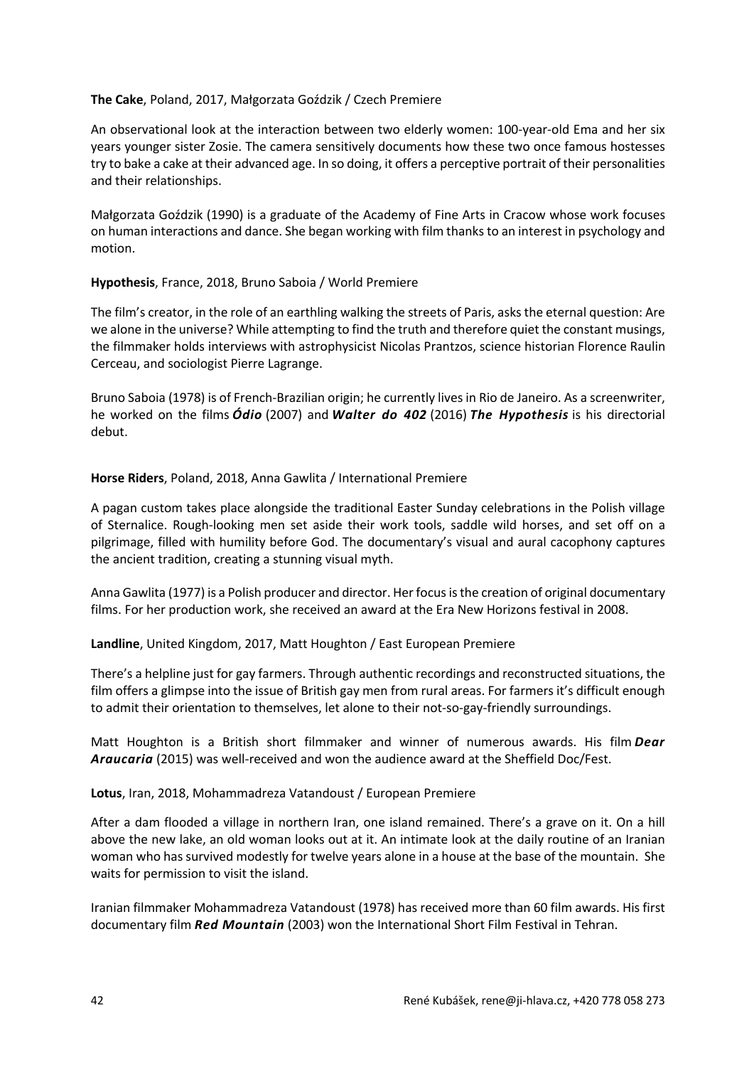**The Cake**, Poland, 2017, Małgorzata Goździk / Czech Premiere

An observational look at the interaction between two elderly women: 100-year-old Ema and her six years younger sister Zosie. The camera sensitively documents how these two once famous hostesses try to bake a cake at their advanced age. In so doing, it offers a perceptive portrait of their personalities and their relationships.

Małgorzata Goździk (1990) is a graduate of the Academy of Fine Arts in Cracow whose work focuses on human interactions and dance. She began working with film thanks to an interest in psychology and motion.

**Hypothesis**, France, 2018, Bruno Saboia / World Premiere

The film's creator, in the role of an earthling walking the streets of Paris, asks the eternal question: Are we alone in the universe? While attempting to find the truth and therefore quiet the constant musings, the filmmaker holds interviews with astrophysicist Nicolas Prantzos, science historian Florence Raulin Cerceau, and sociologist Pierre Lagrange.

Bruno Saboia (1978) is of French-Brazilian origin; he currently lives in Rio de Janeiro. As a screenwriter, he worked on the films ***Ódio*** (2007) and ***Walter do 402*** (2016) ***The Hypothesis*** is his directorial debut.

**Horse Riders**, Poland, 2018, Anna Gawlita / International Premiere

A pagan custom takes place alongside the traditional Easter Sunday celebrations in the Polish village of Sternalice. Rough-looking men set aside their work tools, saddle wild horses, and set off on a pilgrimage, filled with humility before God. The documentary's visual and aural cacophony captures the ancient tradition, creating a stunning visual myth.

Anna Gawlita (1977) is a Polish producer and director. Her focus is the creation of original documentary films. For her production work, she received an award at the Era New Horizons festival in 2008.

**Landline**, United Kingdom, 2017, Matt Houghton / East European Premiere

There's a helpline just for gay farmers. Through authentic recordings and reconstructed situations, the film offers a glimpse into the issue of British gay men from rural areas. For farmers it's difficult enough to admit their orientation to themselves, let alone to their not-so-gay-friendly surroundings.

Matt Houghton is a British short filmmaker and winner of numerous awards. His film ***Dear Araucaria*** (2015) was well-received and won the audience award at the Sheffield Doc/Fest.

**Lotus**, Iran, 2018, Mohammadreza Vatandoust / European Premiere

After a dam flooded a village in northern Iran, one island remained. There's a grave on it. On a hill above the new lake, an old woman looks out at it. An intimate look at the daily routine of an Iranian woman who has survived modestly for twelve years alone in a house at the base of the mountain. She waits for permission to visit the island.

Iranian filmmaker Mohammadreza Vatandoust (1978) has received more than 60 film awards. His first documentary film ***Red Mountain*** (2003) won the International Short Film Festival in Tehran.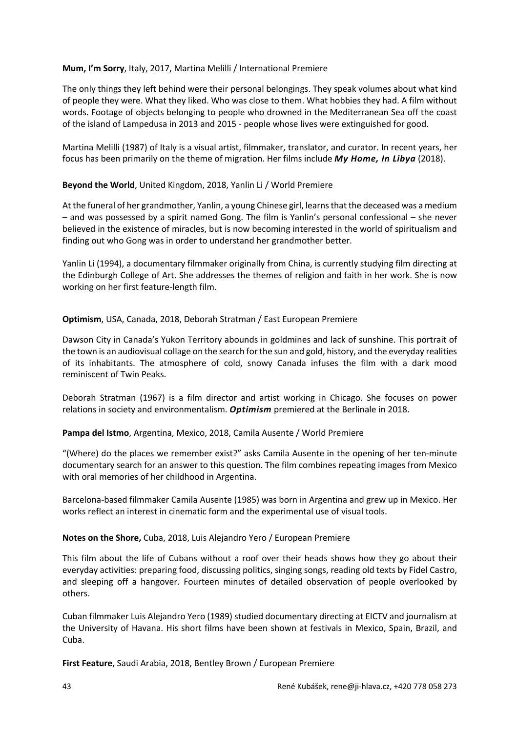**Mum, I'm Sorry**, Italy, 2017, Martina Melilli / International Premiere

The only things they left behind were their personal belongings. They speak volumes about what kind of people they were. What they liked. Who was close to them. What hobbies they had. A film without words. Footage of objects belonging to people who drowned in the Mediterranean Sea off the coast of the island of Lampedusa in 2013 and 2015 - people whose lives were extinguished for good.

Martina Melilli (1987) of Italy is a visual artist, filmmaker, translator, and curator. In recent years, her focus has been primarily on the theme of migration. Her films include ***My Home, In Libya*** (2018).

**Beyond the World**, United Kingdom, 2018, Yanlin Li / World Premiere

At the funeral of her grandmother, Yanlin, a young Chinese girl, learns that the deceased was a medium – and was possessed by a spirit named Gong. The film is Yanlin's personal confessional – she never believed in the existence of miracles, but is now becoming interested in the world of spiritualism and finding out who Gong was in order to understand her grandmother better.

Yanlin Li (1994), a documentary filmmaker originally from China, is currently studying film directing at the Edinburgh College of Art. She addresses the themes of religion and faith in her work. She is now working on her first feature-length film.

**Optimism**, USA, Canada, 2018, Deborah Stratman / East European Premiere

Dawson City in Canada's Yukon Territory abounds in goldmines and lack of sunshine. This portrait of the town is an audiovisual collage on the search for the sun and gold, history, and the everyday realities of its inhabitants. The atmosphere of cold, snowy Canada infuses the film with a dark mood reminiscent of Twin Peaks.

Deborah Stratman (1967) is a film director and artist working in Chicago. She focuses on power relations in society and environmentalism. ***Optimism*** premiered at the Berlinale in 2018.

**Pampa del Istmo**, Argentina, Mexico, 2018, Camila Ausente / World Premiere

"(Where) do the places we remember exist?" asks Camila Ausente in the opening of her ten-minute documentary search for an answer to this question. The film combines repeating images from Mexico with oral memories of her childhood in Argentina.

Barcelona-based filmmaker Camila Ausente (1985) was born in Argentina and grew up in Mexico. Her works reflect an interest in cinematic form and the experimental use of visual tools.

**Notes on the Shore,** Cuba, 2018, Luis Alejandro Yero / European Premiere

This film about the life of Cubans without a roof over their heads shows how they go about their everyday activities: preparing food, discussing politics, singing songs, reading old texts by Fidel Castro, and sleeping off a hangover. Fourteen minutes of detailed observation of people overlooked by others.

Cuban filmmaker Luis Alejandro Yero (1989) studied documentary directing at EICTV and journalism at the University of Havana. His short films have been shown at festivals in Mexico, Spain, Brazil, and Cuba.

**First Feature**, Saudi Arabia, 2018, Bentley Brown / European Premiere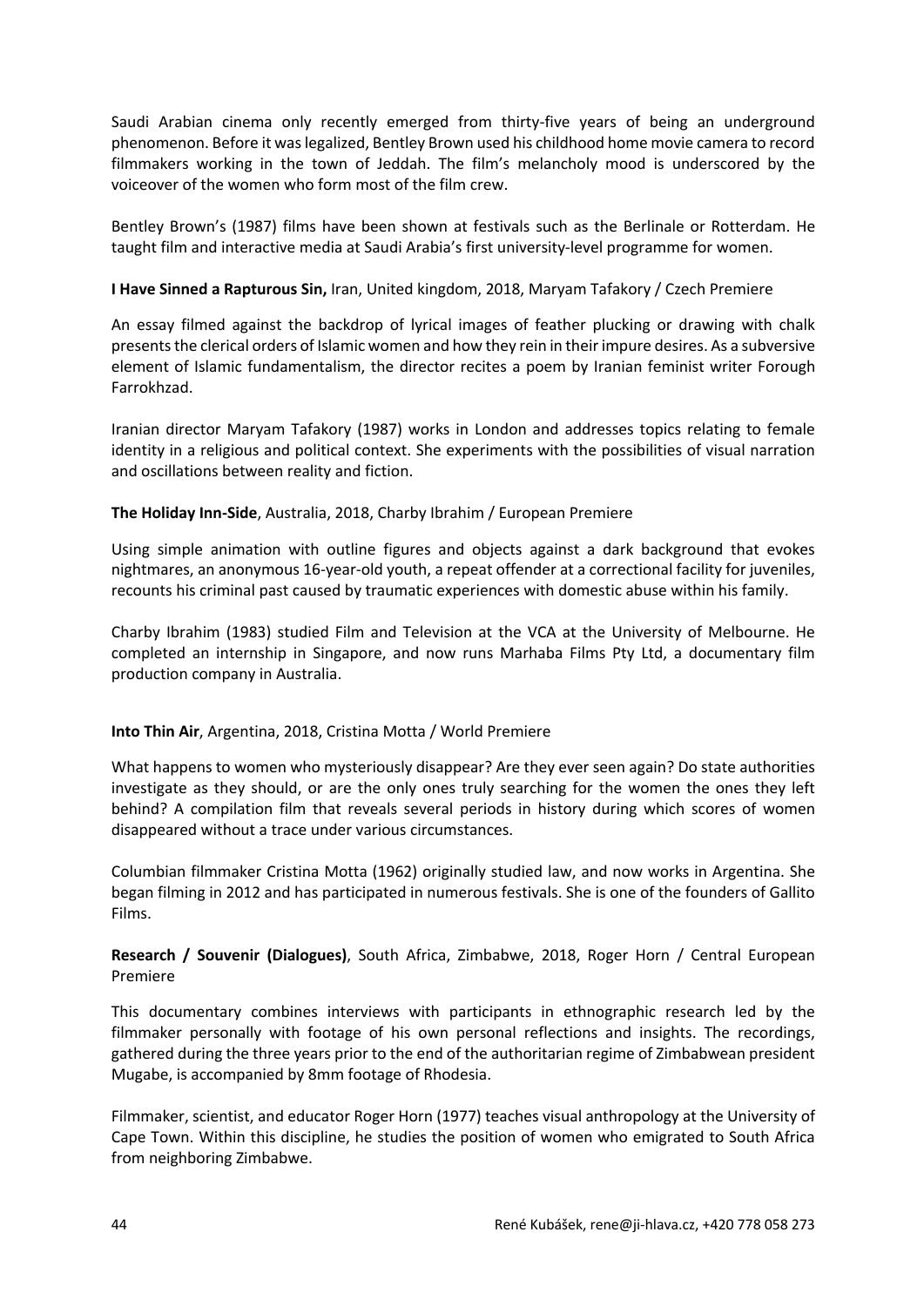Saudi Arabian cinema only recently emerged from thirty-five years of being an underground phenomenon. Before it was legalized, Bentley Brown used his childhood home movie camera to record filmmakers working in the town of Jeddah. The film's melancholy mood is underscored by the voiceover of the women who form most of the film crew.

Bentley Brown's (1987) films have been shown at festivals such as the Berlinale or Rotterdam. He taught film and interactive media at Saudi Arabia's first university-level programme for women.

**I Have Sinned a Rapturous Sin,** Iran, United kingdom, 2018, Maryam Tafakory / Czech Premiere

An essay filmed against the backdrop of lyrical images of feather plucking or drawing with chalk presents the clerical orders of Islamic women and how they rein in their impure desires. As a subversive element of Islamic fundamentalism, the director recites a poem by Iranian feminist writer Forough Farrokhzad.

Iranian director Maryam Tafakory (1987) works in London and addresses topics relating to female identity in a religious and political context. She experiments with the possibilities of visual narration and oscillations between reality and fiction.

**The Holiday Inn-Side**, Australia, 2018, Charby Ibrahim / European Premiere

Using simple animation with outline figures and objects against a dark background that evokes nightmares, an anonymous 16-year-old youth, a repeat offender at a correctional facility for juveniles, recounts his criminal past caused by traumatic experiences with domestic abuse within his family.

Charby Ibrahim (1983) studied Film and Television at the VCA at the University of Melbourne. He completed an internship in Singapore, and now runs Marhaba Films Pty Ltd, a documentary film production company in Australia.

**Into Thin Air**, Argentina, 2018, Cristina Motta / World Premiere

What happens to women who mysteriously disappear? Are they ever seen again? Do state authorities investigate as they should, or are the only ones truly searching for the women the ones they left behind? A compilation film that reveals several periods in history during which scores of women disappeared without a trace under various circumstances.

Columbian filmmaker Cristina Motta (1962) originally studied law, and now works in Argentina. She began filming in 2012 and has participated in numerous festivals. She is one of the founders of Gallito Films.

**Research / Souvenir (Dialogues)**, South Africa, Zimbabwe, 2018, Roger Horn / Central European Premiere

This documentary combines interviews with participants in ethnographic research led by the filmmaker personally with footage of his own personal reflections and insights. The recordings, gathered during the three years prior to the end of the authoritarian regime of Zimbabwean president Mugabe, is accompanied by 8mm footage of Rhodesia.

Filmmaker, scientist, and educator Roger Horn (1977) teaches visual anthropology at the University of Cape Town. Within this discipline, he studies the position of women who emigrated to South Africa from neighboring Zimbabwe.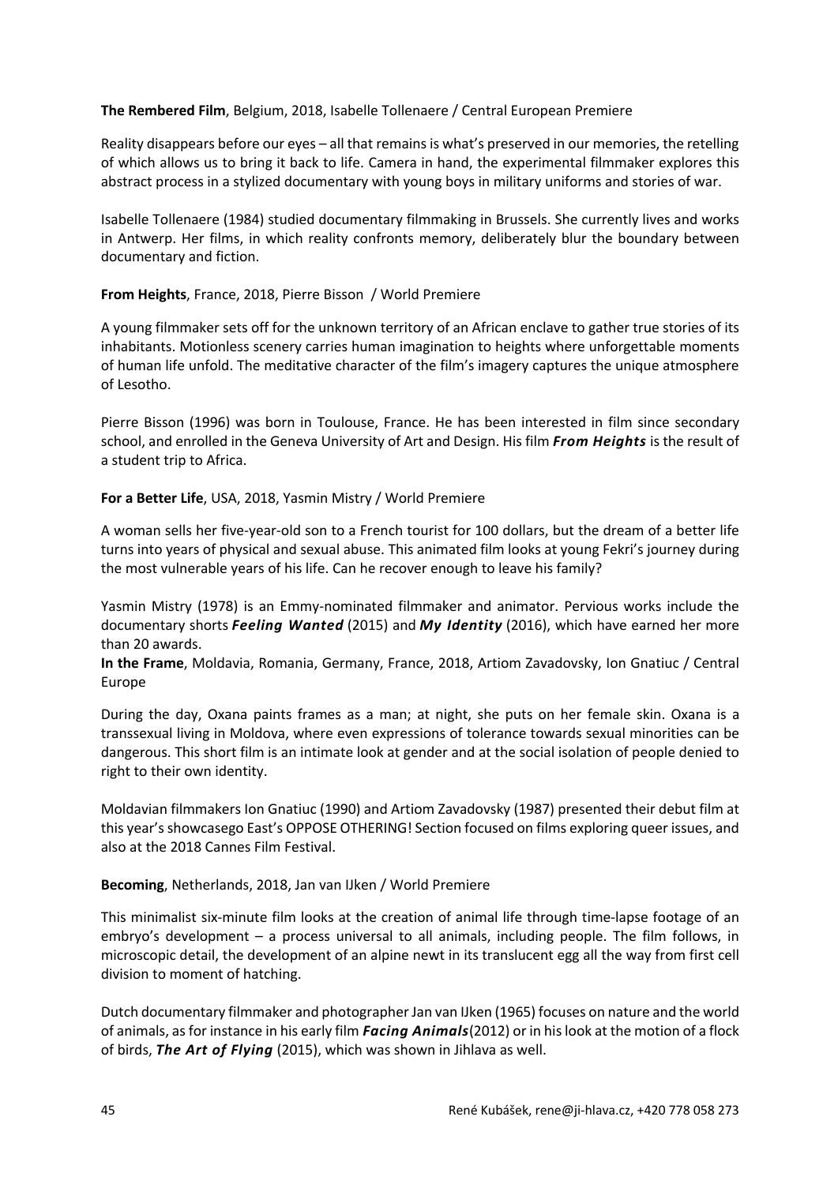**The Rembered Film**, Belgium, 2018, Isabelle Tollenaere / Central European Premiere

Reality disappears before our eyes – all that remains is what's preserved in our memories, the retelling of which allows us to bring it back to life. Camera in hand, the experimental filmmaker explores this abstract process in a stylized documentary with young boys in military uniforms and stories of war.

Isabelle Tollenaere (1984) studied documentary filmmaking in Brussels. She currently lives and works in Antwerp. Her films, in which reality confronts memory, deliberately blur the boundary between documentary and fiction.

**From Heights**, France, 2018, Pierre Bisson / World Premiere

A young filmmaker sets off for the unknown territory of an African enclave to gather true stories of its inhabitants. Motionless scenery carries human imagination to heights where unforgettable moments of human life unfold. The meditative character of the film's imagery captures the unique atmosphere of Lesotho.

Pierre Bisson (1996) was born in Toulouse, France. He has been interested in film since secondary school, and enrolled in the Geneva University of Art and Design. His film ***From Heights*** is the result of a student trip to Africa.

**For a Better Life**, USA, 2018, Yasmin Mistry / World Premiere

A woman sells her five-year-old son to a French tourist for 100 dollars, but the dream of a better life turns into years of physical and sexual abuse. This animated film looks at young Fekri's journey during the most vulnerable years of his life. Can he recover enough to leave his family?

Yasmin Mistry (1978) is an Emmy-nominated filmmaker and animator. Pervious works include the documentary shorts ***Feeling Wanted*** (2015) and ***My Identity*** (2016), which have earned her more than 20 awards.

**In the Frame**, Moldavia, Romania, Germany, France, 2018, Artiom Zavadovsky, Ion Gnatiuc / Central Europe

During the day, Oxana paints frames as a man; at night, she puts on her female skin. Oxana is a transsexual living in Moldova, where even expressions of tolerance towards sexual minorities can be dangerous. This short film is an intimate look at gender and at the social isolation of people denied to right to their own identity.

Moldavian filmmakers Ion Gnatiuc (1990) and Artiom Zavadovsky (1987) presented their debut film at this year's showcasego East's OPPOSE OTHERING! Section focused on films exploring queer issues, and also at the 2018 Cannes Film Festival.

**Becoming**, Netherlands, 2018, Jan van IJken / World Premiere

This minimalist six-minute film looks at the creation of animal life through time-lapse footage of an embryo's development – a process universal to all animals, including people. The film follows, in microscopic detail, the development of an alpine newt in its translucent egg all the way from first cell division to moment of hatching.

Dutch documentary filmmaker and photographer Jan van IJken (1965) focuses on nature and the world of animals, as for instance in his early film ***Facing Animals***(2012) or in his look at the motion of a flock of birds, ***The Art of Flying*** (2015), which was shown in Jihlava as well.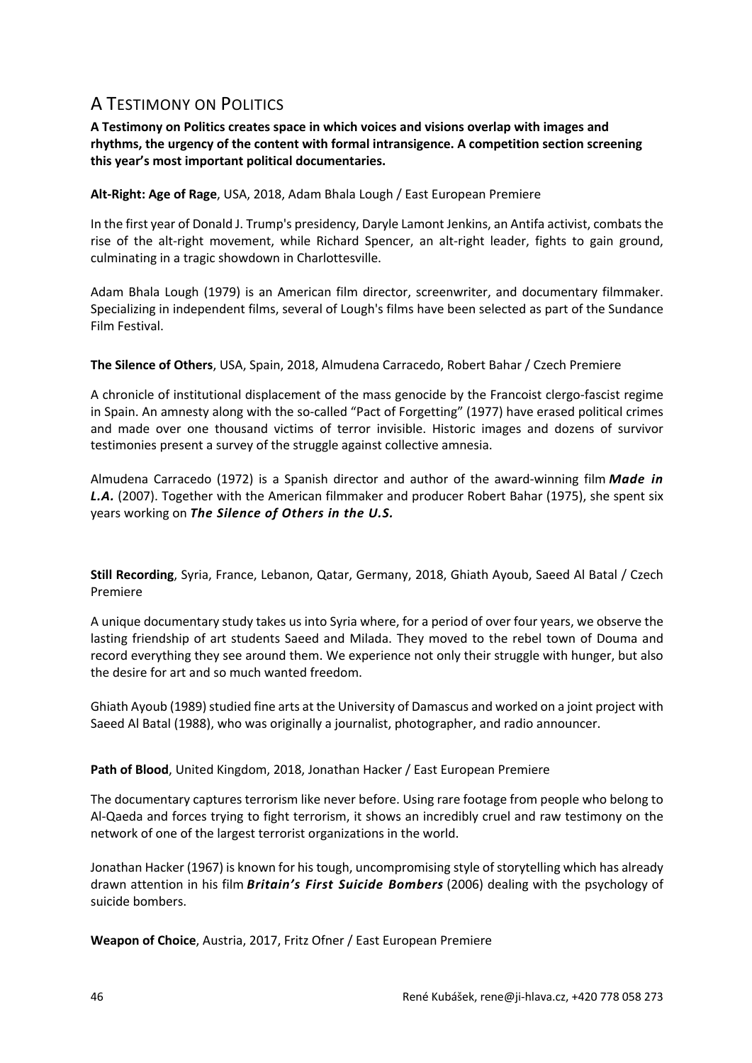## A Testimony on Politics

**A Testimony on Politics creates space in which voices and visions overlap with images and rhythms, the urgency of the content with formal intransigence. A competition section screening this year's most important political documentaries.**

**Alt-Right: Age of Rage**, USA, 2018, Adam Bhala Lough / East European Premiere

In the first year of Donald J. Trump's presidency, Daryle Lamont Jenkins, an Antifa activist, combats the rise of the alt-right movement, while Richard Spencer, an alt-right leader, fights to gain ground, culminating in a tragic showdown in Charlottesville.

Adam Bhala Lough (1979) is an American film director, screenwriter, and documentary filmmaker. Specializing in independent films, several of Lough's films have been selected as part of the Sundance Film Festival.

**The Silence of Others**, USA, Spain, 2018, Almudena Carracedo, Robert Bahar / Czech Premiere

A chronicle of institutional displacement of the mass genocide by the Francoist clergo-fascist regime in Spain. An amnesty along with the so-called "Pact of Forgetting" (1977) have erased political crimes and made over one thousand victims of terror invisible. Historic images and dozens of survivor testimonies present a survey of the struggle against collective amnesia.

Almudena Carracedo (1972) is a Spanish director and author of the award-winning film ***Made in L.A.*** (2007). Together with the American filmmaker and producer Robert Bahar (1975), she spent six years working on ***The Silence of Others in the U.S.***

**Still Recording**, Syria, France, Lebanon, Qatar, Germany, 2018, Ghiath Ayoub, Saeed Al Batal / Czech Premiere

A unique documentary study takes us into Syria where, for a period of over four years, we observe the lasting friendship of art students Saeed and Milada. They moved to the rebel town of Douma and record everything they see around them. We experience not only their struggle with hunger, but also the desire for art and so much wanted freedom.

Ghiath Ayoub (1989) studied fine arts at the University of Damascus and worked on a joint project with Saeed Al Batal (1988), who was originally a journalist, photographer, and radio announcer.

**Path of Blood**, United Kingdom, 2018, Jonathan Hacker / East European Premiere

The documentary captures terrorism like never before. Using rare footage from people who belong to Al-Qaeda and forces trying to fight terrorism, it shows an incredibly cruel and raw testimony on the network of one of the largest terrorist organizations in the world.

Jonathan Hacker (1967) is known for his tough, uncompromising style of storytelling which has already drawn attention in his film ***Britain's First Suicide Bombers*** (2006) dealing with the psychology of suicide bombers.

**Weapon of Choice**, Austria, 2017, Fritz Ofner / East European Premiere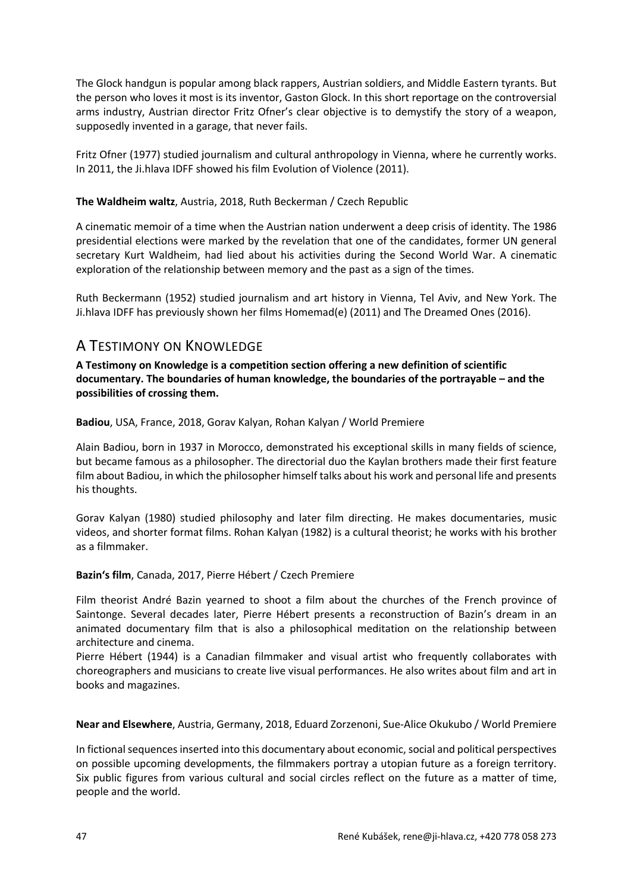The Glock handgun is popular among black rappers, Austrian soldiers, and Middle Eastern tyrants. But the person who loves it most is its inventor, Gaston Glock. In this short reportage on the controversial arms industry, Austrian director Fritz Ofner's clear objective is to demystify the story of a weapon, supposedly invented in a garage, that never fails.

Fritz Ofner (1977) studied journalism and cultural anthropology in Vienna, where he currently works. In 2011, the Ji.hlava IDFF showed his film Evolution of Violence (2011).

**The Waldheim waltz**, Austria, 2018, Ruth Beckerman / Czech Republic

A cinematic memoir of a time when the Austrian nation underwent a deep crisis of identity. The 1986 presidential elections were marked by the revelation that one of the candidates, former UN general secretary Kurt Waldheim, had lied about his activities during the Second World War. A cinematic exploration of the relationship between memory and the past as a sign of the times.

Ruth Beckermann (1952) studied journalism and art history in Vienna, Tel Aviv, and New York. The Ji.hlava IDFF has previously shown her films Homemad(e) (2011) and The Dreamed Ones (2016).

## A Testimony on Knowledge

**A Testimony on Knowledge is a competition section offering a new definition of scientific documentary. The boundaries of human knowledge, the boundaries of the portrayable – and the possibilities of crossing them.**

**Badiou**, USA, France, 2018, Gorav Kalyan, Rohan Kalyan / World Premiere

Alain Badiou, born in 1937 in Morocco, demonstrated his exceptional skills in many fields of science, but became famous as a philosopher. The directorial duo the Kaylan brothers made their first feature film about Badiou, in which the philosopher himself talks about his work and personal life and presents his thoughts.

Gorav Kalyan (1980) studied philosophy and later film directing. He makes documentaries, music videos, and shorter format films. Rohan Kalyan (1982) is a cultural theorist; he works with his brother as a filmmaker.

**Bazin's film**, Canada, 2017, Pierre Hébert / Czech Premiere

Film theorist André Bazin yearned to shoot a film about the churches of the French province of Saintonge. Several decades later, Pierre Hébert presents a reconstruction of Bazin's dream in an animated documentary film that is also a philosophical meditation on the relationship between architecture and cinema.
Pierre Hébert (1944) is a Canadian filmmaker and visual artist who frequently collaborates with choreographers and musicians to create live visual performances. He also writes about film and art in books and magazines.

**Near and Elsewhere**, Austria, Germany, 2018, Eduard Zorzenoni, Sue-Alice Okukubo / World Premiere

In fictional sequences inserted into this documentary about economic, social and political perspectives on possible upcoming developments, the filmmakers portray a utopian future as a foreign territory. Six public figures from various cultural and social circles reflect on the future as a matter of time, people and the world.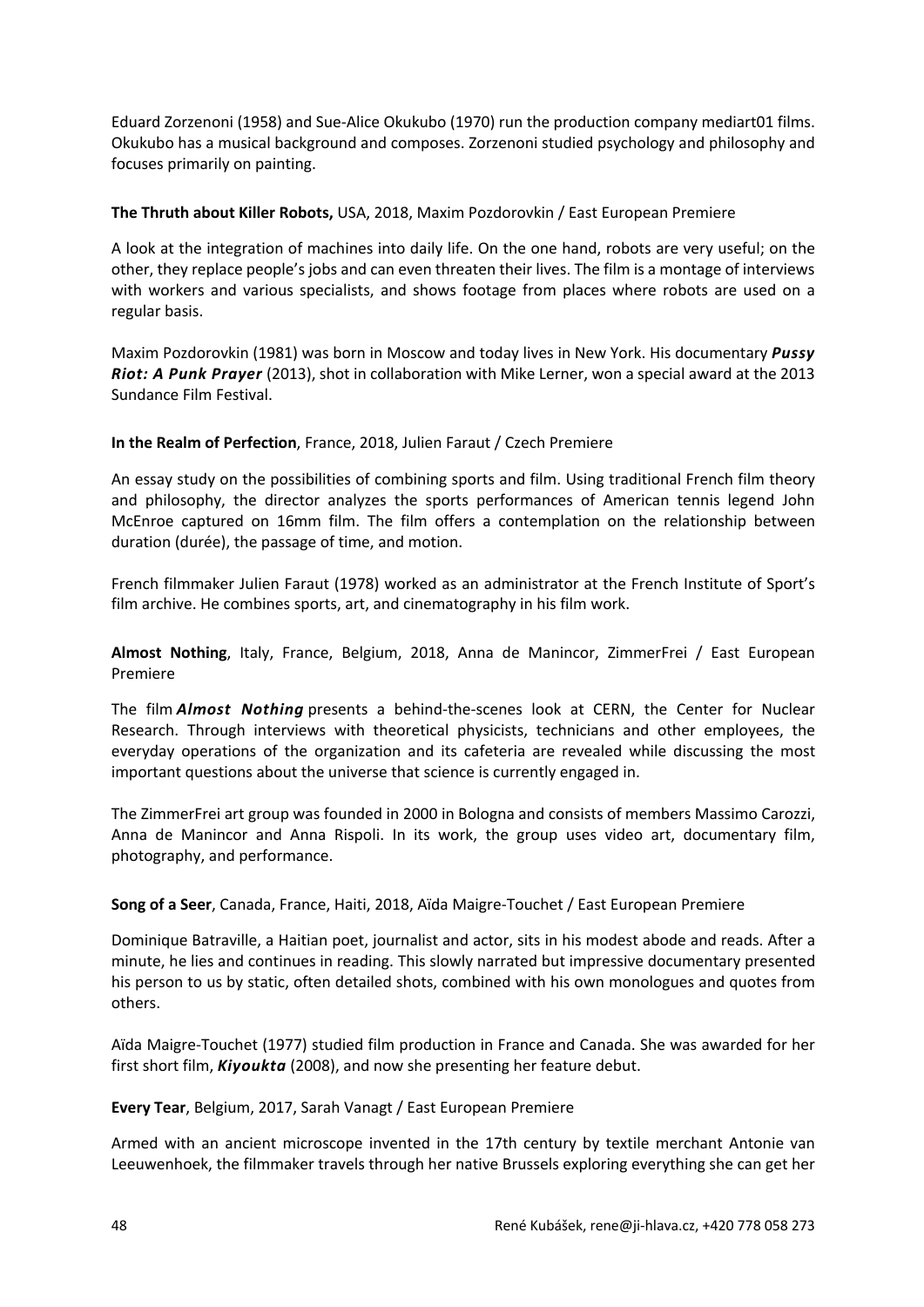Eduard Zorzenoni (1958) and Sue-Alice Okukubo (1970) run the production company mediart01 films. Okukubo has a musical background and composes. Zorzenoni studied psychology and philosophy and focuses primarily on painting.

**The Thruth about Killer Robots,** USA, 2018, Maxim Pozdorovkin / East European Premiere

A look at the integration of machines into daily life. On the one hand, robots are very useful; on the other, they replace people's jobs and can even threaten their lives. The film is a montage of interviews with workers and various specialists, and shows footage from places where robots are used on a regular basis.

Maxim Pozdorovkin (1981) was born in Moscow and today lives in New York. His documentary ***Pussy Riot: A Punk Prayer*** (2013), shot in collaboration with Mike Lerner, won a special award at the 2013 Sundance Film Festival.

**In the Realm of Perfection**, France, 2018, Julien Faraut / Czech Premiere

An essay study on the possibilities of combining sports and film. Using traditional French film theory and philosophy, the director analyzes the sports performances of American tennis legend John McEnroe captured on 16mm film. The film offers a contemplation on the relationship between duration (durée), the passage of time, and motion.

French filmmaker Julien Faraut (1978) worked as an administrator at the French Institute of Sport's film archive. He combines sports, art, and cinematography in his film work.

**Almost Nothing**, Italy, France, Belgium, 2018, Anna de Manincor, ZimmerFrei / East European Premiere

The film ***Almost Nothing*** presents a behind-the-scenes look at CERN, the Center for Nuclear Research. Through interviews with theoretical physicists, technicians and other employees, the everyday operations of the organization and its cafeteria are revealed while discussing the most important questions about the universe that science is currently engaged in.

The ZimmerFrei art group was founded in 2000 in Bologna and consists of members Massimo Carozzi, Anna de Manincor and Anna Rispoli. In its work, the group uses video art, documentary film, photography, and performance.

**Song of a Seer**, Canada, France, Haiti, 2018, Aïda Maigre-Touchet / East European Premiere

Dominique Batraville, a Haitian poet, journalist and actor, sits in his modest abode and reads. After a minute, he lies and continues in reading. This slowly narrated but impressive documentary presented his person to us by static, often detailed shots, combined with his own monologues and quotes from others.

Aïda Maigre-Touchet (1977) studied film production in France and Canada. She was awarded for her first short film, ***Kiyoukta*** (2008), and now she presenting her feature debut.

**Every Tear**, Belgium, 2017, Sarah Vanagt / East European Premiere

Armed with an ancient microscope invented in the 17th century by textile merchant Antonie van Leeuwenhoek, the filmmaker travels through her native Brussels exploring everything she can get her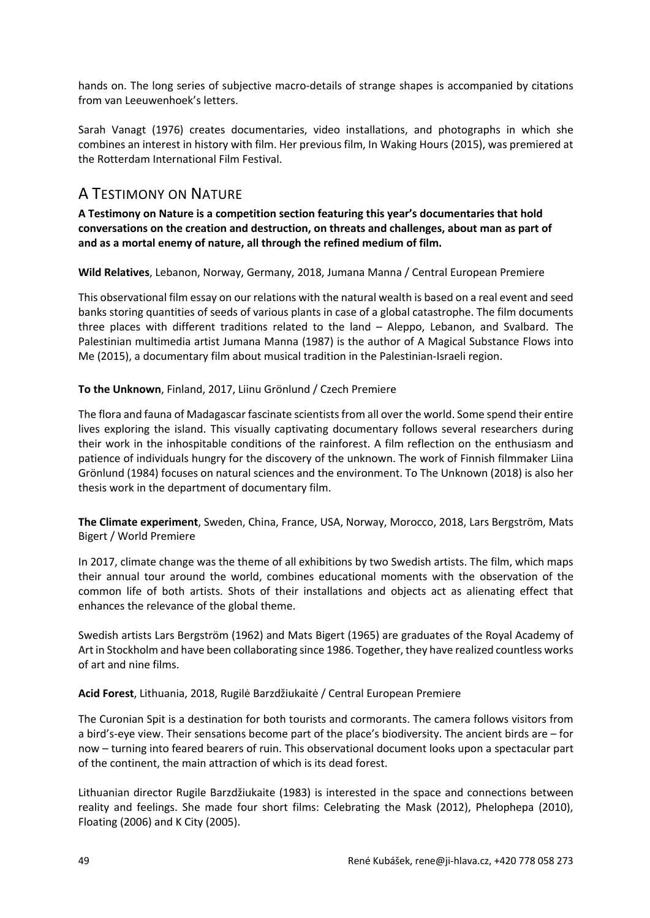hands on. The long series of subjective macro-details of strange shapes is accompanied by citations from van Leeuwenhoek's letters.

Sarah Vanagt (1976) creates documentaries, video installations, and photographs in which she combines an interest in history with film. Her previous film, In Waking Hours (2015), was premiered at the Rotterdam International Film Festival.

## A Testimony on Nature

**A Testimony on Nature is a competition section featuring this year's documentaries that hold conversations on the creation and destruction, on threats and challenges, about man as part of and as a mortal enemy of nature, all through the refined medium of film.**

**Wild Relatives**, Lebanon, Norway, Germany, 2018, Jumana Manna / Central European Premiere

This observational film essay on our relations with the natural wealth is based on a real event and seed banks storing quantities of seeds of various plants in case of a global catastrophe. The film documents three places with different traditions related to the land – Aleppo, Lebanon, and Svalbard. The Palestinian multimedia artist Jumana Manna (1987) is the author of A Magical Substance Flows into Me (2015), a documentary film about musical tradition in the Palestinian-Israeli region.

**To the Unknown**, Finland, 2017, Liinu Grönlund / Czech Premiere

The flora and fauna of Madagascar fascinate scientists from all over the world. Some spend their entire lives exploring the island. This visually captivating documentary follows several researchers during their work in the inhospitable conditions of the rainforest. A film reflection on the enthusiasm and patience of individuals hungry for the discovery of the unknown. The work of Finnish filmmaker Liina Grönlund (1984) focuses on natural sciences and the environment. To The Unknown (2018) is also her thesis work in the department of documentary film.

**The Climate experiment**, Sweden, China, France, USA, Norway, Morocco, 2018, Lars Bergström, Mats Bigert / World Premiere

In 2017, climate change was the theme of all exhibitions by two Swedish artists. The film, which maps their annual tour around the world, combines educational moments with the observation of the common life of both artists. Shots of their installations and objects act as alienating effect that enhances the relevance of the global theme.

Swedish artists Lars Bergström (1962) and Mats Bigert (1965) are graduates of the Royal Academy of Art in Stockholm and have been collaborating since 1986. Together, they have realized countless works of art and nine films.

**Acid Forest**, Lithuania, 2018, Rugilė Barzdžiukaitė / Central European Premiere

The Curonian Spit is a destination for both tourists and cormorants. The camera follows visitors from a bird's-eye view. Their sensations become part of the place's biodiversity. The ancient birds are – for now – turning into feared bearers of ruin. This observational document looks upon a spectacular part of the continent, the main attraction of which is its dead forest.

Lithuanian director Rugile Barzdžiukaite (1983) is interested in the space and connections between reality and feelings. She made four short films: Celebrating the Mask (2012), Phelophepa (2010), Floating (2006) and K City (2005).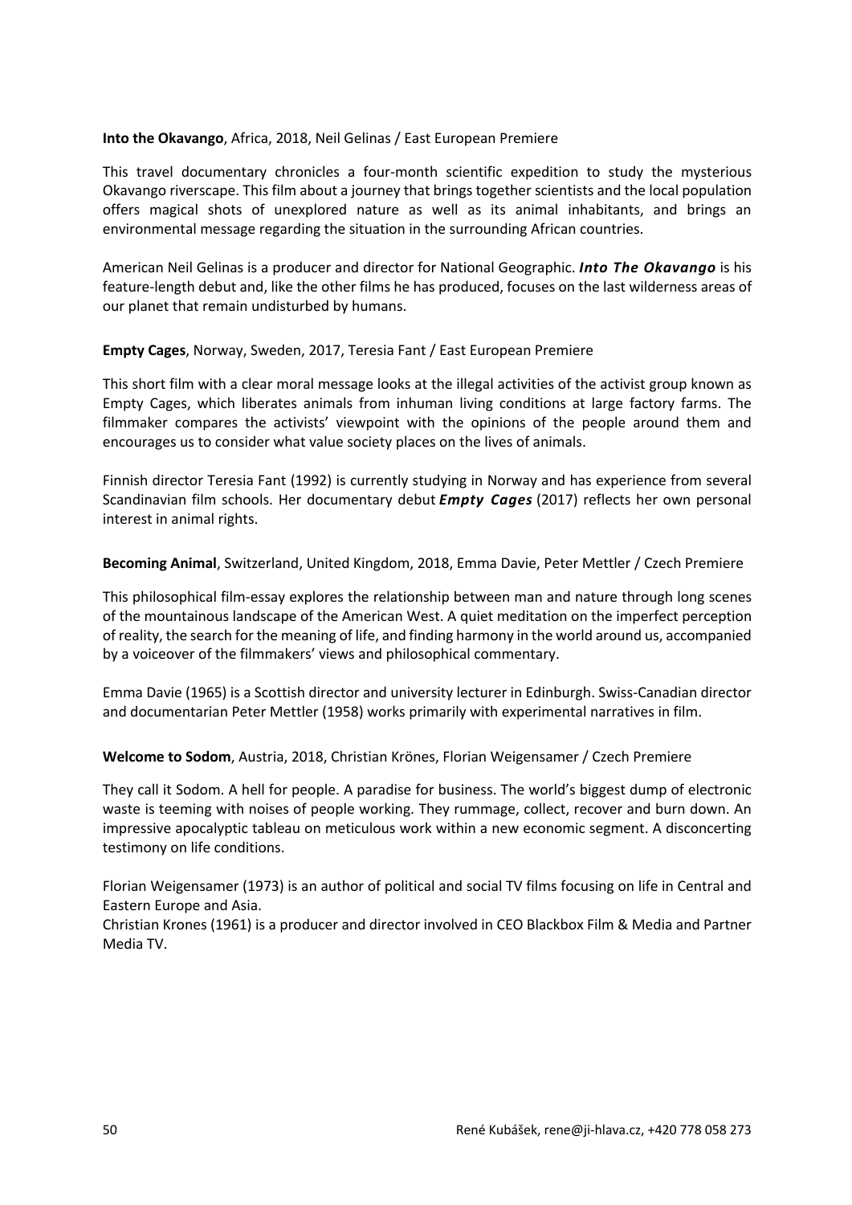**Into the Okavango**, Africa, 2018, Neil Gelinas / East European Premiere

This travel documentary chronicles a four-month scientific expedition to study the mysterious Okavango riverscape. This film about a journey that brings together scientists and the local population offers magical shots of unexplored nature as well as its animal inhabitants, and brings an environmental message regarding the situation in the surrounding African countries.

American Neil Gelinas is a producer and director for National Geographic. ***Into The Okavango*** is his feature-length debut and, like the other films he has produced, focuses on the last wilderness areas of our planet that remain undisturbed by humans.

**Empty Cages**, Norway, Sweden, 2017, Teresia Fant / East European Premiere

This short film with a clear moral message looks at the illegal activities of the activist group known as Empty Cages, which liberates animals from inhuman living conditions at large factory farms. The filmmaker compares the activists' viewpoint with the opinions of the people around them and encourages us to consider what value society places on the lives of animals.

Finnish director Teresia Fant (1992) is currently studying in Norway and has experience from several Scandinavian film schools. Her documentary debut ***Empty Cages*** (2017) reflects her own personal interest in animal rights.

**Becoming Animal**, Switzerland, United Kingdom, 2018, Emma Davie, Peter Mettler / Czech Premiere

This philosophical film-essay explores the relationship between man and nature through long scenes of the mountainous landscape of the American West. A quiet meditation on the imperfect perception of reality, the search for the meaning of life, and finding harmony in the world around us, accompanied by a voiceover of the filmmakers' views and philosophical commentary.

Emma Davie (1965) is a Scottish director and university lecturer in Edinburgh. Swiss-Canadian director and documentarian Peter Mettler (1958) works primarily with experimental narratives in film.

**Welcome to Sodom**, Austria, 2018, Christian Krönes, Florian Weigensamer / Czech Premiere

They call it Sodom. A hell for people. A paradise for business. The world's biggest dump of electronic waste is teeming with noises of people working. They rummage, collect, recover and burn down. An impressive apocalyptic tableau on meticulous work within a new economic segment. A disconcerting testimony on life conditions.

Florian Weigensamer (1973) is an author of political and social TV films focusing on life in Central and Eastern Europe and Asia.
Christian Krones (1961) is a producer and director involved in CEO Blackbox Film & Media and Partner Media TV.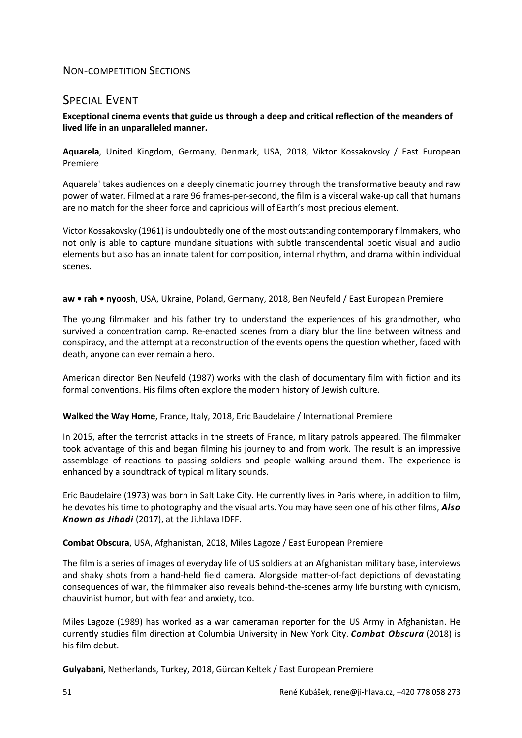## Non-competition Sections

# Special Event

**Exceptional cinema events that guide us through a deep and critical reflection of the meanders of lived life in an unparalleled manner.**

**Aquarela**, United Kingdom, Germany, Denmark, USA, 2018, Viktor Kossakovsky / East European Premiere

Aquarela' takes audiences on a deeply cinematic journey through the transformative beauty and raw power of water. Filmed at a rare 96 frames-per-second, the film is a visceral wake-up call that humans are no match for the sheer force and capricious will of Earth's most precious element.

Victor Kossakovsky (1961) is undoubtedly one of the most outstanding contemporary filmmakers, who not only is able to capture mundane situations with subtle transcendental poetic visual and audio elements but also has an innate talent for composition, internal rhythm, and drama within individual scenes.

**aw • rah • nyoosh**, USA, Ukraine, Poland, Germany, 2018, Ben Neufeld / East European Premiere

The young filmmaker and his father try to understand the experiences of his grandmother, who survived a concentration camp. Re-enacted scenes from a diary blur the line between witness and conspiracy, and the attempt at a reconstruction of the events opens the question whether, faced with death, anyone can ever remain a hero.

American director Ben Neufeld (1987) works with the clash of documentary film with fiction and its formal conventions. His films often explore the modern history of Jewish culture.

**Walked the Way Home**, France, Italy, 2018, Eric Baudelaire / International Premiere

In 2015, after the terrorist attacks in the streets of France, military patrols appeared. The filmmaker took advantage of this and began filming his journey to and from work. The result is an impressive assemblage of reactions to passing soldiers and people walking around them. The experience is enhanced by a soundtrack of typical military sounds.

Eric Baudelaire (1973) was born in Salt Lake City. He currently lives in Paris where, in addition to film, he devotes his time to photography and the visual arts. You may have seen one of his other films, ***Also Known as Jihadi*** (2017), at the Ji.hlava IDFF.

**Combat Obscura**, USA, Afghanistan, 2018, Miles Lagoze / East European Premiere

The film is a series of images of everyday life of US soldiers at an Afghanistan military base, interviews and shaky shots from a hand-held field camera. Alongside matter-of-fact depictions of devastating consequences of war, the filmmaker also reveals behind-the-scenes army life bursting with cynicism, chauvinist humor, but with fear and anxiety, too.

Miles Lagoze (1989) has worked as a war cameraman reporter for the US Army in Afghanistan. He currently studies film direction at Columbia University in New York City. ***Combat Obscura*** (2018) is his film debut.

**Gulyabani**, Netherlands, Turkey, 2018, Gürcan Keltek / East European Premiere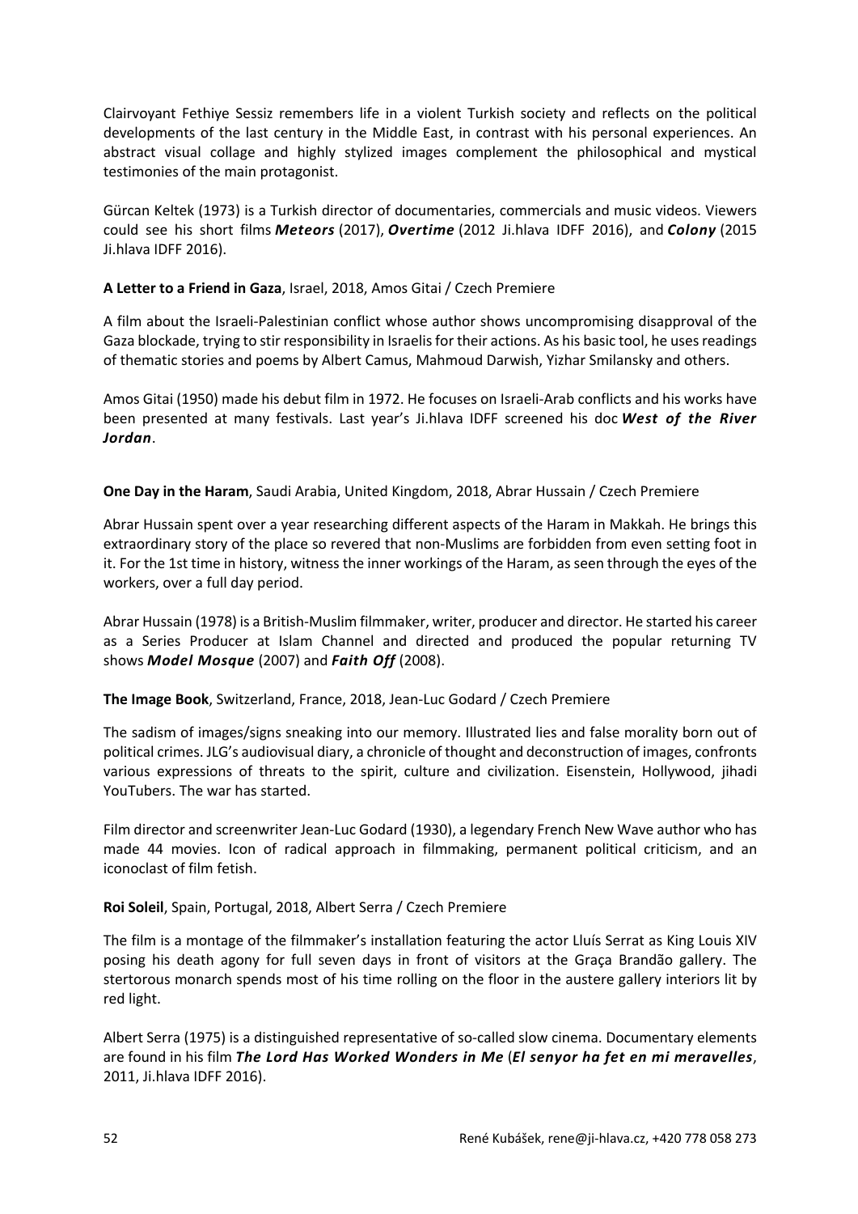Clairvoyant Fethiye Sessiz remembers life in a violent Turkish society and reflects on the political developments of the last century in the Middle East, in contrast with his personal experiences. An abstract visual collage and highly stylized images complement the philosophical and mystical testimonies of the main protagonist.

Gürcan Keltek (1973) is a Turkish director of documentaries, commercials and music videos. Viewers could see his short films ***Meteors*** (2017), ***Overtime*** (2012 Ji.hlava IDFF 2016), and ***Colony*** (2015 Ji.hlava IDFF 2016).

**A Letter to a Friend in Gaza**, Israel, 2018, Amos Gitai / Czech Premiere

A film about the Israeli-Palestinian conflict whose author shows uncompromising disapproval of the Gaza blockade, trying to stir responsibility in Israelis for their actions. As his basic tool, he uses readings of thematic stories and poems by Albert Camus, Mahmoud Darwish, Yizhar Smilansky and others.

Amos Gitai (1950) made his debut film in 1972. He focuses on Israeli-Arab conflicts and his works have been presented at many festivals. Last year's Ji.hlava IDFF screened his doc ***West of the River Jordan***.

**One Day in the Haram**, Saudi Arabia, United Kingdom, 2018, Abrar Hussain / Czech Premiere

Abrar Hussain spent over a year researching different aspects of the Haram in Makkah. He brings this extraordinary story of the place so revered that non-Muslims are forbidden from even setting foot in it. For the 1st time in history, witness the inner workings of the Haram, as seen through the eyes of the workers, over a full day period.

Abrar Hussain (1978) is a British-Muslim filmmaker, writer, producer and director. He started his career as a Series Producer at Islam Channel and directed and produced the popular returning TV shows ***Model Mosque*** (2007) and ***Faith Off*** (2008).

**The Image Book**, Switzerland, France, 2018, Jean-Luc Godard / Czech Premiere

The sadism of images/signs sneaking into our memory. Illustrated lies and false morality born out of political crimes. JLG's audiovisual diary, a chronicle of thought and deconstruction of images, confronts various expressions of threats to the spirit, culture and civilization. Eisenstein, Hollywood, jihadi YouTubers. The war has started.

Film director and screenwriter Jean-Luc Godard (1930), a legendary French New Wave author who has made 44 movies. Icon of radical approach in filmmaking, permanent political criticism, and an iconoclast of film fetish.

**Roi Soleil**, Spain, Portugal, 2018, Albert Serra / Czech Premiere

The film is a montage of the filmmaker's installation featuring the actor Lluís Serrat as King Louis XIV posing his death agony for full seven days in front of visitors at the Graça Brandão gallery. The stertorous monarch spends most of his time rolling on the floor in the austere gallery interiors lit by red light.

Albert Serra (1975) is a distinguished representative of so-called slow cinema. Documentary elements are found in his film ***The Lord Has Worked Wonders in Me*** (***El senyor ha fet en mi meravelles***, 2011, Ji.hlava IDFF 2016).

René Kubášek, rene@ji-hlava.cz, +420 778 058 273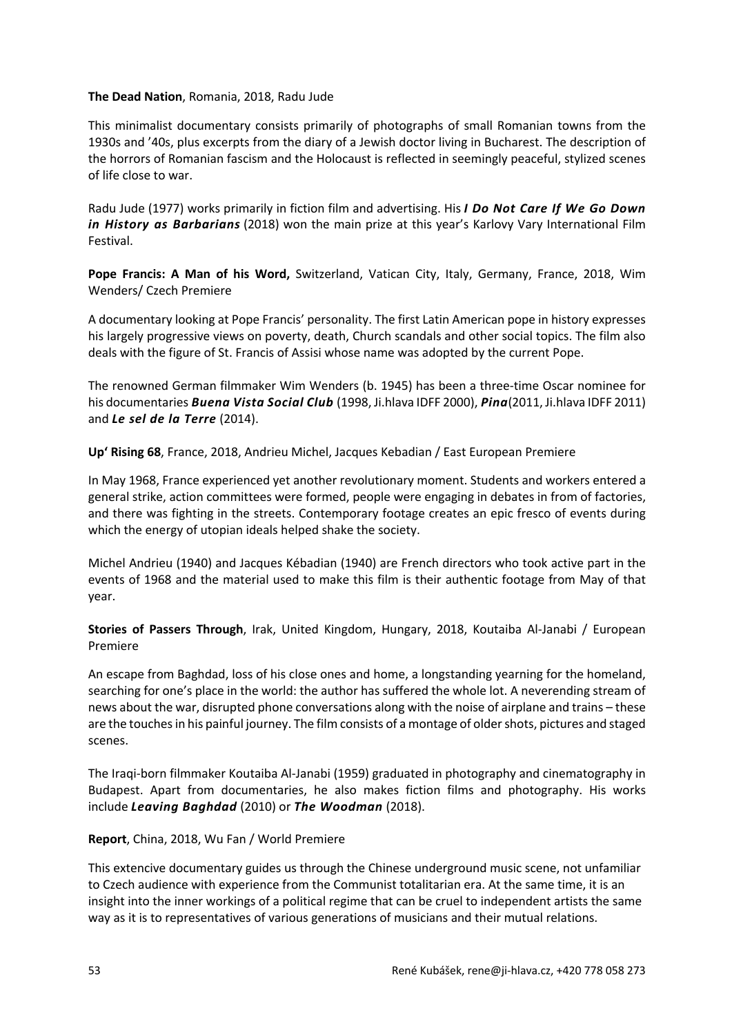**The Dead Nation**, Romania, 2018, Radu Jude

This minimalist documentary consists primarily of photographs of small Romanian towns from the 1930s and '40s, plus excerpts from the diary of a Jewish doctor living in Bucharest. The description of the horrors of Romanian fascism and the Holocaust is reflected in seemingly peaceful, stylized scenes of life close to war.

Radu Jude (1977) works primarily in fiction film and advertising. His ***I Do Not Care If We Go Down in History as Barbarians*** (2018) won the main prize at this year's Karlovy Vary International Film Festival.

**Pope Francis: A Man of his Word,** Switzerland, Vatican City, Italy, Germany, France, 2018, Wim Wenders/ Czech Premiere

A documentary looking at Pope Francis' personality. The first Latin American pope in history expresses his largely progressive views on poverty, death, Church scandals and other social topics. The film also deals with the figure of St. Francis of Assisi whose name was adopted by the current Pope.

The renowned German filmmaker Wim Wenders (b. 1945) has been a three-time Oscar nominee for his documentaries ***Buena Vista Social Club*** (1998, Ji.hlava IDFF 2000), ***Pina***(2011, Ji.hlava IDFF 2011) and ***Le sel de la Terre*** (2014).

**Up' Rising 68**, France, 2018, Andrieu Michel, Jacques Kebadian / East European Premiere

In May 1968, France experienced yet another revolutionary moment. Students and workers entered a general strike, action committees were formed, people were engaging in debates in from of factories, and there was fighting in the streets. Contemporary footage creates an epic fresco of events during which the energy of utopian ideals helped shake the society.

Michel Andrieu (1940) and Jacques Kébadian (1940) are French directors who took active part in the events of 1968 and the material used to make this film is their authentic footage from May of that year.

**Stories of Passers Through**, Irak, United Kingdom, Hungary, 2018, Koutaiba Al-Janabi / European Premiere

An escape from Baghdad, loss of his close ones and home, a longstanding yearning for the homeland, searching for one's place in the world: the author has suffered the whole lot. A neverending stream of news about the war, disrupted phone conversations along with the noise of airplane and trains – these are the touches in his painful journey. The film consists of a montage of older shots, pictures and staged scenes.

The Iraqi-born filmmaker Koutaiba Al-Janabi (1959) graduated in photography and cinematography in Budapest. Apart from documentaries, he also makes fiction films and photography. His works include ***Leaving Baghdad*** (2010) or ***The Woodman*** (2018).

**Report**, China, 2018, Wu Fan / World Premiere

This extencive documentary guides us through the Chinese underground music scene, not unfamiliar to Czech audience with experience from the Communist totalitarian era. At the same time, it is an insight into the inner workings of a political regime that can be cruel to independent artists the same way as it is to representatives of various generations of musicians and their mutual relations.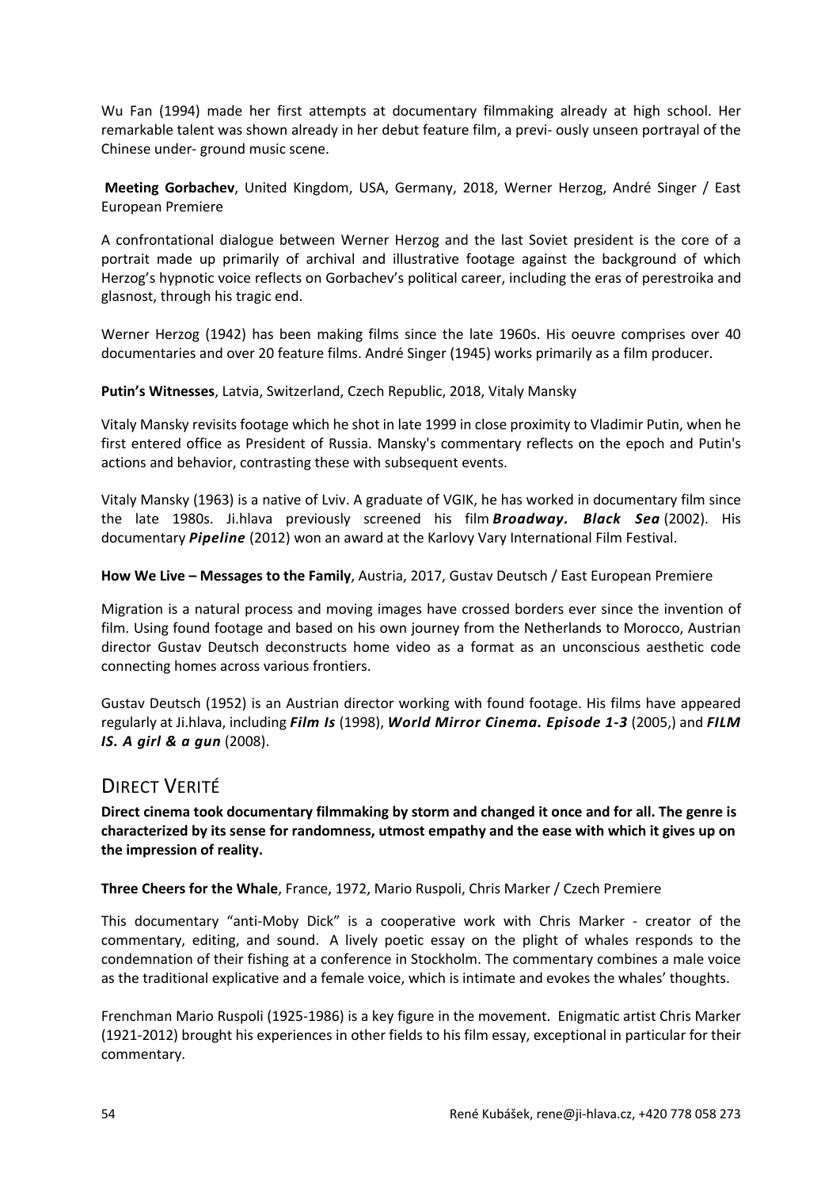Wu Fan (1994) made her first attempts at documentary filmmaking already at high school. Her remarkable talent was shown already in her debut feature film, a previ- ously unseen portrayal of the Chinese under- ground music scene.

**Meeting Gorbachev**, United Kingdom, USA, Germany, 2018, Werner Herzog, André Singer / East European Premiere

A confrontational dialogue between Werner Herzog and the last Soviet president is the core of a portrait made up primarily of archival and illustrative footage against the background of which Herzog's hypnotic voice reflects on Gorbachev's political career, including the eras of perestroika and glasnost, through his tragic end.

Werner Herzog (1942) has been making films since the late 1960s. His oeuvre comprises over 40 documentaries and over 20 feature films. André Singer (1945) works primarily as a film producer.

**Putin's Witnesses**, Latvia, Switzerland, Czech Republic, 2018, Vitaly Mansky

Vitaly Mansky revisits footage which he shot in late 1999 in close proximity to Vladimir Putin, when he first entered office as President of Russia. Mansky's commentary reflects on the epoch and Putin's actions and behavior, contrasting these with subsequent events.

Vitaly Mansky (1963) is a native of Lviv. A graduate of VGIK, he has worked in documentary film since the late 1980s. Ji.hlava previously screened his film ***Broadway. Black Sea*** (2002). His documentary ***Pipeline*** (2012) won an award at the Karlovy Vary International Film Festival.

**How We Live – Messages to the Family**, Austria, 2017, Gustav Deutsch / East European Premiere

Migration is a natural process and moving images have crossed borders ever since the invention of film. Using found footage and based on his own journey from the Netherlands to Morocco, Austrian director Gustav Deutsch deconstructs home video as a format as an unconscious aesthetic code connecting homes across various frontiers.

Gustav Deutsch (1952) is an Austrian director working with found footage. His films have appeared regularly at Ji.hlava, including ***Film Is*** (1998), ***World Mirror Cinema. Episode 1-3*** (2005,) and ***FILM IS. A girl & a gun*** (2008).

## Direct Verité

**Direct cinema took documentary filmmaking by storm and changed it once and for all. The genre is characterized by its sense for randomness, utmost empathy and the ease with which it gives up on the impression of reality.**

**Three Cheers for the Whale**, France, 1972, Mario Ruspoli, Chris Marker / Czech Premiere

This documentary "anti-Moby Dick" is a cooperative work with Chris Marker - creator of the commentary, editing, and sound. A lively poetic essay on the plight of whales responds to the condemnation of their fishing at a conference in Stockholm. The commentary combines a male voice as the traditional explicative and a female voice, which is intimate and evokes the whales' thoughts.

Frenchman Mario Ruspoli (1925-1986) is a key figure in the movement. Enigmatic artist Chris Marker (1921-2012) brought his experiences in other fields to his film essay, exceptional in particular for their commentary.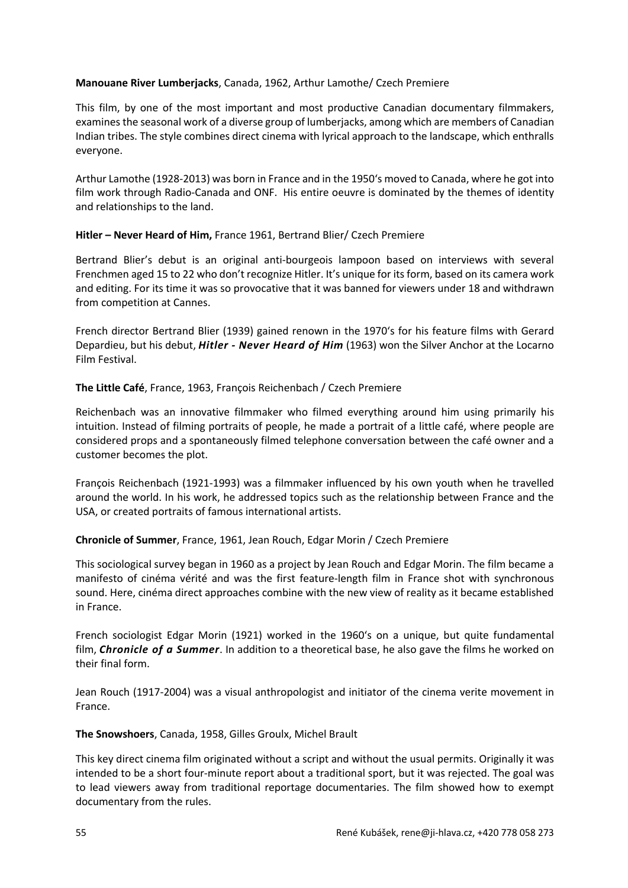**Manouane River Lumberjacks**, Canada, 1962, Arthur Lamothe/ Czech Premiere

This film, by one of the most important and most productive Canadian documentary filmmakers, examines the seasonal work of a diverse group of lumberjacks, among which are members of Canadian Indian tribes. The style combines direct cinema with lyrical approach to the landscape, which enthralls everyone.

Arthur Lamothe (1928-2013) was born in France and in the 1950's moved to Canada, where he got into film work through Radio-Canada and ONF. His entire oeuvre is dominated by the themes of identity and relationships to the land.

**Hitler – Never Heard of Him,** France 1961, Bertrand Blier/ Czech Premiere

Bertrand Blier's debut is an original anti-bourgeois lampoon based on interviews with several Frenchmen aged 15 to 22 who don't recognize Hitler. It's unique for its form, based on its camera work and editing. For its time it was so provocative that it was banned for viewers under 18 and withdrawn from competition at Cannes.

French director Bertrand Blier (1939) gained renown in the 1970's for his feature films with Gerard Depardieu, but his debut, ***Hitler - Never Heard of Him*** (1963) won the Silver Anchor at the Locarno Film Festival.

**The Little Café**, France, 1963, François Reichenbach / Czech Premiere

Reichenbach was an innovative filmmaker who filmed everything around him using primarily his intuition. Instead of filming portraits of people, he made a portrait of a little café, where people are considered props and a spontaneously filmed telephone conversation between the café owner and a customer becomes the plot.

François Reichenbach (1921-1993) was a filmmaker influenced by his own youth when he travelled around the world. In his work, he addressed topics such as the relationship between France and the USA, or created portraits of famous international artists.

**Chronicle of Summer**, France, 1961, Jean Rouch, Edgar Morin / Czech Premiere

This sociological survey began in 1960 as a project by Jean Rouch and Edgar Morin. The film became a manifesto of cinéma vérité and was the first feature-length film in France shot with synchronous sound. Here, cinéma direct approaches combine with the new view of reality as it became established in France.

French sociologist Edgar Morin (1921) worked in the 1960's on a unique, but quite fundamental film, ***Chronicle of a Summer***. In addition to a theoretical base, he also gave the films he worked on their final form.

Jean Rouch (1917-2004) was a visual anthropologist and initiator of the cinema verite movement in France.

**The Snowshoers**, Canada, 1958, Gilles Groulx, Michel Brault

This key direct cinema film originated without a script and without the usual permits. Originally it was intended to be a short four-minute report about a traditional sport, but it was rejected. The goal was to lead viewers away from traditional reportage documentaries. The film showed how to exempt documentary from the rules.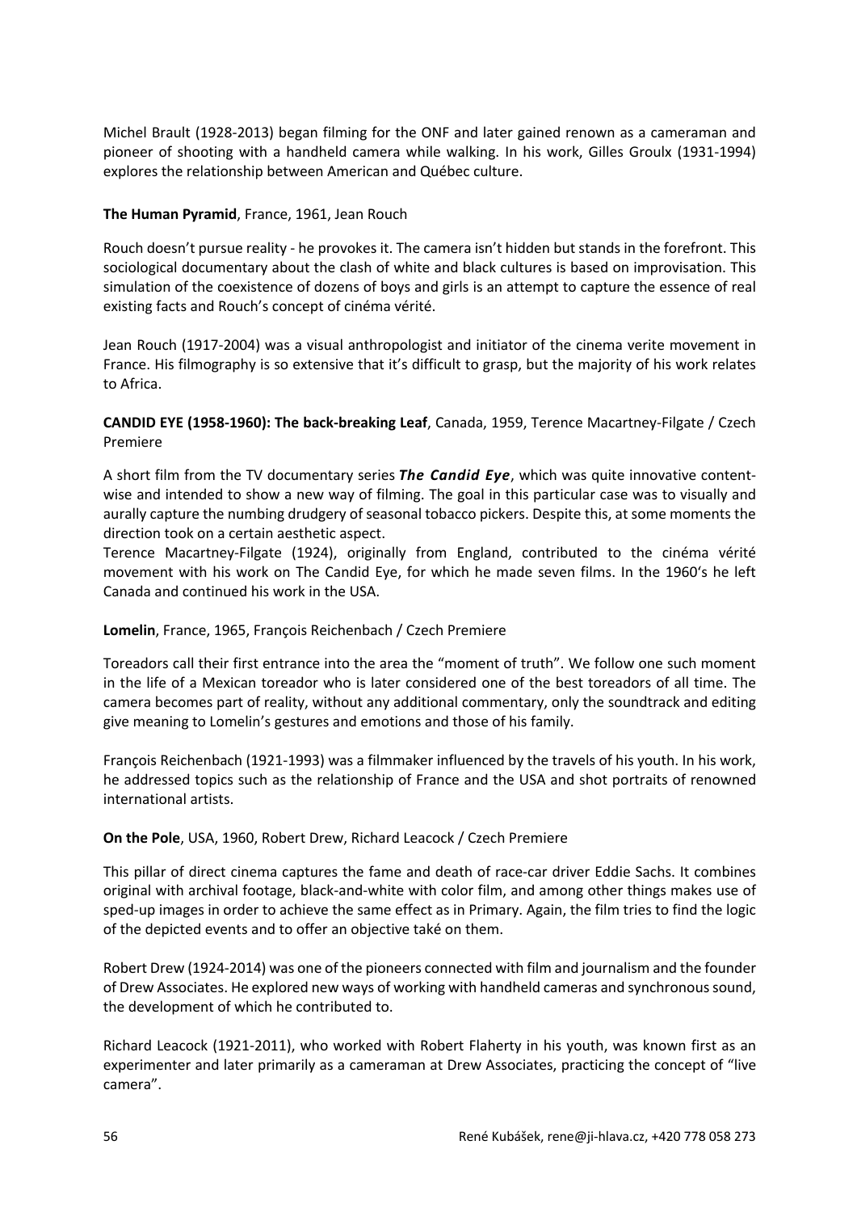Michel Brault (1928-2013) began filming for the ONF and later gained renown as a cameraman and pioneer of shooting with a handheld camera while walking. In his work, Gilles Groulx (1931-1994) explores the relationship between American and Québec culture.

**The Human Pyramid**, France, 1961, Jean Rouch

Rouch doesn't pursue reality - he provokes it. The camera isn't hidden but stands in the forefront. This sociological documentary about the clash of white and black cultures is based on improvisation. This simulation of the coexistence of dozens of boys and girls is an attempt to capture the essence of real existing facts and Rouch's concept of cinéma vérité.

Jean Rouch (1917-2004) was a visual anthropologist and initiator of the cinema verite movement in France. His filmography is so extensive that it's difficult to grasp, but the majority of his work relates to Africa.

**CANDID EYE (1958-1960): The back-breaking Leaf**, Canada, 1959, Terence Macartney-Filgate / Czech Premiere

A short film from the TV documentary series ***The Candid Eye***, which was quite innovative content-wise and intended to show a new way of filming. The goal in this particular case was to visually and aurally capture the numbing drudgery of seasonal tobacco pickers. Despite this, at some moments the direction took on a certain aesthetic aspect.
Terence Macartney-Filgate (1924), originally from England, contributed to the cinéma vérité movement with his work on The Candid Eye, for which he made seven films. In the 1960's he left Canada and continued his work in the USA.

**Lomelin**, France, 1965, François Reichenbach / Czech Premiere

Toreadors call their first entrance into the area the "moment of truth". We follow one such moment in the life of a Mexican toreador who is later considered one of the best toreadors of all time. The camera becomes part of reality, without any additional commentary, only the soundtrack and editing give meaning to Lomelin's gestures and emotions and those of his family.

François Reichenbach (1921-1993) was a filmmaker influenced by the travels of his youth. In his work, he addressed topics such as the relationship of France and the USA and shot portraits of renowned international artists.

**On the Pole**, USA, 1960, Robert Drew, Richard Leacock / Czech Premiere

This pillar of direct cinema captures the fame and death of race-car driver Eddie Sachs. It combines original with archival footage, black-and-white with color film, and among other things makes use of sped-up images in order to achieve the same effect as in Primary. Again, the film tries to find the logic of the depicted events and to offer an objective také on them.

Robert Drew (1924-2014) was one of the pioneers connected with film and journalism and the founder of Drew Associates. He explored new ways of working with handheld cameras and synchronous sound, the development of which he contributed to.

Richard Leacock (1921-2011), who worked with Robert Flaherty in his youth, was known first as an experimenter and later primarily as a cameraman at Drew Associates, practicing the concept of "live camera".

René Kubášek, rene@ji-hlava.cz, +420 778 058 273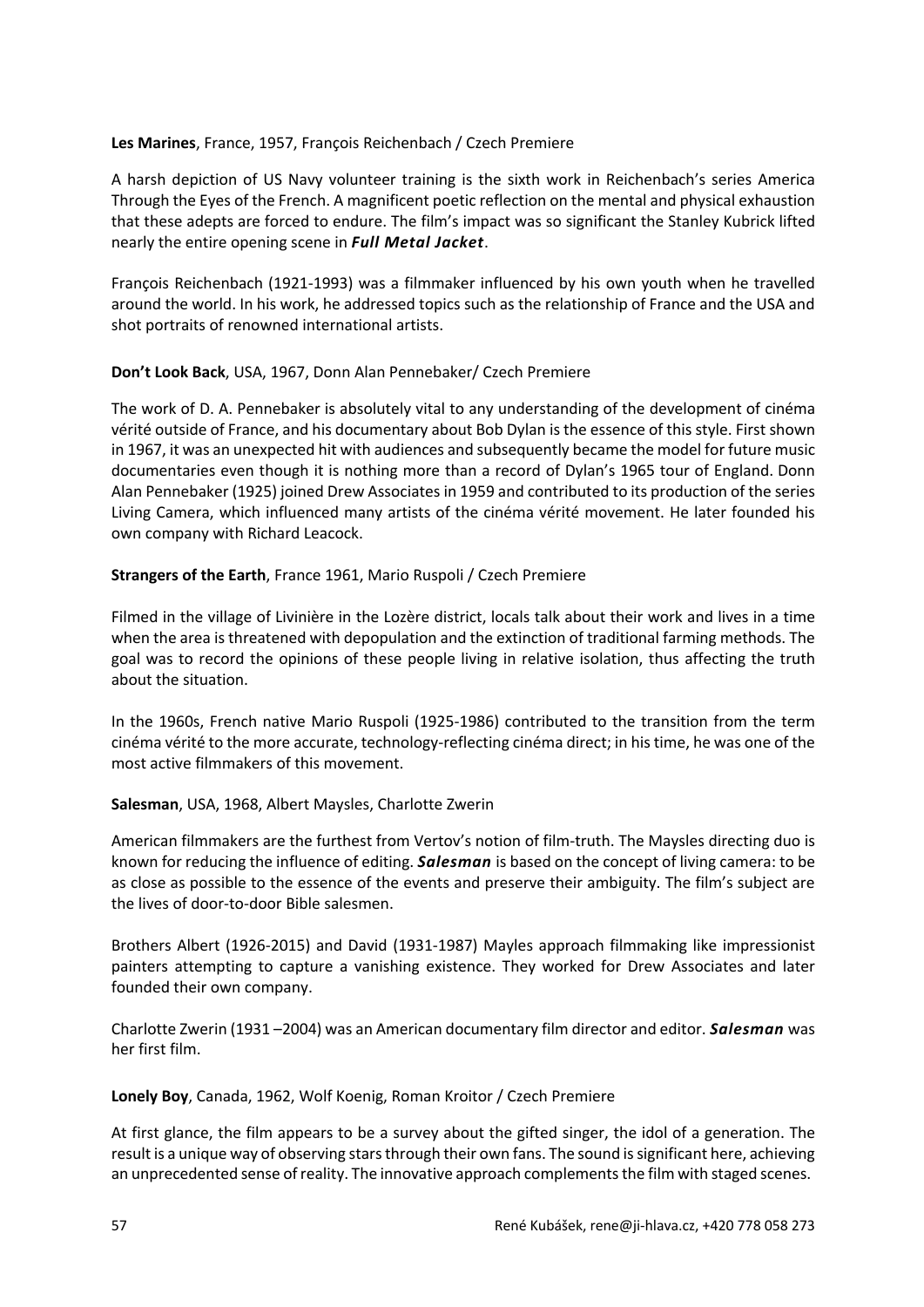**Les Marines**, France, 1957, François Reichenbach / Czech Premiere

A harsh depiction of US Navy volunteer training is the sixth work in Reichenbach's series America Through the Eyes of the French. A magnificent poetic reflection on the mental and physical exhaustion that these adepts are forced to endure. The film's impact was so significant the Stanley Kubrick lifted nearly the entire opening scene in ***Full Metal Jacket***.

François Reichenbach (1921-1993) was a filmmaker influenced by his own youth when he travelled around the world. In his work, he addressed topics such as the relationship of France and the USA and shot portraits of renowned international artists.

**Don't Look Back**, USA, 1967, Donn Alan Pennebaker/ Czech Premiere

The work of D. A. Pennebaker is absolutely vital to any understanding of the development of cinéma vérité outside of France, and his documentary about Bob Dylan is the essence of this style. First shown in 1967, it was an unexpected hit with audiences and subsequently became the model for future music documentaries even though it is nothing more than a record of Dylan's 1965 tour of England. Donn Alan Pennebaker (1925) joined Drew Associates in 1959 and contributed to its production of the series Living Camera, which influenced many artists of the cinéma vérité movement. He later founded his own company with Richard Leacock.

**Strangers of the Earth**, France 1961, Mario Ruspoli / Czech Premiere

Filmed in the village of Livinière in the Lozère district, locals talk about their work and lives in a time when the area is threatened with depopulation and the extinction of traditional farming methods. The goal was to record the opinions of these people living in relative isolation, thus affecting the truth about the situation.

In the 1960s, French native Mario Ruspoli (1925-1986) contributed to the transition from the term cinéma vérité to the more accurate, technology-reflecting cinéma direct; in his time, he was one of the most active filmmakers of this movement.

**Salesman**, USA, 1968, Albert Maysles, Charlotte Zwerin

American filmmakers are the furthest from Vertov's notion of film-truth. The Maysles directing duo is known for reducing the influence of editing. ***Salesman*** is based on the concept of living camera: to be as close as possible to the essence of the events and preserve their ambiguity. The film's subject are the lives of door-to-door Bible salesmen.

Brothers Albert (1926-2015) and David (1931-1987) Mayles approach filmmaking like impressionist painters attempting to capture a vanishing existence. They worked for Drew Associates and later founded their own company.

Charlotte Zwerin (1931 –2004) was an American documentary film director and editor. ***Salesman*** was her first film.

**Lonely Boy**, Canada, 1962, Wolf Koenig, Roman Kroitor / Czech Premiere

At first glance, the film appears to be a survey about the gifted singer, the idol of a generation. The result is a unique way of observing stars through their own fans. The sound is significant here, achieving an unprecedented sense of reality. The innovative approach complements the film with staged scenes.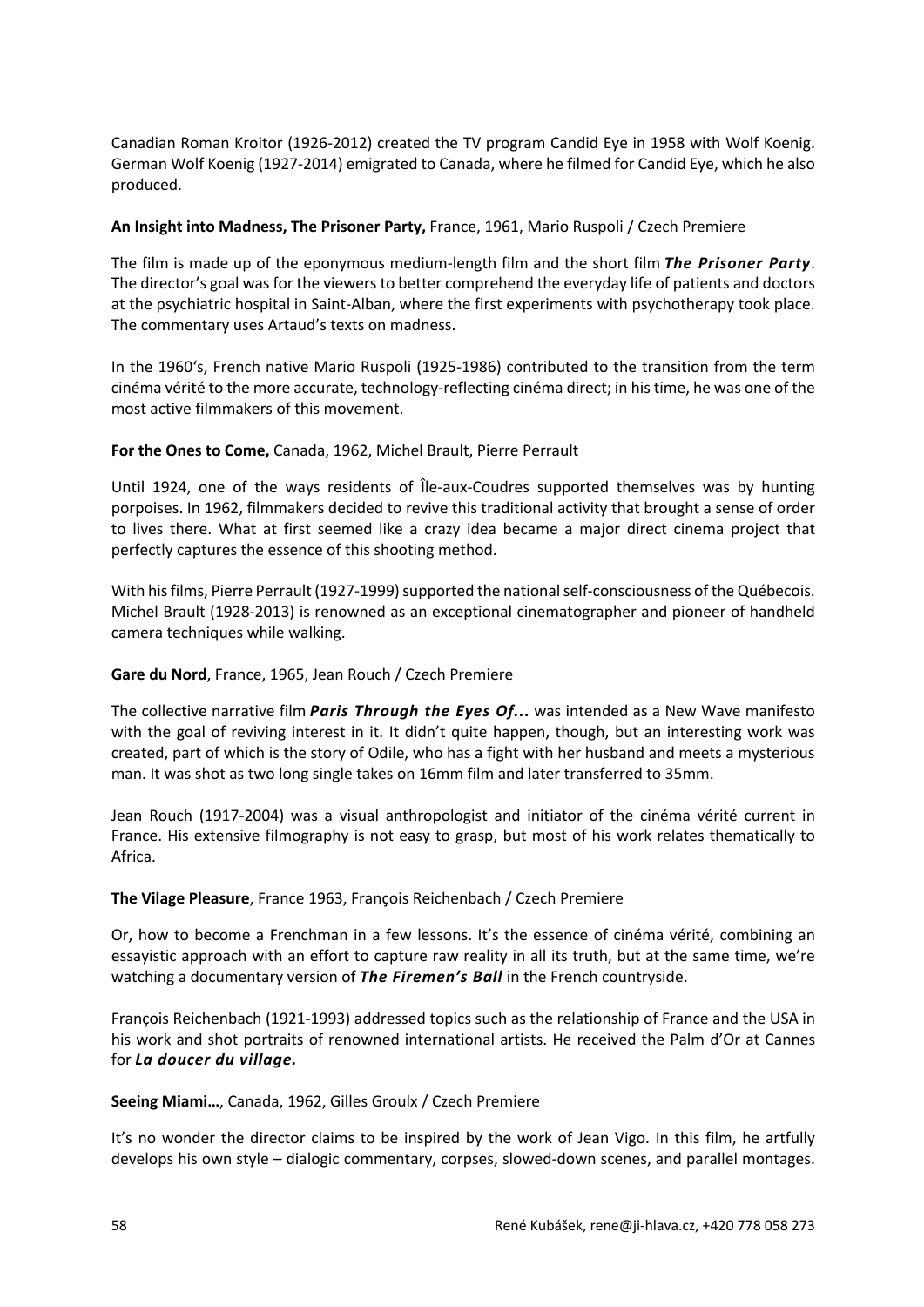Canadian Roman Kroitor (1926-2012) created the TV program Candid Eye in 1958 with Wolf Koenig. German Wolf Koenig (1927-2014) emigrated to Canada, where he filmed for Candid Eye, which he also produced.

**An Insight into Madness, The Prisoner Party,** France, 1961, Mario Ruspoli / Czech Premiere

The film is made up of the eponymous medium-length film and the short film ***The Prisoner Party***. The director's goal was for the viewers to better comprehend the everyday life of patients and doctors at the psychiatric hospital in Saint-Alban, where the first experiments with psychotherapy took place. The commentary uses Artaud's texts on madness.

In the 1960's, French native Mario Ruspoli (1925-1986) contributed to the transition from the term cinéma vérité to the more accurate, technology-reflecting cinéma direct; in his time, he was one of the most active filmmakers of this movement.

**For the Ones to Come,** Canada, 1962, Michel Brault, Pierre Perrault

Until 1924, one of the ways residents of Île-aux-Coudres supported themselves was by hunting porpoises. In 1962, filmmakers decided to revive this traditional activity that brought a sense of order to lives there. What at first seemed like a crazy idea became a major direct cinema project that perfectly captures the essence of this shooting method.

With his films, Pierre Perrault (1927-1999) supported the national self-consciousness of the Québecois. Michel Brault (1928-2013) is renowned as an exceptional cinematographer and pioneer of handheld camera techniques while walking.

**Gare du Nord**, France, 1965, Jean Rouch / Czech Premiere

The collective narrative film ***Paris Through the Eyes Of...*** was intended as a New Wave manifesto with the goal of reviving interest in it. It didn't quite happen, though, but an interesting work was created, part of which is the story of Odile, who has a fight with her husband and meets a mysterious man. It was shot as two long single takes on 16mm film and later transferred to 35mm.

Jean Rouch (1917-2004) was a visual anthropologist and initiator of the cinéma vérité current in France. His extensive filmography is not easy to grasp, but most of his work relates thematically to Africa.

**The Vilage Pleasure**, France 1963, François Reichenbach / Czech Premiere

Or, how to become a Frenchman in a few lessons. It's the essence of cinéma vérité, combining an essayistic approach with an effort to capture raw reality in all its truth, but at the same time, we're watching a documentary version of ***The Firemen's Ball*** in the French countryside.

François Reichenbach (1921-1993) addressed topics such as the relationship of France and the USA in his work and shot portraits of renowned international artists. He received the Palm d'Or at Cannes for ***La doucer du village.***

**Seeing Miami…**, Canada, 1962, Gilles Groulx / Czech Premiere

It's no wonder the director claims to be inspired by the work of Jean Vigo. In this film, he artfully develops his own style – dialogic commentary, corpses, slowed-down scenes, and parallel montages.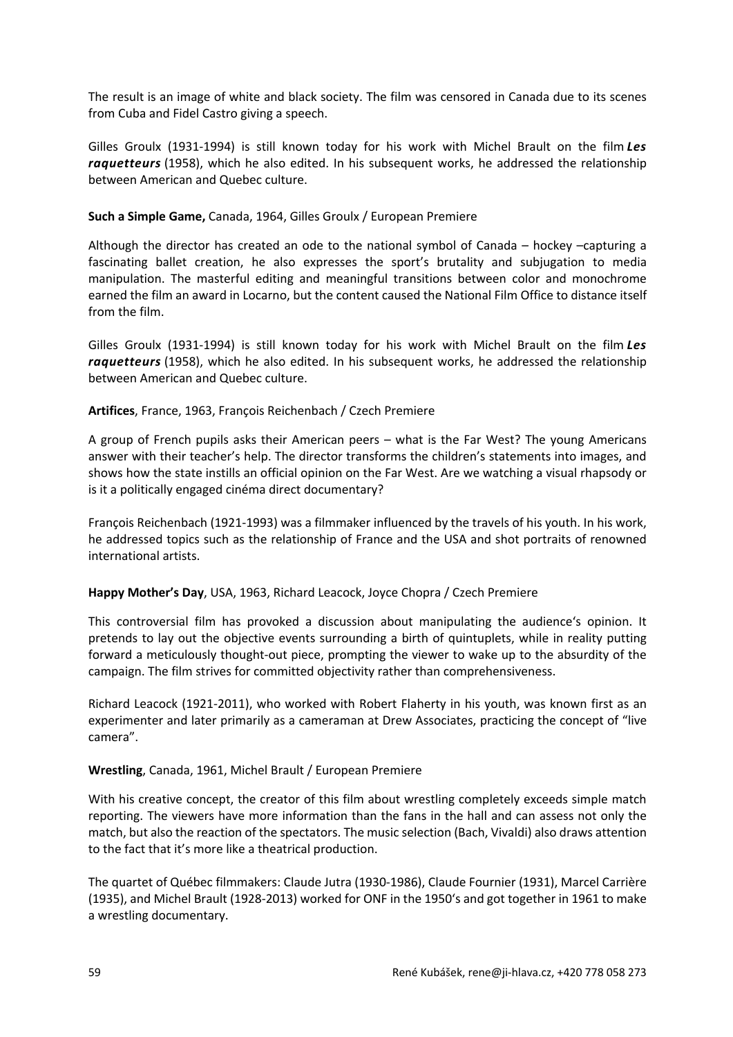The result is an image of white and black society. The film was censored in Canada due to its scenes from Cuba and Fidel Castro giving a speech.

Gilles Groulx (1931-1994) is still known today for his work with Michel Brault on the film ***Les raquetteurs*** (1958), which he also edited. In his subsequent works, he addressed the relationship between American and Quebec culture.

**Such a Simple Game,** Canada, 1964, Gilles Groulx / European Premiere

Although the director has created an ode to the national symbol of Canada – hockey –capturing a fascinating ballet creation, he also expresses the sport's brutality and subjugation to media manipulation. The masterful editing and meaningful transitions between color and monochrome earned the film an award in Locarno, but the content caused the National Film Office to distance itself from the film.

Gilles Groulx (1931-1994) is still known today for his work with Michel Brault on the film ***Les raquetteurs*** (1958), which he also edited. In his subsequent works, he addressed the relationship between American and Quebec culture.

**Artifices**, France, 1963, François Reichenbach / Czech Premiere

A group of French pupils asks their American peers – what is the Far West? The young Americans answer with their teacher's help. The director transforms the children's statements into images, and shows how the state instills an official opinion on the Far West. Are we watching a visual rhapsody or is it a politically engaged cinéma direct documentary?

François Reichenbach (1921-1993) was a filmmaker influenced by the travels of his youth. In his work, he addressed topics such as the relationship of France and the USA and shot portraits of renowned international artists.

**Happy Mother's Day**, USA, 1963, Richard Leacock, Joyce Chopra / Czech Premiere

This controversial film has provoked a discussion about manipulating the audience's opinion. It pretends to lay out the objective events surrounding a birth of quintuplets, while in reality putting forward a meticulously thought-out piece, prompting the viewer to wake up to the absurdity of the campaign. The film strives for committed objectivity rather than comprehensiveness.

Richard Leacock (1921-2011), who worked with Robert Flaherty in his youth, was known first as an experimenter and later primarily as a cameraman at Drew Associates, practicing the concept of "live camera".

**Wrestling**, Canada, 1961, Michel Brault / European Premiere

With his creative concept, the creator of this film about wrestling completely exceeds simple match reporting. The viewers have more information than the fans in the hall and can assess not only the match, but also the reaction of the spectators. The music selection (Bach, Vivaldi) also draws attention to the fact that it's more like a theatrical production.

The quartet of Québec filmmakers: Claude Jutra (1930-1986), Claude Fournier (1931), Marcel Carrière (1935), and Michel Brault (1928-2013) worked for ONF in the 1950's and got together in 1961 to make a wrestling documentary.

René Kubášek, rene@ji-hlava.cz, +420 778 058 273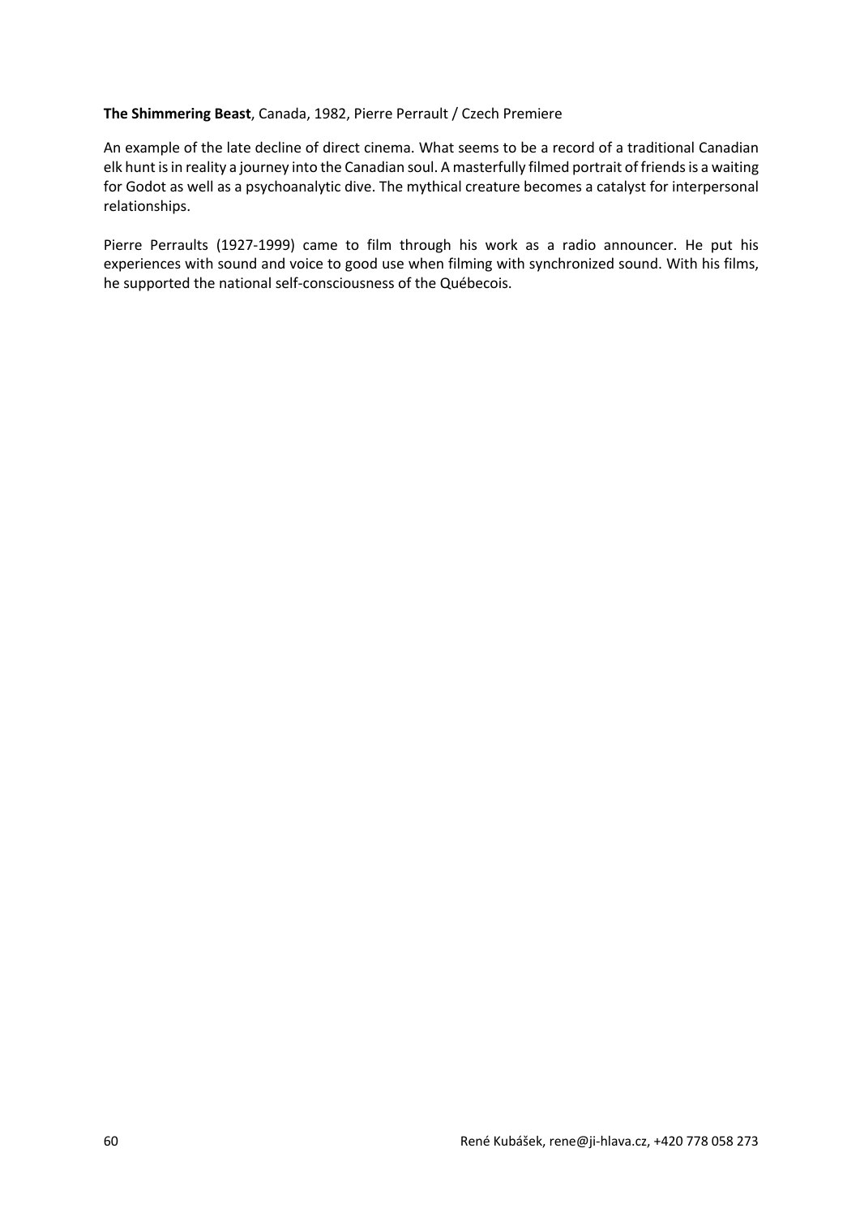**The Shimmering Beast**, Canada, 1982, Pierre Perrault / Czech Premiere

An example of the late decline of direct cinema. What seems to be a record of a traditional Canadian elk hunt is in reality a journey into the Canadian soul. A masterfully filmed portrait of friends is a waiting for Godot as well as a psychoanalytic dive. The mythical creature becomes a catalyst for interpersonal relationships.

Pierre Perraults (1927-1999) came to film through his work as a radio announcer. He put his experiences with sound and voice to good use when filming with synchronized sound. With his films, he supported the national self-consciousness of the Québecois.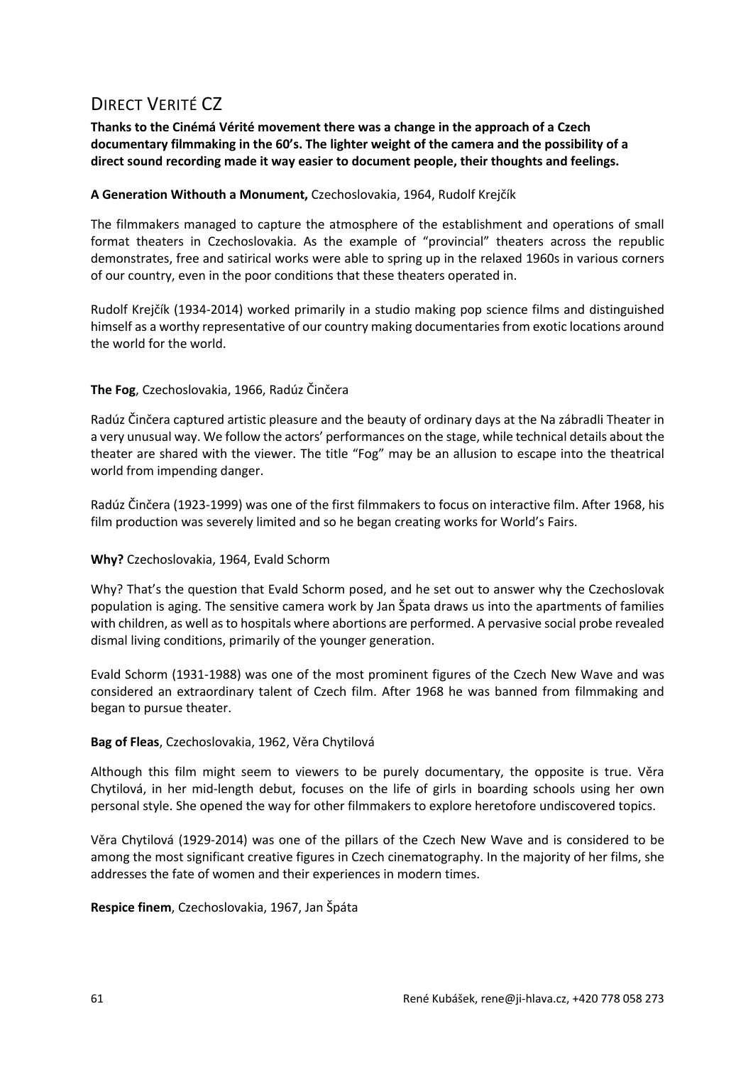# Direct Verité CZ

**Thanks to the Cinémá Vérité movement there was a change in the approach of a Czech documentary filmmaking in the 60's. The lighter weight of the camera and the possibility of a direct sound recording made it way easier to document people, their thoughts and feelings.**

**A Generation Withouth a Monument,** Czechoslovakia, 1964, Rudolf Krejčík

The filmmakers managed to capture the atmosphere of the establishment and operations of small format theaters in Czechoslovakia. As the example of "provincial" theaters across the republic demonstrates, free and satirical works were able to spring up in the relaxed 1960s in various corners of our country, even in the poor conditions that these theaters operated in.

Rudolf Krejčík (1934-2014) worked primarily in a studio making pop science films and distinguished himself as a worthy representative of our country making documentaries from exotic locations around the world for the world.

**The Fog**, Czechoslovakia, 1966, Radúz Činčera

Radúz Činčera captured artistic pleasure and the beauty of ordinary days at the Na zábradli Theater in a very unusual way. We follow the actors' performances on the stage, while technical details about the theater are shared with the viewer. The title "Fog" may be an allusion to escape into the theatrical world from impending danger.

Radúz Činčera (1923-1999) was one of the first filmmakers to focus on interactive film. After 1968, his film production was severely limited and so he began creating works for World's Fairs.

**Why?** Czechoslovakia, 1964, Evald Schorm

Why? That's the question that Evald Schorm posed, and he set out to answer why the Czechoslovak population is aging. The sensitive camera work by Jan Špata draws us into the apartments of families with children, as well as to hospitals where abortions are performed. A pervasive social probe revealed dismal living conditions, primarily of the younger generation.

Evald Schorm (1931-1988) was one of the most prominent figures of the Czech New Wave and was considered an extraordinary talent of Czech film. After 1968 he was banned from filmmaking and began to pursue theater.

**Bag of Fleas**, Czechoslovakia, 1962, Věra Chytilová

Although this film might seem to viewers to be purely documentary, the opposite is true. Věra Chytilová, in her mid-length debut, focuses on the life of girls in boarding schools using her own personal style. She opened the way for other filmmakers to explore heretofore undiscovered topics.

Věra Chytilová (1929-2014) was one of the pillars of the Czech New Wave and is considered to be among the most significant creative figures in Czech cinematography. In the majority of her films, she addresses the fate of women and their experiences in modern times.

**Respice finem**, Czechoslovakia, 1967, Jan Špáta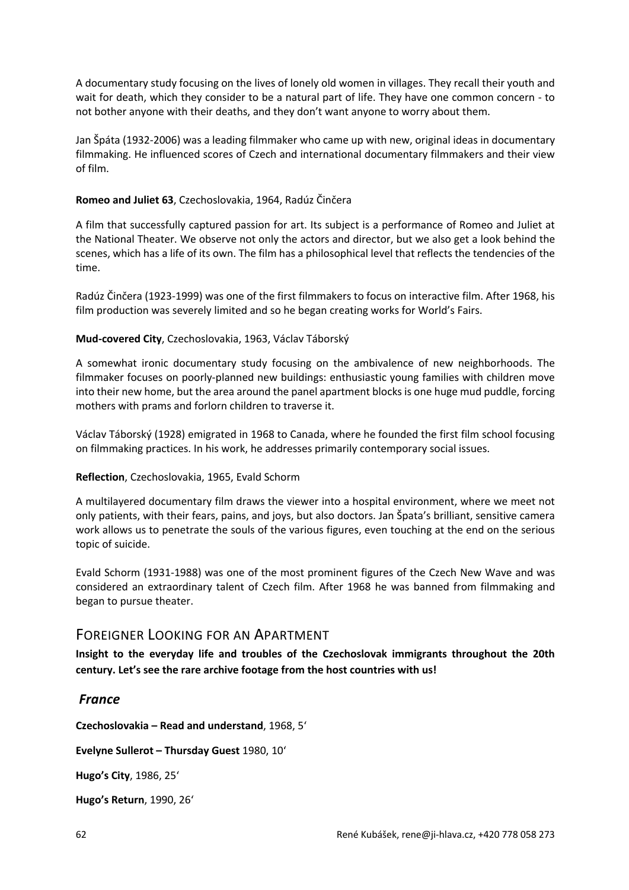A documentary study focusing on the lives of lonely old women in villages. They recall their youth and wait for death, which they consider to be a natural part of life. They have one common concern - to not bother anyone with their deaths, and they don't want anyone to worry about them.

Jan Špáta (1932-2006) was a leading filmmaker who came up with new, original ideas in documentary filmmaking. He influenced scores of Czech and international documentary filmmakers and their view of film.

**Romeo and Juliet 63**, Czechoslovakia, 1964, Radúz Činčera

A film that successfully captured passion for art. Its subject is a performance of Romeo and Juliet at the National Theater. We observe not only the actors and director, but we also get a look behind the scenes, which has a life of its own. The film has a philosophical level that reflects the tendencies of the time.

Radúz Činčera (1923-1999) was one of the first filmmakers to focus on interactive film. After 1968, his film production was severely limited and so he began creating works for World's Fairs.

**Mud-covered City**, Czechoslovakia, 1963, Václav Táborský

A somewhat ironic documentary study focusing on the ambivalence of new neighborhoods. The filmmaker focuses on poorly-planned new buildings: enthusiastic young families with children move into their new home, but the area around the panel apartment blocks is one huge mud puddle, forcing mothers with prams and forlorn children to traverse it.

Václav Táborský (1928) emigrated in 1968 to Canada, where he founded the first film school focusing on filmmaking practices. In his work, he addresses primarily contemporary social issues.

**Reflection**, Czechoslovakia, 1965, Evald Schorm

A multilayered documentary film draws the viewer into a hospital environment, where we meet not only patients, with their fears, pains, and joys, but also doctors. Jan Špata's brilliant, sensitive camera work allows us to penetrate the souls of the various figures, even touching at the end on the serious topic of suicide.

Evald Schorm (1931-1988) was one of the most prominent figures of the Czech New Wave and was considered an extraordinary talent of Czech film. After 1968 he was banned from filmmaking and began to pursue theater.

## Foreigner Looking for an Apartment

**Insight to the everyday life and troubles of the Czechoslovak immigrants throughout the 20th century. Let's see the rare archive footage from the host countries with us!**

### *France*

**Czechoslovakia – Read and understand**, 1968, 5'

**Evelyne Sullerot – Thursday Guest** 1980, 10'

**Hugo's City**, 1986, 25'

**Hugo's Return**, 1990, 26'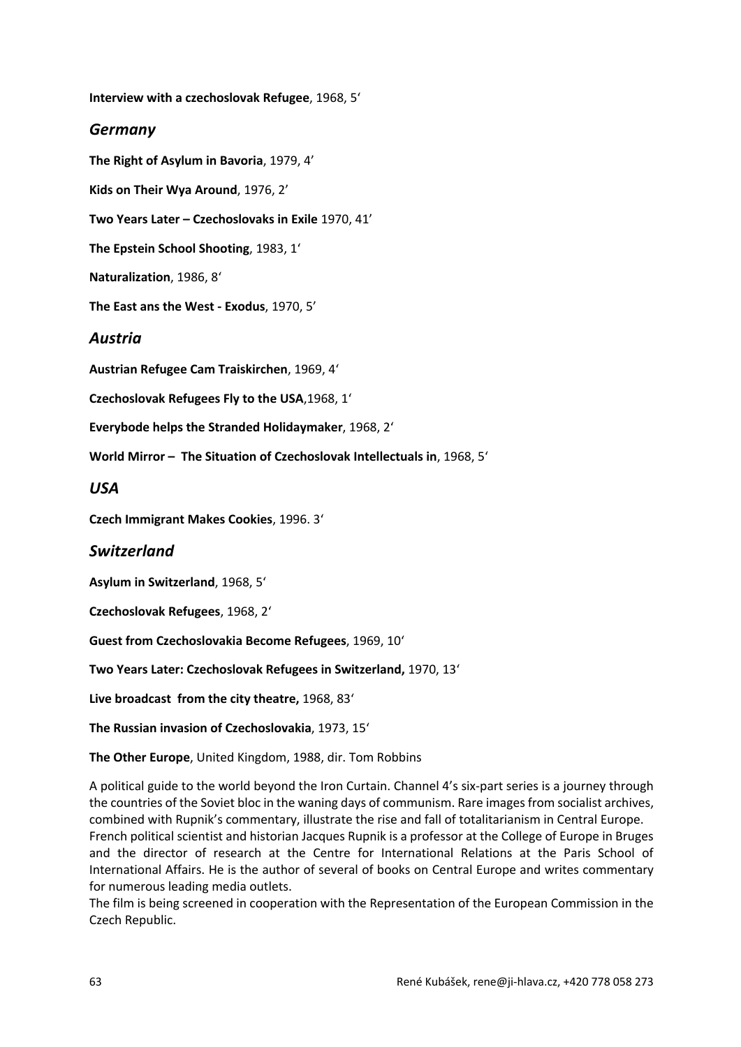**Interview with a czechoslovak Refugee**, 1968, 5'

## *Germany*

**The Right of Asylum in Bavoria**, 1979, 4'

**Kids on Their Wya Around**, 1976, 2'

**Two Years Later – Czechoslovaks in Exile** 1970, 41'

**The Epstein School Shooting**, 1983, 1'

**Naturalization**, 1986, 8'

**The East ans the West - Exodus**, 1970, 5'

## *Austria*

**Austrian Refugee Cam Traiskirchen**, 1969, 4'

**Czechoslovak Refugees Fly to the USA**,1968, 1'

**Everybode helps the Stranded Holidaymaker**, 1968, 2'

**World Mirror – The Situation of Czechoslovak Intellectuals in**, 1968, 5'

## *USA*

**Czech Immigrant Makes Cookies**, 1996. 3'

## *Switzerland*

**Asylum in Switzerland**, 1968, 5'

**Czechoslovak Refugees**, 1968, 2'

**Guest from Czechoslovakia Become Refugees**, 1969, 10'

**Two Years Later: Czechoslovak Refugees in Switzerland,** 1970, 13'

**Live broadcast from the city theatre,** 1968, 83'

**The Russian invasion of Czechoslovakia**, 1973, 15'

**The Other Europe**, United Kingdom, 1988, dir. Tom Robbins

A political guide to the world beyond the Iron Curtain. Channel 4's six-part series is a journey through the countries of the Soviet bloc in the waning days of communism. Rare images from socialist archives, combined with Rupnik's commentary, illustrate the rise and fall of totalitarianism in Central Europe.
French political scientist and historian Jacques Rupnik is a professor at the College of Europe in Bruges and the director of research at the Centre for International Relations at the Paris School of International Affairs. He is the author of several of books on Central Europe and writes commentary for numerous leading media outlets.
The film is being screened in cooperation with the Representation of the European Commission in the Czech Republic.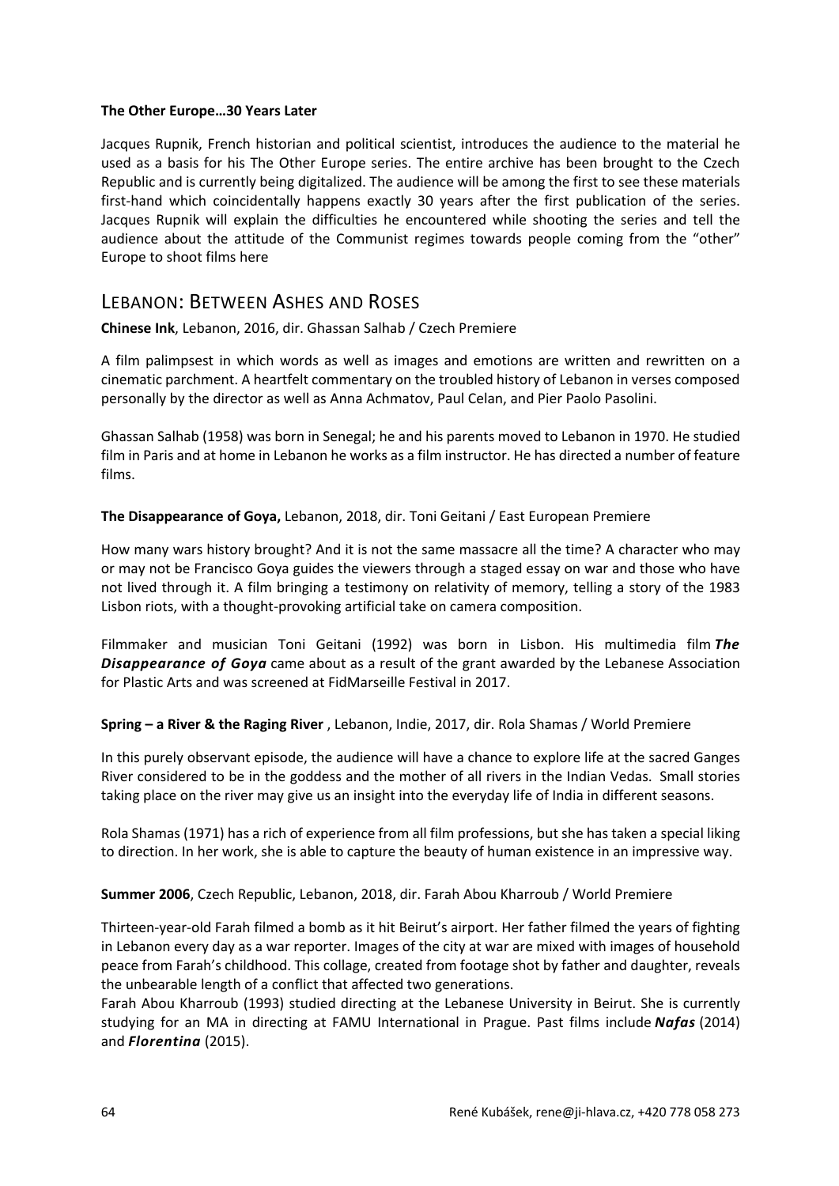**The Other Europe…30 Years Later**

Jacques Rupnik, French historian and political scientist, introduces the audience to the material he used as a basis for his The Other Europe series. The entire archive has been brought to the Czech Republic and is currently being digitalized. The audience will be among the first to see these materials first-hand which coincidentally happens exactly 30 years after the first publication of the series. Jacques Rupnik will explain the difficulties he encountered while shooting the series and tell the audience about the attitude of the Communist regimes towards people coming from the "other" Europe to shoot films here

## Lebanon: Between Ashes and Roses

**Chinese Ink**, Lebanon, 2016, dir. Ghassan Salhab / Czech Premiere

A film palimpsest in which words as well as images and emotions are written and rewritten on a cinematic parchment. A heartfelt commentary on the troubled history of Lebanon in verses composed personally by the director as well as Anna Achmatov, Paul Celan, and Pier Paolo Pasolini.

Ghassan Salhab (1958) was born in Senegal; he and his parents moved to Lebanon in 1970. He studied film in Paris and at home in Lebanon he works as a film instructor. He has directed a number of feature films.

**The Disappearance of Goya,** Lebanon, 2018, dir. Toni Geitani / East European Premiere

How many wars history brought? And it is not the same massacre all the time? A character who may or may not be Francisco Goya guides the viewers through a staged essay on war and those who have not lived through it. A film bringing a testimony on relativity of memory, telling a story of the 1983 Lisbon riots, with a thought-provoking artificial take on camera composition.

Filmmaker and musician Toni Geitani (1992) was born in Lisbon. His multimedia film ***The Disappearance of Goya*** came about as a result of the grant awarded by the Lebanese Association for Plastic Arts and was screened at FidMarseille Festival in 2017.

**Spring – a River & the Raging River** , Lebanon, Indie, 2017, dir. Rola Shamas / World Premiere

In this purely observant episode, the audience will have a chance to explore life at the sacred Ganges River considered to be in the goddess and the mother of all rivers in the Indian Vedas. Small stories taking place on the river may give us an insight into the everyday life of India in different seasons.

Rola Shamas (1971) has a rich of experience from all film professions, but she has taken a special liking to direction. In her work, she is able to capture the beauty of human existence in an impressive way.

**Summer 2006**, Czech Republic, Lebanon, 2018, dir. Farah Abou Kharroub / World Premiere

Thirteen-year-old Farah filmed a bomb as it hit Beirut's airport. Her father filmed the years of fighting in Lebanon every day as a war reporter. Images of the city at war are mixed with images of household peace from Farah's childhood. This collage, created from footage shot by father and daughter, reveals the unbearable length of a conflict that affected two generations.
Farah Abou Kharroub (1993) studied directing at the Lebanese University in Beirut. She is currently studying for an MA in directing at FAMU International in Prague. Past films include ***Nafas*** (2014) and ***Florentina*** (2015).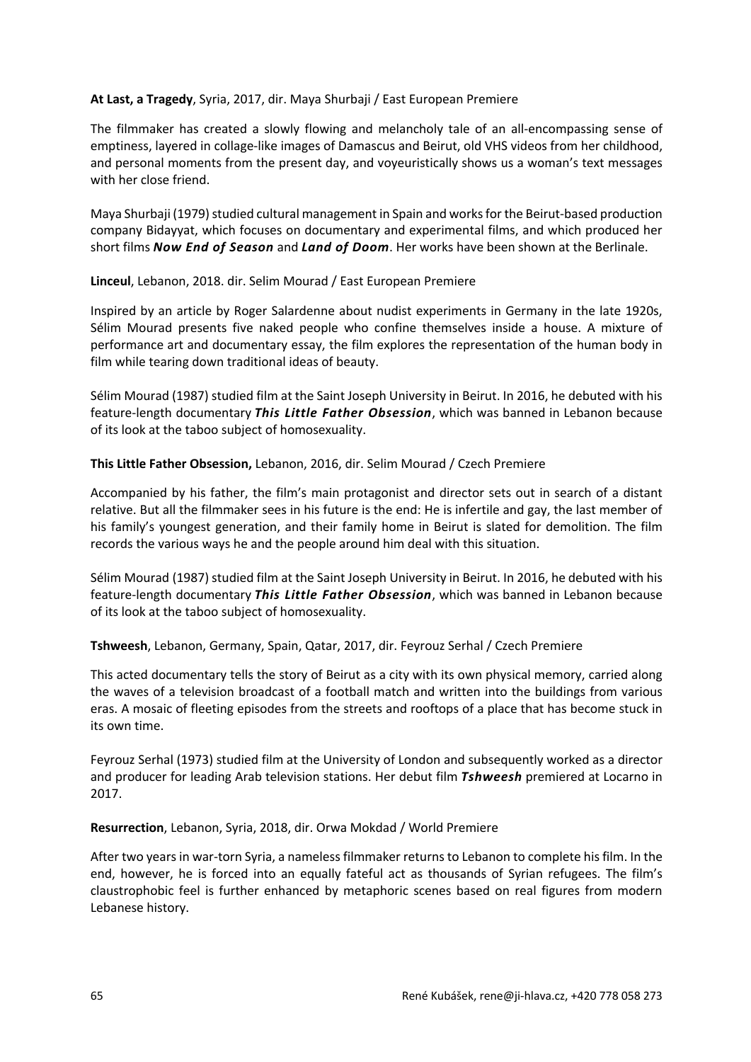**At Last, a Tragedy**, Syria, 2017, dir. Maya Shurbaji / East European Premiere

The filmmaker has created a slowly flowing and melancholy tale of an all-encompassing sense of emptiness, layered in collage-like images of Damascus and Beirut, old VHS videos from her childhood, and personal moments from the present day, and voyeuristically shows us a woman's text messages with her close friend.

Maya Shurbaji (1979) studied cultural management in Spain and works for the Beirut-based production company Bidayyat, which focuses on documentary and experimental films, and which produced her short films ***Now End of Season*** and ***Land of Doom***. Her works have been shown at the Berlinale.

**Linceul**, Lebanon, 2018. dir. Selim Mourad / East European Premiere

Inspired by an article by Roger Salardenne about nudist experiments in Germany in the late 1920s, Sélim Mourad presents five naked people who confine themselves inside a house. A mixture of performance art and documentary essay, the film explores the representation of the human body in film while tearing down traditional ideas of beauty.

Sélim Mourad (1987) studied film at the Saint Joseph University in Beirut. In 2016, he debuted with his feature-length documentary ***This Little Father Obsession***, which was banned in Lebanon because of its look at the taboo subject of homosexuality.

**This Little Father Obsession,** Lebanon, 2016, dir. Selim Mourad / Czech Premiere

Accompanied by his father, the film's main protagonist and director sets out in search of a distant relative. But all the filmmaker sees in his future is the end: He is infertile and gay, the last member of his family's youngest generation, and their family home in Beirut is slated for demolition. The film records the various ways he and the people around him deal with this situation.

Sélim Mourad (1987) studied film at the Saint Joseph University in Beirut. In 2016, he debuted with his feature-length documentary ***This Little Father Obsession***, which was banned in Lebanon because of its look at the taboo subject of homosexuality.

**Tshweesh**, Lebanon, Germany, Spain, Qatar, 2017, dir. Feyrouz Serhal / Czech Premiere

This acted documentary tells the story of Beirut as a city with its own physical memory, carried along the waves of a television broadcast of a football match and written into the buildings from various eras. A mosaic of fleeting episodes from the streets and rooftops of a place that has become stuck in its own time.

Feyrouz Serhal (1973) studied film at the University of London and subsequently worked as a director and producer for leading Arab television stations. Her debut film ***Tshweesh*** premiered at Locarno in 2017.

**Resurrection**, Lebanon, Syria, 2018, dir. Orwa Mokdad / World Premiere

After two years in war-torn Syria, a nameless filmmaker returns to Lebanon to complete his film. In the end, however, he is forced into an equally fateful act as thousands of Syrian refugees. The film's claustrophobic feel is further enhanced by metaphoric scenes based on real figures from modern Lebanese history.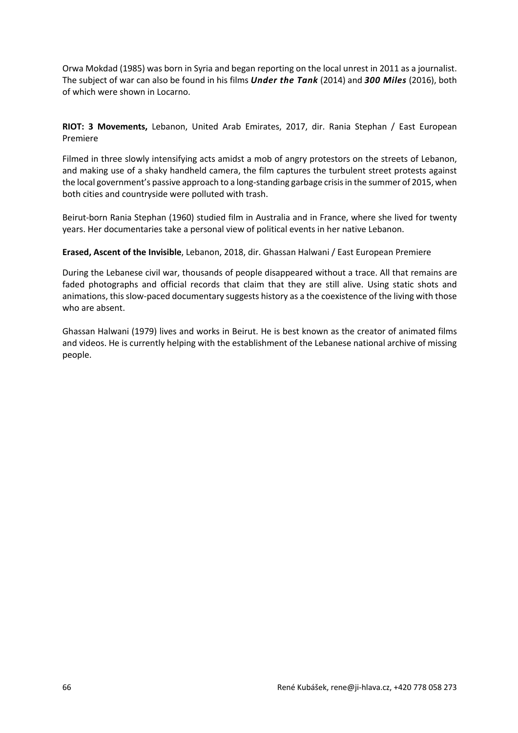Orwa Mokdad (1985) was born in Syria and began reporting on the local unrest in 2011 as a journalist. The subject of war can also be found in his films ***Under the Tank*** (2014) and ***300 Miles*** (2016), both of which were shown in Locarno.

**RIOT: 3 Movements,** Lebanon, United Arab Emirates, 2017, dir. Rania Stephan / East European Premiere

Filmed in three slowly intensifying acts amidst a mob of angry protestors on the streets of Lebanon, and making use of a shaky handheld camera, the film captures the turbulent street protests against the local government's passive approach to a long-standing garbage crisis in the summer of 2015, when both cities and countryside were polluted with trash.

Beirut-born Rania Stephan (1960) studied film in Australia and in France, where she lived for twenty years. Her documentaries take a personal view of political events in her native Lebanon.

**Erased, Ascent of the Invisible**, Lebanon, 2018, dir. Ghassan Halwani / East European Premiere

During the Lebanese civil war, thousands of people disappeared without a trace. All that remains are faded photographs and official records that claim that they are still alive. Using static shots and animations, this slow-paced documentary suggests history as a the coexistence of the living with those who are absent.

Ghassan Halwani (1979) lives and works in Beirut. He is best known as the creator of animated films and videos. He is currently helping with the establishment of the Lebanese national archive of missing people.

René Kubášek, rene@ji-hlava.cz, +420 778 058 273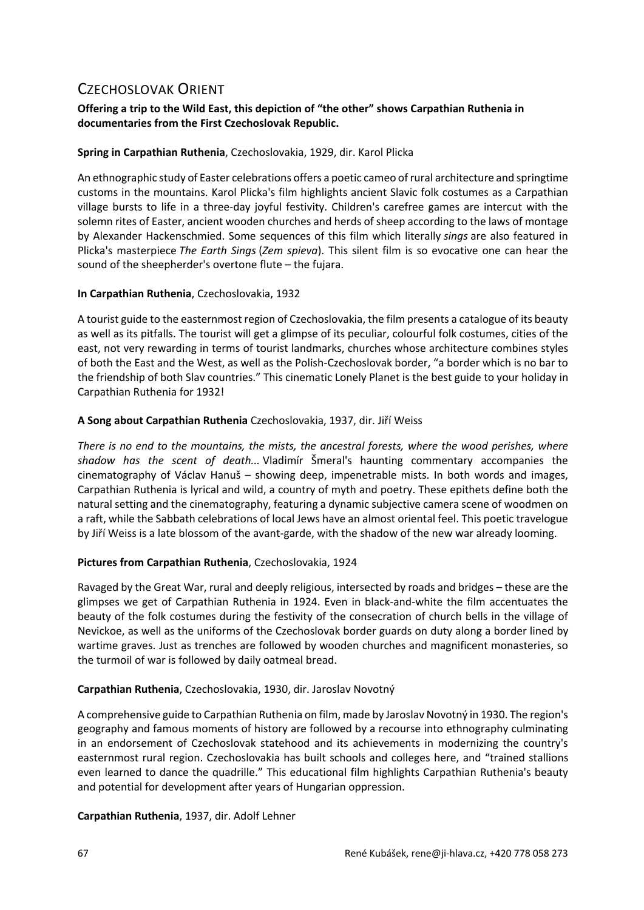## Czechoslovak Orient

**Offering a trip to the Wild East, this depiction of "the other" shows Carpathian Ruthenia in documentaries from the First Czechoslovak Republic.**

**Spring in Carpathian Ruthenia**, Czechoslovakia, 1929, dir. Karol Plicka

An ethnographic study of Easter celebrations offers a poetic cameo of rural architecture and springtime customs in the mountains. Karol Plicka's film highlights ancient Slavic folk costumes as a Carpathian village bursts to life in a three-day joyful festivity. Children's carefree games are intercut with the solemn rites of Easter, ancient wooden churches and herds of sheep according to the laws of montage by Alexander Hackenschmied. Some sequences of this film which literally *sings* are also featured in Plicka's masterpiece *The Earth Sings* (*Zem spieva*). This silent film is so evocative one can hear the sound of the sheepherder's overtone flute – the fujara.

**In Carpathian Ruthenia**, Czechoslovakia, 1932

A tourist guide to the easternmost region of Czechoslovakia, the film presents a catalogue of its beauty as well as its pitfalls. The tourist will get a glimpse of its peculiar, colourful folk costumes, cities of the east, not very rewarding in terms of tourist landmarks, churches whose architecture combines styles of both the East and the West, as well as the Polish-Czechoslovak border, "a border which is no bar to the friendship of both Slav countries." This cinematic Lonely Planet is the best guide to your holiday in Carpathian Ruthenia for 1932!

**A Song about Carpathian Ruthenia** Czechoslovakia, 1937, dir. Jiří Weiss

*There is no end to the mountains, the mists, the ancestral forests, where the wood perishes, where shadow has the scent of death...* Vladimír Šmeral's haunting commentary accompanies the cinematography of Václav Hanuš – showing deep, impenetrable mists. In both words and images, Carpathian Ruthenia is lyrical and wild, a country of myth and poetry. These epithets define both the natural setting and the cinematography, featuring a dynamic subjective camera scene of woodmen on a raft, while the Sabbath celebrations of local Jews have an almost oriental feel. This poetic travelogue by Jiří Weiss is a late blossom of the avant-garde, with the shadow of the new war already looming.

**Pictures from Carpathian Ruthenia**, Czechoslovakia, 1924

Ravaged by the Great War, rural and deeply religious, intersected by roads and bridges – these are the glimpses we get of Carpathian Ruthenia in 1924. Even in black-and-white the film accentuates the beauty of the folk costumes during the festivity of the consecration of church bells in the village of Nevickoe, as well as the uniforms of the Czechoslovak border guards on duty along a border lined by wartime graves. Just as trenches are followed by wooden churches and magnificent monasteries, so the turmoil of war is followed by daily oatmeal bread.

**Carpathian Ruthenia**, Czechoslovakia, 1930, dir. Jaroslav Novotný

A comprehensive guide to Carpathian Ruthenia on film, made by Jaroslav Novotný in 1930. The region's geography and famous moments of history are followed by a recourse into ethnography culminating in an endorsement of Czechoslovak statehood and its achievements in modernizing the country's easternmost rural region. Czechoslovakia has built schools and colleges here, and "trained stallions even learned to dance the quadrille." This educational film highlights Carpathian Ruthenia's beauty and potential for development after years of Hungarian oppression.

**Carpathian Ruthenia**, 1937, dir. Adolf Lehner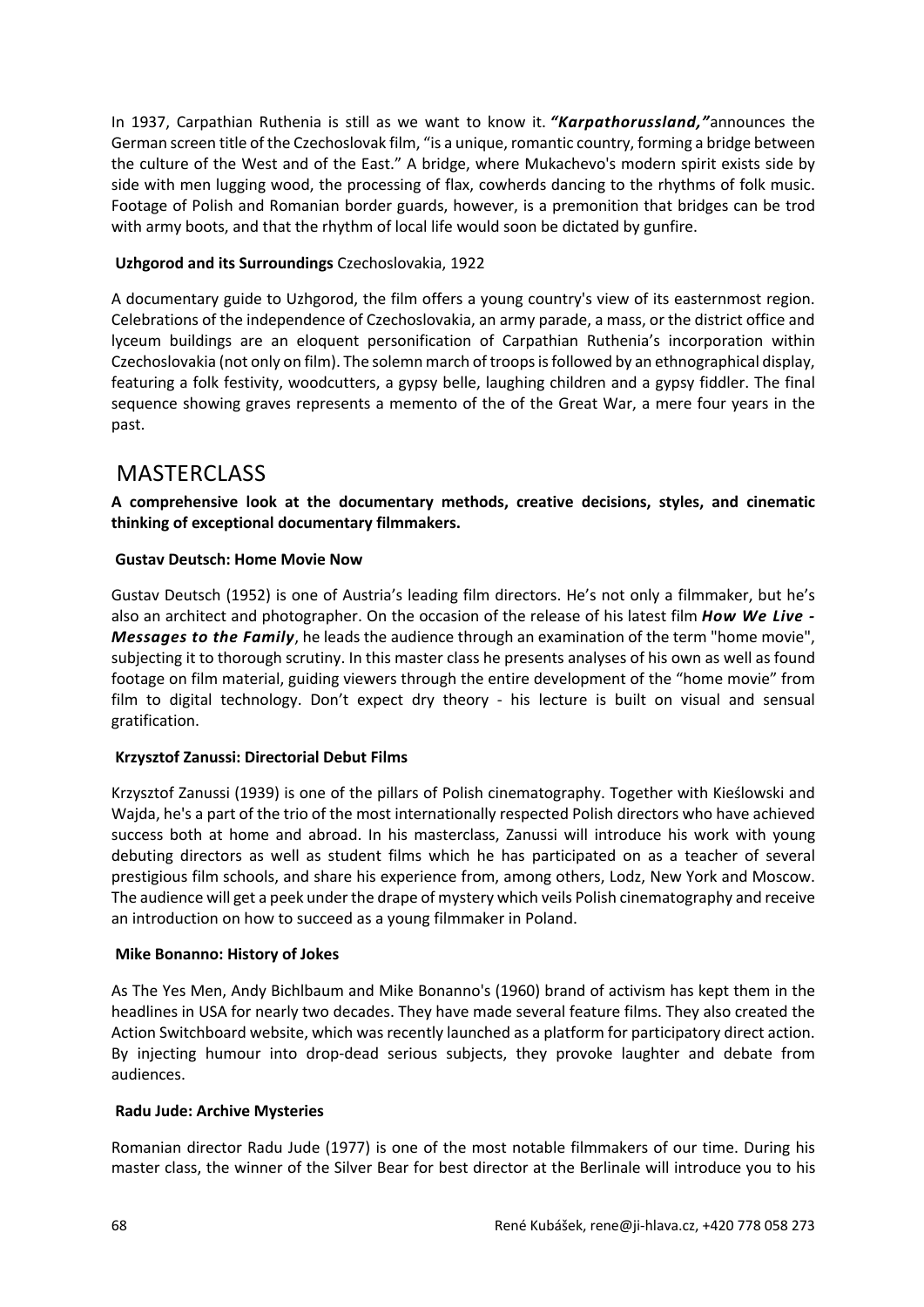In 1937, Carpathian Ruthenia is still as we want to know it. ***"Karpathorussland,"*** announces the German screen title of the Czechoslovak film, "is a unique, romantic country, forming a bridge between the culture of the West and of the East." A bridge, where Mukachevo's modern spirit exists side by side with men lugging wood, the processing of flax, cowherds dancing to the rhythms of folk music. Footage of Polish and Romanian border guards, however, is a premonition that bridges can be trod with army boots, and that the rhythm of local life would soon be dictated by gunfire.

**Uzhgorod and its Surroundings** Czechoslovakia, 1922

A documentary guide to Uzhgorod, the film offers a young country's view of its easternmost region. Celebrations of the independence of Czechoslovakia, an army parade, a mass, or the district office and lyceum buildings are an eloquent personification of Carpathian Ruthenia's incorporation within Czechoslovakia (not only on film). The solemn march of troops is followed by an ethnographical display, featuring a folk festivity, woodcutters, a gypsy belle, laughing children and a gypsy fiddler. The final sequence showing graves represents a memento of the of the Great War, a mere four years in the past.

# MASTERCLASS

**A comprehensive look at the documentary methods, creative decisions, styles, and cinematic thinking of exceptional documentary filmmakers.**

**Gustav Deutsch: Home Movie Now**

Gustav Deutsch (1952) is one of Austria's leading film directors. He's not only a filmmaker, but he's also an architect and photographer. On the occasion of the release of his latest film ***How We Live - Messages to the Family***, he leads the audience through an examination of the term "home movie", subjecting it to thorough scrutiny. In this master class he presents analyses of his own as well as found footage on film material, guiding viewers through the entire development of the "home movie" from film to digital technology. Don't expect dry theory - his lecture is built on visual and sensual gratification.

**Krzysztof Zanussi: Directorial Debut Films**

Krzysztof Zanussi (1939) is one of the pillars of Polish cinematography. Together with Kieślowski and Wajda, he's a part of the trio of the most internationally respected Polish directors who have achieved success both at home and abroad. In his masterclass, Zanussi will introduce his work with young debuting directors as well as student films which he has participated on as a teacher of several prestigious film schools, and share his experience from, among others, Lodz, New York and Moscow. The audience will get a peek under the drape of mystery which veils Polish cinematography and receive an introduction on how to succeed as a young filmmaker in Poland.

**Mike Bonanno: History of Jokes**

As The Yes Men, Andy Bichlbaum and Mike Bonanno's (1960) brand of activism has kept them in the headlines in USA for nearly two decades. They have made several feature films. They also created the Action Switchboard website, which was recently launched as a platform for participatory direct action. By injecting humour into drop-dead serious subjects, they provoke laughter and debate from audiences.

**Radu Jude: Archive Mysteries**

Romanian director Radu Jude (1977) is one of the most notable filmmakers of our time. During his master class, the winner of the Silver Bear for best director at the Berlinale will introduce you to his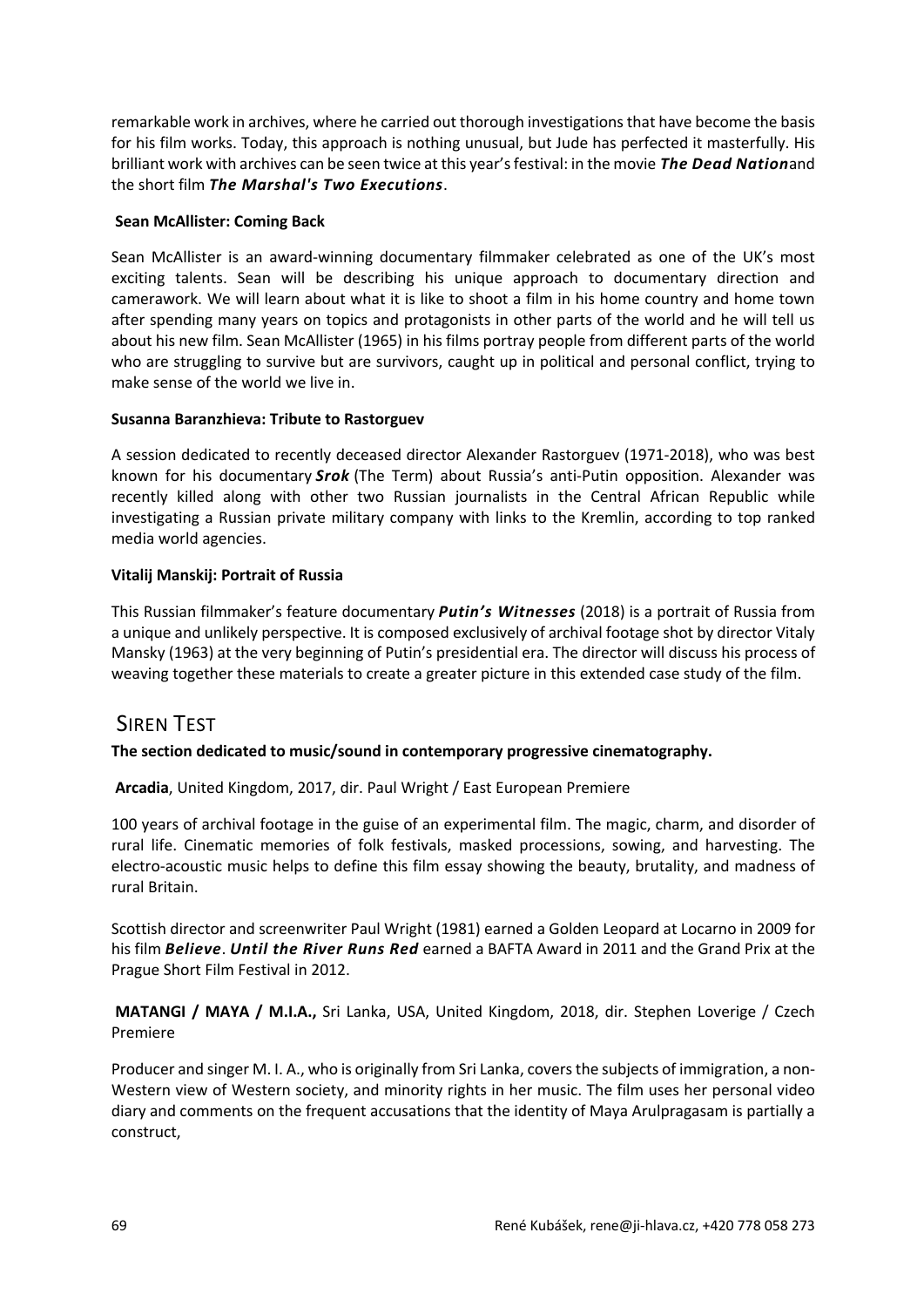remarkable work in archives, where he carried out thorough investigations that have become the basis for his film works. Today, this approach is nothing unusual, but Jude has perfected it masterfully. His brilliant work with archives can be seen twice at this year's festival: in the movie ***The Dead Nation***and the short film ***The Marshal's Two Executions***.

**Sean McAllister: Coming Back**

Sean McAllister is an award-winning documentary filmmaker celebrated as one of the UK's most exciting talents. Sean will be describing his unique approach to documentary direction and camerawork. We will learn about what it is like to shoot a film in his home country and home town after spending many years on topics and protagonists in other parts of the world and he will tell us about his new film. Sean McAllister (1965) in his films portray people from different parts of the world who are struggling to survive but are survivors, caught up in political and personal conflict, trying to make sense of the world we live in.

**Susanna Baranzhieva: Tribute to Rastorguev**

A session dedicated to recently deceased director Alexander Rastorguev (1971-2018), who was best known for his documentary ***Srok*** (The Term) about Russia's anti-Putin opposition. Alexander was recently killed along with other two Russian journalists in the Central African Republic while investigating a Russian private military company with links to the Kremlin, according to top ranked media world agencies.

**Vitalij Manskij: Portrait of Russia**

This Russian filmmaker's feature documentary ***Putin's Witnesses*** (2018) is a portrait of Russia from a unique and unlikely perspective. It is composed exclusively of archival footage shot by director Vitaly Mansky (1963) at the very beginning of Putin's presidential era. The director will discuss his process of weaving together these materials to create a greater picture in this extended case study of the film.

## Siren Test

**The section dedicated to music/sound in contemporary progressive cinematography.**

**Arcadia**, United Kingdom, 2017, dir. Paul Wright / East European Premiere

100 years of archival footage in the guise of an experimental film. The magic, charm, and disorder of rural life. Cinematic memories of folk festivals, masked processions, sowing, and harvesting. The electro-acoustic music helps to define this film essay showing the beauty, brutality, and madness of rural Britain.

Scottish director and screenwriter Paul Wright (1981) earned a Golden Leopard at Locarno in 2009 for his film ***Believe***. ***Until the River Runs Red*** earned a BAFTA Award in 2011 and the Grand Prix at the Prague Short Film Festival in 2012.

**MATANGI / MAYA / M.I.A.,** Sri Lanka, USA, United Kingdom, 2018, dir. Stephen Loverige / Czech Premiere

Producer and singer M. I. A., who is originally from Sri Lanka, covers the subjects of immigration, a non-Western view of Western society, and minority rights in her music. The film uses her personal video diary and comments on the frequent accusations that the identity of Maya Arulpragasam is partially a construct,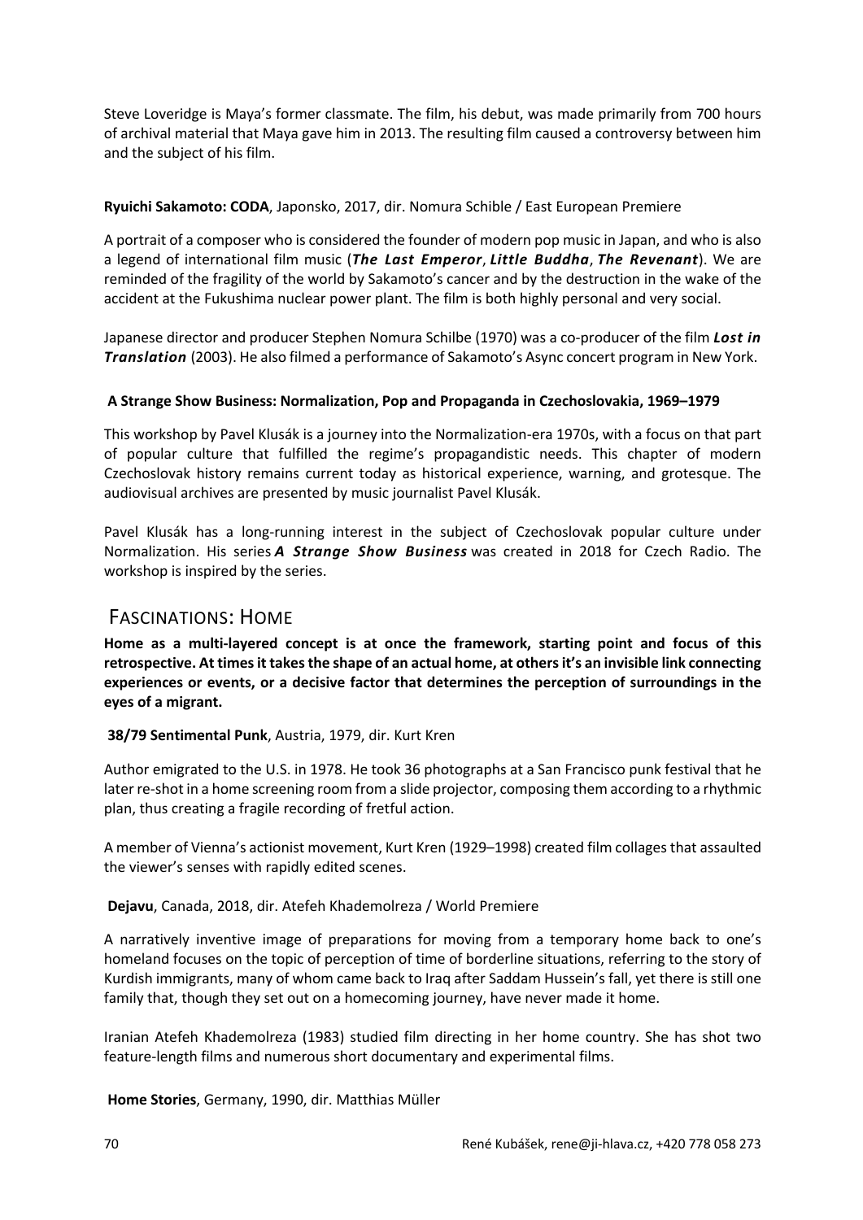Steve Loveridge is Maya's former classmate. The film, his debut, was made primarily from 700 hours of archival material that Maya gave him in 2013. The resulting film caused a controversy between him and the subject of his film.

**Ryuichi Sakamoto: CODA**, Japonsko, 2017, dir. Nomura Schible / East European Premiere

A portrait of a composer who is considered the founder of modern pop music in Japan, and who is also a legend of international film music (***The Last Emperor***, ***Little Buddha***, ***The Revenant***). We are reminded of the fragility of the world by Sakamoto's cancer and by the destruction in the wake of the accident at the Fukushima nuclear power plant. The film is both highly personal and very social.

Japanese director and producer Stephen Nomura Schilbe (1970) was a co-producer of the film ***Lost in Translation*** (2003). He also filmed a performance of Sakamoto's Async concert program in New York.

**A Strange Show Business: Normalization, Pop and Propaganda in Czechoslovakia, 1969–1979**

This workshop by Pavel Klusák is a journey into the Normalization-era 1970s, with a focus on that part of popular culture that fulfilled the regime's propagandistic needs. This chapter of modern Czechoslovak history remains current today as historical experience, warning, and grotesque. The audiovisual archives are presented by music journalist Pavel Klusák.

Pavel Klusák has a long-running interest in the subject of Czechoslovak popular culture under Normalization. His series ***A Strange Show Business*** was created in 2018 for Czech Radio. The workshop is inspired by the series.

## Fascinations: Home

**Home as a multi-layered concept is at once the framework, starting point and focus of this retrospective. At times it takes the shape of an actual home, at others it's an invisible link connecting experiences or events, or a decisive factor that determines the perception of surroundings in the eyes of a migrant.**

**38/79 Sentimental Punk**, Austria, 1979, dir. Kurt Kren

Author emigrated to the U.S. in 1978. He took 36 photographs at a San Francisco punk festival that he later re-shot in a home screening room from a slide projector, composing them according to a rhythmic plan, thus creating a fragile recording of fretful action.

A member of Vienna's actionist movement, Kurt Kren (1929–1998) created film collages that assaulted the viewer's senses with rapidly edited scenes.

**Dejavu**, Canada, 2018, dir. Atefeh Khademolreza / World Premiere

A narratively inventive image of preparations for moving from a temporary home back to one's homeland focuses on the topic of perception of time of borderline situations, referring to the story of Kurdish immigrants, many of whom came back to Iraq after Saddam Hussein's fall, yet there is still one family that, though they set out on a homecoming journey, have never made it home.

Iranian Atefeh Khademolreza (1983) studied film directing in her home country. She has shot two feature-length films and numerous short documentary and experimental films.

**Home Stories**, Germany, 1990, dir. Matthias Müller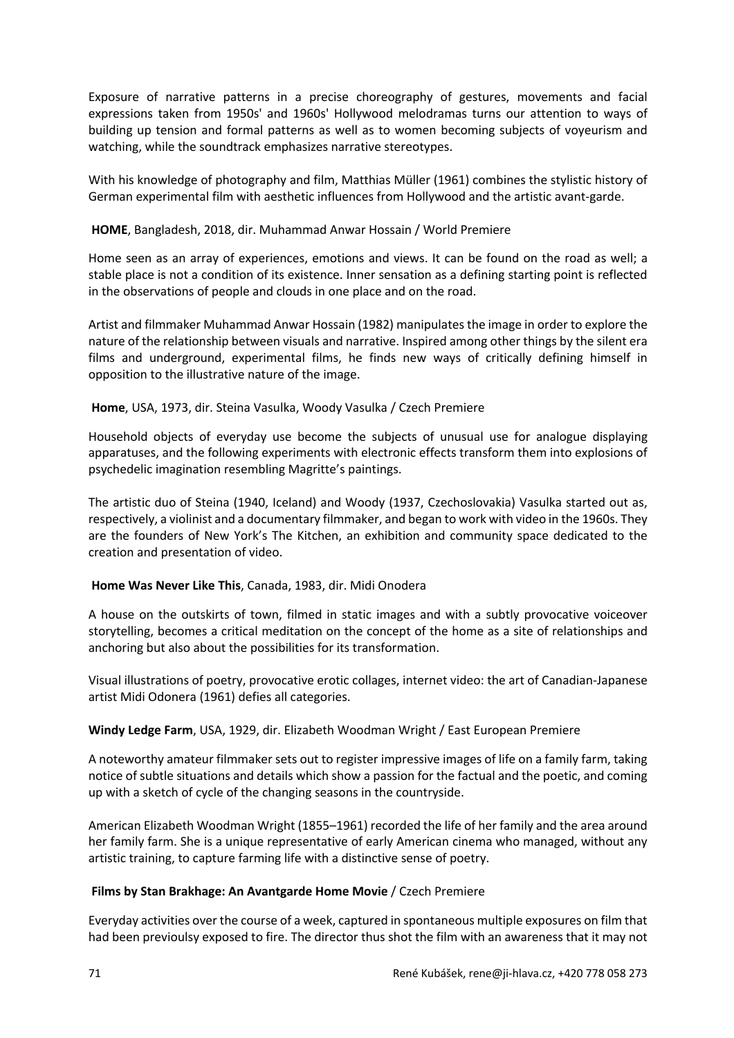Exposure of narrative patterns in a precise choreography of gestures, movements and facial expressions taken from 1950s' and 1960s' Hollywood melodramas turns our attention to ways of building up tension and formal patterns as well as to women becoming subjects of voyeurism and watching, while the soundtrack emphasizes narrative stereotypes.

With his knowledge of photography and film, Matthias Müller (1961) combines the stylistic history of German experimental film with aesthetic influences from Hollywood and the artistic avant-garde.

**HOME**, Bangladesh, 2018, dir. Muhammad Anwar Hossain / World Premiere

Home seen as an array of experiences, emotions and views. It can be found on the road as well; a stable place is not a condition of its existence. Inner sensation as a defining starting point is reflected in the observations of people and clouds in one place and on the road.

Artist and filmmaker Muhammad Anwar Hossain (1982) manipulates the image in order to explore the nature of the relationship between visuals and narrative. Inspired among other things by the silent era films and underground, experimental films, he finds new ways of critically defining himself in opposition to the illustrative nature of the image.

**Home**, USA, 1973, dir. Steina Vasulka, Woody Vasulka / Czech Premiere

Household objects of everyday use become the subjects of unusual use for analogue displaying apparatuses, and the following experiments with electronic effects transform them into explosions of psychedelic imagination resembling Magritte's paintings.

The artistic duo of Steina (1940, Iceland) and Woody (1937, Czechoslovakia) Vasulka started out as, respectively, a violinist and a documentary filmmaker, and began to work with video in the 1960s. They are the founders of New York's The Kitchen, an exhibition and community space dedicated to the creation and presentation of video.

**Home Was Never Like This**, Canada, 1983, dir. Midi Onodera

A house on the outskirts of town, filmed in static images and with a subtly provocative voiceover storytelling, becomes a critical meditation on the concept of the home as a site of relationships and anchoring but also about the possibilities for its transformation.

Visual illustrations of poetry, provocative erotic collages, internet video: the art of Canadian-Japanese artist Midi Odonera (1961) defies all categories.

**Windy Ledge Farm**, USA, 1929, dir. Elizabeth Woodman Wright / East European Premiere

A noteworthy amateur filmmaker sets out to register impressive images of life on a family farm, taking notice of subtle situations and details which show a passion for the factual and the poetic, and coming up with a sketch of cycle of the changing seasons in the countryside.

American Elizabeth Woodman Wright (1855–1961) recorded the life of her family and the area around her family farm. She is a unique representative of early American cinema who managed, without any artistic training, to capture farming life with a distinctive sense of poetry.

**Films by Stan Brakhage: An Avantgarde Home Movie** / Czech Premiere

Everyday activities over the course of a week, captured in spontaneous multiple exposures on film that had been previoulsy exposed to fire. The director thus shot the film with an awareness that it may not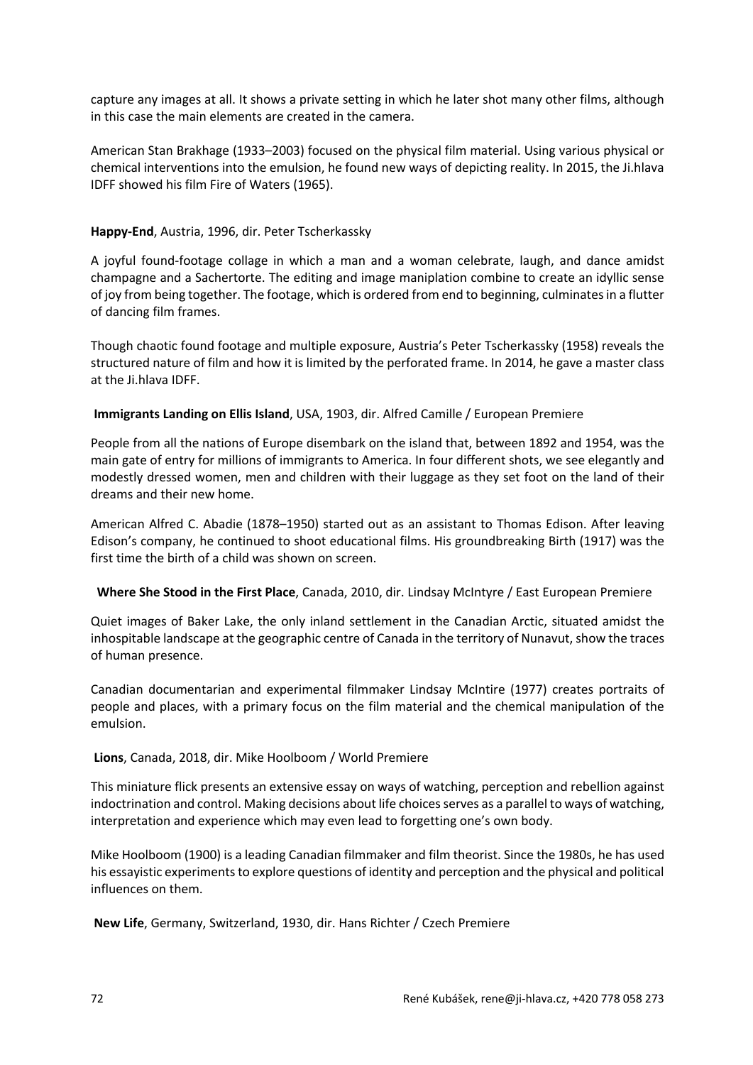capture any images at all. It shows a private setting in which he later shot many other films, although in this case the main elements are created in the camera.

American Stan Brakhage (1933–2003) focused on the physical film material. Using various physical or chemical interventions into the emulsion, he found new ways of depicting reality. In 2015, the Ji.hlava IDFF showed his film Fire of Waters (1965).

**Happy-End**, Austria, 1996, dir. Peter Tscherkassky

A joyful found-footage collage in which a man and a woman celebrate, laugh, and dance amidst champagne and a Sachertorte. The editing and image maniplation combine to create an idyllic sense of joy from being together. The footage, which is ordered from end to beginning, culminates in a flutter of dancing film frames.

Though chaotic found footage and multiple exposure, Austria's Peter Tscherkassky (1958) reveals the structured nature of film and how it is limited by the perforated frame. In 2014, he gave a master class at the Ji.hlava IDFF.

**Immigrants Landing on Ellis Island**, USA, 1903, dir. Alfred Camille / European Premiere

People from all the nations of Europe disembark on the island that, between 1892 and 1954, was the main gate of entry for millions of immigrants to America. In four different shots, we see elegantly and modestly dressed women, men and children with their luggage as they set foot on the land of their dreams and their new home.

American Alfred C. Abadie (1878–1950) started out as an assistant to Thomas Edison. After leaving Edison's company, he continued to shoot educational films. His groundbreaking Birth (1917) was the first time the birth of a child was shown on screen.

**Where She Stood in the First Place**, Canada, 2010, dir. Lindsay McIntyre / East European Premiere

Quiet images of Baker Lake, the only inland settlement in the Canadian Arctic, situated amidst the inhospitable landscape at the geographic centre of Canada in the territory of Nunavut, show the traces of human presence.

Canadian documentarian and experimental filmmaker Lindsay McIntire (1977) creates portraits of people and places, with a primary focus on the film material and the chemical manipulation of the emulsion.

**Lions**, Canada, 2018, dir. Mike Hoolboom / World Premiere

This miniature flick presents an extensive essay on ways of watching, perception and rebellion against indoctrination and control. Making decisions about life choices serves as a parallel to ways of watching, interpretation and experience which may even lead to forgetting one's own body.

Mike Hoolboom (1900) is a leading Canadian filmmaker and film theorist. Since the 1980s, he has used his essayistic experiments to explore questions of identity and perception and the physical and political influences on them.

**New Life**, Germany, Switzerland, 1930, dir. Hans Richter / Czech Premiere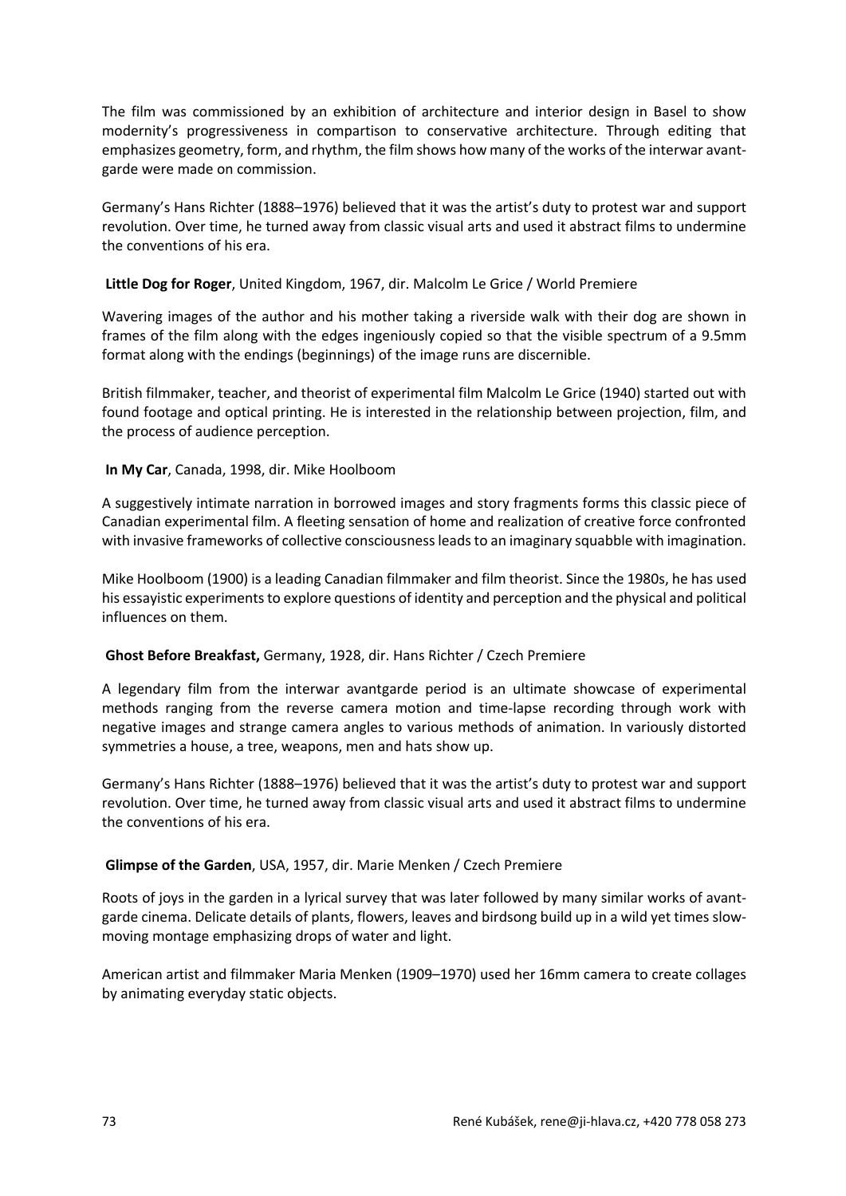The film was commissioned by an exhibition of architecture and interior design in Basel to show modernity's progressiveness in compartison to conservative architecture. Through editing that emphasizes geometry, form, and rhythm, the film shows how many of the works of the interwar avant-garde were made on commission.

Germany's Hans Richter (1888–1976) believed that it was the artist's duty to protest war and support revolution. Over time, he turned away from classic visual arts and used it abstract films to undermine the conventions of his era.

**Little Dog for Roger**, United Kingdom, 1967, dir. Malcolm Le Grice / World Premiere

Wavering images of the author and his mother taking a riverside walk with their dog are shown in frames of the film along with the edges ingeniously copied so that the visible spectrum of a 9.5mm format along with the endings (beginnings) of the image runs are discernible.

British filmmaker, teacher, and theorist of experimental film Malcolm Le Grice (1940) started out with found footage and optical printing. He is interested in the relationship between projection, film, and the process of audience perception.

**In My Car**, Canada, 1998, dir. Mike Hoolboom

A suggestively intimate narration in borrowed images and story fragments forms this classic piece of Canadian experimental film. A fleeting sensation of home and realization of creative force confronted with invasive frameworks of collective consciousness leads to an imaginary squabble with imagination.

Mike Hoolboom (1900) is a leading Canadian filmmaker and film theorist. Since the 1980s, he has used his essayistic experiments to explore questions of identity and perception and the physical and political influences on them.

**Ghost Before Breakfast,** Germany, 1928, dir. Hans Richter / Czech Premiere

A legendary film from the interwar avantgarde period is an ultimate showcase of experimental methods ranging from the reverse camera motion and time-lapse recording through work with negative images and strange camera angles to various methods of animation. In variously distorted symmetries a house, a tree, weapons, men and hats show up.

Germany's Hans Richter (1888–1976) believed that it was the artist's duty to protest war and support revolution. Over time, he turned away from classic visual arts and used it abstract films to undermine the conventions of his era.

**Glimpse of the Garden**, USA, 1957, dir. Marie Menken / Czech Premiere

Roots of joys in the garden in a lyrical survey that was later followed by many similar works of avant-garde cinema. Delicate details of plants, flowers, leaves and birdsong build up in a wild yet times slow-moving montage emphasizing drops of water and light.

American artist and filmmaker Maria Menken (1909–1970) used her 16mm camera to create collages by animating everyday static objects.

René Kubášek, rene@ji-hlava.cz, +420 778 058 273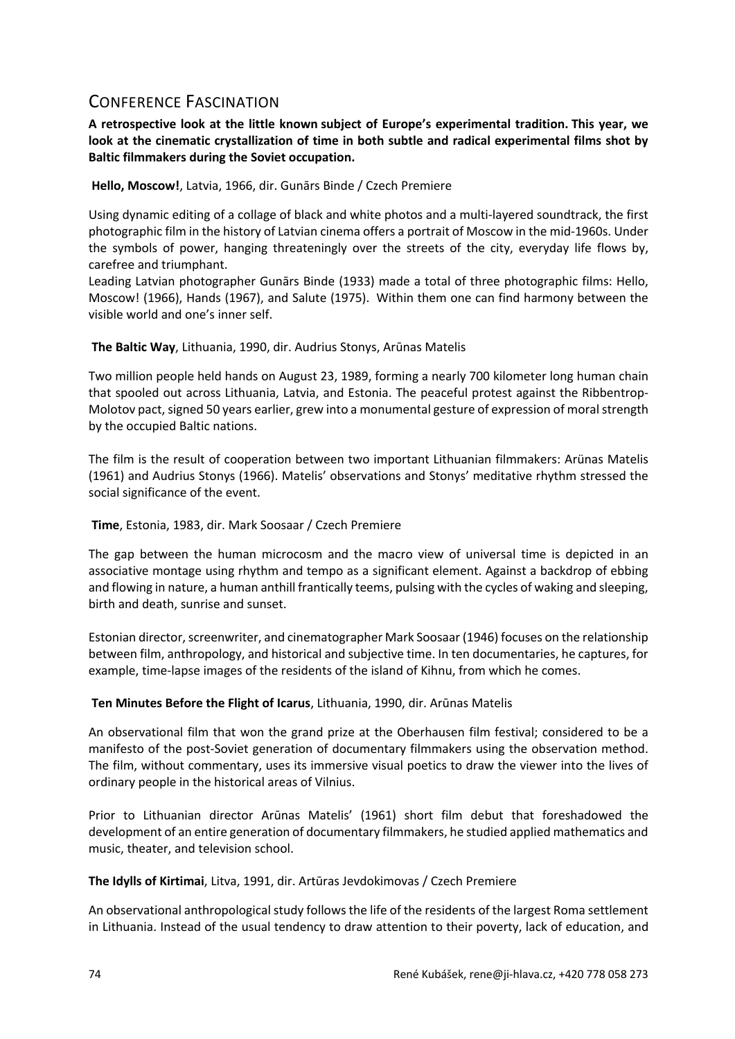## CONFERENCE FASCINATION

**A retrospective look at the little known subject of Europe's experimental tradition. This year, we look at the cinematic crystallization of time in both subtle and radical experimental films shot by Baltic filmmakers during the Soviet occupation.**

**Hello, Moscow!**, Latvia, 1966, dir. Gunārs Binde / Czech Premiere

Using dynamic editing of a collage of black and white photos and a multi-layered soundtrack, the first photographic film in the history of Latvian cinema offers a portrait of Moscow in the mid-1960s. Under the symbols of power, hanging threateningly over the streets of the city, everyday life flows by, carefree and triumphant.
Leading Latvian photographer Gunārs Binde (1933) made a total of three photographic films: Hello, Moscow! (1966), Hands (1967), and Salute (1975). Within them one can find harmony between the visible world and one's inner self.

**The Baltic Way**, Lithuania, 1990, dir. Audrius Stonys, Arūnas Matelis

Two million people held hands on August 23, 1989, forming a nearly 700 kilometer long human chain that spooled out across Lithuania, Latvia, and Estonia. The peaceful protest against the Ribbentrop-Molotov pact, signed 50 years earlier, grew into a monumental gesture of expression of moral strength by the occupied Baltic nations.

The film is the result of cooperation between two important Lithuanian filmmakers: Arünas Matelis (1961) and Audrius Stonys (1966). Matelis' observations and Stonys' meditative rhythm stressed the social significance of the event.

**Time**, Estonia, 1983, dir. Mark Soosaar / Czech Premiere

The gap between the human microcosm and the macro view of universal time is depicted in an associative montage using rhythm and tempo as a significant element. Against a backdrop of ebbing and flowing in nature, a human anthill frantically teems, pulsing with the cycles of waking and sleeping, birth and death, sunrise and sunset.

Estonian director, screenwriter, and cinematographer Mark Soosaar (1946) focuses on the relationship between film, anthropology, and historical and subjective time. In ten documentaries, he captures, for example, time-lapse images of the residents of the island of Kihnu, from which he comes.

**Ten Minutes Before the Flight of Icarus**, Lithuania, 1990, dir. Arūnas Matelis

An observational film that won the grand prize at the Oberhausen film festival; considered to be a manifesto of the post-Soviet generation of documentary filmmakers using the observation method. The film, without commentary, uses its immersive visual poetics to draw the viewer into the lives of ordinary people in the historical areas of Vilnius.

Prior to Lithuanian director Arūnas Matelis' (1961) short film debut that foreshadowed the development of an entire generation of documentary filmmakers, he studied applied mathematics and music, theater, and television school.

**The Idylls of Kirtimai**, Litva, 1991, dir. Artūras Jevdokimovas / Czech Premiere

An observational anthropological study follows the life of the residents of the largest Roma settlement in Lithuania. Instead of the usual tendency to draw attention to their poverty, lack of education, and

René Kubášek, rene@ji-hlava.cz, +420 778 058 273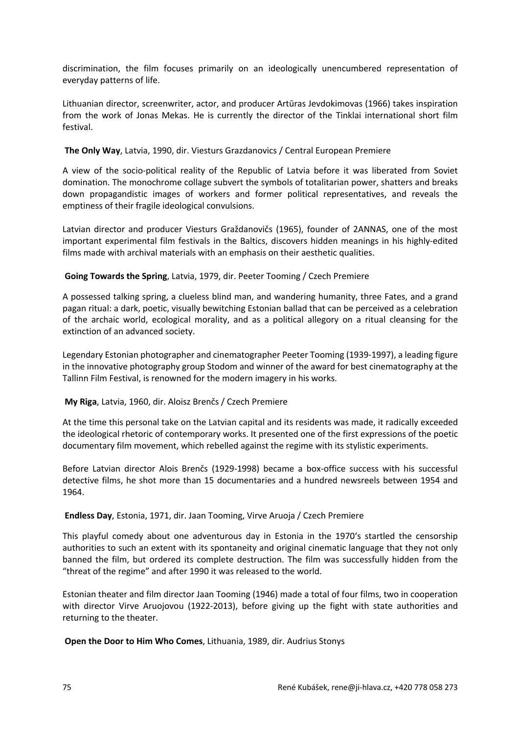discrimination, the film focuses primarily on an ideologically unencumbered representation of everyday patterns of life.

Lithuanian director, screenwriter, actor, and producer Artūras Jevdokimovas (1966) takes inspiration from the work of Jonas Mekas. He is currently the director of the Tinklai international short film festival.

**The Only Way**, Latvia, 1990, dir. Viesturs Grazdanovics / Central European Premiere

A view of the socio-political reality of the Republic of Latvia before it was liberated from Soviet domination. The monochrome collage subvert the symbols of totalitarian power, shatters and breaks down propagandistic images of workers and former political representatives, and reveals the emptiness of their fragile ideological convulsions.

Latvian director and producer Viesturs Graždanovičs (1965), founder of 2ANNAS, one of the most important experimental film festivals in the Baltics, discovers hidden meanings in his highly-edited films made with archival materials with an emphasis on their aesthetic qualities.

**Going Towards the Spring**, Latvia, 1979, dir. Peeter Tooming / Czech Premiere

A possessed talking spring, a clueless blind man, and wandering humanity, three Fates, and a grand pagan ritual: a dark, poetic, visually bewitching Estonian ballad that can be perceived as a celebration of the archaic world, ecological morality, and as a political allegory on a ritual cleansing for the extinction of an advanced society.

Legendary Estonian photographer and cinematographer Peeter Tooming (1939-1997), a leading figure in the innovative photography group Stodom and winner of the award for best cinematography at the Tallinn Film Festival, is renowned for the modern imagery in his works.

**My Riga**, Latvia, 1960, dir. Aloisz Brenčs / Czech Premiere

At the time this personal take on the Latvian capital and its residents was made, it radically exceeded the ideological rhetoric of contemporary works. It presented one of the first expressions of the poetic documentary film movement, which rebelled against the regime with its stylistic experiments.

Before Latvian director Alois Brenčs (1929-1998) became a box-office success with his successful detective films, he shot more than 15 documentaries and a hundred newsreels between 1954 and 1964.

**Endless Day**, Estonia, 1971, dir. Jaan Tooming, Virve Aruoja / Czech Premiere

This playful comedy about one adventurous day in Estonia in the 1970's startled the censorship authorities to such an extent with its spontaneity and original cinematic language that they not only banned the film, but ordered its complete destruction. The film was successfully hidden from the "threat of the regime" and after 1990 it was released to the world.

Estonian theater and film director Jaan Tooming (1946) made a total of four films, two in cooperation with director Virve Aruojovou (1922-2013), before giving up the fight with state authorities and returning to the theater.

**Open the Door to Him Who Comes**, Lithuania, 1989, dir. Audrius Stonys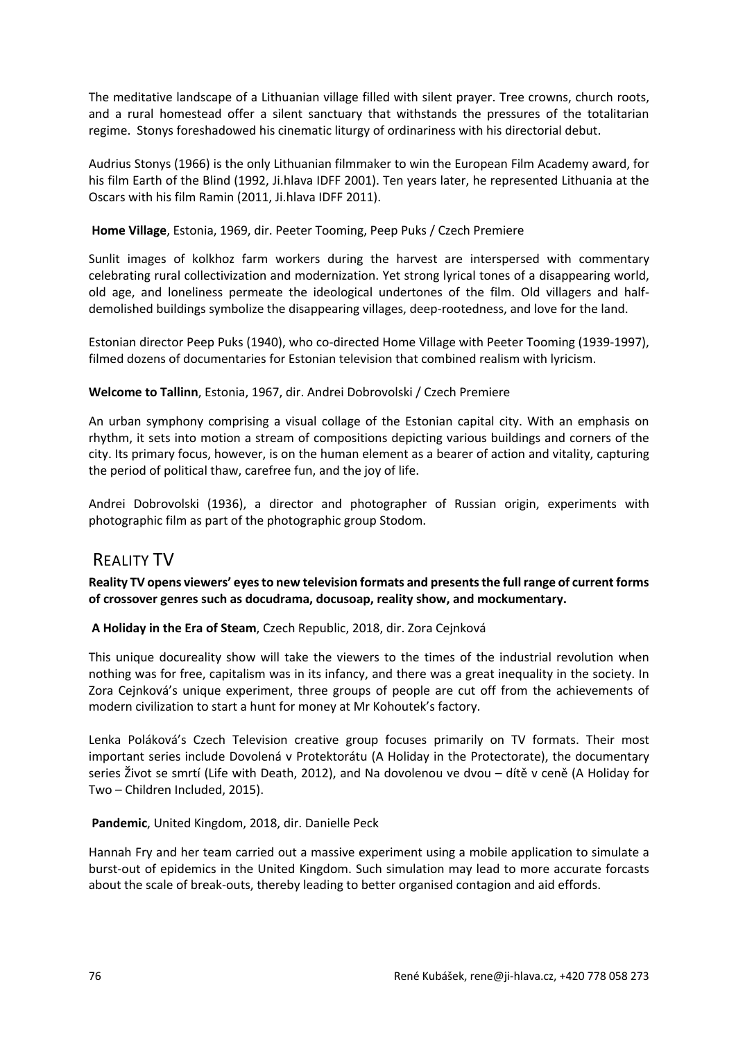The meditative landscape of a Lithuanian village filled with silent prayer. Tree crowns, church roots, and a rural homestead offer a silent sanctuary that withstands the pressures of the totalitarian regime. Stonys foreshadowed his cinematic liturgy of ordinariness with his directorial debut.

Audrius Stonys (1966) is the only Lithuanian filmmaker to win the European Film Academy award, for his film Earth of the Blind (1992, Ji.hlava IDFF 2001). Ten years later, he represented Lithuania at the Oscars with his film Ramin (2011, Ji.hlava IDFF 2011).

**Home Village**, Estonia, 1969, dir. Peeter Tooming, Peep Puks / Czech Premiere

Sunlit images of kolkhoz farm workers during the harvest are interspersed with commentary celebrating rural collectivization and modernization. Yet strong lyrical tones of a disappearing world, old age, and loneliness permeate the ideological undertones of the film. Old villagers and half-demolished buildings symbolize the disappearing villages, deep-rootedness, and love for the land.

Estonian director Peep Puks (1940), who co-directed Home Village with Peeter Tooming (1939-1997), filmed dozens of documentaries for Estonian television that combined realism with lyricism.

**Welcome to Tallinn**, Estonia, 1967, dir. Andrei Dobrovolski / Czech Premiere

An urban symphony comprising a visual collage of the Estonian capital city. With an emphasis on rhythm, it sets into motion a stream of compositions depicting various buildings and corners of the city. Its primary focus, however, is on the human element as a bearer of action and vitality, capturing the period of political thaw, carefree fun, and the joy of life.

Andrei Dobrovolski (1936), a director and photographer of Russian origin, experiments with photographic film as part of the photographic group Stodom.

## Reality TV

**Reality TV opens viewers' eyes to new television formats and presents the full range of current forms of crossover genres such as docudrama, docusoap, reality show, and mockumentary.**

**A Holiday in the Era of Steam**, Czech Republic, 2018, dir. Zora Cejnková

This unique docureality show will take the viewers to the times of the industrial revolution when nothing was for free, capitalism was in its infancy, and there was a great inequality in the society. In Zora Cejnková's unique experiment, three groups of people are cut off from the achievements of modern civilization to start a hunt for money at Mr Kohoutek's factory.

Lenka Poláková's Czech Television creative group focuses primarily on TV formats. Their most important series include Dovolená v Protektorátu (A Holiday in the Protectorate), the documentary series Život se smrtí (Life with Death, 2012), and Na dovolenou ve dvou – dítě v ceně (A Holiday for Two – Children Included, 2015).

**Pandemic**, United Kingdom, 2018, dir. Danielle Peck

Hannah Fry and her team carried out a massive experiment using a mobile application to simulate a burst-out of epidemics in the United Kingdom. Such simulation may lead to more accurate forcasts about the scale of break-outs, thereby leading to better organised contagion and aid effords.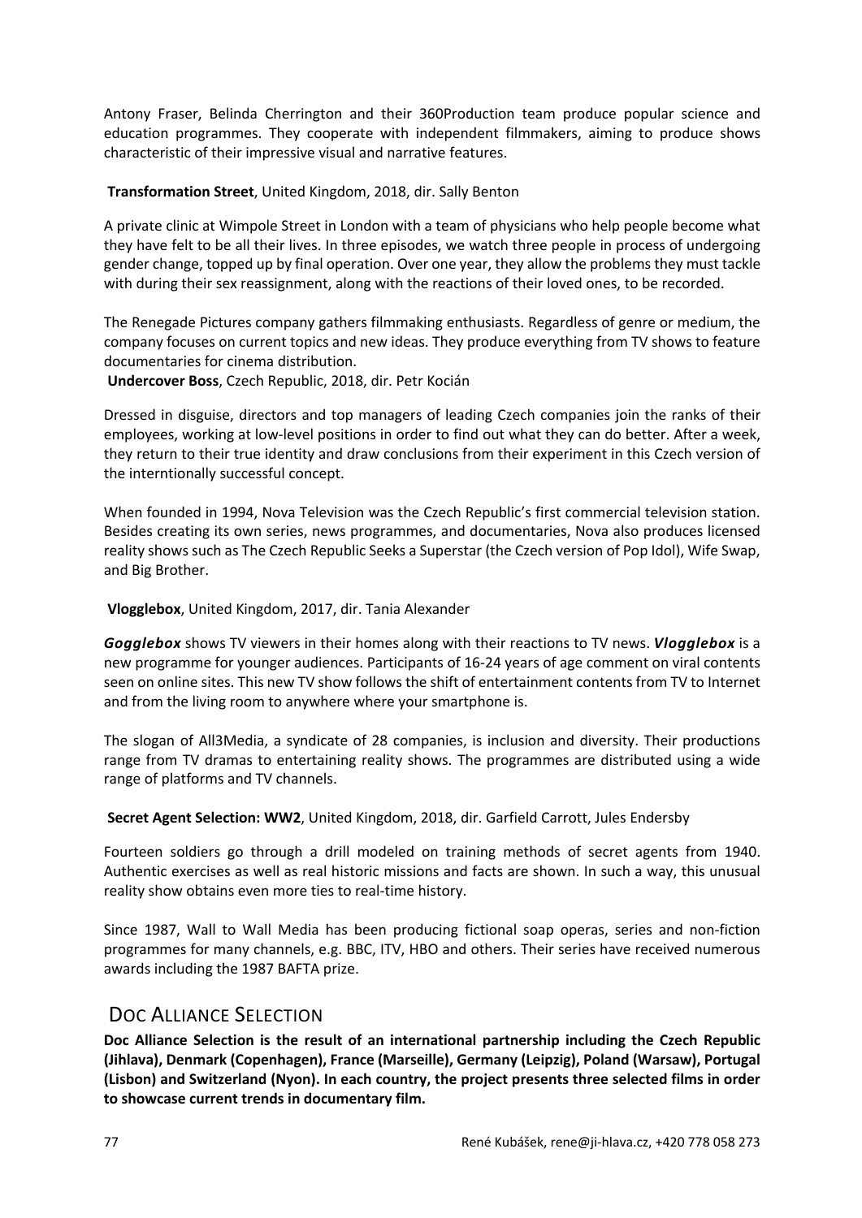Antony Fraser, Belinda Cherrington and their 360Production team produce popular science and education programmes. They cooperate with independent filmmakers, aiming to produce shows characteristic of their impressive visual and narrative features.

**Transformation Street**, United Kingdom, 2018, dir. Sally Benton

A private clinic at Wimpole Street in London with a team of physicians who help people become what they have felt to be all their lives. In three episodes, we watch three people in process of undergoing gender change, topped up by final operation. Over one year, they allow the problems they must tackle with during their sex reassignment, along with the reactions of their loved ones, to be recorded.

The Renegade Pictures company gathers filmmaking enthusiasts. Regardless of genre or medium, the company focuses on current topics and new ideas. They produce everything from TV shows to feature documentaries for cinema distribution.

**Undercover Boss**, Czech Republic, 2018, dir. Petr Kocián

Dressed in disguise, directors and top managers of leading Czech companies join the ranks of their employees, working at low-level positions in order to find out what they can do better. After a week, they return to their true identity and draw conclusions from their experiment in this Czech version of the interntionally successful concept.

When founded in 1994, Nova Television was the Czech Republic's first commercial television station. Besides creating its own series, news programmes, and documentaries, Nova also produces licensed reality shows such as The Czech Republic Seeks a Superstar (the Czech version of Pop Idol), Wife Swap, and Big Brother.

**Vlogglebox**, United Kingdom, 2017, dir. Tania Alexander

***Gogglebox*** shows TV viewers in their homes along with their reactions to TV news. ***Vlogglebox*** is a new programme for younger audiences. Participants of 16-24 years of age comment on viral contents seen on online sites. This new TV show follows the shift of entertainment contents from TV to Internet and from the living room to anywhere where your smartphone is.

The slogan of All3Media, a syndicate of 28 companies, is inclusion and diversity. Their productions range from TV dramas to entertaining reality shows. The programmes are distributed using a wide range of platforms and TV channels.

**Secret Agent Selection: WW2**, United Kingdom, 2018, dir. Garfield Carrott, Jules Endersby

Fourteen soldiers go through a drill modeled on training methods of secret agents from 1940. Authentic exercises as well as real historic missions and facts are shown. In such a way, this unusual reality show obtains even more ties to real-time history.

Since 1987, Wall to Wall Media has been producing fictional soap operas, series and non-fiction programmes for many channels, e.g. BBC, ITV, HBO and others. Their series have received numerous awards including the 1987 BAFTA prize.

## Doc Alliance Selection

**Doc Alliance Selection is the result of an international partnership including the Czech Republic (Jihlava), Denmark (Copenhagen), France (Marseille), Germany (Leipzig), Poland (Warsaw), Portugal (Lisbon) and Switzerland (Nyon). In each country, the project presents three selected films in order to showcase current trends in documentary film.**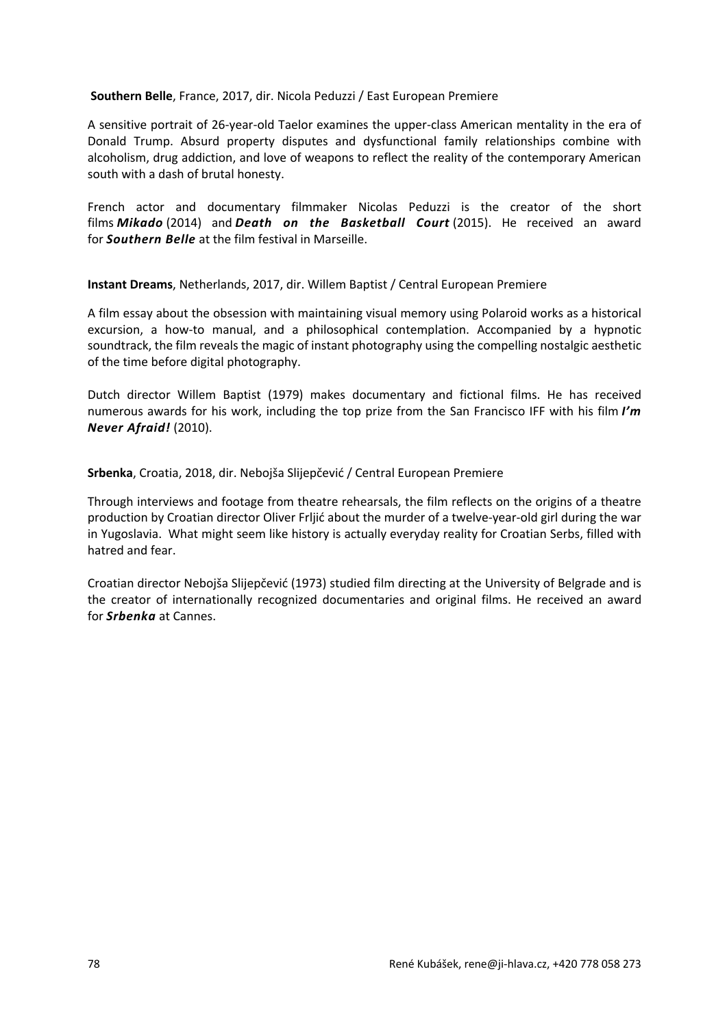**Southern Belle**, France, 2017, dir. Nicola Peduzzi / East European Premiere

A sensitive portrait of 26-year-old Taelor examines the upper-class American mentality in the era of Donald Trump. Absurd property disputes and dysfunctional family relationships combine with alcoholism, drug addiction, and love of weapons to reflect the reality of the contemporary American south with a dash of brutal honesty.

French actor and documentary filmmaker Nicolas Peduzzi is the creator of the short films ***Mikado*** (2014) and ***Death on the Basketball Court*** (2015). He received an award for ***Southern Belle*** at the film festival in Marseille.

**Instant Dreams**, Netherlands, 2017, dir. Willem Baptist / Central European Premiere

A film essay about the obsession with maintaining visual memory using Polaroid works as a historical excursion, a how-to manual, and a philosophical contemplation. Accompanied by a hypnotic soundtrack, the film reveals the magic of instant photography using the compelling nostalgic aesthetic of the time before digital photography.

Dutch director Willem Baptist (1979) makes documentary and fictional films. He has received numerous awards for his work, including the top prize from the San Francisco IFF with his film ***I'm Never Afraid!*** (2010).

**Srbenka**, Croatia, 2018, dir. Nebojša Slijepčević / Central European Premiere

Through interviews and footage from theatre rehearsals, the film reflects on the origins of a theatre production by Croatian director Oliver Frljić about the murder of a twelve-year-old girl during the war in Yugoslavia. What might seem like history is actually everyday reality for Croatian Serbs, filled with hatred and fear.

Croatian director Nebojša Slijepčević (1973) studied film directing at the University of Belgrade and is the creator of internationally recognized documentaries and original films. He received an award for ***Srbenka*** at Cannes.

René Kubášek, rene@ji-hlava.cz, +420 778 058 273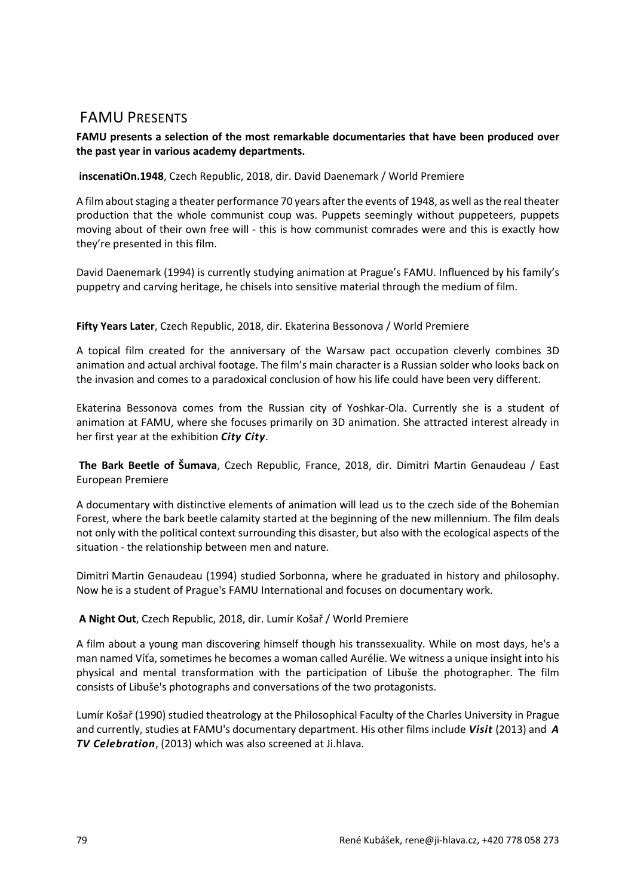# FAMU Presents

**FAMU presents a selection of the most remarkable documentaries that have been produced over the past year in various academy departments.**

**inscenatiOn.1948**, Czech Republic, 2018, dir. David Daenemark / World Premiere

A film about staging a theater performance 70 years after the events of 1948, as well as the real theater production that the whole communist coup was. Puppets seemingly without puppeteers, puppets moving about of their own free will - this is how communist comrades were and this is exactly how they're presented in this film.

David Daenemark (1994) is currently studying animation at Prague's FAMU. Influenced by his family's puppetry and carving heritage, he chisels into sensitive material through the medium of film.

**Fifty Years Later**, Czech Republic, 2018, dir. Ekaterina Bessonova / World Premiere

A topical film created for the anniversary of the Warsaw pact occupation cleverly combines 3D animation and actual archival footage. The film's main character is a Russian solder who looks back on the invasion and comes to a paradoxical conclusion of how his life could have been very different.

Ekaterina Bessonova comes from the Russian city of Yoshkar-Ola. Currently she is a student of animation at FAMU, where she focuses primarily on 3D animation. She attracted interest already in her first year at the exhibition ***City City***.

**The Bark Beetle of Šumava**, Czech Republic, France, 2018, dir. Dimitri Martin Genaudeau / East European Premiere

A documentary with distinctive elements of animation will lead us to the czech side of the Bohemian Forest, where the bark beetle calamity started at the beginning of the new millennium. The film deals not only with the political context surrounding this disaster, but also with the ecological aspects of the situation - the relationship between men and nature.

Dimitri Martin Genaudeau (1994) studied Sorbonna, where he graduated in history and philosophy. Now he is a student of Prague's FAMU International and focuses on documentary work.

**A Night Out**, Czech Republic, 2018, dir. Lumír Košař / World Premiere

A film about a young man discovering himself though his transsexuality. While on most days, he's a man named Víťa, sometimes he becomes a woman called Aurélie. We witness a unique insight into his physical and mental transformation with the participation of Libuše the photographer. The film consists of Libuše's photographs and conversations of the two protagonists.

Lumír Košař (1990) studied theatrology at the Philosophical Faculty of the Charles University in Prague and currently, studies at FAMU's documentary department. His other films include ***Visit*** (2013) and ***A TV Celebration***, (2013) which was also screened at Ji.hlava.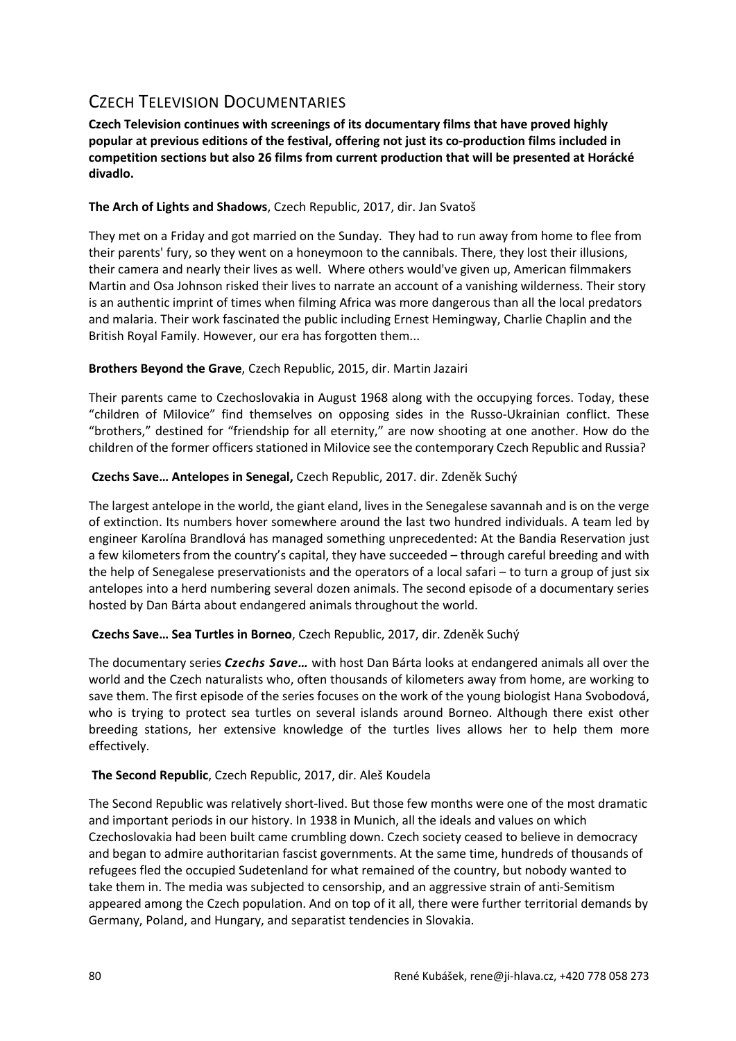## Czech Television Documentaries

**Czech Television continues with screenings of its documentary films that have proved highly popular at previous editions of the festival, offering not just its co-production films included in competition sections but also 26 films from current production that will be presented at Horácké divadlo.**

**The Arch of Lights and Shadows**, Czech Republic, 2017, dir. Jan Svatoš

They met on a Friday and got married on the Sunday. They had to run away from home to flee from their parents' fury, so they went on a honeymoon to the cannibals. There, they lost their illusions, their camera and nearly their lives as well. Where others would've given up, American filmmakers Martin and Osa Johnson risked their lives to narrate an account of a vanishing wilderness. Their story is an authentic imprint of times when filming Africa was more dangerous than all the local predators and malaria. Their work fascinated the public including Ernest Hemingway, Charlie Chaplin and the British Royal Family. However, our era has forgotten them...

**Brothers Beyond the Grave**, Czech Republic, 2015, dir. Martin Jazairi

Their parents came to Czechoslovakia in August 1968 along with the occupying forces. Today, these "children of Milovice" find themselves on opposing sides in the Russo-Ukrainian conflict. These "brothers," destined for "friendship for all eternity," are now shooting at one another. How do the children of the former officers stationed in Milovice see the contemporary Czech Republic and Russia?

**Czechs Save… Antelopes in Senegal,** Czech Republic, 2017. dir. Zdeněk Suchý

The largest antelope in the world, the giant eland, lives in the Senegalese savannah and is on the verge of extinction. Its numbers hover somewhere around the last two hundred individuals. A team led by engineer Karolína Brandlová has managed something unprecedented: At the Bandia Reservation just a few kilometers from the country's capital, they have succeeded – through careful breeding and with the help of Senegalese preservationists and the operators of a local safari – to turn a group of just six antelopes into a herd numbering several dozen animals. The second episode of a documentary series hosted by Dan Bárta about endangered animals throughout the world.

**Czechs Save… Sea Turtles in Borneo**, Czech Republic, 2017, dir. Zdeněk Suchý

The documentary series ***Czechs Save…*** with host Dan Bárta looks at endangered animals all over the world and the Czech naturalists who, often thousands of kilometers away from home, are working to save them. The first episode of the series focuses on the work of the young biologist Hana Svobodová, who is trying to protect sea turtles on several islands around Borneo. Although there exist other breeding stations, her extensive knowledge of the turtles lives allows her to help them more effectively.

**The Second Republic**, Czech Republic, 2017, dir. Aleš Koudela

The Second Republic was relatively short-lived. But those few months were one of the most dramatic and important periods in our history. In 1938 in Munich, all the ideals and values on which Czechoslovakia had been built came crumbling down. Czech society ceased to believe in democracy and began to admire authoritarian fascist governments. At the same time, hundreds of thousands of refugees fled the occupied Sudetenland for what remained of the country, but nobody wanted to take them in. The media was subjected to censorship, and an aggressive strain of anti-Semitism appeared among the Czech population. And on top of it all, there were further territorial demands by Germany, Poland, and Hungary, and separatist tendencies in Slovakia.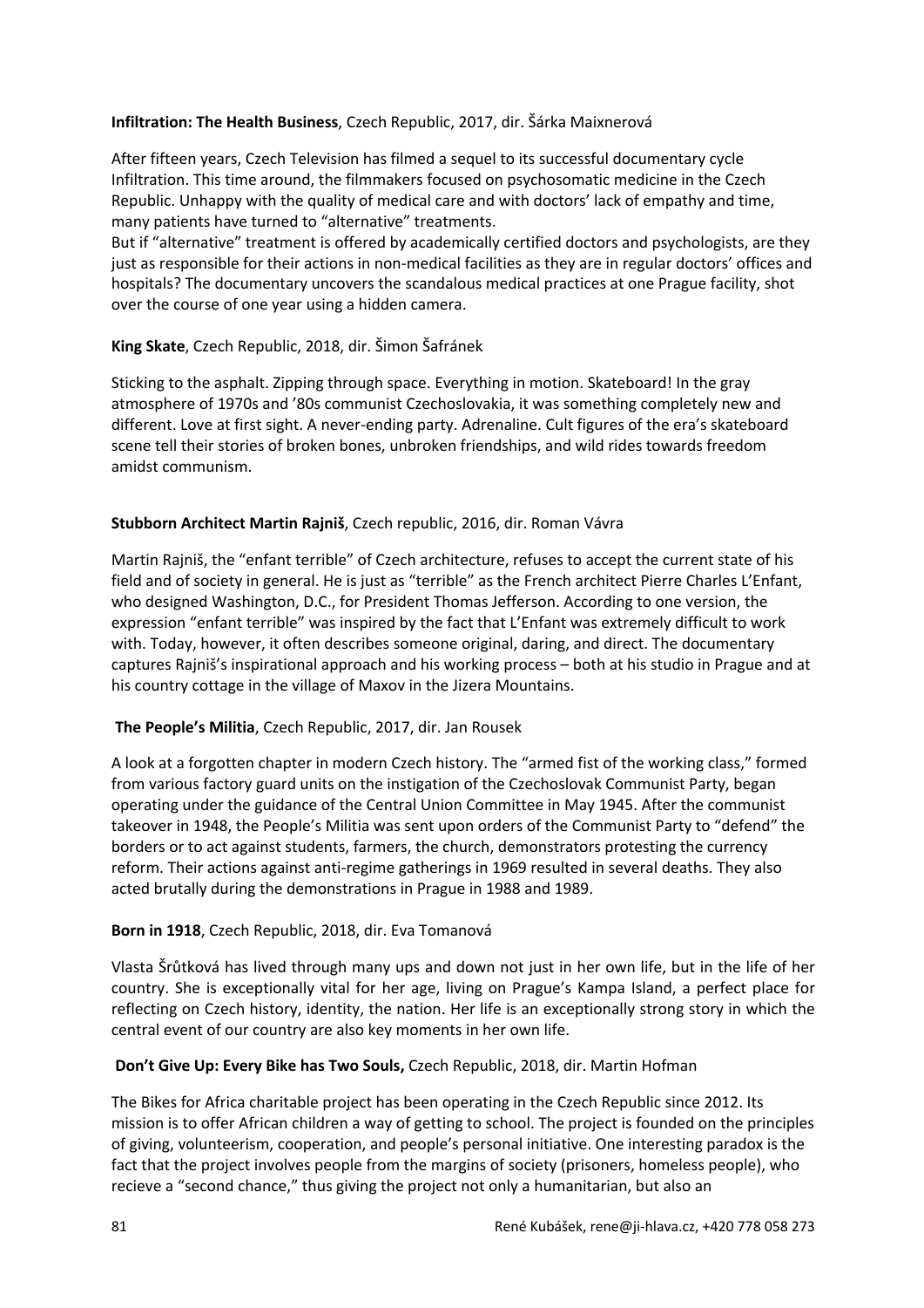**Infiltration: The Health Business**, Czech Republic, 2017, dir. Šárka Maixnerová

After fifteen years, Czech Television has filmed a sequel to its successful documentary cycle Infiltration. This time around, the filmmakers focused on psychosomatic medicine in the Czech Republic. Unhappy with the quality of medical care and with doctors' lack of empathy and time, many patients have turned to "alternative" treatments.
But if "alternative" treatment is offered by academically certified doctors and psychologists, are they just as responsible for their actions in non-medical facilities as they are in regular doctors' offices and hospitals? The documentary uncovers the scandalous medical practices at one Prague facility, shot over the course of one year using a hidden camera.

**King Skate**, Czech Republic, 2018, dir. Šimon Šafránek

Sticking to the asphalt. Zipping through space. Everything in motion. Skateboard! In the gray atmosphere of 1970s and '80s communist Czechoslovakia, it was something completely new and different. Love at first sight. A never-ending party. Adrenaline. Cult figures of the era's skateboard scene tell their stories of broken bones, unbroken friendships, and wild rides towards freedom amidst communism.

**Stubborn Architect Martin Rajniš**, Czech republic, 2016, dir. Roman Vávra

Martin Rajniš, the "enfant terrible" of Czech architecture, refuses to accept the current state of his field and of society in general. He is just as "terrible" as the French architect Pierre Charles L'Enfant, who designed Washington, D.C., for President Thomas Jefferson. According to one version, the expression "enfant terrible" was inspired by the fact that L'Enfant was extremely difficult to work with. Today, however, it often describes someone original, daring, and direct. The documentary captures Rajniš's inspirational approach and his working process – both at his studio in Prague and at his country cottage in the village of Maxov in the Jizera Mountains.

**The People's Militia**, Czech Republic, 2017, dir. Jan Rousek

A look at a forgotten chapter in modern Czech history. The "armed fist of the working class," formed from various factory guard units on the instigation of the Czechoslovak Communist Party, began operating under the guidance of the Central Union Committee in May 1945. After the communist takeover in 1948, the People's Militia was sent upon orders of the Communist Party to "defend" the borders or to act against students, farmers, the church, demonstrators protesting the currency reform. Their actions against anti-regime gatherings in 1969 resulted in several deaths. They also acted brutally during the demonstrations in Prague in 1988 and 1989.

**Born in 1918**, Czech Republic, 2018, dir. Eva Tomanová

Vlasta Šrůtková has lived through many ups and down not just in her own life, but in the life of her country. She is exceptionally vital for her age, living on Prague's Kampa Island, a perfect place for reflecting on Czech history, identity, the nation. Her life is an exceptionally strong story in which the central event of our country are also key moments in her own life.

**Don't Give Up: Every Bike has Two Souls,** Czech Republic, 2018, dir. Martin Hofman

The Bikes for Africa charitable project has been operating in the Czech Republic since 2012. Its mission is to offer African children a way of getting to school. The project is founded on the principles of giving, volunteerism, cooperation, and people's personal initiative. One interesting paradox is the fact that the project involves people from the margins of society (prisoners, homeless people), who recieve a "second chance," thus giving the project not only a humanitarian, but also an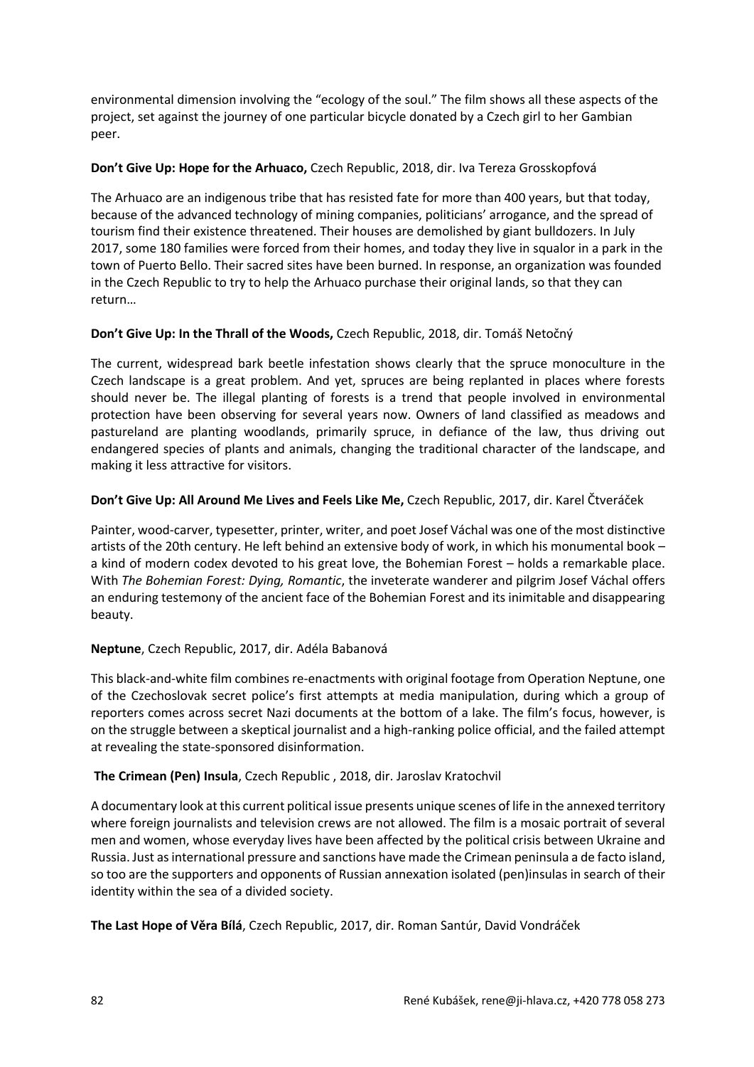environmental dimension involving the "ecology of the soul." The film shows all these aspects of the project, set against the journey of one particular bicycle donated by a Czech girl to her Gambian peer.

**Don't Give Up: Hope for the Arhuaco,** Czech Republic, 2018, dir. Iva Tereza Grosskopfová

The Arhuaco are an indigenous tribe that has resisted fate for more than 400 years, but that today, because of the advanced technology of mining companies, politicians' arrogance, and the spread of tourism find their existence threatened. Their houses are demolished by giant bulldozers. In July 2017, some 180 families were forced from their homes, and today they live in squalor in a park in the town of Puerto Bello. Their sacred sites have been burned. In response, an organization was founded in the Czech Republic to try to help the Arhuaco purchase their original lands, so that they can return…

**Don't Give Up: In the Thrall of the Woods,** Czech Republic, 2018, dir. Tomáš Netočný

The current, widespread bark beetle infestation shows clearly that the spruce monoculture in the Czech landscape is a great problem. And yet, spruces are being replanted in places where forests should never be. The illegal planting of forests is a trend that people involved in environmental protection have been observing for several years now. Owners of land classified as meadows and pastureland are planting woodlands, primarily spruce, in defiance of the law, thus driving out endangered species of plants and animals, changing the traditional character of the landscape, and making it less attractive for visitors.

**Don't Give Up: All Around Me Lives and Feels Like Me,** Czech Republic, 2017, dir. Karel Čtveráček

Painter, wood-carver, typesetter, printer, writer, and poet Josef Váchal was one of the most distinctive artists of the 20th century. He left behind an extensive body of work, in which his monumental book – a kind of modern codex devoted to his great love, the Bohemian Forest – holds a remarkable place. With *The Bohemian Forest: Dying, Romantic*, the inveterate wanderer and pilgrim Josef Váchal offers an enduring testemony of the ancient face of the Bohemian Forest and its inimitable and disappearing beauty.

**Neptune**, Czech Republic, 2017, dir. Adéla Babanová

This black-and-white film combines re-enactments with original footage from Operation Neptune, one of the Czechoslovak secret police's first attempts at media manipulation, during which a group of reporters comes across secret Nazi documents at the bottom of a lake. The film's focus, however, is on the struggle between a skeptical journalist and a high-ranking police official, and the failed attempt at revealing the state-sponsored disinformation.

**The Crimean (Pen) Insula**, Czech Republic , 2018, dir. Jaroslav Kratochvil

A documentary look at this current political issue presents unique scenes of life in the annexed territory where foreign journalists and television crews are not allowed. The film is a mosaic portrait of several men and women, whose everyday lives have been affected by the political crisis between Ukraine and Russia. Just as international pressure and sanctions have made the Crimean peninsula a de facto island, so too are the supporters and opponents of Russian annexation isolated (pen)insulas in search of their identity within the sea of a divided society.

**The Last Hope of Věra Bílá**, Czech Republic, 2017, dir. Roman Santúr, David Vondráček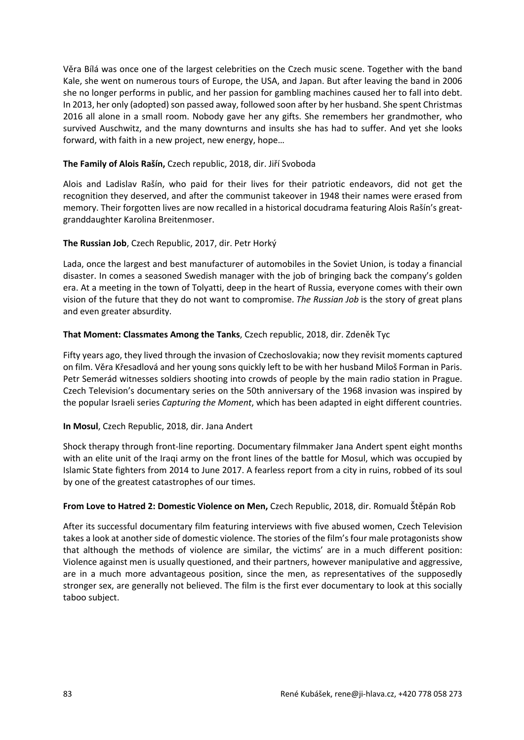Věra Bílá was once one of the largest celebrities on the Czech music scene. Together with the band Kale, she went on numerous tours of Europe, the USA, and Japan. But after leaving the band in 2006 she no longer performs in public, and her passion for gambling machines caused her to fall into debt. In 2013, her only (adopted) son passed away, followed soon after by her husband. She spent Christmas 2016 all alone in a small room. Nobody gave her any gifts. She remembers her grandmother, who survived Auschwitz, and the many downturns and insults she has had to suffer. And yet she looks forward, with faith in a new project, new energy, hope…

**The Family of Alois Rašín,** Czech republic, 2018, dir. Jiří Svoboda

Alois and Ladislav Rašín, who paid for their lives for their patriotic endeavors, did not get the recognition they deserved, and after the communist takeover in 1948 their names were erased from memory. Their forgotten lives are now recalled in a historical docudrama featuring Alois Rašín's great-granddaughter Karolina Breitenmoser.

**The Russian Job**, Czech Republic, 2017, dir. Petr Horký

Lada, once the largest and best manufacturer of automobiles in the Soviet Union, is today a financial disaster. In comes a seasoned Swedish manager with the job of bringing back the company's golden era. At a meeting in the town of Tolyatti, deep in the heart of Russia, everyone comes with their own vision of the future that they do not want to compromise. *The Russian Job* is the story of great plans and even greater absurdity.

**That Moment: Classmates Among the Tanks**, Czech republic, 2018, dir. Zdeněk Tyc

Fifty years ago, they lived through the invasion of Czechoslovakia; now they revisit moments captured on film. Věra Křesadlová and her young sons quickly left to be with her husband Miloš Forman in Paris. Petr Semerád witnesses soldiers shooting into crowds of people by the main radio station in Prague. Czech Television's documentary series on the 50th anniversary of the 1968 invasion was inspired by the popular Israeli series *Capturing the Moment*, which has been adapted in eight different countries.

**In Mosul**, Czech Republic, 2018, dir. Jana Andert

Shock therapy through front-line reporting. Documentary filmmaker Jana Andert spent eight months with an elite unit of the Iraqi army on the front lines of the battle for Mosul, which was occupied by Islamic State fighters from 2014 to June 2017. A fearless report from a city in ruins, robbed of its soul by one of the greatest catastrophes of our times.

**From Love to Hatred 2: Domestic Violence on Men,** Czech Republic, 2018, dir. Romuald Štěpán Rob

After its successful documentary film featuring interviews with five abused women, Czech Television takes a look at another side of domestic violence. The stories of the film's four male protagonists show that although the methods of violence are similar, the victims' are in a much different position: Violence against men is usually questioned, and their partners, however manipulative and aggressive, are in a much more advantageous position, since the men, as representatives of the supposedly stronger sex, are generally not believed. The film is the first ever documentary to look at this socially taboo subject.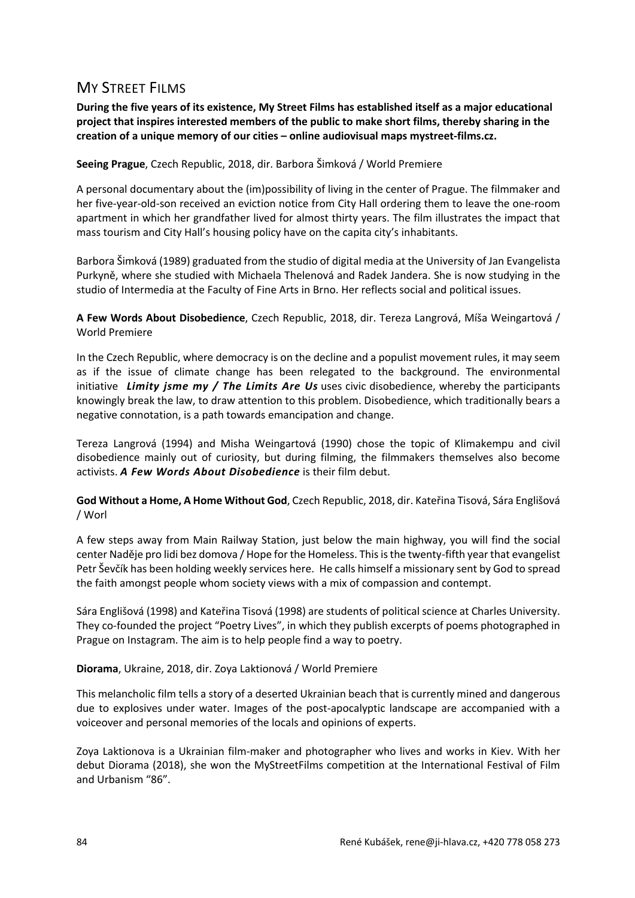## My Street Films

**During the five years of its existence, My Street Films has established itself as a major educational project that inspires interested members of the public to make short films, thereby sharing in the creation of a unique memory of our cities – online audiovisual maps mystreet-films.cz.**

**Seeing Prague**, Czech Republic, 2018, dir. Barbora Šimková / World Premiere

A personal documentary about the (im)possibility of living in the center of Prague. The filmmaker and her five-year-old-son received an eviction notice from City Hall ordering them to leave the one-room apartment in which her grandfather lived for almost thirty years. The film illustrates the impact that mass tourism and City Hall's housing policy have on the capita city's inhabitants.

Barbora Šimková (1989) graduated from the studio of digital media at the University of Jan Evangelista Purkyně, where she studied with Michaela Thelenová and Radek Jandera. She is now studying in the studio of Intermedia at the Faculty of Fine Arts in Brno. Her reflects social and political issues.

**A Few Words About Disobedience**, Czech Republic, 2018, dir. Tereza Langrová, Míša Weingartová / World Premiere

In the Czech Republic, where democracy is on the decline and a populist movement rules, it may seem as if the issue of climate change has been relegated to the background. The environmental initiative ***Limity jsme my / The Limits Are Us*** uses civic disobedience, whereby the participants knowingly break the law, to draw attention to this problem. Disobedience, which traditionally bears a negative connotation, is a path towards emancipation and change.

Tereza Langrová (1994) and Misha Weingartová (1990) chose the topic of Klimakempu and civil disobedience mainly out of curiosity, but during filming, the filmmakers themselves also become activists. ***A Few Words About Disobedience*** is their film debut.

**God Without a Home, A Home Without God**, Czech Republic, 2018, dir. Kateřina Tisová, Sára Englišová / Worl

A few steps away from Main Railway Station, just below the main highway, you will find the social center Naděje pro lidi bez domova / Hope for the Homeless. This is the twenty-fifth year that evangelist Petr Ševčík has been holding weekly services here. He calls himself a missionary sent by God to spread the faith amongst people whom society views with a mix of compassion and contempt.

Sára Englišová (1998) and Kateřina Tisová (1998) are students of political science at Charles University. They co-founded the project "Poetry Lives", in which they publish excerpts of poems photographed in Prague on Instagram. The aim is to help people find a way to poetry.

**Diorama**, Ukraine, 2018, dir. Zoya Laktionová / World Premiere

This melancholic film tells a story of a deserted Ukrainian beach that is currently mined and dangerous due to explosives under water. Images of the post-apocalyptic landscape are accompanied with a voiceover and personal memories of the locals and opinions of experts.

Zoya Laktionova is a Ukrainian film-maker and photographer who lives and works in Kiev. With her debut Diorama (2018), she won the MyStreetFilms competition at the International Festival of Film and Urbanism "86".

René Kubášek, rene@ji-hlava.cz, +420 778 058 273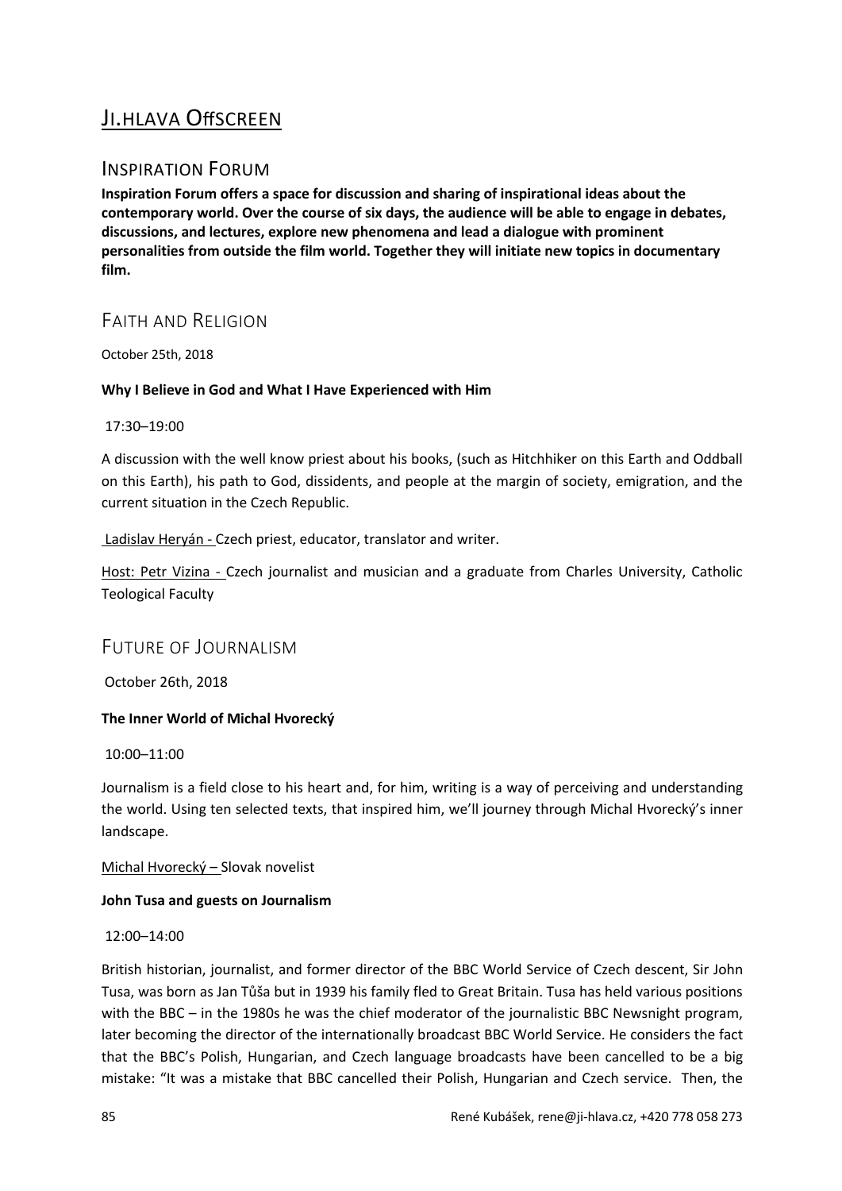# Ji.hlava Offscreen

## Inspiration Forum

**Inspiration Forum offers a space for discussion and sharing of inspirational ideas about the contemporary world. Over the course of six days, the audience will be able to engage in debates, discussions, and lectures, explore new phenomena and lead a dialogue with prominent personalities from outside the film world. Together they will initiate new topics in documentary film.**

## Faith and Religion

October 25th, 2018

**Why I Believe in God and What I Have Experienced with Him**

17:30–19:00

A discussion with the well know priest about his books, (such as Hitchhiker on this Earth and Oddball on this Earth), his path to God, dissidents, and people at the margin of society, emigration, and the current situation in the Czech Republic.

Ladislav Heryán - Czech priest, educator, translator and writer.

Host: Petr Vizina - Czech journalist and musician and a graduate from Charles University, Catholic Teological Faculty

## Future of Journalism

October 26th, 2018

**The Inner World of Michal Hvorecký**

10:00–11:00

Journalism is a field close to his heart and, for him, writing is a way of perceiving and understanding the world. Using ten selected texts, that inspired him, we'll journey through Michal Hvorecký's inner landscape.

Michal Hvorecký – Slovak novelist

**John Tusa and guests on Journalism**

12:00–14:00

British historian, journalist, and former director of the BBC World Service of Czech descent, Sir John Tusa, was born as Jan Tůša but in 1939 his family fled to Great Britain. Tusa has held various positions with the BBC – in the 1980s he was the chief moderator of the journalistic BBC Newsnight program, later becoming the director of the internationally broadcast BBC World Service. He considers the fact that the BBC's Polish, Hungarian, and Czech language broadcasts have been cancelled to be a big mistake: "It was a mistake that BBC cancelled their Polish, Hungarian and Czech service. Then, the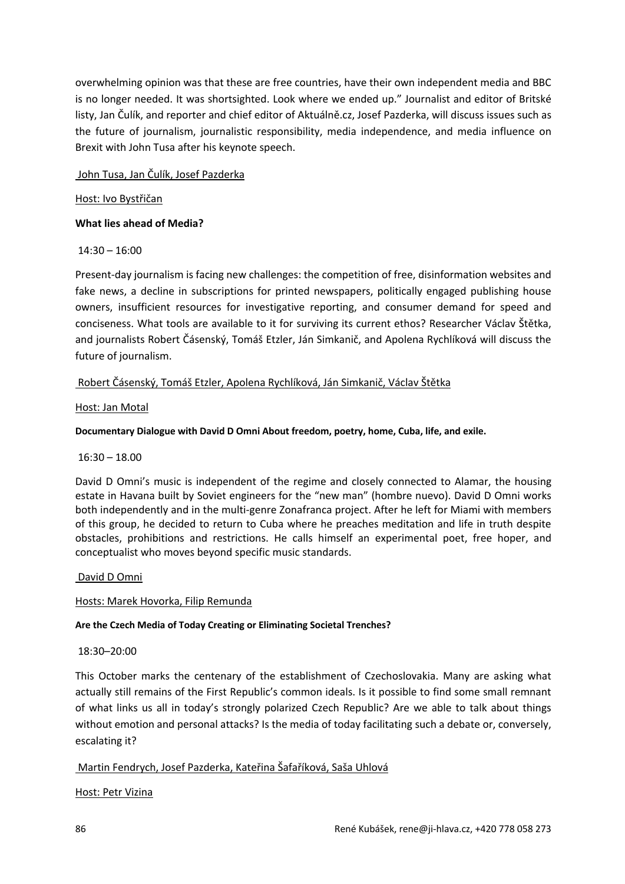overwhelming opinion was that these are free countries, have their own independent media and BBC is no longer needed. It was shortsighted. Look where we ended up." Journalist and editor of Britské listy, Jan Čulík, and reporter and chief editor of Aktuálně.cz, Josef Pazderka, will discuss issues such as the future of journalism, journalistic responsibility, media independence, and media influence on Brexit with John Tusa after his keynote speech.

John Tusa, Jan Čulík, Josef Pazderka

Host: Ivo Bystřičan

**What lies ahead of Media?**

14:30 – 16:00

Present-day journalism is facing new challenges: the competition of free, disinformation websites and fake news, a decline in subscriptions for printed newspapers, politically engaged publishing house owners, insufficient resources for investigative reporting, and consumer demand for speed and conciseness. What tools are available to it for surviving its current ethos? Researcher Václav Štětka, and journalists Robert Čásenský, Tomáš Etzler, Ján Simkanič, and Apolena Rychlíková will discuss the future of journalism.

Robert Čásenský, Tomáš Etzler, Apolena Rychlíková, Ján Simkanič, Václav Štětka

Host: Jan Motal

**Documentary Dialogue with David D Omni About freedom, poetry, home, Cuba, life, and exile.**

16:30 – 18.00

David D Omni's music is independent of the regime and closely connected to Alamar, the housing estate in Havana built by Soviet engineers for the "new man" (hombre nuevo). David D Omni works both independently and in the multi-genre Zonafranca project. After he left for Miami with members of this group, he decided to return to Cuba where he preaches meditation and life in truth despite obstacles, prohibitions and restrictions. He calls himself an experimental poet, free hoper, and conceptualist who moves beyond specific music standards.

David D Omni

Hosts: Marek Hovorka, Filip Remunda

**Are the Czech Media of Today Creating or Eliminating Societal Trenches?**

18:30–20:00

This October marks the centenary of the establishment of Czechoslovakia. Many are asking what actually still remains of the First Republic's common ideals. Is it possible to find some small remnant of what links us all in today's strongly polarized Czech Republic? Are we able to talk about things without emotion and personal attacks? Is the media of today facilitating such a debate or, conversely, escalating it?

Martin Fendrych, Josef Pazderka, Kateřina Šafaříková, Saša Uhlová

Host: Petr Vizina

René Kubášek, rene@ji-hlava.cz, +420 778 058 273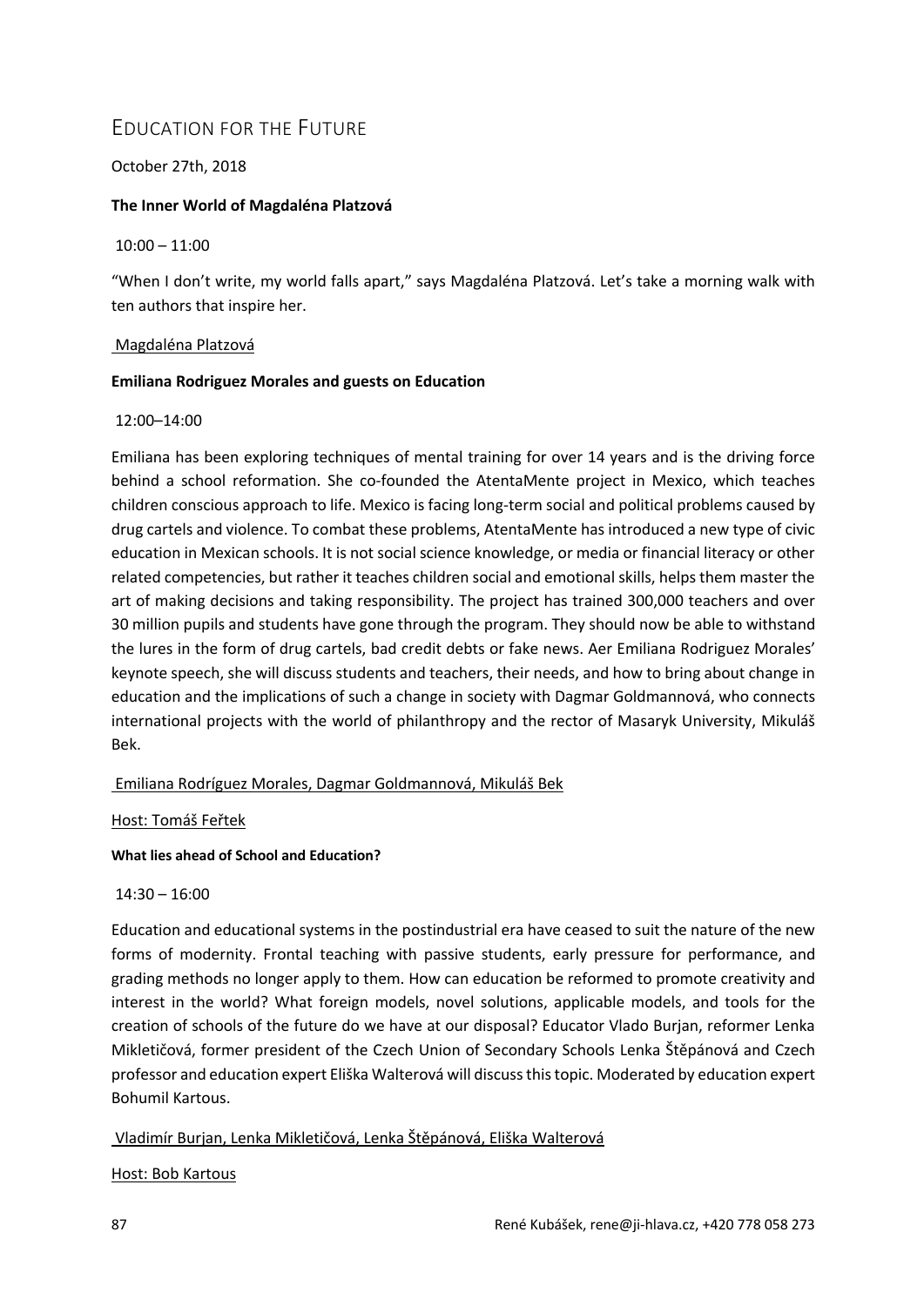## EDUCATION FOR THE FUTURE

October 27th, 2018

**The Inner World of Magdaléna Platzová**

10:00 – 11:00

"When I don't write, my world falls apart," says Magdaléna Platzová. Let's take a morning walk with ten authors that inspire her.

Magdaléna Platzová

**Emiliana Rodriguez Morales and guests on Education**

12:00–14:00

Emiliana has been exploring techniques of mental training for over 14 years and is the driving force behind a school reformation. She co-founded the AtentaMente project in Mexico, which teaches children conscious approach to life. Mexico is facing long-term social and political problems caused by drug cartels and violence. To combat these problems, AtentaMente has introduced a new type of civic education in Mexican schools. It is not social science knowledge, or media or financial literacy or other related competencies, but rather it teaches children social and emotional skills, helps them master the art of making decisions and taking responsibility. The project has trained 300,000 teachers and over 30 million pupils and students have gone through the program. They should now be able to withstand the lures in the form of drug cartels, bad credit debts or fake news. Aer Emiliana Rodriguez Morales' keynote speech, she will discuss students and teachers, their needs, and how to bring about change in education and the implications of such a change in society with Dagmar Goldmannová, who connects international projects with the world of philanthropy and the rector of Masaryk University, Mikuláš Bek.

Emiliana Rodríguez Morales, Dagmar Goldmannová, Mikuláš Bek

Host: Tomáš Feřtek

**What lies ahead of School and Education?**

14:30 – 16:00

Education and educational systems in the postindustrial era have ceased to suit the nature of the new forms of modernity. Frontal teaching with passive students, early pressure for performance, and grading methods no longer apply to them. How can education be reformed to promote creativity and interest in the world? What foreign models, novel solutions, applicable models, and tools for the creation of schools of the future do we have at our disposal? Educator Vlado Burjan, reformer Lenka Mikletičová, former president of the Czech Union of Secondary Schools Lenka Štěpánová and Czech professor and education expert Eliška Walterová will discuss this topic. Moderated by education expert Bohumil Kartous.

Vladimír Burjan, Lenka Mikletičová, Lenka Štěpánová, Eliška Walterová

Host: Bob Kartous

René Kubášek, rene@ji-hlava.cz, +420 778 058 273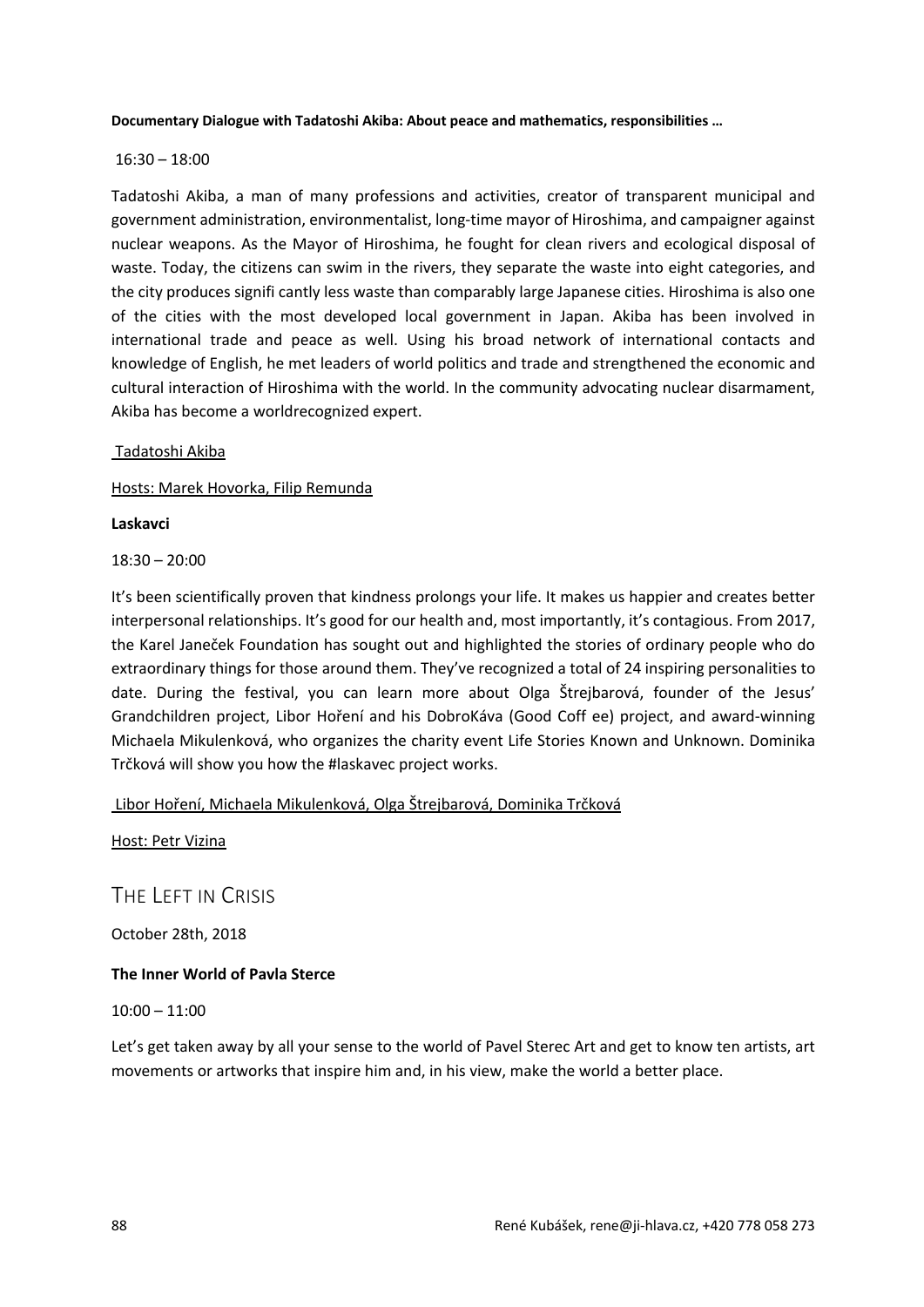**Documentary Dialogue with Tadatoshi Akiba: About peace and mathematics, responsibilities …**

16:30 – 18:00

Tadatoshi Akiba, a man of many professions and activities, creator of transparent municipal and government administration, environmentalist, long-time mayor of Hiroshima, and campaigner against nuclear weapons. As the Mayor of Hiroshima, he fought for clean rivers and ecological disposal of waste. Today, the citizens can swim in the rivers, they separate the waste into eight categories, and the city produces signifi cantly less waste than comparably large Japanese cities. Hiroshima is also one of the cities with the most developed local government in Japan. Akiba has been involved in international trade and peace as well. Using his broad network of international contacts and knowledge of English, he met leaders of world politics and trade and strengthened the economic and cultural interaction of Hiroshima with the world. In the community advocating nuclear disarmament, Akiba has become a worldrecognized expert.

Tadatoshi Akiba

Hosts: Marek Hovorka, Filip Remunda

**Laskavci**

18:30 – 20:00

It's been scientifically proven that kindness prolongs your life. It makes us happier and creates better interpersonal relationships. It's good for our health and, most importantly, it's contagious. From 2017, the Karel Janeček Foundation has sought out and highlighted the stories of ordinary people who do extraordinary things for those around them. They've recognized a total of 24 inspiring personalities to date. During the festival, you can learn more about Olga Štrejbarová, founder of the Jesus' Grandchildren project, Libor Hoření and his DobroKáva (Good Coff ee) project, and award-winning Michaela Mikulenková, who organizes the charity event Life Stories Known and Unknown. Dominika Trčková will show you how the #laskavec project works.

Libor Hoření, Michaela Mikulenková, Olga Štrejbarová, Dominika Trčková

Host: Petr Vizina

## The Left in Crisis

October 28th, 2018

**The Inner World of Pavla Sterce**

10:00 – 11:00

Let's get taken away by all your sense to the world of Pavel Sterec Art and get to know ten artists, art movements or artworks that inspire him and, in his view, make the world a better place.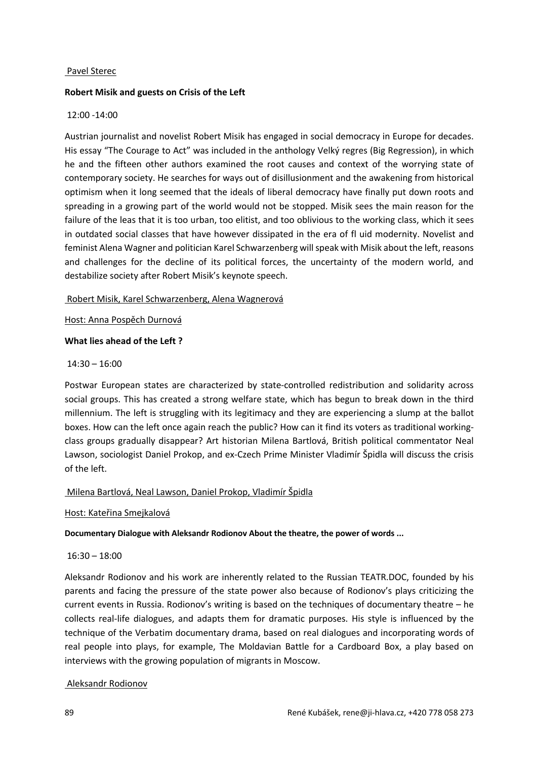Pavel Sterec

**Robert Misik and guests on Crisis of the Left**

12:00 -14:00

Austrian journalist and novelist Robert Misik has engaged in social democracy in Europe for decades. His essay "The Courage to Act" was included in the anthology Velký regres (Big Regression), in which he and the fifteen other authors examined the root causes and context of the worrying state of contemporary society. He searches for ways out of disillusionment and the awakening from historical optimism when it long seemed that the ideals of liberal democracy have finally put down roots and spreading in a growing part of the world would not be stopped. Misik sees the main reason for the failure of the leas that it is too urban, too elitist, and too oblivious to the working class, which it sees in outdated social classes that have however dissipated in the era of fl uid modernity. Novelist and feminist Alena Wagner and politician Karel Schwarzenberg will speak with Misik about the left, reasons and challenges for the decline of its political forces, the uncertainty of the modern world, and destabilize society after Robert Misik's keynote speech.

Robert Misik, Karel Schwarzenberg, Alena Wagnerová

Host: Anna Pospěch Durnová

**What lies ahead of the Left ?**

14:30 – 16:00

Postwar European states are characterized by state-controlled redistribution and solidarity across social groups. This has created a strong welfare state, which has begun to break down in the third millennium. The left is struggling with its legitimacy and they are experiencing a slump at the ballot boxes. How can the left once again reach the public? How can it find its voters as traditional working-class groups gradually disappear? Art historian Milena Bartlová, British political commentator Neal Lawson, sociologist Daniel Prokop, and ex-Czech Prime Minister Vladimír Špidla will discuss the crisis of the left.

Milena Bartlová, Neal Lawson, Daniel Prokop, Vladimír Špidla

Host: Kateřina Smejkalová

**Documentary Dialogue with Aleksandr Rodionov About the theatre, the power of words ...**

16:30 – 18:00

Aleksandr Rodionov and his work are inherently related to the Russian TEATR.DOC, founded by his parents and facing the pressure of the state power also because of Rodionov's plays criticizing the current events in Russia. Rodionov's writing is based on the techniques of documentary theatre – he collects real-life dialogues, and adapts them for dramatic purposes. His style is influenced by the technique of the Verbatim documentary drama, based on real dialogues and incorporating words of real people into plays, for example, The Moldavian Battle for a Cardboard Box, a play based on interviews with the growing population of migrants in Moscow.

Aleksandr Rodionov

René Kubášek, rene@ji-hlava.cz, +420 778 058 273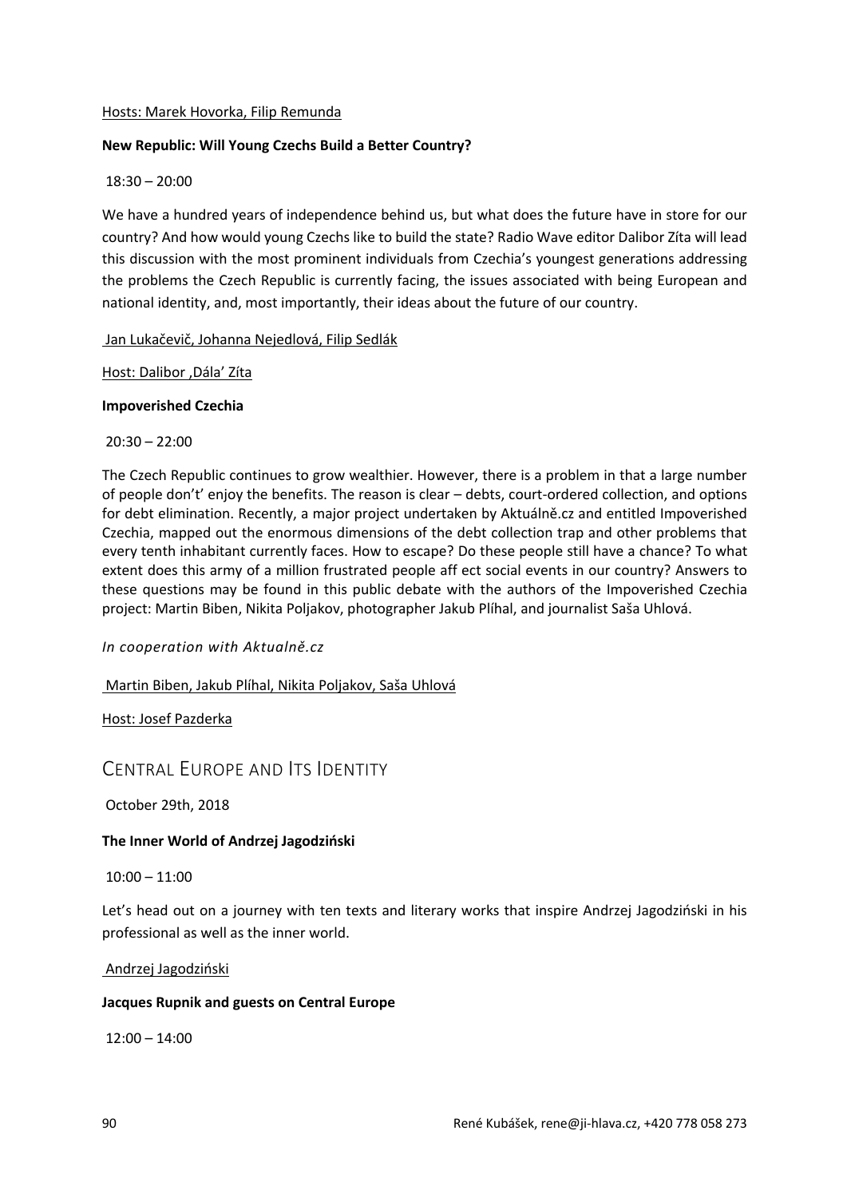Hosts: Marek Hovorka, Filip Remunda

**New Republic: Will Young Czechs Build a Better Country?**

18:30 – 20:00

We have a hundred years of independence behind us, but what does the future have in store for our country? And how would young Czechs like to build the state? Radio Wave editor Dalibor Zíta will lead this discussion with the most prominent individuals from Czechia's youngest generations addressing the problems the Czech Republic is currently facing, the issues associated with being European and national identity, and, most importantly, their ideas about the future of our country.

Jan Lukačevič, Johanna Nejedlová, Filip Sedlák

Host: Dalibor ‚Dála' Zíta

**Impoverished Czechia**

20:30 – 22:00

The Czech Republic continues to grow wealthier. However, there is a problem in that a large number of people don't' enjoy the benefits. The reason is clear – debts, court-ordered collection, and options for debt elimination. Recently, a major project undertaken by Aktuálně.cz and entitled Impoverished Czechia, mapped out the enormous dimensions of the debt collection trap and other problems that every tenth inhabitant currently faces. How to escape? Do these people still have a chance? To what extent does this army of a million frustrated people aff ect social events in our country? Answers to these questions may be found in this public debate with the authors of the Impoverished Czechia project: Martin Biben, Nikita Poljakov, photographer Jakub Plíhal, and journalist Saša Uhlová.

*In cooperation with Aktualně.cz*

Martin Biben, Jakub Plíhal, Nikita Poljakov, Saša Uhlová

Host: Josef Pazderka

## Central Europe and Its Identity

October 29th, 2018

**The Inner World of Andrzej Jagodziński**

10:00 – 11:00

Let's head out on a journey with ten texts and literary works that inspire Andrzej Jagodziński in his professional as well as the inner world.

Andrzej Jagodziński

**Jacques Rupnik and guests on Central Europe**

12:00 – 14:00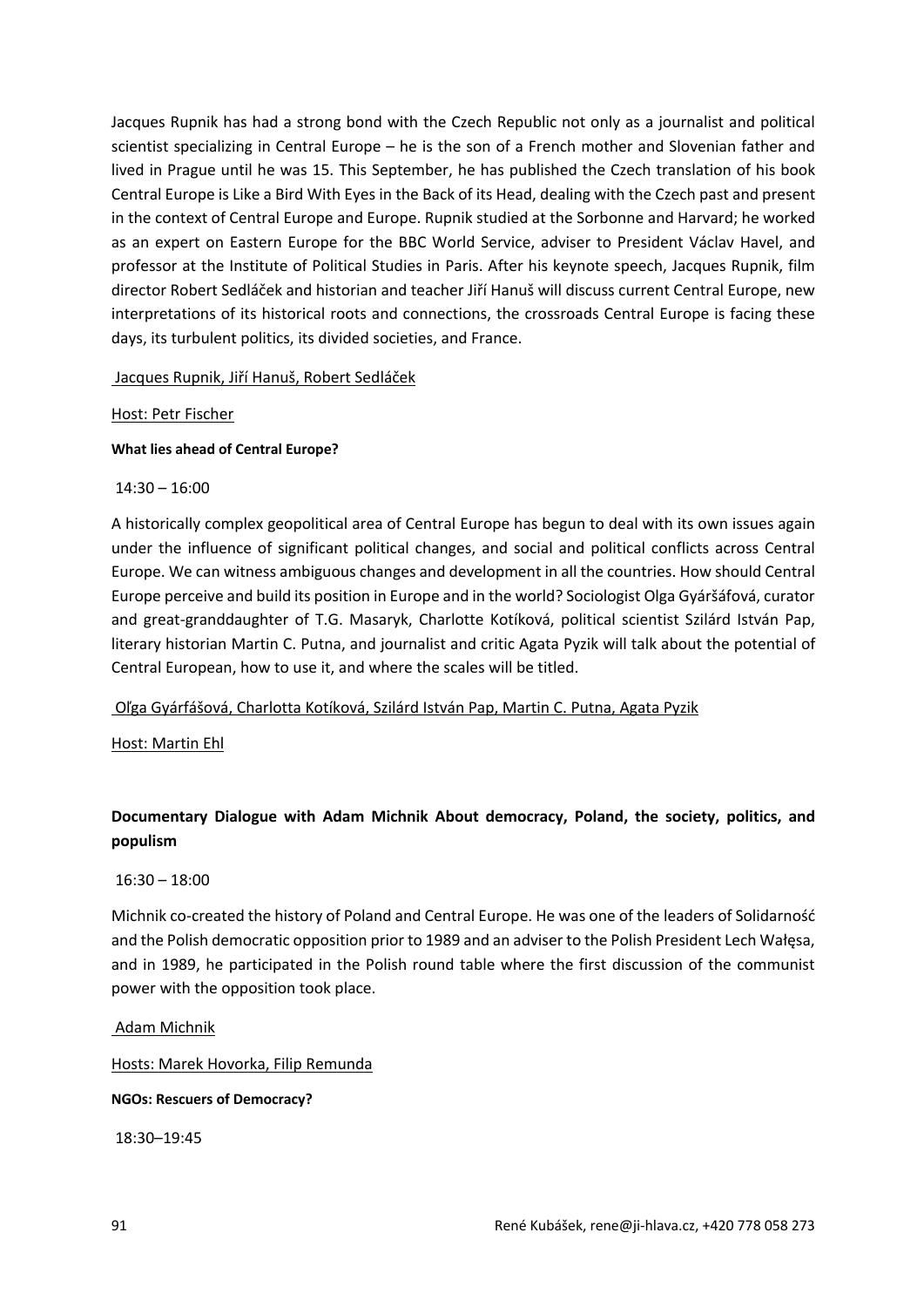Jacques Rupnik has had a strong bond with the Czech Republic not only as a journalist and political scientist specializing in Central Europe – he is the son of a French mother and Slovenian father and lived in Prague until he was 15. This September, he has published the Czech translation of his book Central Europe is Like a Bird With Eyes in the Back of its Head, dealing with the Czech past and present in the context of Central Europe and Europe. Rupnik studied at the Sorbonne and Harvard; he worked as an expert on Eastern Europe for the BBC World Service, adviser to President Václav Havel, and professor at the Institute of Political Studies in Paris. After his keynote speech, Jacques Rupnik, film director Robert Sedláček and historian and teacher Jiří Hanuš will discuss current Central Europe, new interpretations of its historical roots and connections, the crossroads Central Europe is facing these days, its turbulent politics, its divided societies, and France.

Jacques Rupnik, Jiří Hanuš, Robert Sedláček

Host: Petr Fischer

**What lies ahead of Central Europe?**

14:30 – 16:00

A historically complex geopolitical area of Central Europe has begun to deal with its own issues again under the influence of significant political changes, and social and political conflicts across Central Europe. We can witness ambiguous changes and development in all the countries. How should Central Europe perceive and build its position in Europe and in the world? Sociologist Olga Gyáršáfová, curator and great-granddaughter of T.G. Masaryk, Charlotte Kotíková, political scientist Szilárd István Pap, literary historian Martin C. Putna, and journalist and critic Agata Pyzik will talk about the potential of Central European, how to use it, and where the scales will be titled.

Oľga Gyárfášová, Charlotta Kotíková, Szilárd István Pap, Martin C. Putna, Agata Pyzik

Host: Martin Ehl

**Documentary Dialogue with Adam Michnik About democracy, Poland, the society, politics, and populism**

16:30 – 18:00

Michnik co-created the history of Poland and Central Europe. He was one of the leaders of Solidarność and the Polish democratic opposition prior to 1989 and an adviser to the Polish President Lech Wałęsa, and in 1989, he participated in the Polish round table where the first discussion of the communist power with the opposition took place.

Adam Michnik

Hosts: Marek Hovorka, Filip Remunda

**NGOs: Rescuers of Democracy?**

18:30–19:45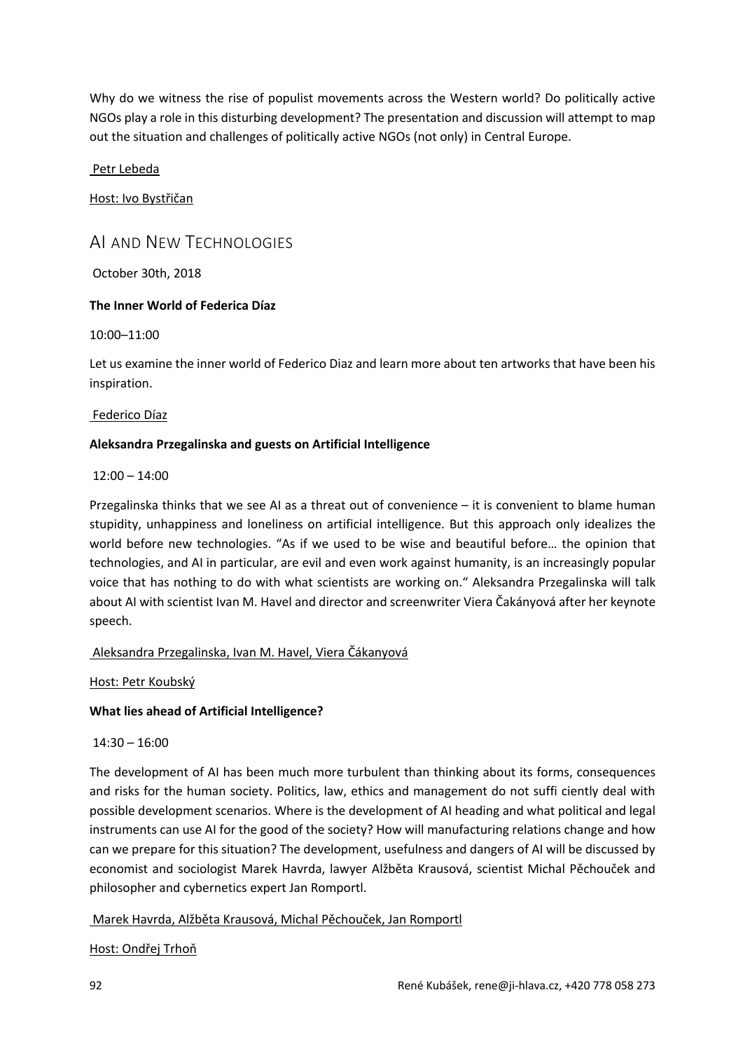Why do we witness the rise of populist movements across the Western world? Do politically active NGOs play a role in this disturbing development? The presentation and discussion will attempt to map out the situation and challenges of politically active NGOs (not only) in Central Europe.

Petr Lebeda

Host: Ivo Bystřičan

## AI AND NEW TECHNOLOGIES

October 30th, 2018

**The Inner World of Federica Díaz**

10:00–11:00

Let us examine the inner world of Federico Diaz and learn more about ten artworks that have been his inspiration.

Federico Díaz

**Aleksandra Przegalinska and guests on Artificial Intelligence**

12:00 – 14:00

Przegalinska thinks that we see AI as a threat out of convenience – it is convenient to blame human stupidity, unhappiness and loneliness on artificial intelligence. But this approach only idealizes the world before new technologies. "As if we used to be wise and beautiful before… the opinion that technologies, and AI in particular, are evil and even work against humanity, is an increasingly popular voice that has nothing to do with what scientists are working on." Aleksandra Przegalinska will talk about AI with scientist Ivan M. Havel and director and screenwriter Viera Čakányová after her keynote speech.

Aleksandra Przegalinska, Ivan M. Havel, Viera Čákanyová

Host: Petr Koubský

**What lies ahead of Artificial Intelligence?**

14:30 – 16:00

The development of AI has been much more turbulent than thinking about its forms, consequences and risks for the human society. Politics, law, ethics and management do not suffi ciently deal with possible development scenarios. Where is the development of AI heading and what political and legal instruments can use AI for the good of the society? How will manufacturing relations change and how can we prepare for this situation? The development, usefulness and dangers of AI will be discussed by economist and sociologist Marek Havrda, lawyer Alžběta Krausová, scientist Michal Pěchouček and philosopher and cybernetics expert Jan Romportl.

Marek Havrda, Alžběta Krausová, Michal Pěchouček, Jan Romportl

Host: Ondřej Trhoň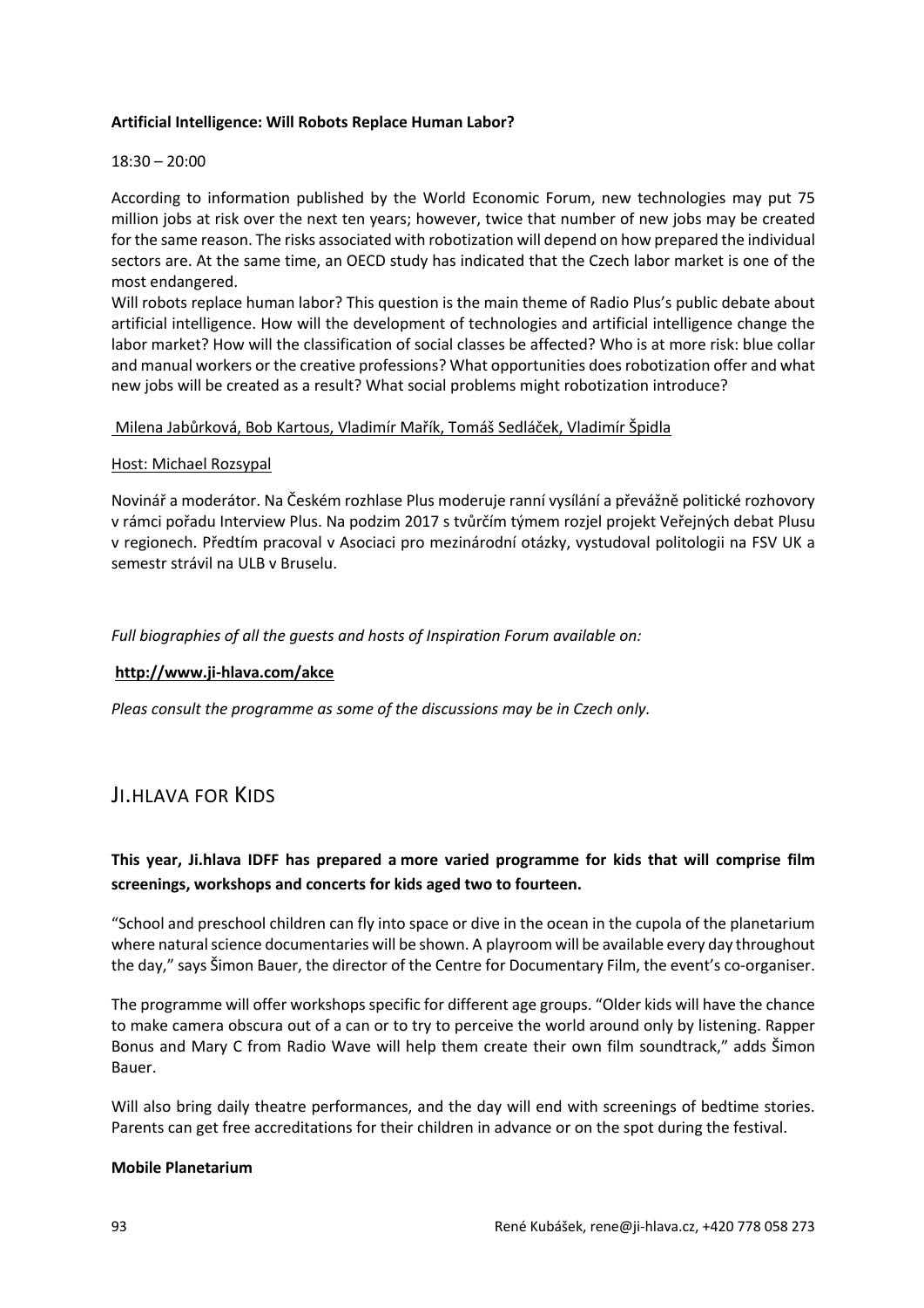**Artificial Intelligence: Will Robots Replace Human Labor?**

18:30 – 20:00

According to information published by the World Economic Forum, new technologies may put 75 million jobs at risk over the next ten years; however, twice that number of new jobs may be created for the same reason. The risks associated with robotization will depend on how prepared the individual sectors are. At the same time, an OECD study has indicated that the Czech labor market is one of the most endangered.

Will robots replace human labor? This question is the main theme of Radio Plus's public debate about artificial intelligence. How will the development of technologies and artificial intelligence change the labor market? How will the classification of social classes be affected? Who is at more risk: blue collar and manual workers or the creative professions? What opportunities does robotization offer and what new jobs will be created as a result? What social problems might robotization introduce?

Milena Jabůrková, Bob Kartous, Vladimír Mařík, Tomáš Sedláček, Vladimír Špidla

Host: Michael Rozsypal

Novinář a moderátor. Na Českém rozhlase Plus moderuje ranní vysílání a převážně politické rozhovory v rámci pořadu Interview Plus. Na podzim 2017 s tvůrčím týmem rozjel projekt Veřejných debat Plusu v regionech. Předtím pracoval v Asociaci pro mezinárodní otázky, vystudoval politologii na FSV UK a semestr strávil na ULB v Bruselu.

*Full biographies of all the guests and hosts of Inspiration Forum available on:*

**http://www.ji-hlava.com/akce**

*Pleas consult the programme as some of the discussions may be in Czech only.*

## Ji.hlava for Kids

**This year, Ji.hlava IDFF has prepared a more varied programme for kids that will comprise film screenings, workshops and concerts for kids aged two to fourteen.**

"School and preschool children can fly into space or dive in the ocean in the cupola of the planetarium where natural science documentaries will be shown. A playroom will be available every day throughout the day," says Šimon Bauer, the director of the Centre for Documentary Film, the event's co-organiser.

The programme will offer workshops specific for different age groups. "Older kids will have the chance to make camera obscura out of a can or to try to perceive the world around only by listening. Rapper Bonus and Mary C from Radio Wave will help them create their own film soundtrack," adds Šimon Bauer.

Will also bring daily theatre performances, and the day will end with screenings of bedtime stories. Parents can get free accreditations for their children in advance or on the spot during the festival.

**Mobile Planetarium**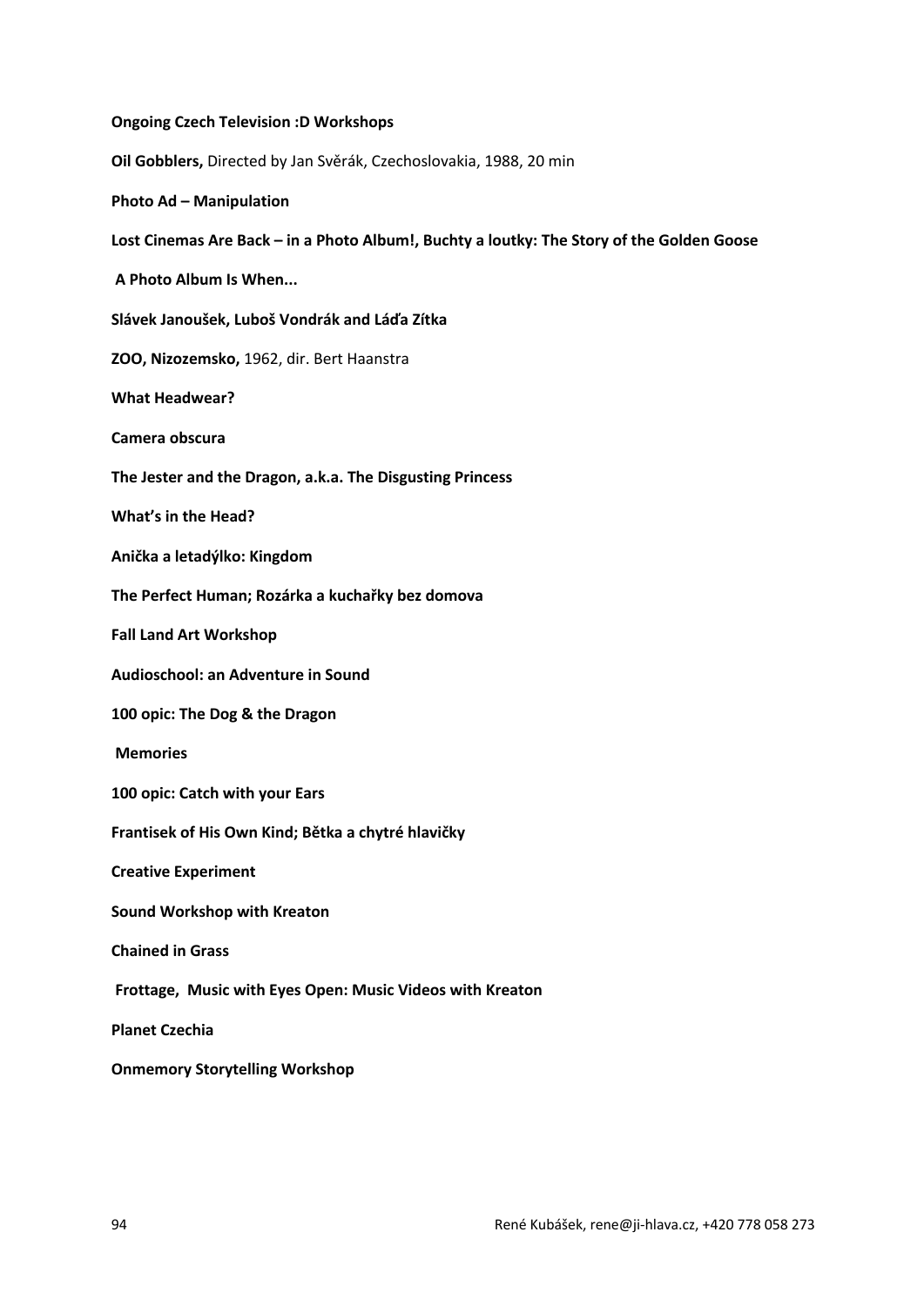**Ongoing Czech Television :D Workshops**

**Oil Gobblers,** Directed by Jan Svěrák, Czechoslovakia, 1988, 20 min

**Photo Ad – Manipulation**

**Lost Cinemas Are Back – in a Photo Album!, Buchty a loutky: The Story of the Golden Goose**

**A Photo Album Is When...**

**Slávek Janoušek, Luboš Vondrák and Láďa Zítka**

**ZOO, Nizozemsko,** 1962, dir. Bert Haanstra

**What Headwear?**

**Camera obscura**

**The Jester and the Dragon, a.k.a. The Disgusting Princess**

**What's in the Head?**

**Anička a letadýlko: Kingdom**

**The Perfect Human; Rozárka a kuchařky bez domova**

**Fall Land Art Workshop**

**Audioschool: an Adventure in Sound**

**100 opic: The Dog & the Dragon**

**Memories**

**100 opic: Catch with your Ears**

**Frantisek of His Own Kind; Bětka a chytré hlavičky**

**Creative Experiment**

**Sound Workshop with Kreaton**

**Chained in Grass**

**Frottage, Music with Eyes Open: Music Videos with Kreaton**

**Planet Czechia**

**Onmemory Storytelling Workshop**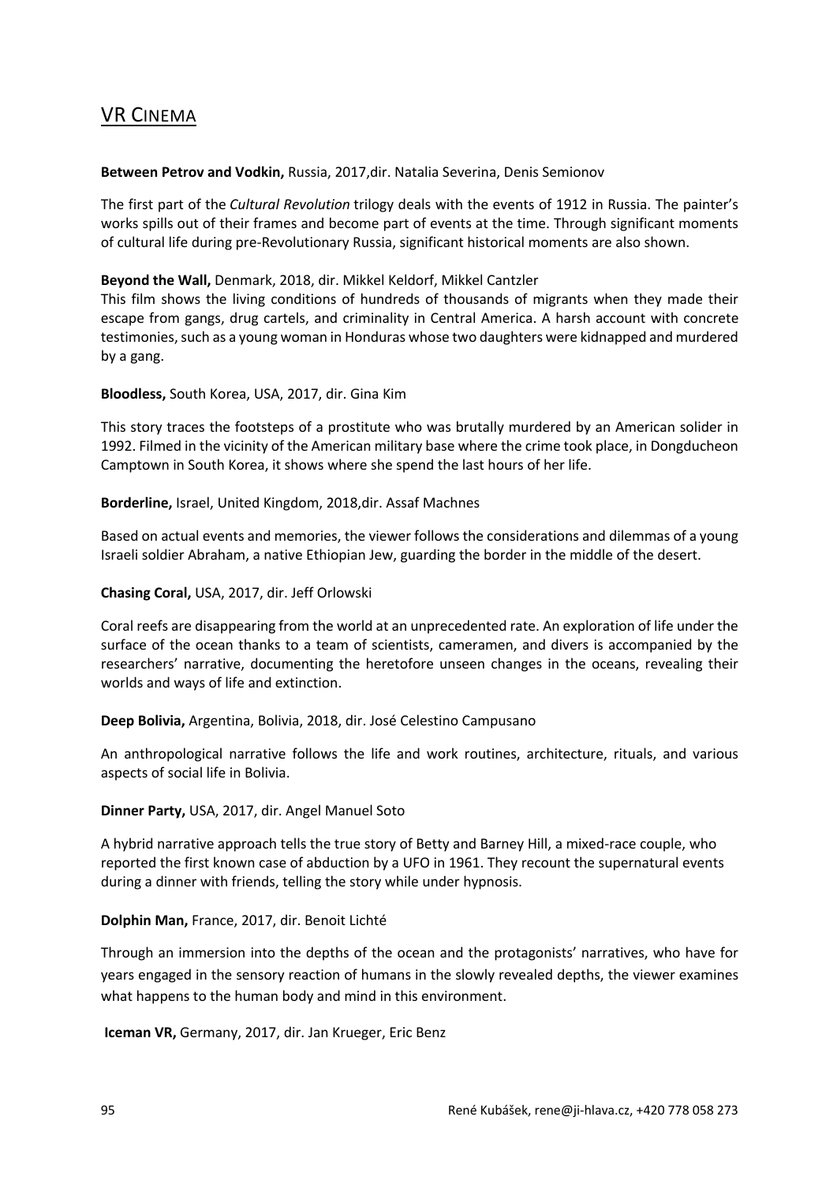## VR Cinema

**Between Petrov and Vodkin,** Russia, 2017,dir. Natalia Severina, Denis Semionov

The first part of the *Cultural Revolution* trilogy deals with the events of 1912 in Russia. The painter's works spills out of their frames and become part of events at the time. Through significant moments of cultural life during pre-Revolutionary Russia, significant historical moments are also shown.

**Beyond the Wall,** Denmark, 2018, dir. Mikkel Keldorf, Mikkel Cantzler

This film shows the living conditions of hundreds of thousands of migrants when they made their escape from gangs, drug cartels, and criminality in Central America. A harsh account with concrete testimonies, such as a young woman in Honduras whose two daughters were kidnapped and murdered by a gang.

**Bloodless,** South Korea, USA, 2017, dir. Gina Kim

This story traces the footsteps of a prostitute who was brutally murdered by an American solider in 1992. Filmed in the vicinity of the American military base where the crime took place, in Dongducheon Camptown in South Korea, it shows where she spend the last hours of her life.

**Borderline,** Israel, United Kingdom, 2018,dir. Assaf Machnes

Based on actual events and memories, the viewer follows the considerations and dilemmas of a young Israeli soldier Abraham, a native Ethiopian Jew, guarding the border in the middle of the desert.

**Chasing Coral,** USA, 2017, dir. Jeff Orlowski

Coral reefs are disappearing from the world at an unprecedented rate. An exploration of life under the surface of the ocean thanks to a team of scientists, cameramen, and divers is accompanied by the researchers' narrative, documenting the heretofore unseen changes in the oceans, revealing their worlds and ways of life and extinction.

**Deep Bolivia,** Argentina, Bolivia, 2018, dir. José Celestino Campusano

An anthropological narrative follows the life and work routines, architecture, rituals, and various aspects of social life in Bolivia.

**Dinner Party,** USA, 2017, dir. Angel Manuel Soto

A hybrid narrative approach tells the true story of Betty and Barney Hill, a mixed-race couple, who reported the first known case of abduction by a UFO in 1961. They recount the supernatural events during a dinner with friends, telling the story while under hypnosis.

**Dolphin Man,** France, 2017, dir. Benoit Lichté

Through an immersion into the depths of the ocean and the protagonists' narratives, who have for years engaged in the sensory reaction of humans in the slowly revealed depths, the viewer examines what happens to the human body and mind in this environment.

**Iceman VR,** Germany, 2017, dir. Jan Krueger, Eric Benz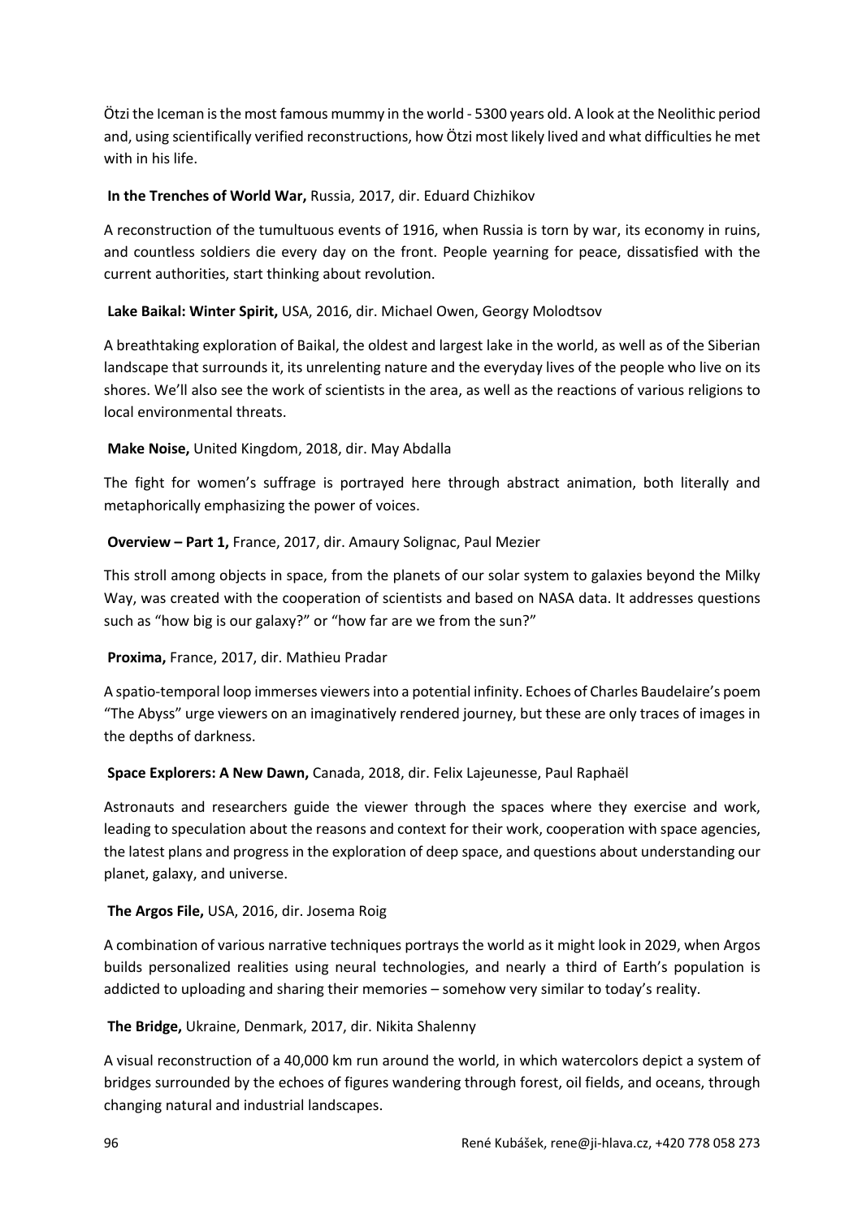Ötzi the Iceman is the most famous mummy in the world - 5300 years old. A look at the Neolithic period and, using scientifically verified reconstructions, how Ötzi most likely lived and what difficulties he met with in his life.

**In the Trenches of World War,** Russia, 2017, dir. Eduard Chizhikov

A reconstruction of the tumultuous events of 1916, when Russia is torn by war, its economy in ruins, and countless soldiers die every day on the front. People yearning for peace, dissatisfied with the current authorities, start thinking about revolution.

**Lake Baikal: Winter Spirit,** USA, 2016, dir. Michael Owen, Georgy Molodtsov

A breathtaking exploration of Baikal, the oldest and largest lake in the world, as well as of the Siberian landscape that surrounds it, its unrelenting nature and the everyday lives of the people who live on its shores. We'll also see the work of scientists in the area, as well as the reactions of various religions to local environmental threats.

**Make Noise,** United Kingdom, 2018, dir. May Abdalla

The fight for women's suffrage is portrayed here through abstract animation, both literally and metaphorically emphasizing the power of voices.

**Overview – Part 1,** France, 2017, dir. Amaury Solignac, Paul Mezier

This stroll among objects in space, from the planets of our solar system to galaxies beyond the Milky Way, was created with the cooperation of scientists and based on NASA data. It addresses questions such as "how big is our galaxy?" or "how far are we from the sun?"

**Proxima,** France, 2017, dir. Mathieu Pradar

A spatio-temporal loop immerses viewers into a potential infinity. Echoes of Charles Baudelaire's poem "The Abyss" urge viewers on an imaginatively rendered journey, but these are only traces of images in the depths of darkness.

**Space Explorers: A New Dawn,** Canada, 2018, dir. Felix Lajeunesse, Paul Raphaël

Astronauts and researchers guide the viewer through the spaces where they exercise and work, leading to speculation about the reasons and context for their work, cooperation with space agencies, the latest plans and progress in the exploration of deep space, and questions about understanding our planet, galaxy, and universe.

**The Argos File,** USA, 2016, dir. Josema Roig

A combination of various narrative techniques portrays the world as it might look in 2029, when Argos builds personalized realities using neural technologies, and nearly a third of Earth's population is addicted to uploading and sharing their memories – somehow very similar to today's reality.

**The Bridge,** Ukraine, Denmark, 2017, dir. Nikita Shalenny

A visual reconstruction of a 40,000 km run around the world, in which watercolors depict a system of bridges surrounded by the echoes of figures wandering through forest, oil fields, and oceans, through changing natural and industrial landscapes.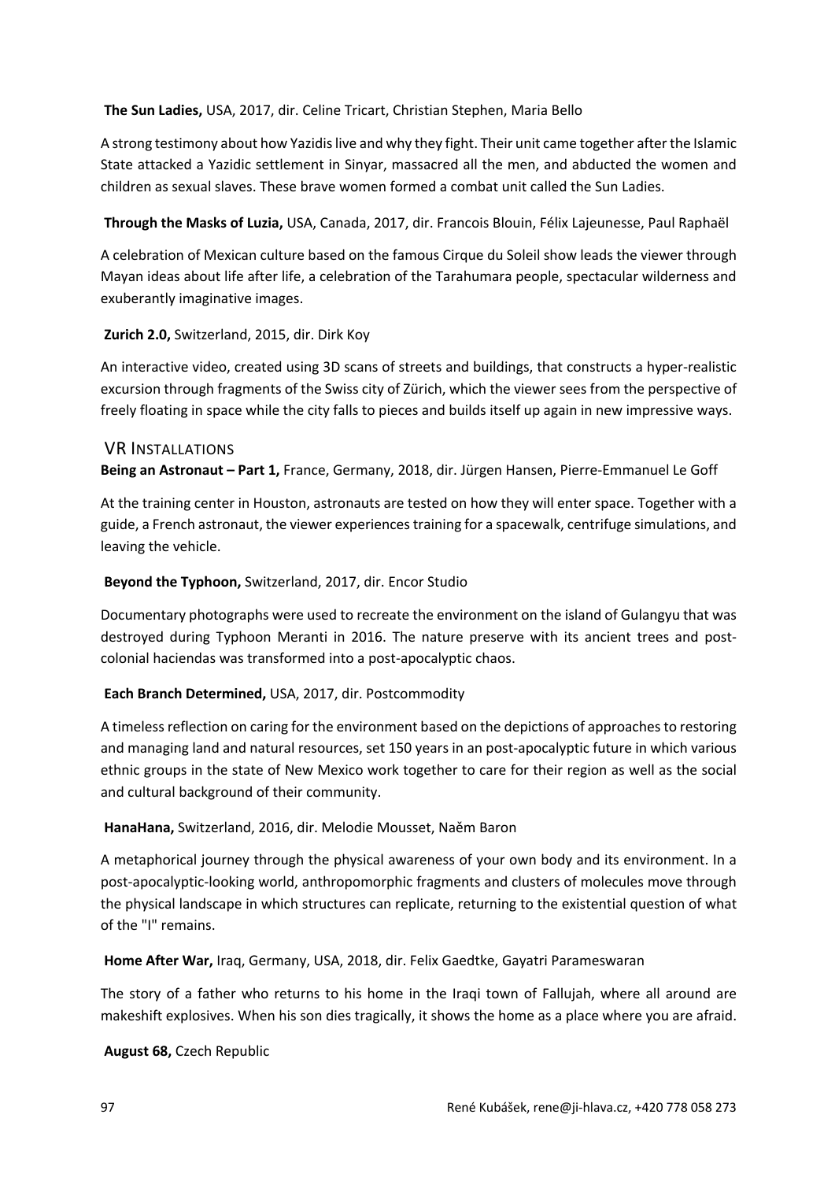**The Sun Ladies,** USA, 2017, dir. Celine Tricart, Christian Stephen, Maria Bello

A strong testimony about how Yazidis live and why they fight. Their unit came together after the Islamic State attacked a Yazidic settlement in Sinyar, massacred all the men, and abducted the women and children as sexual slaves. These brave women formed a combat unit called the Sun Ladies.

**Through the Masks of Luzia,** USA, Canada, 2017, dir. Francois Blouin, Félix Lajeunesse, Paul Raphaël

A celebration of Mexican culture based on the famous Cirque du Soleil show leads the viewer through Mayan ideas about life after life, a celebration of the Tarahumara people, spectacular wilderness and exuberantly imaginative images.

**Zurich 2.0,** Switzerland, 2015, dir. Dirk Koy

An interactive video, created using 3D scans of streets and buildings, that constructs a hyper-realistic excursion through fragments of the Swiss city of Zürich, which the viewer sees from the perspective of freely floating in space while the city falls to pieces and builds itself up again in new impressive ways.

## VR Installations

**Being an Astronaut – Part 1,** France, Germany, 2018, dir. Jürgen Hansen, Pierre-Emmanuel Le Goff

At the training center in Houston, astronauts are tested on how they will enter space. Together with a guide, a French astronaut, the viewer experiences training for a spacewalk, centrifuge simulations, and leaving the vehicle.

**Beyond the Typhoon,** Switzerland, 2017, dir. Encor Studio

Documentary photographs were used to recreate the environment on the island of Gulangyu that was destroyed during Typhoon Meranti in 2016. The nature preserve with its ancient trees and post-colonial haciendas was transformed into a post-apocalyptic chaos.

**Each Branch Determined,** USA, 2017, dir. Postcommodity

A timeless reflection on caring for the environment based on the depictions of approaches to restoring and managing land and natural resources, set 150 years in an post-apocalyptic future in which various ethnic groups in the state of New Mexico work together to care for their region as well as the social and cultural background of their community.

**HanaHana,** Switzerland, 2016, dir. Melodie Mousset, Naĕm Baron

A metaphorical journey through the physical awareness of your own body and its environment. In a post-apocalyptic-looking world, anthropomorphic fragments and clusters of molecules move through the physical landscape in which structures can replicate, returning to the existential question of what of the "I" remains.

**Home After War,** Iraq, Germany, USA, 2018, dir. Felix Gaedtke, Gayatri Parameswaran

The story of a father who returns to his home in the Iraqi town of Fallujah, where all around are makeshift explosives. When his son dies tragically, it shows the home as a place where you are afraid.

**August 68,** Czech Republic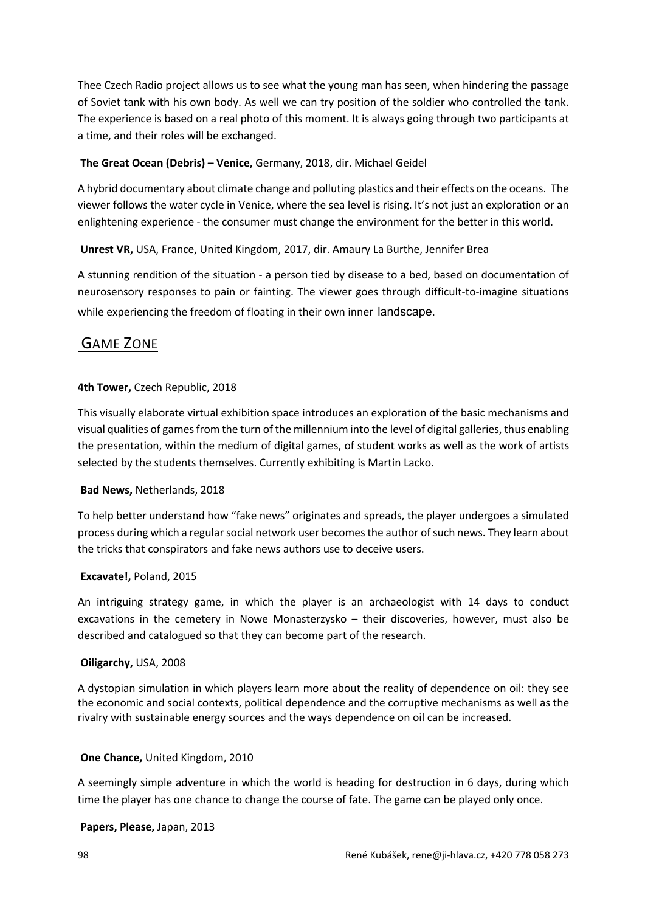Thee Czech Radio project allows us to see what the young man has seen, when hindering the passage of Soviet tank with his own body. As well we can try position of the soldier who controlled the tank. The experience is based on a real photo of this moment. It is always going through two participants at a time, and their roles will be exchanged.

**The Great Ocean (Debris) – Venice,** Germany, 2018, dir. Michael Geidel

A hybrid documentary about climate change and polluting plastics and their effects on the oceans. The viewer follows the water cycle in Venice, where the sea level is rising. It's not just an exploration or an enlightening experience - the consumer must change the environment for the better in this world.

**Unrest VR,** USA, France, United Kingdom, 2017, dir. Amaury La Burthe, Jennifer Brea

A stunning rendition of the situation - a person tied by disease to a bed, based on documentation of neurosensory responses to pain or fainting. The viewer goes through difficult-to-imagine situations while experiencing the freedom of floating in their own inner landscape.

## GAME ZONE

**4th Tower,** Czech Republic, 2018

This visually elaborate virtual exhibition space introduces an exploration of the basic mechanisms and visual qualities of games from the turn of the millennium into the level of digital galleries, thus enabling the presentation, within the medium of digital games, of student works as well as the work of artists selected by the students themselves. Currently exhibiting is Martin Lacko.

**Bad News,** Netherlands, 2018

To help better understand how "fake news" originates and spreads, the player undergoes a simulated process during which a regular social network user becomes the author of such news. They learn about the tricks that conspirators and fake news authors use to deceive users.

**Excavate!,** Poland, 2015

An intriguing strategy game, in which the player is an archaeologist with 14 days to conduct excavations in the cemetery in Nowe Monasterzysko – their discoveries, however, must also be described and catalogued so that they can become part of the research.

**Oiligarchy,** USA, 2008

A dystopian simulation in which players learn more about the reality of dependence on oil: they see the economic and social contexts, political dependence and the corruptive mechanisms as well as the rivalry with sustainable energy sources and the ways dependence on oil can be increased.

**One Chance,** United Kingdom, 2010

A seemingly simple adventure in which the world is heading for destruction in 6 days, during which time the player has one chance to change the course of fate. The game can be played only once.

**Papers, Please,** Japan, 2013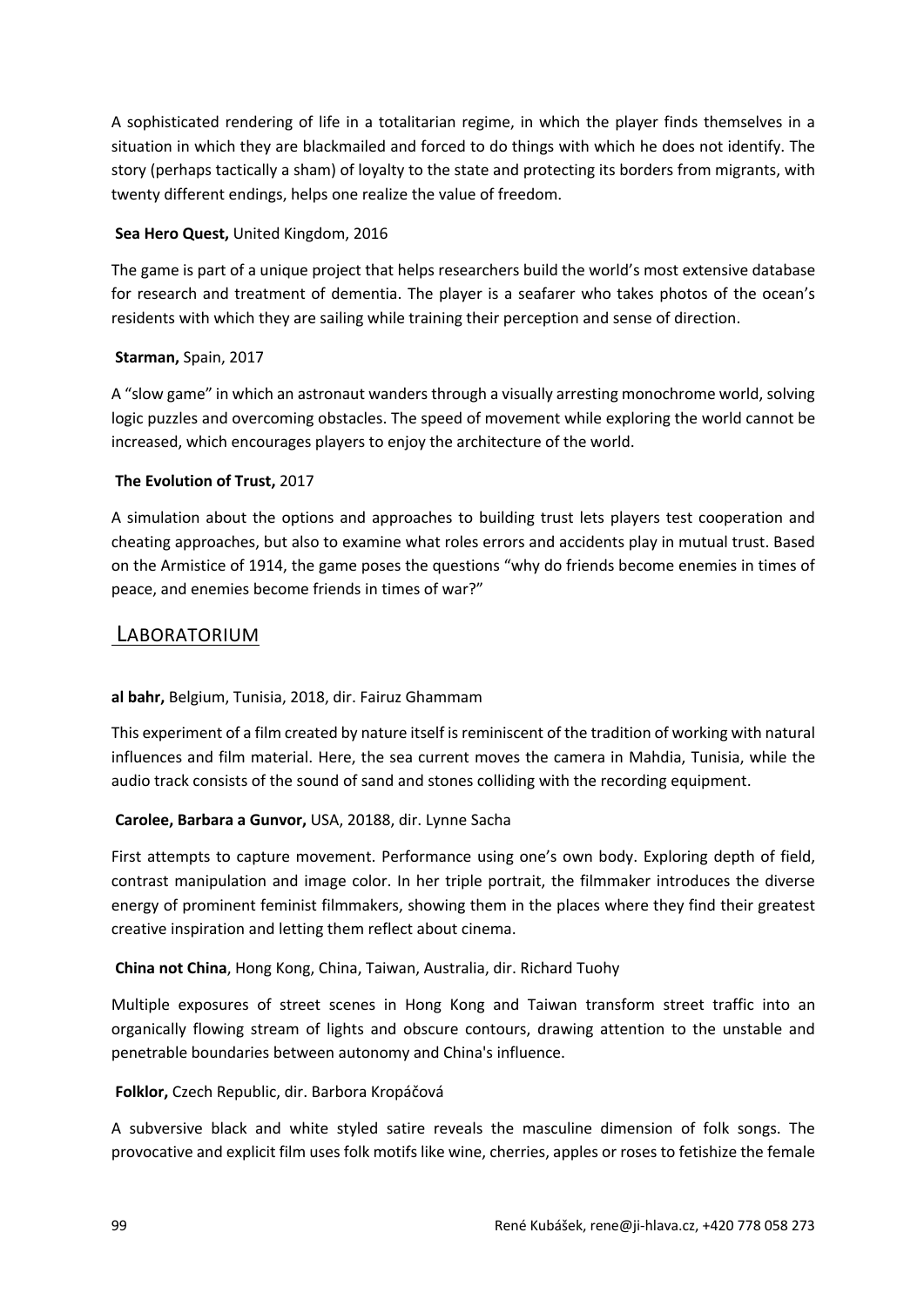A sophisticated rendering of life in a totalitarian regime, in which the player finds themselves in a situation in which they are blackmailed and forced to do things with which he does not identify. The story (perhaps tactically a sham) of loyalty to the state and protecting its borders from migrants, with twenty different endings, helps one realize the value of freedom.

**Sea Hero Quest,** United Kingdom, 2016

The game is part of a unique project that helps researchers build the world's most extensive database for research and treatment of dementia. The player is a seafarer who takes photos of the ocean's residents with which they are sailing while training their perception and sense of direction.

**Starman,** Spain, 2017

A "slow game" in which an astronaut wanders through a visually arresting monochrome world, solving logic puzzles and overcoming obstacles. The speed of movement while exploring the world cannot be increased, which encourages players to enjoy the architecture of the world.

**The Evolution of Trust,** 2017

A simulation about the options and approaches to building trust lets players test cooperation and cheating approaches, but also to examine what roles errors and accidents play in mutual trust. Based on the Armistice of 1914, the game poses the questions "why do friends become enemies in times of peace, and enemies become friends in times of war?"

## LABORATORIUM

**al bahr,** Belgium, Tunisia, 2018, dir. Fairuz Ghammam

This experiment of a film created by nature itself is reminiscent of the tradition of working with natural influences and film material. Here, the sea current moves the camera in Mahdia, Tunisia, while the audio track consists of the sound of sand and stones colliding with the recording equipment.

**Carolee, Barbara a Gunvor,** USA, 20188, dir. Lynne Sacha

First attempts to capture movement. Performance using one's own body. Exploring depth of field, contrast manipulation and image color. In her triple portrait, the filmmaker introduces the diverse energy of prominent feminist filmmakers, showing them in the places where they find their greatest creative inspiration and letting them reflect about cinema.

**China not China**, Hong Kong, China, Taiwan, Australia, dir. Richard Tuohy

Multiple exposures of street scenes in Hong Kong and Taiwan transform street traffic into an organically flowing stream of lights and obscure contours, drawing attention to the unstable and penetrable boundaries between autonomy and China's influence.

**Folklor,** Czech Republic, dir. Barbora Kropáčová

A subversive black and white styled satire reveals the masculine dimension of folk songs. The provocative and explicit film uses folk motifs like wine, cherries, apples or roses to fetishize the female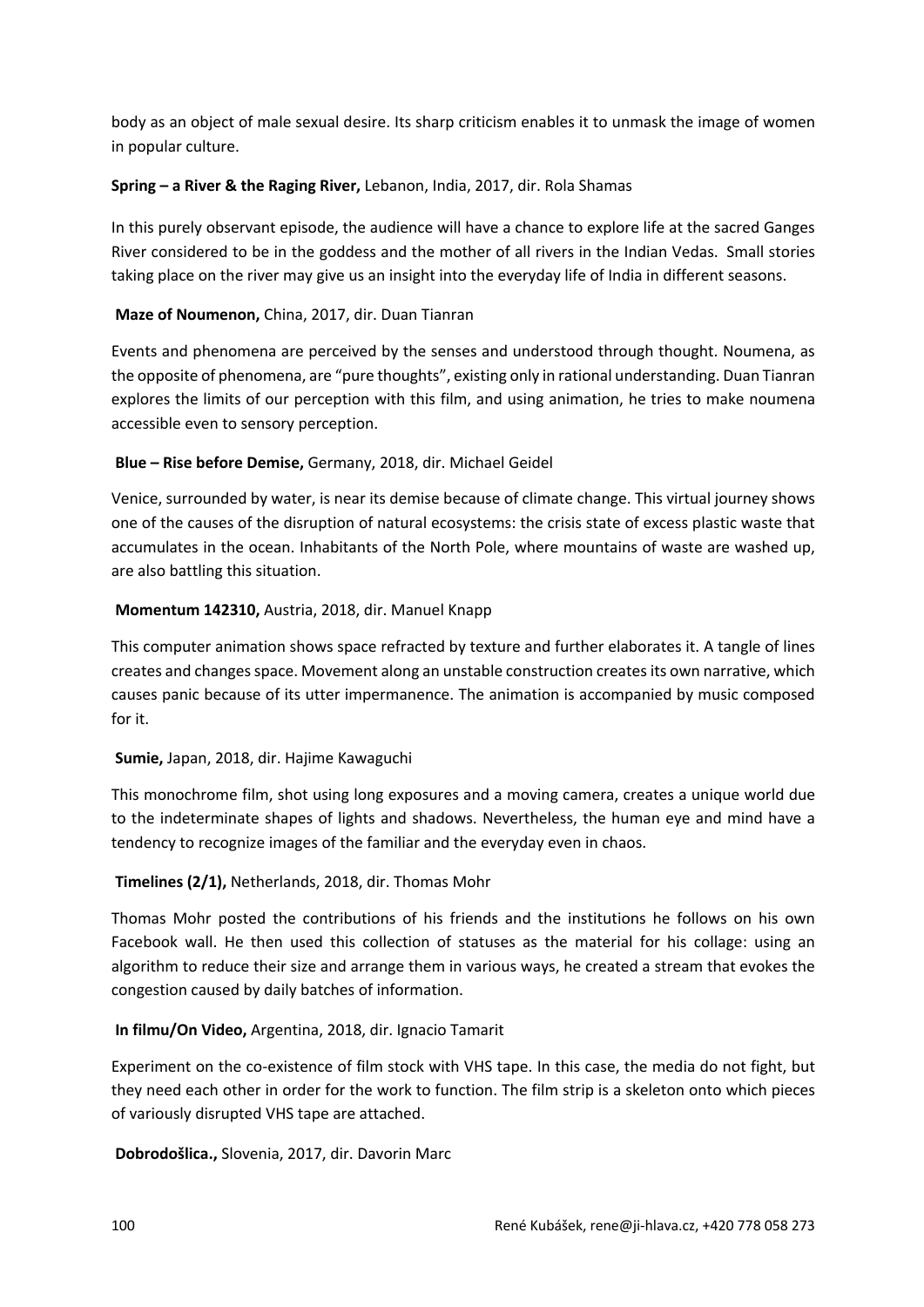body as an object of male sexual desire. Its sharp criticism enables it to unmask the image of women in popular culture.

**Spring – a River & the Raging River,** Lebanon, India, 2017, dir. Rola Shamas

In this purely observant episode, the audience will have a chance to explore life at the sacred Ganges River considered to be in the goddess and the mother of all rivers in the Indian Vedas. Small stories taking place on the river may give us an insight into the everyday life of India in different seasons.

**Maze of Noumenon,** China, 2017, dir. Duan Tianran

Events and phenomena are perceived by the senses and understood through thought. Noumena, as the opposite of phenomena, are "pure thoughts", existing only in rational understanding. Duan Tianran explores the limits of our perception with this film, and using animation, he tries to make noumena accessible even to sensory perception.

**Blue – Rise before Demise,** Germany, 2018, dir. Michael Geidel

Venice, surrounded by water, is near its demise because of climate change. This virtual journey shows one of the causes of the disruption of natural ecosystems: the crisis state of excess plastic waste that accumulates in the ocean. Inhabitants of the North Pole, where mountains of waste are washed up, are also battling this situation.

**Momentum 142310,** Austria, 2018, dir. Manuel Knapp

This computer animation shows space refracted by texture and further elaborates it. A tangle of lines creates and changes space. Movement along an unstable construction creates its own narrative, which causes panic because of its utter impermanence. The animation is accompanied by music composed for it.

**Sumie,** Japan, 2018, dir. Hajime Kawaguchi

This monochrome film, shot using long exposures and a moving camera, creates a unique world due to the indeterminate shapes of lights and shadows. Nevertheless, the human eye and mind have a tendency to recognize images of the familiar and the everyday even in chaos.

**Timelines (2/1),** Netherlands, 2018, dir. Thomas Mohr

Thomas Mohr posted the contributions of his friends and the institutions he follows on his own Facebook wall. He then used this collection of statuses as the material for his collage: using an algorithm to reduce their size and arrange them in various ways, he created a stream that evokes the congestion caused by daily batches of information.

**In filmu/On Video,** Argentina, 2018, dir. Ignacio Tamarit

Experiment on the co-existence of film stock with VHS tape. In this case, the media do not fight, but they need each other in order for the work to function. The film strip is a skeleton onto which pieces of variously disrupted VHS tape are attached.

**Dobrodošlica.,** Slovenia, 2017, dir. Davorin Marc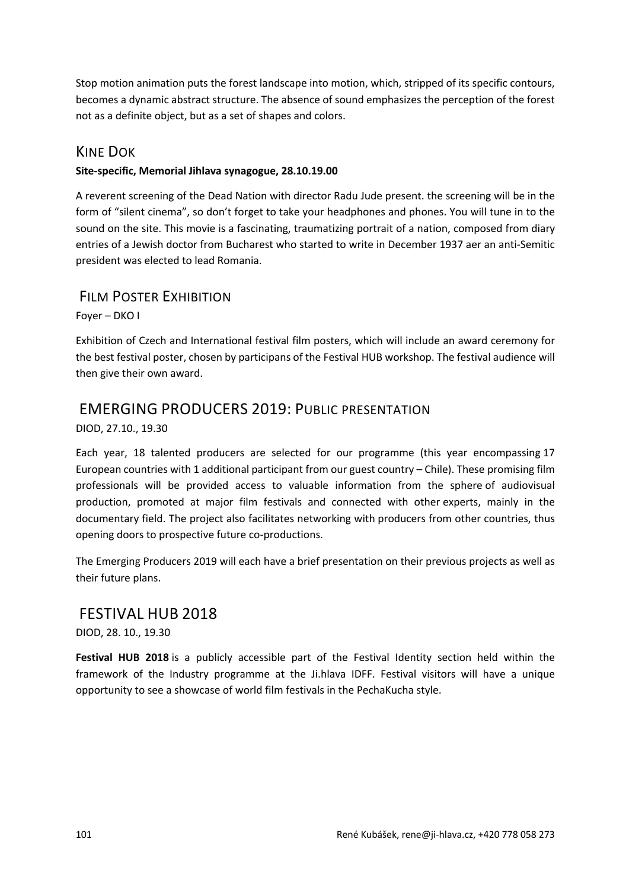Stop motion animation puts the forest landscape into motion, which, stripped of its specific contours, becomes a dynamic abstract structure. The absence of sound emphasizes the perception of the forest not as a definite object, but as a set of shapes and colors.

## KINE DOK

**Site-specific, Memorial Jihlava synagogue, 28.10.19.00**

A reverent screening of the Dead Nation with director Radu Jude present. the screening will be in the form of "silent cinema", so don't forget to take your headphones and phones. You will tune in to the sound on the site. This movie is a fascinating, traumatizing portrait of a nation, composed from diary entries of a Jewish doctor from Bucharest who started to write in December 1937 aer an anti-Semitic president was elected to lead Romania.

## FILM POSTER EXHIBITION

Foyer – DKO I

Exhibition of Czech and International festival film posters, which will include an award ceremony for the best festival poster, chosen by participans of the Festival HUB workshop. The festival audience will then give their own award.

## EMERGING PRODUCERS 2019: PUBLIC PRESENTATION

DIOD, 27.10., 19.30

Each year, 18 talented producers are selected for our programme (this year encompassing 17 European countries with 1 additional participant from our guest country – Chile). These promising film professionals will be provided access to valuable information from the sphere of audiovisual production, promoted at major film festivals and connected with other experts, mainly in the documentary field. The project also facilitates networking with producers from other countries, thus opening doors to prospective future co-productions.

The Emerging Producers 2019 will each have a brief presentation on their previous projects as well as their future plans.

## FESTIVAL HUB 2018

DIOD, 28. 10., 19.30

**Festival HUB 2018** is a publicly accessible part of the Festival Identity section held within the framework of the Industry programme at the Ji.hlava IDFF. Festival visitors will have a unique opportunity to see a showcase of world film festivals in the PechaKucha style.